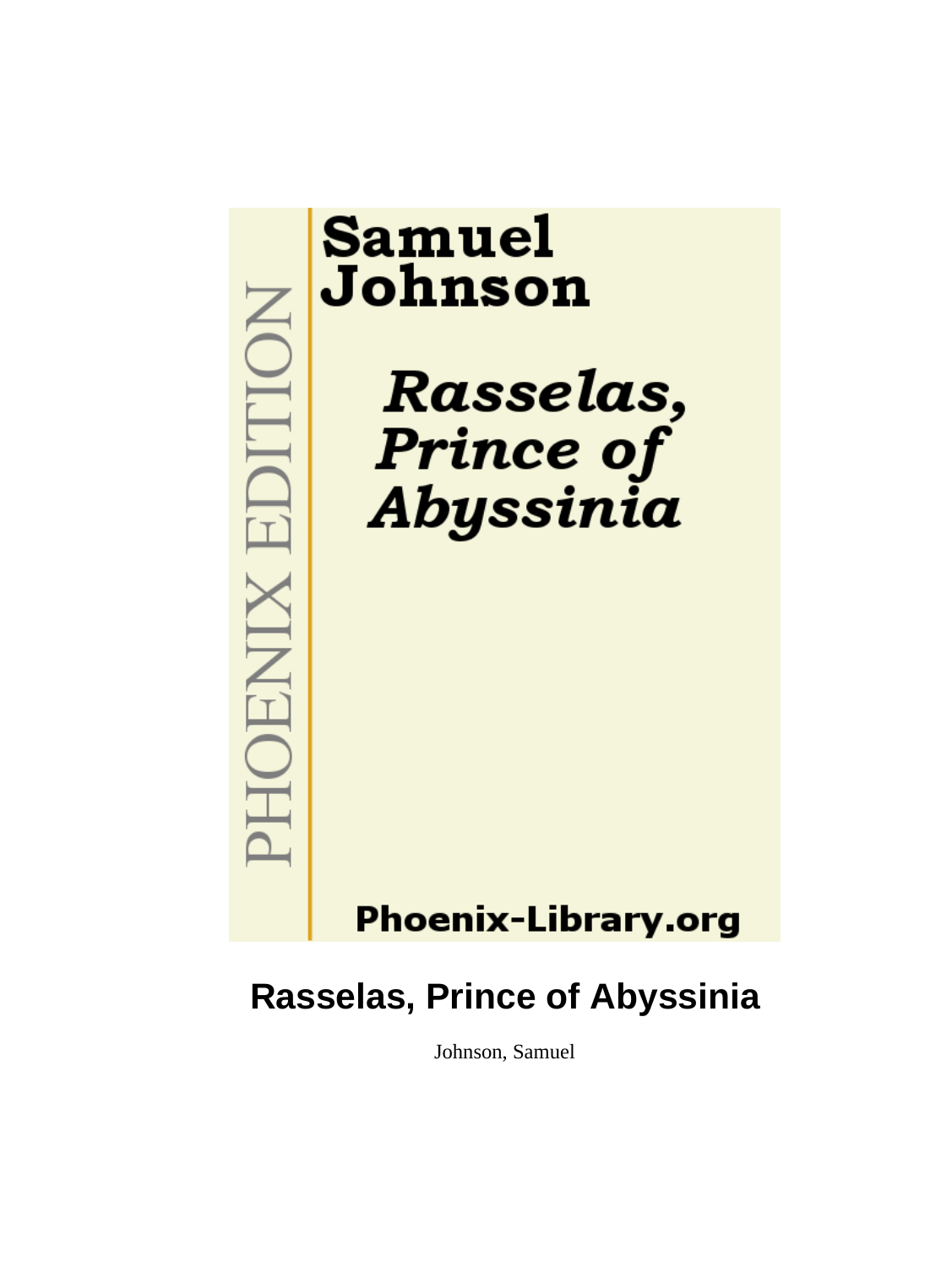Samuel Johnson

*Rasselas, Prince of Abyssinia*

PHOENIX EDITION

Phoenix-Library.org

# Rasselas, Prince of Abyssinia

Johnson, Samuel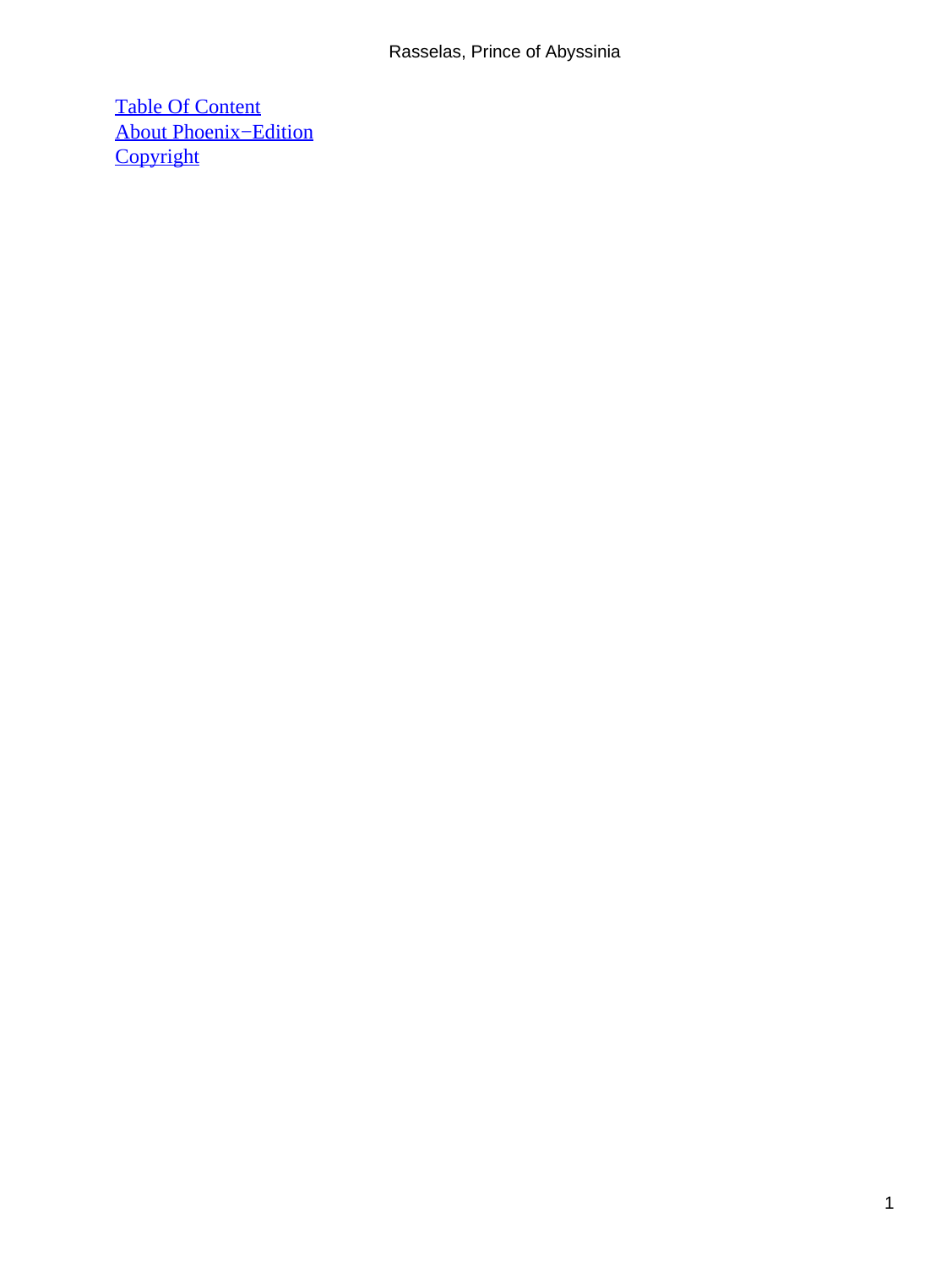Table Of Content
About Phoenix−Edition
Copyright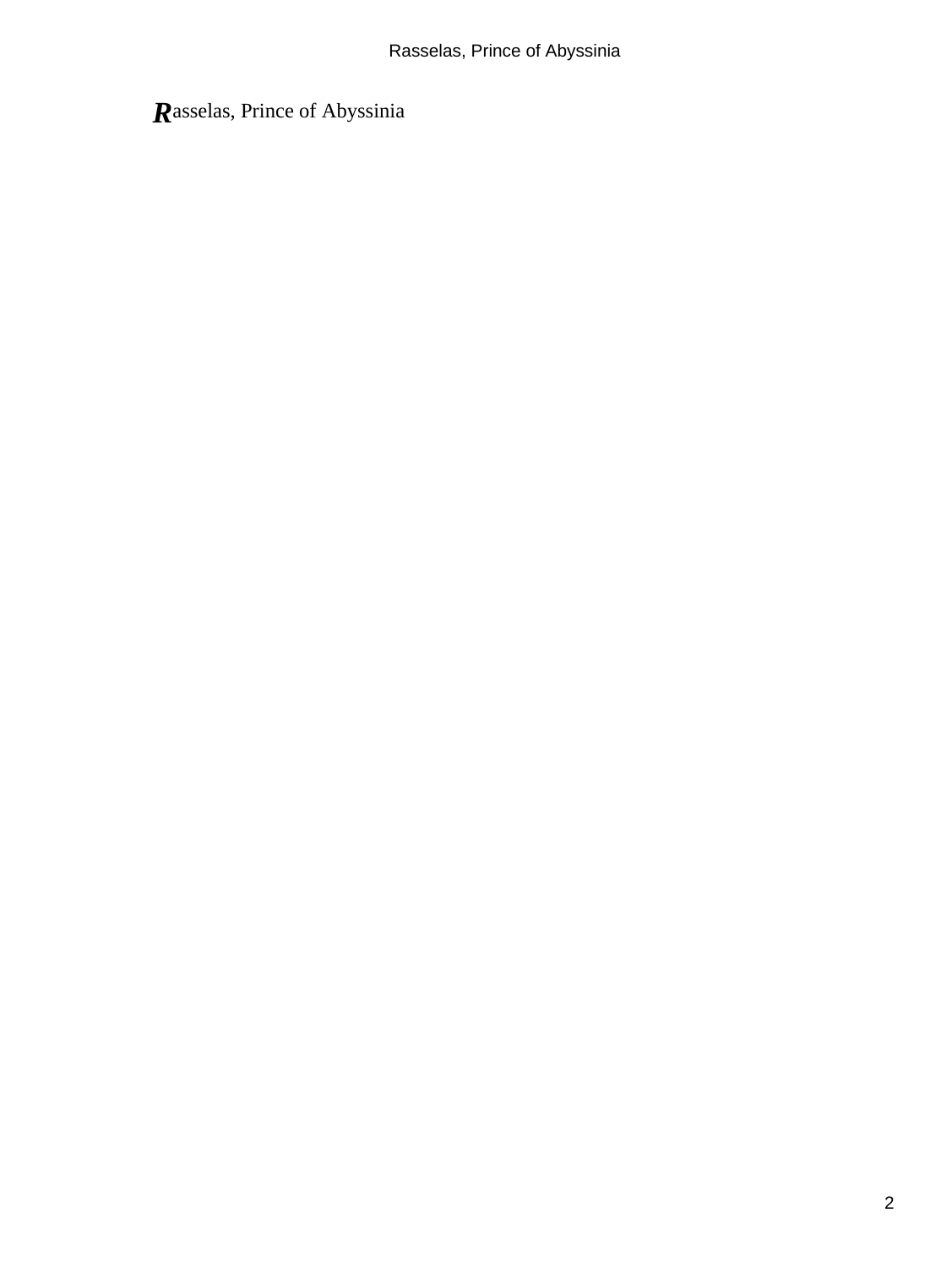Rasselas, Prince of Abyssinia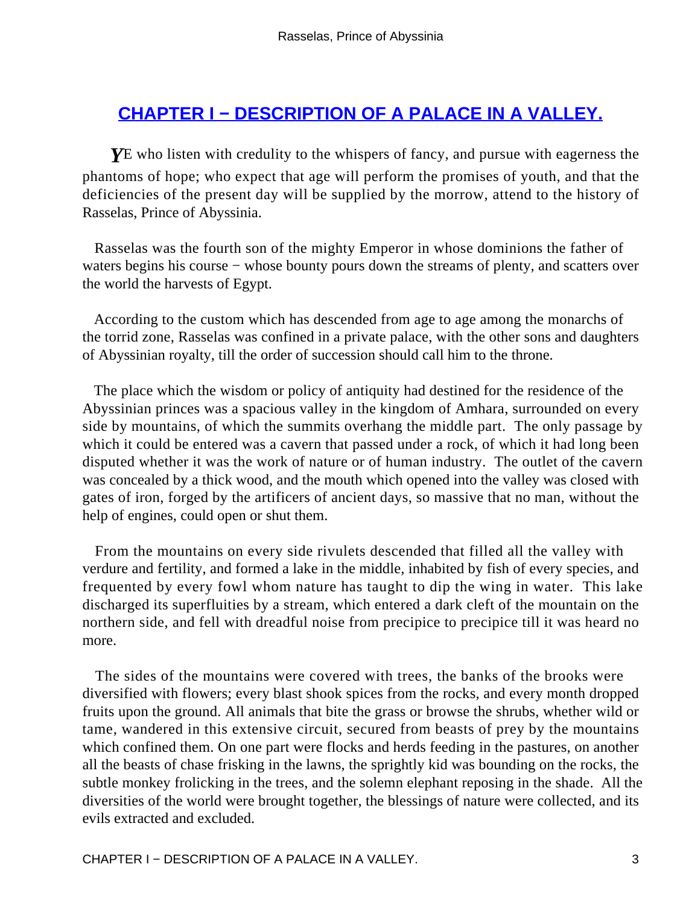## CHAPTER I − DESCRIPTION OF A PALACE IN A VALLEY.

YE who listen with credulity to the whispers of fancy, and pursue with eagerness the phantoms of hope; who expect that age will perform the promises of youth, and that the deficiencies of the present day will be supplied by the morrow, attend to the history of Rasselas, Prince of Abyssinia.

Rasselas was the fourth son of the mighty Emperor in whose dominions the father of waters begins his course − whose bounty pours down the streams of plenty, and scatters over the world the harvests of Egypt.

According to the custom which has descended from age to age among the monarchs of the torrid zone, Rasselas was confined in a private palace, with the other sons and daughters of Abyssinian royalty, till the order of succession should call him to the throne.

The place which the wisdom or policy of antiquity had destined for the residence of the Abyssinian princes was a spacious valley in the kingdom of Amhara, surrounded on every side by mountains, of which the summits overhang the middle part. The only passage by which it could be entered was a cavern that passed under a rock, of which it had long been disputed whether it was the work of nature or of human industry. The outlet of the cavern was concealed by a thick wood, and the mouth which opened into the valley was closed with gates of iron, forged by the artificers of ancient days, so massive that no man, without the help of engines, could open or shut them.

From the mountains on every side rivulets descended that filled all the valley with verdure and fertility, and formed a lake in the middle, inhabited by fish of every species, and frequented by every fowl whom nature has taught to dip the wing in water. This lake discharged its superfluities by a stream, which entered a dark cleft of the mountain on the northern side, and fell with dreadful noise from precipice to precipice till it was heard no more.

The sides of the mountains were covered with trees, the banks of the brooks were diversified with flowers; every blast shook spices from the rocks, and every month dropped fruits upon the ground. All animals that bite the grass or browse the shrubs, whether wild or tame, wandered in this extensive circuit, secured from beasts of prey by the mountains which confined them. On one part were flocks and herds feeding in the pastures, on another all the beasts of chase frisking in the lawns, the sprightly kid was bounding on the rocks, the subtle monkey frolicking in the trees, and the solemn elephant reposing in the shade. All the diversities of the world were brought together, the blessings of nature were collected, and its evils extracted and excluded.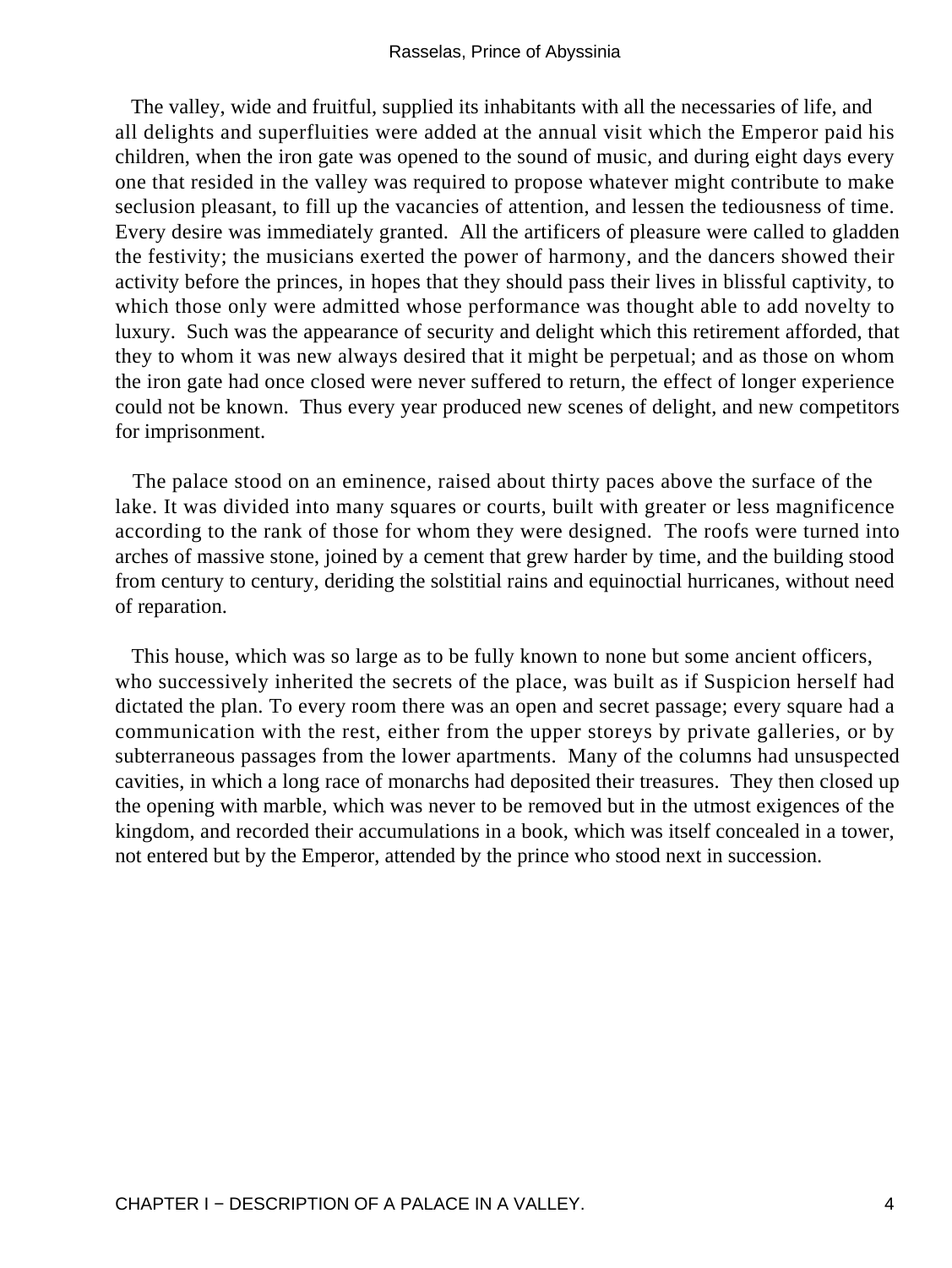The valley, wide and fruitful, supplied its inhabitants with all the necessaries of life, and all delights and superfluities were added at the annual visit which the Emperor paid his children, when the iron gate was opened to the sound of music, and during eight days every one that resided in the valley was required to propose whatever might contribute to make seclusion pleasant, to fill up the vacancies of attention, and lessen the tediousness of time. Every desire was immediately granted. All the artificers of pleasure were called to gladden the festivity; the musicians exerted the power of harmony, and the dancers showed their activity before the princes, in hopes that they should pass their lives in blissful captivity, to which those only were admitted whose performance was thought able to add novelty to luxury. Such was the appearance of security and delight which this retirement afforded, that they to whom it was new always desired that it might be perpetual; and as those on whom the iron gate had once closed were never suffered to return, the effect of longer experience could not be known. Thus every year produced new scenes of delight, and new competitors for imprisonment.

The palace stood on an eminence, raised about thirty paces above the surface of the lake. It was divided into many squares or courts, built with greater or less magnificence according to the rank of those for whom they were designed. The roofs were turned into arches of massive stone, joined by a cement that grew harder by time, and the building stood from century to century, deriding the solstitial rains and equinoctial hurricanes, without need of reparation.

This house, which was so large as to be fully known to none but some ancient officers, who successively inherited the secrets of the place, was built as if Suspicion herself had dictated the plan. To every room there was an open and secret passage; every square had a communication with the rest, either from the upper storeys by private galleries, or by subterraneous passages from the lower apartments. Many of the columns had unsuspected cavities, in which a long race of monarchs had deposited their treasures. They then closed up the opening with marble, which was never to be removed but in the utmost exigences of the kingdom, and recorded their accumulations in a book, which was itself concealed in a tower, not entered but by the Emperor, attended by the prince who stood next in succession.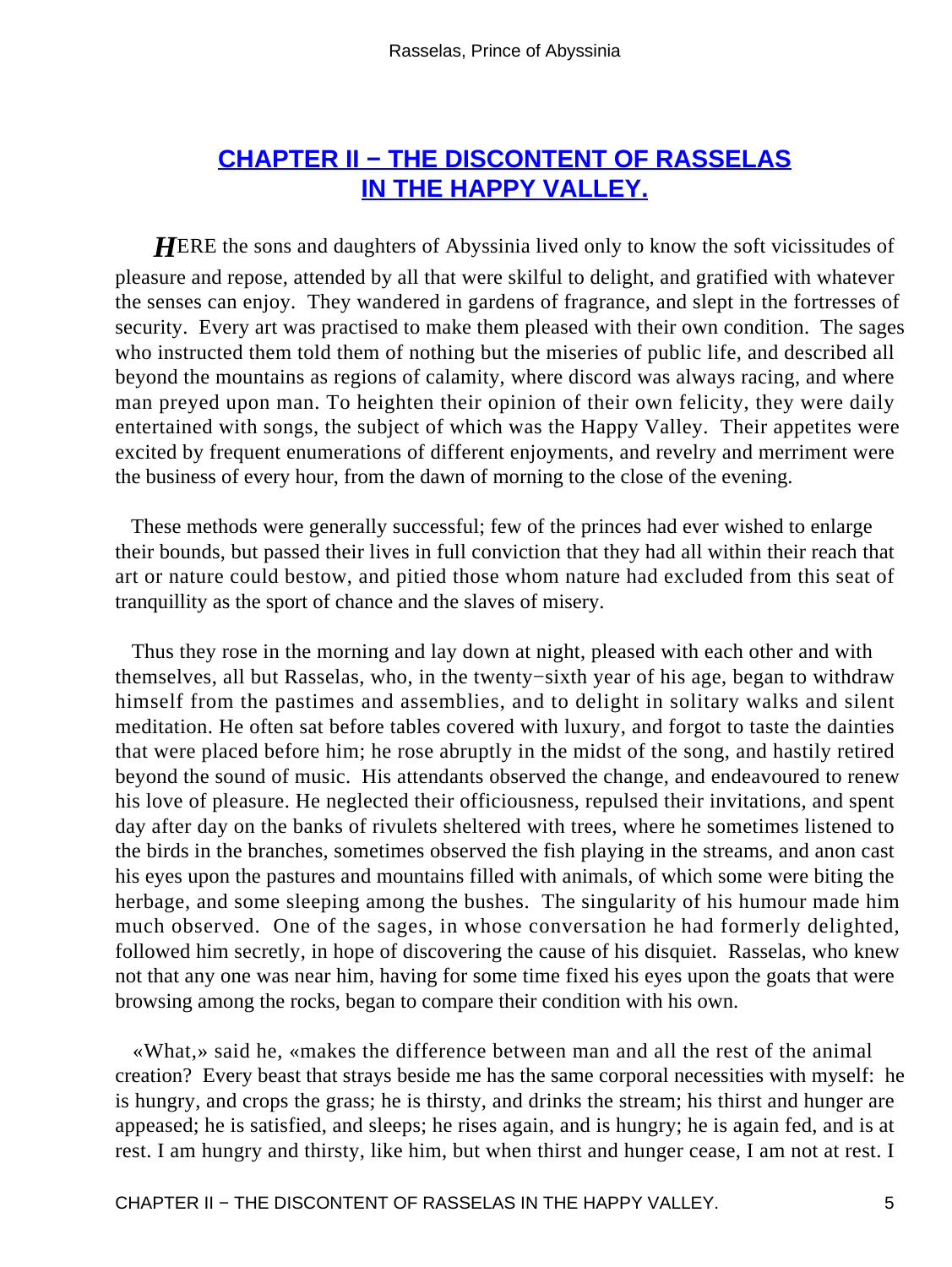## CHAPTER II − THE DISCONTENT OF RASSELAS IN THE HAPPY VALLEY.

*H*ERE the sons and daughters of Abyssinia lived only to know the soft vicissitudes of pleasure and repose, attended by all that were skilful to delight, and gratified with whatever the senses can enjoy. They wandered in gardens of fragrance, and slept in the fortresses of security. Every art was practised to make them pleased with their own condition. The sages who instructed them told them of nothing but the miseries of public life, and described all beyond the mountains as regions of calamity, where discord was always racing, and where man preyed upon man. To heighten their opinion of their own felicity, they were daily entertained with songs, the subject of which was the Happy Valley. Their appetites were excited by frequent enumerations of different enjoyments, and revelry and merriment were the business of every hour, from the dawn of morning to the close of the evening.

These methods were generally successful; few of the princes had ever wished to enlarge their bounds, but passed their lives in full conviction that they had all within their reach that art or nature could bestow, and pitied those whom nature had excluded from this seat of tranquillity as the sport of chance and the slaves of misery.

Thus they rose in the morning and lay down at night, pleased with each other and with themselves, all but Rasselas, who, in the twenty−sixth year of his age, began to withdraw himself from the pastimes and assemblies, and to delight in solitary walks and silent meditation. He often sat before tables covered with luxury, and forgot to taste the dainties that were placed before him; he rose abruptly in the midst of the song, and hastily retired beyond the sound of music. His attendants observed the change, and endeavoured to renew his love of pleasure. He neglected their officiousness, repulsed their invitations, and spent day after day on the banks of rivulets sheltered with trees, where he sometimes listened to the birds in the branches, sometimes observed the fish playing in the streams, and anon cast his eyes upon the pastures and mountains filled with animals, of which some were biting the herbage, and some sleeping among the bushes. The singularity of his humour made him much observed. One of the sages, in whose conversation he had formerly delighted, followed him secretly, in hope of discovering the cause of his disquiet. Rasselas, who knew not that any one was near him, having for some time fixed his eyes upon the goats that were browsing among the rocks, began to compare their condition with his own.

«What,» said he, «makes the difference between man and all the rest of the animal creation? Every beast that strays beside me has the same corporal necessities with myself: he is hungry, and crops the grass; he is thirsty, and drinks the stream; his thirst and hunger are appeased; he is satisfied, and sleeps; he rises again, and is hungry; he is again fed, and is at rest. I am hungry and thirsty, like him, but when thirst and hunger cease, I am not at rest. I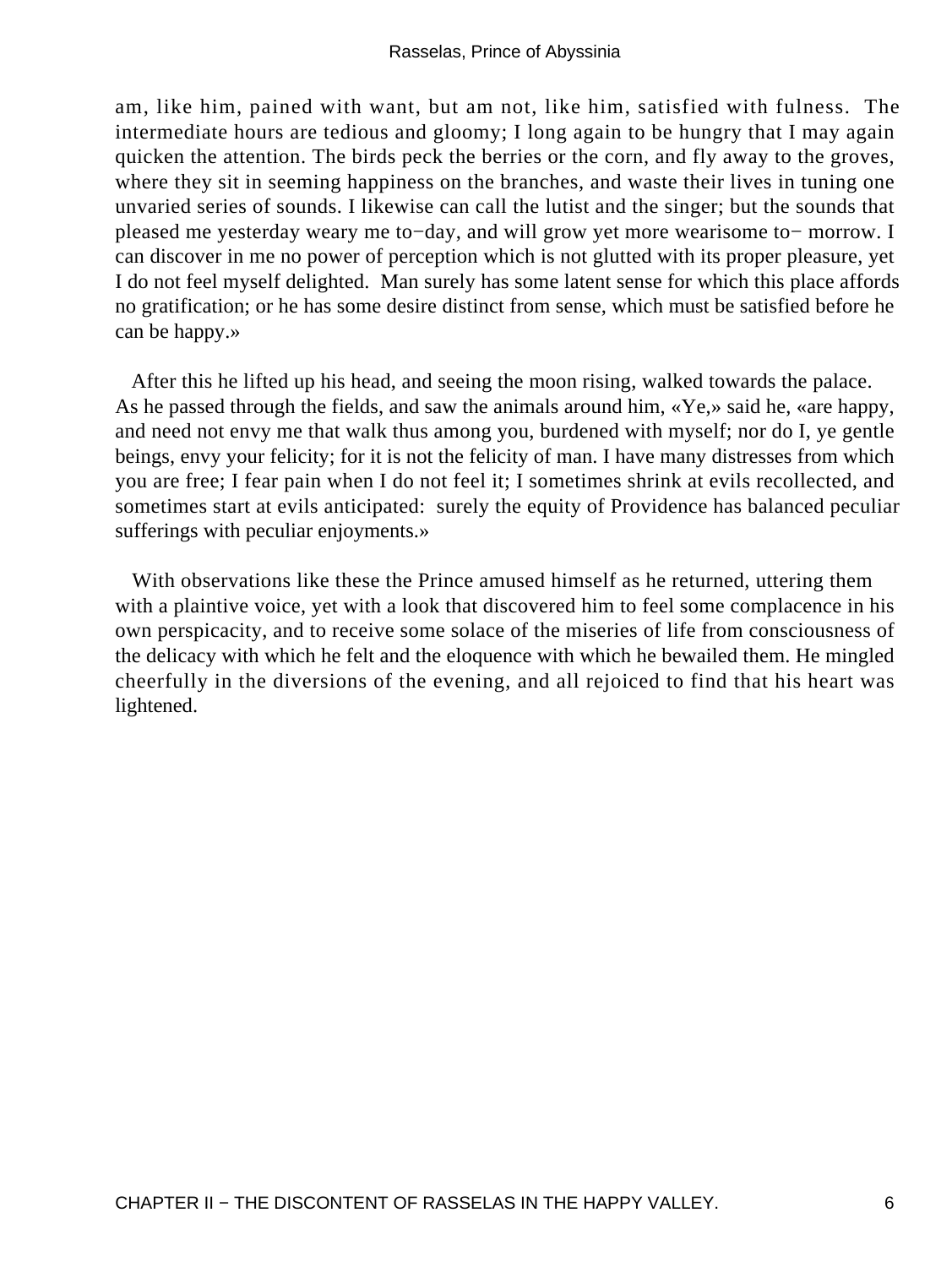am, like him, pained with want, but am not, like him, satisfied with fulness. The intermediate hours are tedious and gloomy; I long again to be hungry that I may again quicken the attention. The birds peck the berries or the corn, and fly away to the groves, where they sit in seeming happiness on the branches, and waste their lives in tuning one unvaried series of sounds. I likewise can call the lutist and the singer; but the sounds that pleased me yesterday weary me to−day, and will grow yet more wearisome to− morrow. I can discover in me no power of perception which is not glutted with its proper pleasure, yet I do not feel myself delighted. Man surely has some latent sense for which this place affords no gratification; or he has some desire distinct from sense, which must be satisfied before he can be happy.»

After this he lifted up his head, and seeing the moon rising, walked towards the palace. As he passed through the fields, and saw the animals around him, «Ye,» said he, «are happy, and need not envy me that walk thus among you, burdened with myself; nor do I, ye gentle beings, envy your felicity; for it is not the felicity of man. I have many distresses from which you are free; I fear pain when I do not feel it; I sometimes shrink at evils recollected, and sometimes start at evils anticipated: surely the equity of Providence has balanced peculiar sufferings with peculiar enjoyments.»

With observations like these the Prince amused himself as he returned, uttering them with a plaintive voice, yet with a look that discovered him to feel some complacence in his own perspicacity, and to receive some solace of the miseries of life from consciousness of the delicacy with which he felt and the eloquence with which he bewailed them. He mingled cheerfully in the diversions of the evening, and all rejoiced to find that his heart was lightened.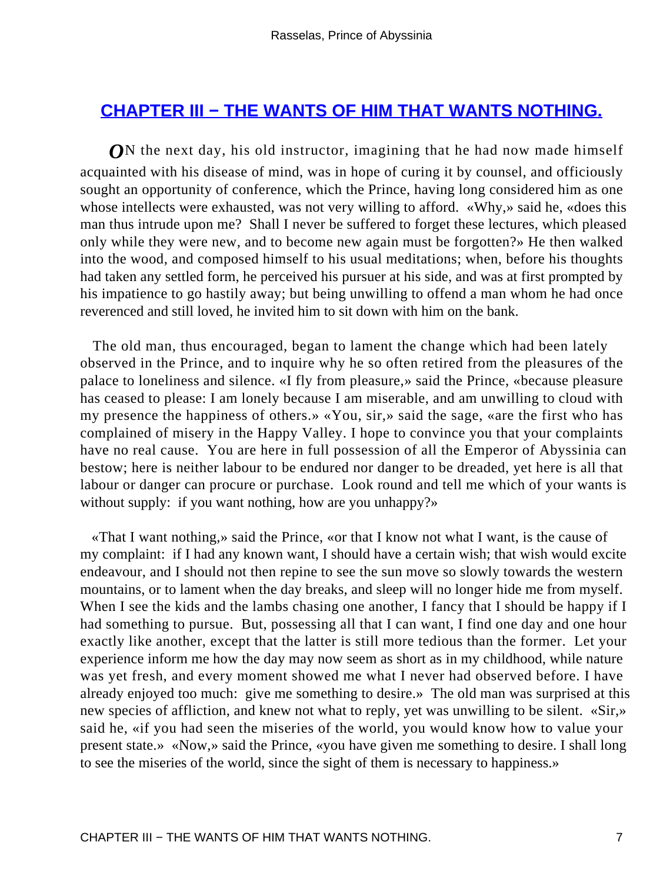## CHAPTER III − THE WANTS OF HIM THAT WANTS NOTHING.

ON the next day, his old instructor, imagining that he had now made himself acquainted with his disease of mind, was in hope of curing it by counsel, and officiously sought an opportunity of conference, which the Prince, having long considered him as one whose intellects were exhausted, was not very willing to afford. «Why,» said he, «does this man thus intrude upon me? Shall I never be suffered to forget these lectures, which pleased only while they were new, and to become new again must be forgotten?» He then walked into the wood, and composed himself to his usual meditations; when, before his thoughts had taken any settled form, he perceived his pursuer at his side, and was at first prompted by his impatience to go hastily away; but being unwilling to offend a man whom he had once reverenced and still loved, he invited him to sit down with him on the bank.

The old man, thus encouraged, began to lament the change which had been lately observed in the Prince, and to inquire why he so often retired from the pleasures of the palace to loneliness and silence. «I fly from pleasure,» said the Prince, «because pleasure has ceased to please: I am lonely because I am miserable, and am unwilling to cloud with my presence the happiness of others.» «You, sir,» said the sage, «are the first who has complained of misery in the Happy Valley. I hope to convince you that your complaints have no real cause. You are here in full possession of all the Emperor of Abyssinia can bestow; here is neither labour to be endured nor danger to be dreaded, yet here is all that labour or danger can procure or purchase. Look round and tell me which of your wants is without supply: if you want nothing, how are you unhappy?»

«That I want nothing,» said the Prince, «or that I know not what I want, is the cause of my complaint: if I had any known want, I should have a certain wish; that wish would excite endeavour, and I should not then repine to see the sun move so slowly towards the western mountains, or to lament when the day breaks, and sleep will no longer hide me from myself. When I see the kids and the lambs chasing one another, I fancy that I should be happy if I had something to pursue. But, possessing all that I can want, I find one day and one hour exactly like another, except that the latter is still more tedious than the former. Let your experience inform me how the day may now seem as short as in my childhood, while nature was yet fresh, and every moment showed me what I never had observed before. I have already enjoyed too much: give me something to desire.» The old man was surprised at this new species of affliction, and knew not what to reply, yet was unwilling to be silent. «Sir,» said he, «if you had seen the miseries of the world, you would know how to value your present state.» «Now,» said the Prince, «you have given me something to desire. I shall long to see the miseries of the world, since the sight of them is necessary to happiness.»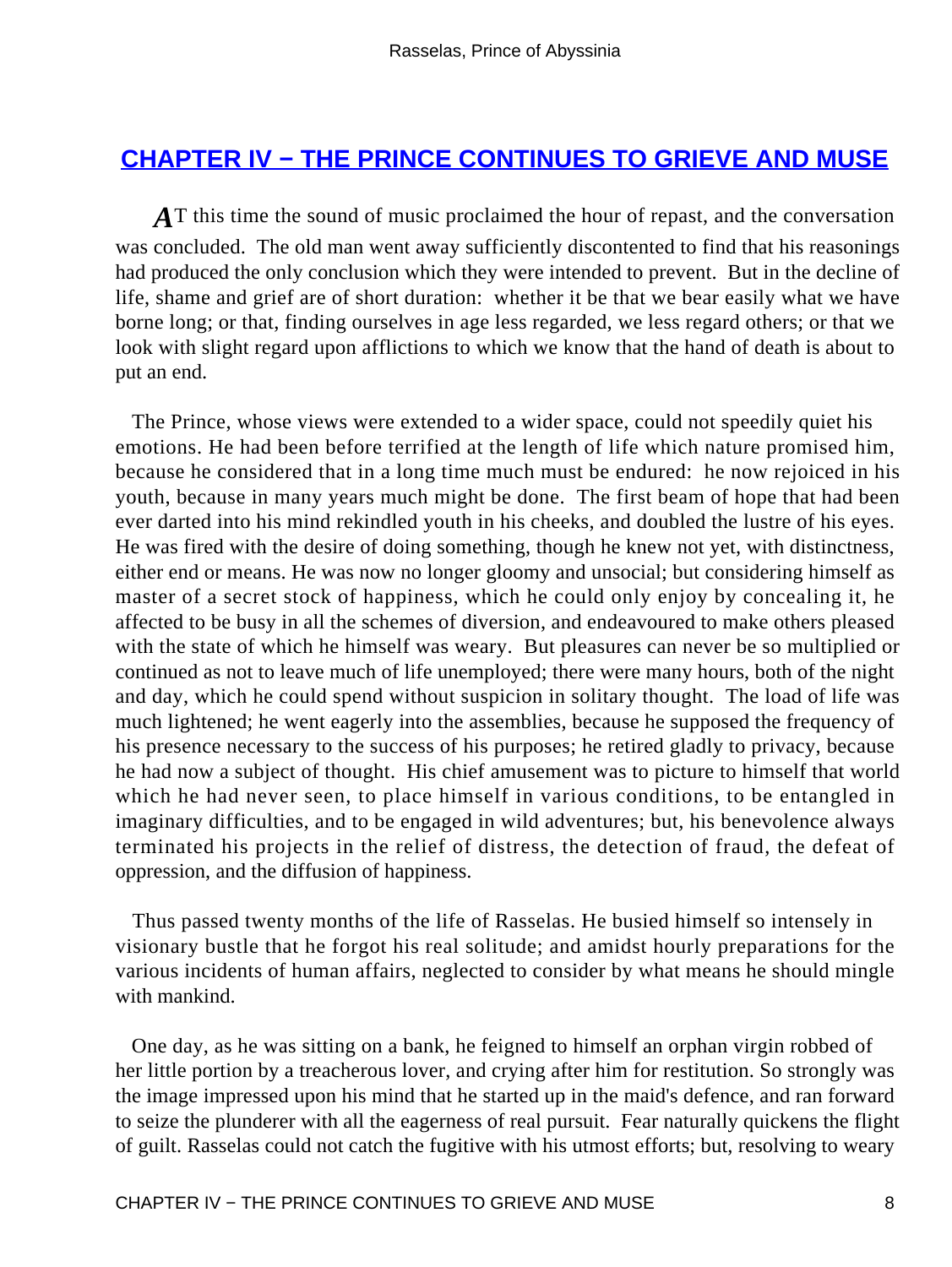## CHAPTER IV − THE PRINCE CONTINUES TO GRIEVE AND MUSE

AT this time the sound of music proclaimed the hour of repast, and the conversation was concluded. The old man went away sufficiently discontented to find that his reasonings had produced the only conclusion which they were intended to prevent. But in the decline of life, shame and grief are of short duration: whether it be that we bear easily what we have borne long; or that, finding ourselves in age less regarded, we less regard others; or that we look with slight regard upon afflictions to which we know that the hand of death is about to put an end.

The Prince, whose views were extended to a wider space, could not speedily quiet his emotions. He had been before terrified at the length of life which nature promised him, because he considered that in a long time much must be endured: he now rejoiced in his youth, because in many years much might be done. The first beam of hope that had been ever darted into his mind rekindled youth in his cheeks, and doubled the lustre of his eyes. He was fired with the desire of doing something, though he knew not yet, with distinctness, either end or means. He was now no longer gloomy and unsocial; but considering himself as master of a secret stock of happiness, which he could only enjoy by concealing it, he affected to be busy in all the schemes of diversion, and endeavoured to make others pleased with the state of which he himself was weary. But pleasures can never be so multiplied or continued as not to leave much of life unemployed; there were many hours, both of the night and day, which he could spend without suspicion in solitary thought. The load of life was much lightened; he went eagerly into the assemblies, because he supposed the frequency of his presence necessary to the success of his purposes; he retired gladly to privacy, because he had now a subject of thought. His chief amusement was to picture to himself that world which he had never seen, to place himself in various conditions, to be entangled in imaginary difficulties, and to be engaged in wild adventures; but, his benevolence always terminated his projects in the relief of distress, the detection of fraud, the defeat of oppression, and the diffusion of happiness.

Thus passed twenty months of the life of Rasselas. He busied himself so intensely in visionary bustle that he forgot his real solitude; and amidst hourly preparations for the various incidents of human affairs, neglected to consider by what means he should mingle with mankind.

One day, as he was sitting on a bank, he feigned to himself an orphan virgin robbed of her little portion by a treacherous lover, and crying after him for restitution. So strongly was the image impressed upon his mind that he started up in the maid's defence, and ran forward to seize the plunderer with all the eagerness of real pursuit. Fear naturally quickens the flight of guilt. Rasselas could not catch the fugitive with his utmost efforts; but, resolving to weary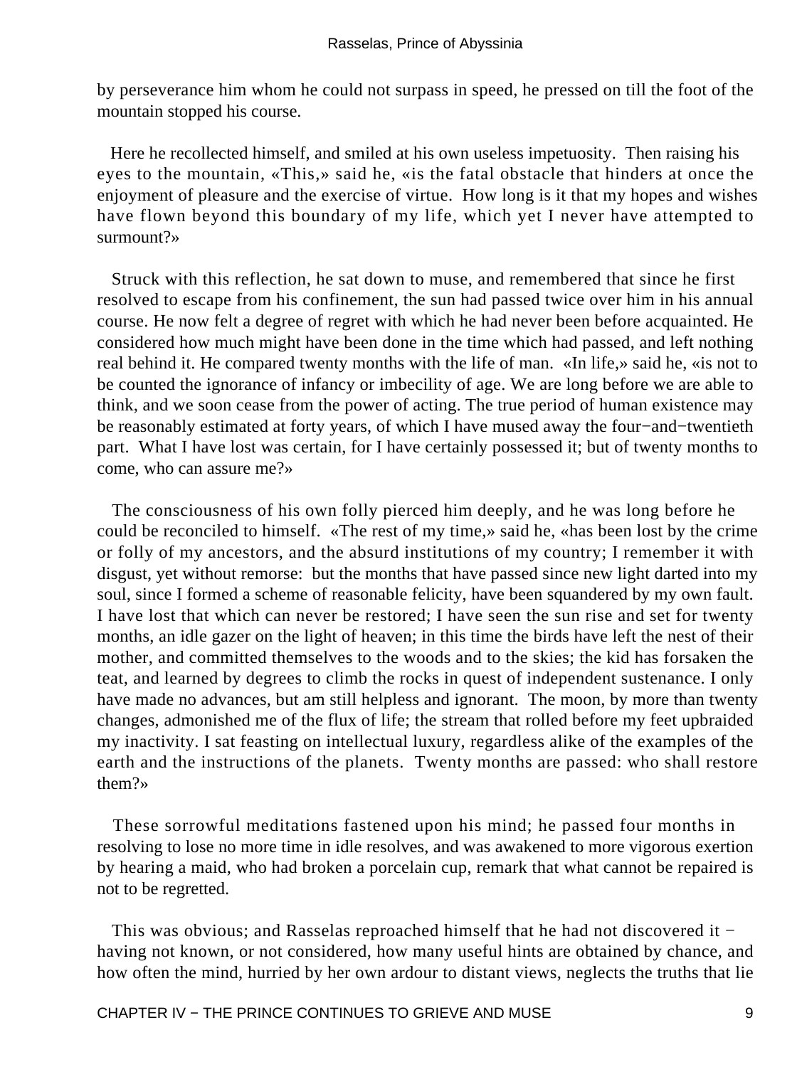by perseverance him whom he could not surpass in speed, he pressed on till the foot of the mountain stopped his course.

Here he recollected himself, and smiled at his own useless impetuosity. Then raising his eyes to the mountain, «This,» said he, «is the fatal obstacle that hinders at once the enjoyment of pleasure and the exercise of virtue. How long is it that my hopes and wishes have flown beyond this boundary of my life, which yet I never have attempted to surmount?»

Struck with this reflection, he sat down to muse, and remembered that since he first resolved to escape from his confinement, the sun had passed twice over him in his annual course. He now felt a degree of regret with which he had never been before acquainted. He considered how much might have been done in the time which had passed, and left nothing real behind it. He compared twenty months with the life of man. «In life,» said he, «is not to be counted the ignorance of infancy or imbecility of age. We are long before we are able to think, and we soon cease from the power of acting. The true period of human existence may be reasonably estimated at forty years, of which I have mused away the four−and−twentieth part. What I have lost was certain, for I have certainly possessed it; but of twenty months to come, who can assure me?»

The consciousness of his own folly pierced him deeply, and he was long before he could be reconciled to himself. «The rest of my time,» said he, «has been lost by the crime or folly of my ancestors, and the absurd institutions of my country; I remember it with disgust, yet without remorse: but the months that have passed since new light darted into my soul, since I formed a scheme of reasonable felicity, have been squandered by my own fault. I have lost that which can never be restored; I have seen the sun rise and set for twenty months, an idle gazer on the light of heaven; in this time the birds have left the nest of their mother, and committed themselves to the woods and to the skies; the kid has forsaken the teat, and learned by degrees to climb the rocks in quest of independent sustenance. I only have made no advances, but am still helpless and ignorant. The moon, by more than twenty changes, admonished me of the flux of life; the stream that rolled before my feet upbraided my inactivity. I sat feasting on intellectual luxury, regardless alike of the examples of the earth and the instructions of the planets. Twenty months are passed: who shall restore them?»

These sorrowful meditations fastened upon his mind; he passed four months in resolving to lose no more time in idle resolves, and was awakened to more vigorous exertion by hearing a maid, who had broken a porcelain cup, remark that what cannot be repaired is not to be regretted.

This was obvious; and Rasselas reproached himself that he had not discovered it − having not known, or not considered, how many useful hints are obtained by chance, and how often the mind, hurried by her own ardour to distant views, neglects the truths that lie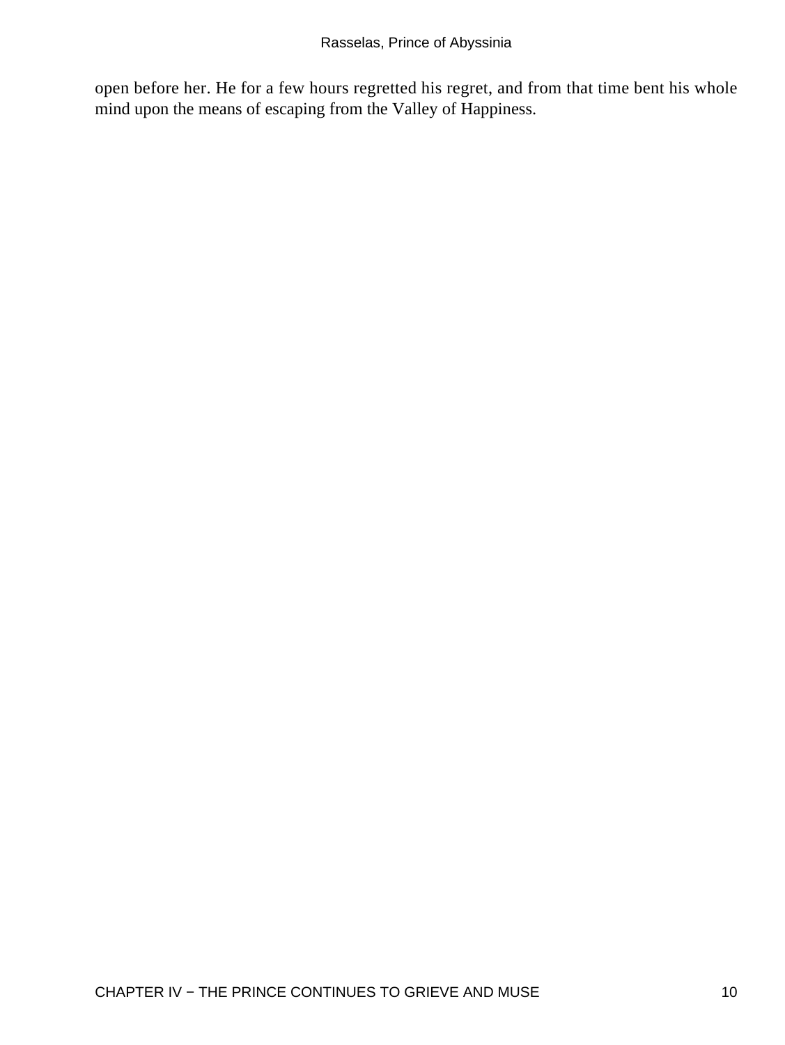open before her. He for a few hours regretted his regret, and from that time bent his whole mind upon the means of escaping from the Valley of Happiness.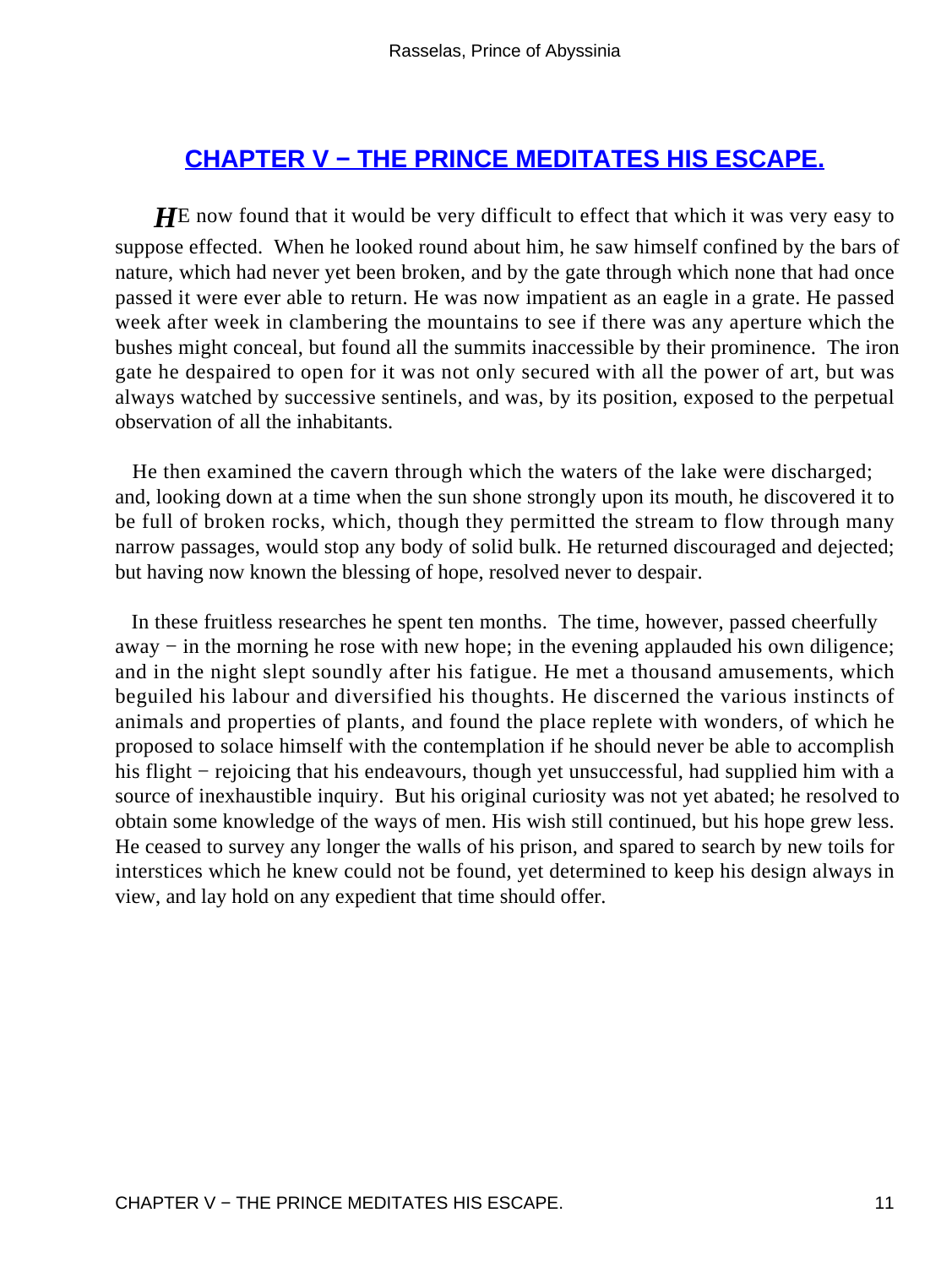## CHAPTER V − THE PRINCE MEDITATES HIS ESCAPE.

*H*E now found that it would be very difficult to effect that which it was very easy to suppose effected. When he looked round about him, he saw himself confined by the bars of nature, which had never yet been broken, and by the gate through which none that had once passed it were ever able to return. He was now impatient as an eagle in a grate. He passed week after week in clambering the mountains to see if there was any aperture which the bushes might conceal, but found all the summits inaccessible by their prominence. The iron gate he despaired to open for it was not only secured with all the power of art, but was always watched by successive sentinels, and was, by its position, exposed to the perpetual observation of all the inhabitants.

He then examined the cavern through which the waters of the lake were discharged; and, looking down at a time when the sun shone strongly upon its mouth, he discovered it to be full of broken rocks, which, though they permitted the stream to flow through many narrow passages, would stop any body of solid bulk. He returned discouraged and dejected; but having now known the blessing of hope, resolved never to despair.

In these fruitless researches he spent ten months. The time, however, passed cheerfully away − in the morning he rose with new hope; in the evening applauded his own diligence; and in the night slept soundly after his fatigue. He met a thousand amusements, which beguiled his labour and diversified his thoughts. He discerned the various instincts of animals and properties of plants, and found the place replete with wonders, of which he proposed to solace himself with the contemplation if he should never be able to accomplish his flight − rejoicing that his endeavours, though yet unsuccessful, had supplied him with a source of inexhaustible inquiry. But his original curiosity was not yet abated; he resolved to obtain some knowledge of the ways of men. His wish still continued, but his hope grew less. He ceased to survey any longer the walls of his prison, and spared to search by new toils for interstices which he knew could not be found, yet determined to keep his design always in view, and lay hold on any expedient that time should offer.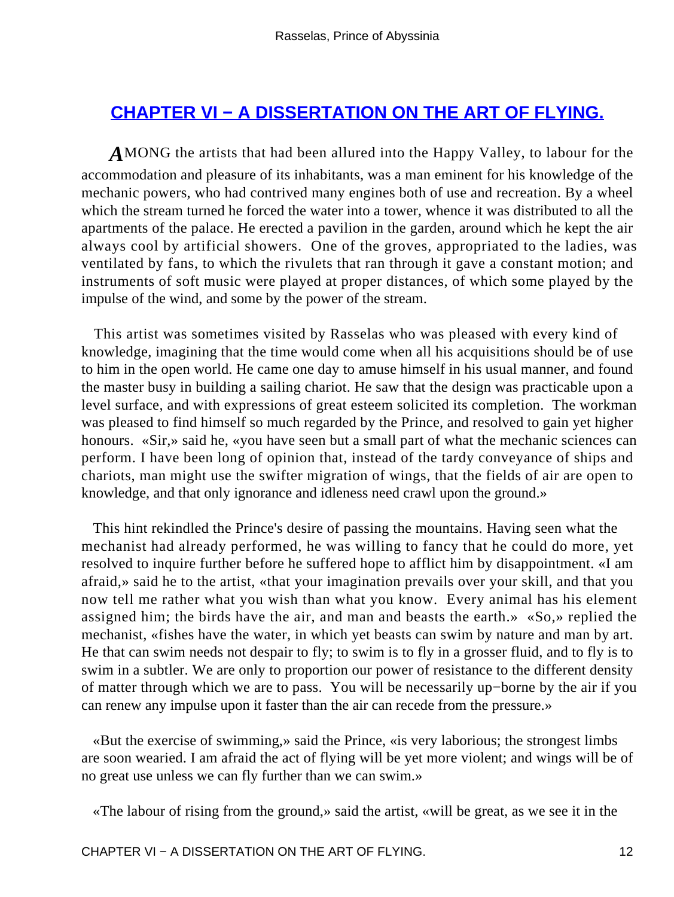## CHAPTER VI − A DISSERTATION ON THE ART OF FLYING.

AMONG the artists that had been allured into the Happy Valley, to labour for the accommodation and pleasure of its inhabitants, was a man eminent for his knowledge of the mechanic powers, who had contrived many engines both of use and recreation. By a wheel which the stream turned he forced the water into a tower, whence it was distributed to all the apartments of the palace. He erected a pavilion in the garden, around which he kept the air always cool by artificial showers. One of the groves, appropriated to the ladies, was ventilated by fans, to which the rivulets that ran through it gave a constant motion; and instruments of soft music were played at proper distances, of which some played by the impulse of the wind, and some by the power of the stream.

This artist was sometimes visited by Rasselas who was pleased with every kind of knowledge, imagining that the time would come when all his acquisitions should be of use to him in the open world. He came one day to amuse himself in his usual manner, and found the master busy in building a sailing chariot. He saw that the design was practicable upon a level surface, and with expressions of great esteem solicited its completion. The workman was pleased to find himself so much regarded by the Prince, and resolved to gain yet higher honours. «Sir,» said he, «you have seen but a small part of what the mechanic sciences can perform. I have been long of opinion that, instead of the tardy conveyance of ships and chariots, man might use the swifter migration of wings, that the fields of air are open to knowledge, and that only ignorance and idleness need crawl upon the ground.»

This hint rekindled the Prince's desire of passing the mountains. Having seen what the mechanist had already performed, he was willing to fancy that he could do more, yet resolved to inquire further before he suffered hope to afflict him by disappointment. «I am afraid,» said he to the artist, «that your imagination prevails over your skill, and that you now tell me rather what you wish than what you know. Every animal has his element assigned him; the birds have the air, and man and beasts the earth.» «So,» replied the mechanist, «fishes have the water, in which yet beasts can swim by nature and man by art. He that can swim needs not despair to fly; to swim is to fly in a grosser fluid, and to fly is to swim in a subtler. We are only to proportion our power of resistance to the different density of matter through which we are to pass. You will be necessarily up−borne by the air if you can renew any impulse upon it faster than the air can recede from the pressure.»

«But the exercise of swimming,» said the Prince, «is very laborious; the strongest limbs are soon wearied. I am afraid the act of flying will be yet more violent; and wings will be of no great use unless we can fly further than we can swim.»

«The labour of rising from the ground,» said the artist, «will be great, as we see it in the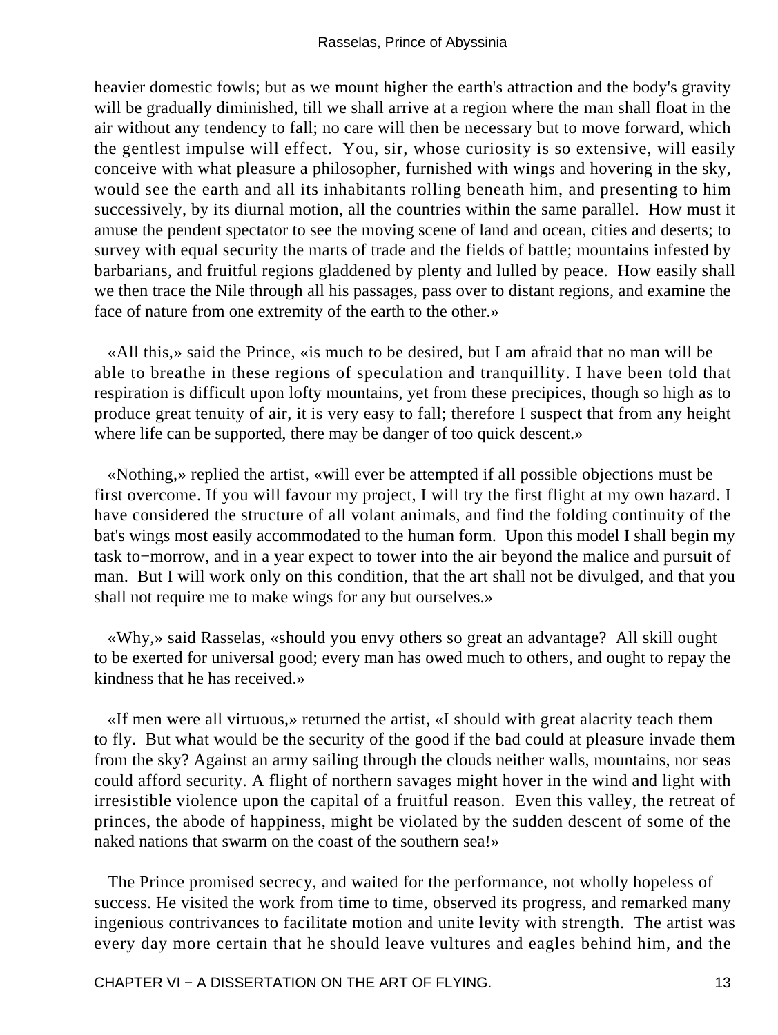heavier domestic fowls; but as we mount higher the earth's attraction and the body's gravity will be gradually diminished, till we shall arrive at a region where the man shall float in the air without any tendency to fall; no care will then be necessary but to move forward, which the gentlest impulse will effect. You, sir, whose curiosity is so extensive, will easily conceive with what pleasure a philosopher, furnished with wings and hovering in the sky, would see the earth and all its inhabitants rolling beneath him, and presenting to him successively, by its diurnal motion, all the countries within the same parallel. How must it amuse the pendent spectator to see the moving scene of land and ocean, cities and deserts; to survey with equal security the marts of trade and the fields of battle; mountains infested by barbarians, and fruitful regions gladdened by plenty and lulled by peace. How easily shall we then trace the Nile through all his passages, pass over to distant regions, and examine the face of nature from one extremity of the earth to the other.»

«All this,» said the Prince, «is much to be desired, but I am afraid that no man will be able to breathe in these regions of speculation and tranquillity. I have been told that respiration is difficult upon lofty mountains, yet from these precipices, though so high as to produce great tenuity of air, it is very easy to fall; therefore I suspect that from any height where life can be supported, there may be danger of too quick descent.»

«Nothing,» replied the artist, «will ever be attempted if all possible objections must be first overcome. If you will favour my project, I will try the first flight at my own hazard. I have considered the structure of all volant animals, and find the folding continuity of the bat's wings most easily accommodated to the human form. Upon this model I shall begin my task to−morrow, and in a year expect to tower into the air beyond the malice and pursuit of man. But I will work only on this condition, that the art shall not be divulged, and that you shall not require me to make wings for any but ourselves.»

«Why,» said Rasselas, «should you envy others so great an advantage? All skill ought to be exerted for universal good; every man has owed much to others, and ought to repay the kindness that he has received.»

«If men were all virtuous,» returned the artist, «I should with great alacrity teach them to fly. But what would be the security of the good if the bad could at pleasure invade them from the sky? Against an army sailing through the clouds neither walls, mountains, nor seas could afford security. A flight of northern savages might hover in the wind and light with irresistible violence upon the capital of a fruitful reason. Even this valley, the retreat of princes, the abode of happiness, might be violated by the sudden descent of some of the naked nations that swarm on the coast of the southern sea!»

The Prince promised secrecy, and waited for the performance, not wholly hopeless of success. He visited the work from time to time, observed its progress, and remarked many ingenious contrivances to facilitate motion and unite levity with strength. The artist was every day more certain that he should leave vultures and eagles behind him, and the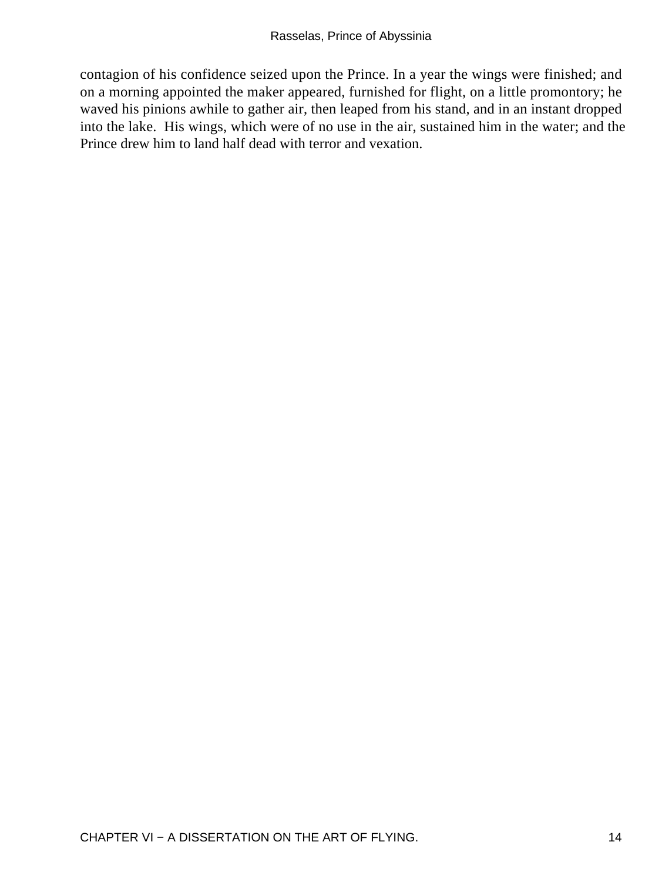contagion of his confidence seized upon the Prince. In a year the wings were finished; and on a morning appointed the maker appeared, furnished for flight, on a little promontory; he waved his pinions awhile to gather air, then leaped from his stand, and in an instant dropped into the lake.  His wings, which were of no use in the air, sustained him in the water; and the Prince drew him to land half dead with terror and vexation.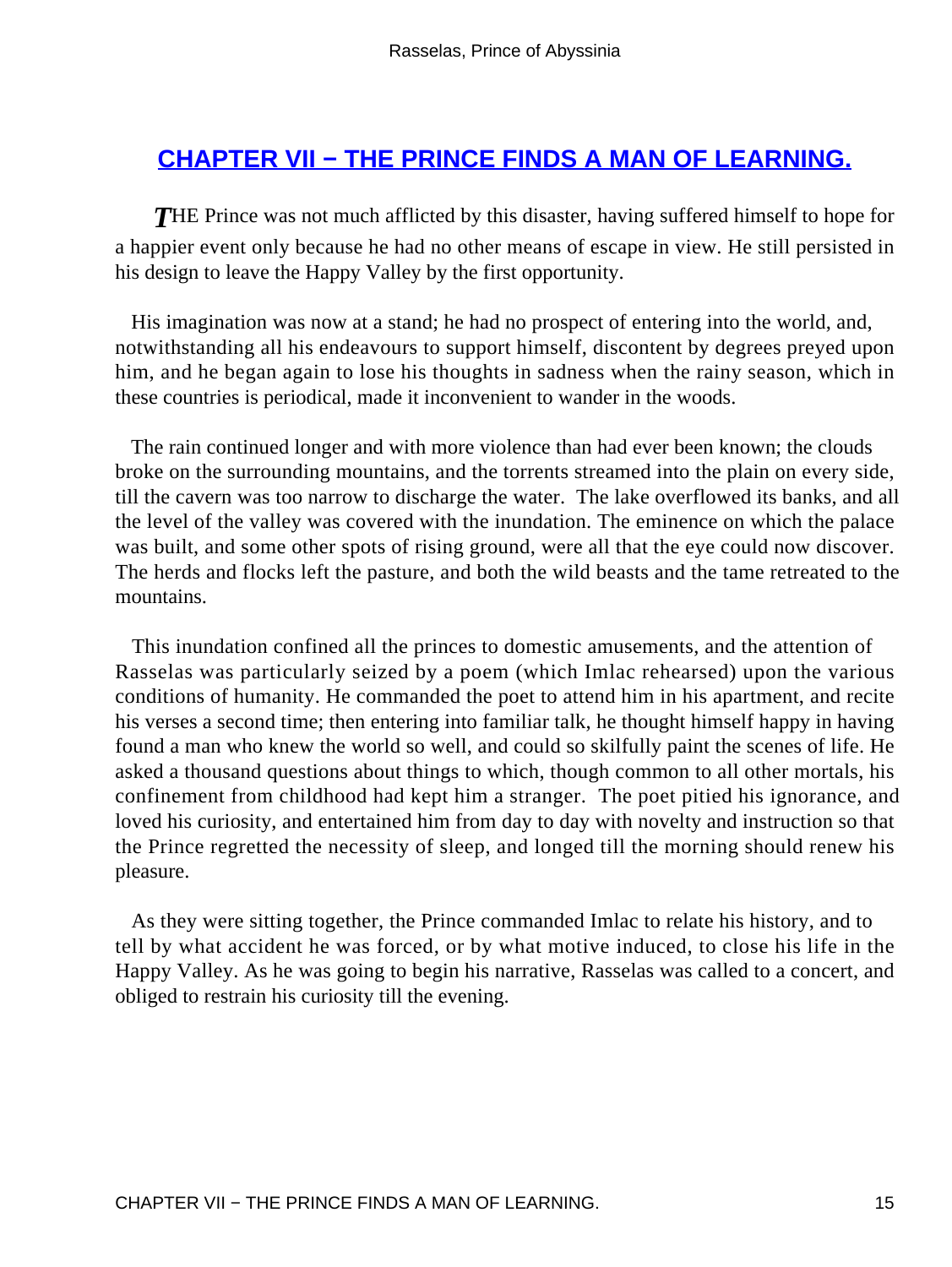## CHAPTER VII − THE PRINCE FINDS A MAN OF LEARNING.

THE Prince was not much afflicted by this disaster, having suffered himself to hope for a happier event only because he had no other means of escape in view. He still persisted in his design to leave the Happy Valley by the first opportunity.

His imagination was now at a stand; he had no prospect of entering into the world, and, notwithstanding all his endeavours to support himself, discontent by degrees preyed upon him, and he began again to lose his thoughts in sadness when the rainy season, which in these countries is periodical, made it inconvenient to wander in the woods.

The rain continued longer and with more violence than had ever been known; the clouds broke on the surrounding mountains, and the torrents streamed into the plain on every side, till the cavern was too narrow to discharge the water. The lake overflowed its banks, and all the level of the valley was covered with the inundation. The eminence on which the palace was built, and some other spots of rising ground, were all that the eye could now discover. The herds and flocks left the pasture, and both the wild beasts and the tame retreated to the mountains.

This inundation confined all the princes to domestic amusements, and the attention of Rasselas was particularly seized by a poem (which Imlac rehearsed) upon the various conditions of humanity. He commanded the poet to attend him in his apartment, and recite his verses a second time; then entering into familiar talk, he thought himself happy in having found a man who knew the world so well, and could so skilfully paint the scenes of life. He asked a thousand questions about things to which, though common to all other mortals, his confinement from childhood had kept him a stranger. The poet pitied his ignorance, and loved his curiosity, and entertained him from day to day with novelty and instruction so that the Prince regretted the necessity of sleep, and longed till the morning should renew his pleasure.

As they were sitting together, the Prince commanded Imlac to relate his history, and to tell by what accident he was forced, or by what motive induced, to close his life in the Happy Valley. As he was going to begin his narrative, Rasselas was called to a concert, and obliged to restrain his curiosity till the evening.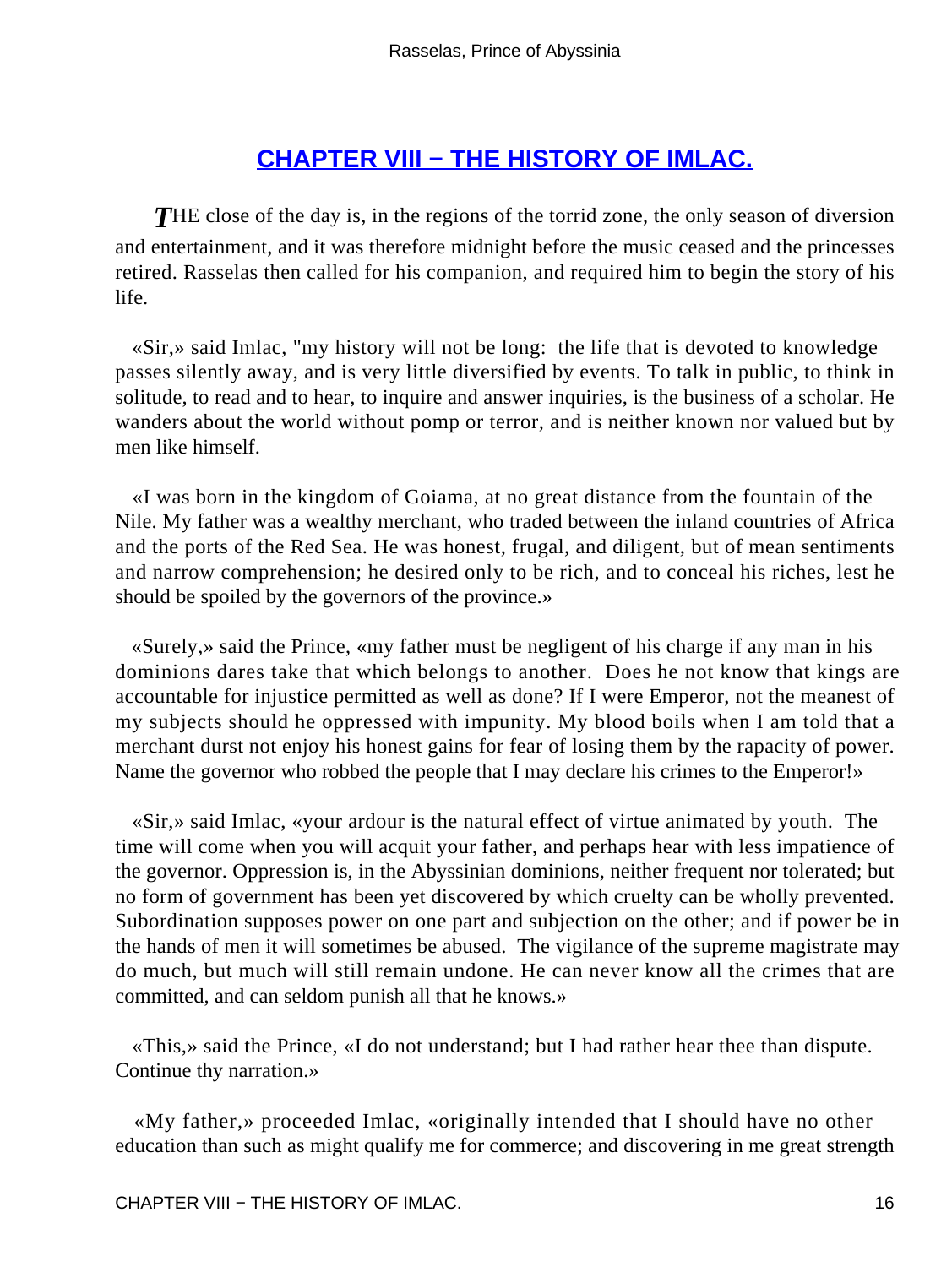## CHAPTER VIII − THE HISTORY OF IMLAC.

*T*HE close of the day is, in the regions of the torrid zone, the only season of diversion and entertainment, and it was therefore midnight before the music ceased and the princesses retired. Rasselas then called for his companion, and required him to begin the story of his life.

«Sir,» said Imlac, "my history will not be long: the life that is devoted to knowledge passes silently away, and is very little diversified by events. To talk in public, to think in solitude, to read and to hear, to inquire and answer inquiries, is the business of a scholar. He wanders about the world without pomp or terror, and is neither known nor valued but by men like himself.

«I was born in the kingdom of Goiama, at no great distance from the fountain of the Nile. My father was a wealthy merchant, who traded between the inland countries of Africa and the ports of the Red Sea. He was honest, frugal, and diligent, but of mean sentiments and narrow comprehension; he desired only to be rich, and to conceal his riches, lest he should be spoiled by the governors of the province.»

«Surely,» said the Prince, «my father must be negligent of his charge if any man in his dominions dares take that which belongs to another. Does he not know that kings are accountable for injustice permitted as well as done? If I were Emperor, not the meanest of my subjects should he oppressed with impunity. My blood boils when I am told that a merchant durst not enjoy his honest gains for fear of losing them by the rapacity of power. Name the governor who robbed the people that I may declare his crimes to the Emperor!»

«Sir,» said Imlac, «your ardour is the natural effect of virtue animated by youth. The time will come when you will acquit your father, and perhaps hear with less impatience of the governor. Oppression is, in the Abyssinian dominions, neither frequent nor tolerated; but no form of government has been yet discovered by which cruelty can be wholly prevented. Subordination supposes power on one part and subjection on the other; and if power be in the hands of men it will sometimes be abused. The vigilance of the supreme magistrate may do much, but much will still remain undone. He can never know all the crimes that are committed, and can seldom punish all that he knows.»

«This,» said the Prince, «I do not understand; but I had rather hear thee than dispute. Continue thy narration.»

«My father,» proceeded Imlac, «originally intended that I should have no other education than such as might qualify me for commerce; and discovering in me great strength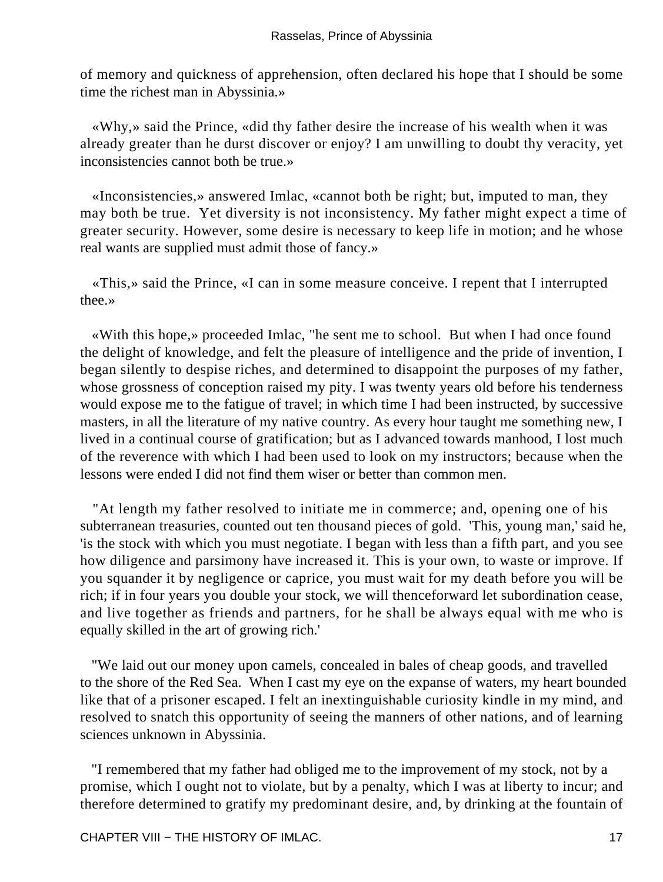of memory and quickness of apprehension, often declared his hope that I should be some time the richest man in Abyssinia.»

«Why,» said the Prince, «did thy father desire the increase of his wealth when it was already greater than he durst discover or enjoy? I am unwilling to doubt thy veracity, yet inconsistencies cannot both be true.»

«Inconsistencies,» answered Imlac, «cannot both be right; but, imputed to man, they may both be true. Yet diversity is not inconsistency. My father might expect a time of greater security. However, some desire is necessary to keep life in motion; and he whose real wants are supplied must admit those of fancy.»

«This,» said the Prince, «I can in some measure conceive. I repent that I interrupted thee.»

«With this hope,» proceeded Imlac, "he sent me to school. But when I had once found the delight of knowledge, and felt the pleasure of intelligence and the pride of invention, I began silently to despise riches, and determined to disappoint the purposes of my father, whose grossness of conception raised my pity. I was twenty years old before his tenderness would expose me to the fatigue of travel; in which time I had been instructed, by successive masters, in all the literature of my native country. As every hour taught me something new, I lived in a continual course of gratification; but as I advanced towards manhood, I lost much of the reverence with which I had been used to look on my instructors; because when the lessons were ended I did not find them wiser or better than common men.

"At length my father resolved to initiate me in commerce; and, opening one of his subterranean treasuries, counted out ten thousand pieces of gold. 'This, young man,' said he, 'is the stock with which you must negotiate. I began with less than a fifth part, and you see how diligence and parsimony have increased it. This is your own, to waste or improve. If you squander it by negligence or caprice, you must wait for my death before you will be rich; if in four years you double your stock, we will thenceforward let subordination cease, and live together as friends and partners, for he shall be always equal with me who is equally skilled in the art of growing rich.'

"We laid out our money upon camels, concealed in bales of cheap goods, and travelled to the shore of the Red Sea. When I cast my eye on the expanse of waters, my heart bounded like that of a prisoner escaped. I felt an inextinguishable curiosity kindle in my mind, and resolved to snatch this opportunity of seeing the manners of other nations, and of learning sciences unknown in Abyssinia.

"I remembered that my father had obliged me to the improvement of my stock, not by a promise, which I ought not to violate, but by a penalty, which I was at liberty to incur; and therefore determined to gratify my predominant desire, and, by drinking at the fountain of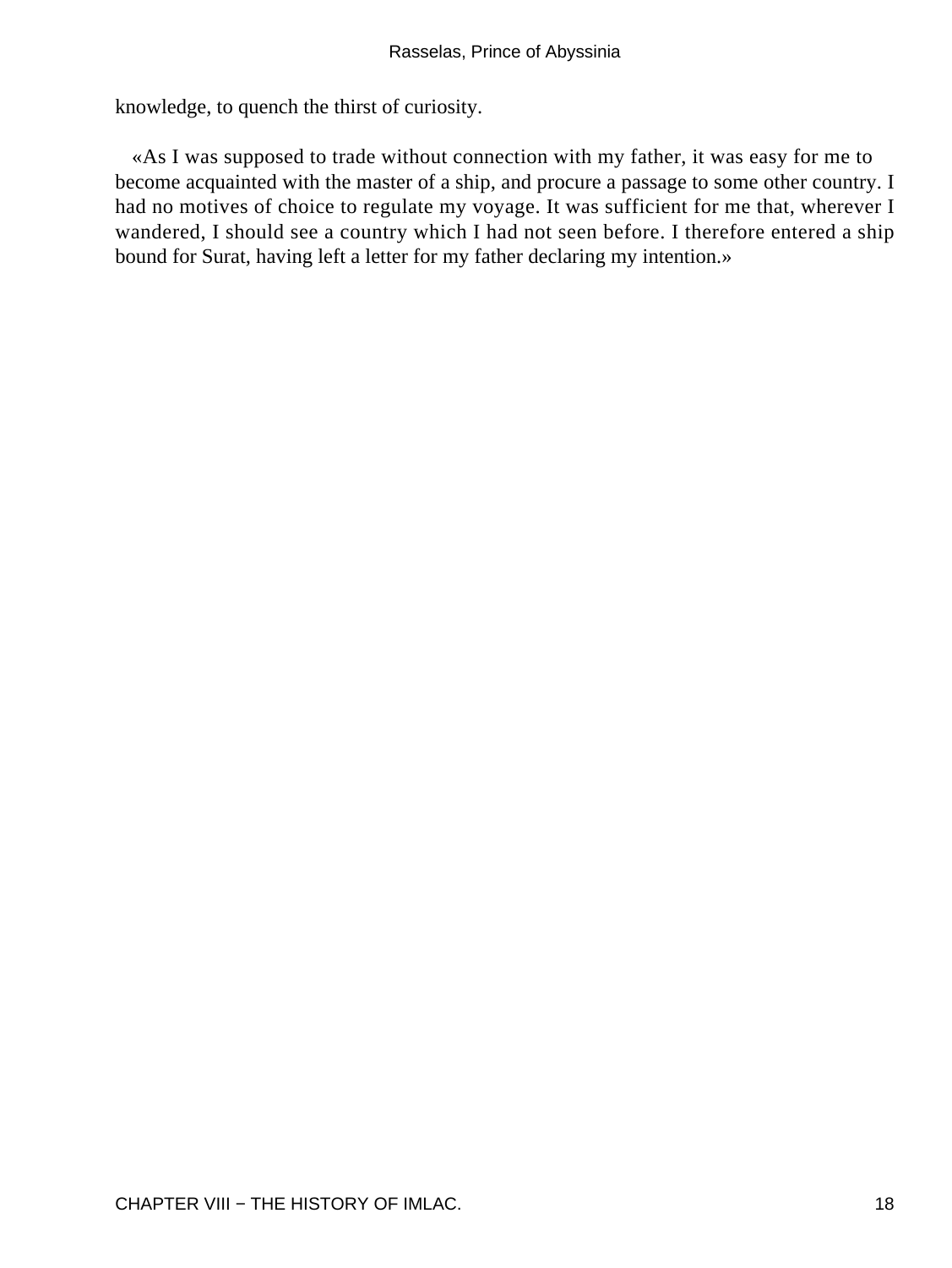knowledge, to quench the thirst of curiosity.

«As I was supposed to trade without connection with my father, it was easy for me to become acquainted with the master of a ship, and procure a passage to some other country. I had no motives of choice to regulate my voyage. It was sufficient for me that, wherever I wandered, I should see a country which I had not seen before. I therefore entered a ship bound for Surat, having left a letter for my father declaring my intention.»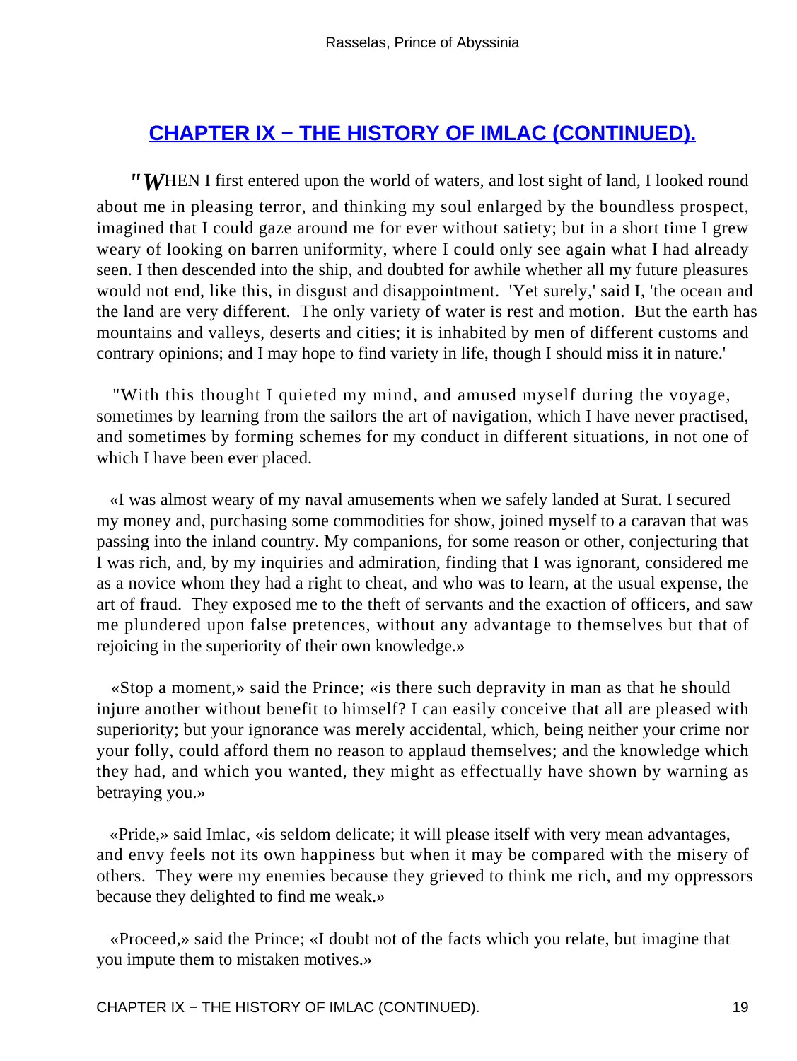## CHAPTER IX − THE HISTORY OF IMLAC (CONTINUED).

"WHEN I first entered upon the world of waters, and lost sight of land, I looked round about me in pleasing terror, and thinking my soul enlarged by the boundless prospect, imagined that I could gaze around me for ever without satiety; but in a short time I grew weary of looking on barren uniformity, where I could only see again what I had already seen. I then descended into the ship, and doubted for awhile whether all my future pleasures would not end, like this, in disgust and disappointment. 'Yet surely,' said I, 'the ocean and the land are very different. The only variety of water is rest and motion. But the earth has mountains and valleys, deserts and cities; it is inhabited by men of different customs and contrary opinions; and I may hope to find variety in life, though I should miss it in nature.'

"With this thought I quieted my mind, and amused myself during the voyage, sometimes by learning from the sailors the art of navigation, which I have never practised, and sometimes by forming schemes for my conduct in different situations, in not one of which I have been ever placed.

«I was almost weary of my naval amusements when we safely landed at Surat. I secured my money and, purchasing some commodities for show, joined myself to a caravan that was passing into the inland country. My companions, for some reason or other, conjecturing that I was rich, and, by my inquiries and admiration, finding that I was ignorant, considered me as a novice whom they had a right to cheat, and who was to learn, at the usual expense, the art of fraud. They exposed me to the theft of servants and the exaction of officers, and saw me plundered upon false pretences, without any advantage to themselves but that of rejoicing in the superiority of their own knowledge.»

«Stop a moment,» said the Prince; «is there such depravity in man as that he should injure another without benefit to himself? I can easily conceive that all are pleased with superiority; but your ignorance was merely accidental, which, being neither your crime nor your folly, could afford them no reason to applaud themselves; and the knowledge which they had, and which you wanted, they might as effectually have shown by warning as betraying you.»

«Pride,» said Imlac, «is seldom delicate; it will please itself with very mean advantages, and envy feels not its own happiness but when it may be compared with the misery of others. They were my enemies because they grieved to think me rich, and my oppressors because they delighted to find me weak.»

«Proceed,» said the Prince; «I doubt not of the facts which you relate, but imagine that you impute them to mistaken motives.»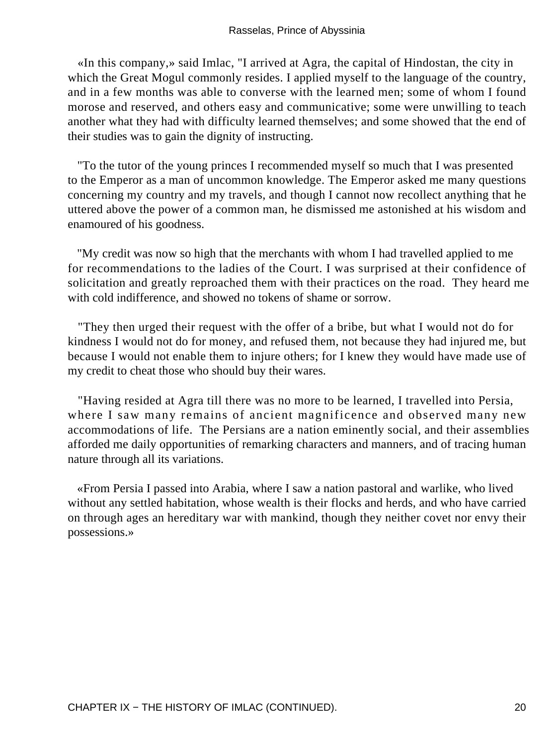«In this company,» said Imlac, "I arrived at Agra, the capital of Hindostan, the city in which the Great Mogul commonly resides. I applied myself to the language of the country, and in a few months was able to converse with the learned men; some of whom I found morose and reserved, and others easy and communicative; some were unwilling to teach another what they had with difficulty learned themselves; and some showed that the end of their studies was to gain the dignity of instructing.

"To the tutor of the young princes I recommended myself so much that I was presented to the Emperor as a man of uncommon knowledge. The Emperor asked me many questions concerning my country and my travels, and though I cannot now recollect anything that he uttered above the power of a common man, he dismissed me astonished at his wisdom and enamoured of his goodness.

"My credit was now so high that the merchants with whom I had travelled applied to me for recommendations to the ladies of the Court. I was surprised at their confidence of solicitation and greatly reproached them with their practices on the road. They heard me with cold indifference, and showed no tokens of shame or sorrow.

"They then urged their request with the offer of a bribe, but what I would not do for kindness I would not do for money, and refused them, not because they had injured me, but because I would not enable them to injure others; for I knew they would have made use of my credit to cheat those who should buy their wares.

"Having resided at Agra till there was no more to be learned, I travelled into Persia, where I saw many remains of ancient magnificence and observed many new accommodations of life. The Persians are a nation eminently social, and their assemblies afforded me daily opportunities of remarking characters and manners, and of tracing human nature through all its variations.

«From Persia I passed into Arabia, where I saw a nation pastoral and warlike, who lived without any settled habitation, whose wealth is their flocks and herds, and who have carried on through ages an hereditary war with mankind, though they neither covet nor envy their possessions.»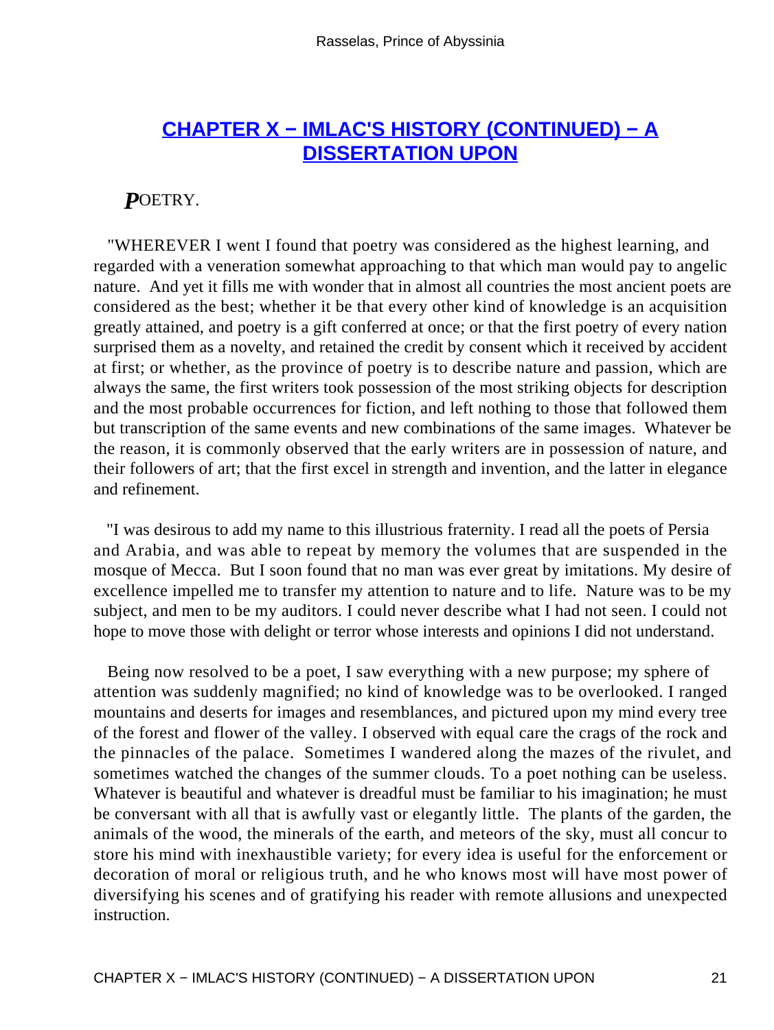## CHAPTER X − IMLAC'S HISTORY (CONTINUED) − A DISSERTATION UPON

POETRY.

"WHEREVER I went I found that poetry was considered as the highest learning, and regarded with a veneration somewhat approaching to that which man would pay to angelic nature. And yet it fills me with wonder that in almost all countries the most ancient poets are considered as the best; whether it be that every other kind of knowledge is an acquisition greatly attained, and poetry is a gift conferred at once; or that the first poetry of every nation surprised them as a novelty, and retained the credit by consent which it received by accident at first; or whether, as the province of poetry is to describe nature and passion, which are always the same, the first writers took possession of the most striking objects for description and the most probable occurrences for fiction, and left nothing to those that followed them but transcription of the same events and new combinations of the same images. Whatever be the reason, it is commonly observed that the early writers are in possession of nature, and their followers of art; that the first excel in strength and invention, and the latter in elegance and refinement.

"I was desirous to add my name to this illustrious fraternity. I read all the poets of Persia and Arabia, and was able to repeat by memory the volumes that are suspended in the mosque of Mecca. But I soon found that no man was ever great by imitations. My desire of excellence impelled me to transfer my attention to nature and to life. Nature was to be my subject, and men to be my auditors. I could never describe what I had not seen. I could not hope to move those with delight or terror whose interests and opinions I did not understand.

Being now resolved to be a poet, I saw everything with a new purpose; my sphere of attention was suddenly magnified; no kind of knowledge was to be overlooked. I ranged mountains and deserts for images and resemblances, and pictured upon my mind every tree of the forest and flower of the valley. I observed with equal care the crags of the rock and the pinnacles of the palace. Sometimes I wandered along the mazes of the rivulet, and sometimes watched the changes of the summer clouds. To a poet nothing can be useless. Whatever is beautiful and whatever is dreadful must be familiar to his imagination; he must be conversant with all that is awfully vast or elegantly little. The plants of the garden, the animals of the wood, the minerals of the earth, and meteors of the sky, must all concur to store his mind with inexhaustible variety; for every idea is useful for the enforcement or decoration of moral or religious truth, and he who knows most will have most power of diversifying his scenes and of gratifying his reader with remote allusions and unexpected instruction.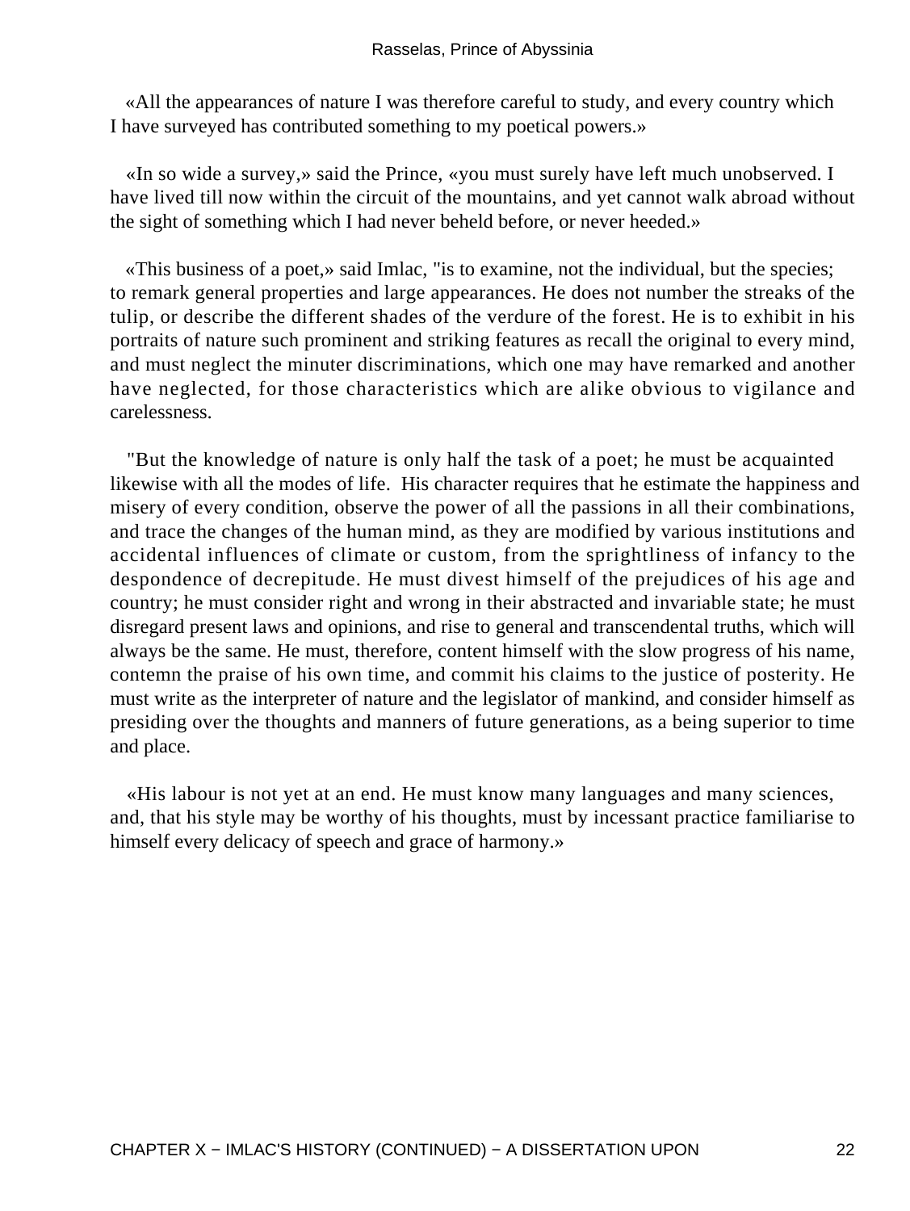«All the appearances of nature I was therefore careful to study, and every country which I have surveyed has contributed something to my poetical powers.»

«In so wide a survey,» said the Prince, «you must surely have left much unobserved. I have lived till now within the circuit of the mountains, and yet cannot walk abroad without the sight of something which I had never beheld before, or never heeded.»

«This business of a poet,» said Imlac, "is to examine, not the individual, but the species; to remark general properties and large appearances. He does not number the streaks of the tulip, or describe the different shades of the verdure of the forest. He is to exhibit in his portraits of nature such prominent and striking features as recall the original to every mind, and must neglect the minuter discriminations, which one may have remarked and another have neglected, for those characteristics which are alike obvious to vigilance and carelessness.

"But the knowledge of nature is only half the task of a poet; he must be acquainted likewise with all the modes of life. His character requires that he estimate the happiness and misery of every condition, observe the power of all the passions in all their combinations, and trace the changes of the human mind, as they are modified by various institutions and accidental influences of climate or custom, from the sprightliness of infancy to the despondence of decrepitude. He must divest himself of the prejudices of his age and country; he must consider right and wrong in their abstracted and invariable state; he must disregard present laws and opinions, and rise to general and transcendental truths, which will always be the same. He must, therefore, content himself with the slow progress of his name, contemn the praise of his own time, and commit his claims to the justice of posterity. He must write as the interpreter of nature and the legislator of mankind, and consider himself as presiding over the thoughts and manners of future generations, as a being superior to time and place.

«His labour is not yet at an end. He must know many languages and many sciences, and, that his style may be worthy of his thoughts, must by incessant practice familiarise to himself every delicacy of speech and grace of harmony.»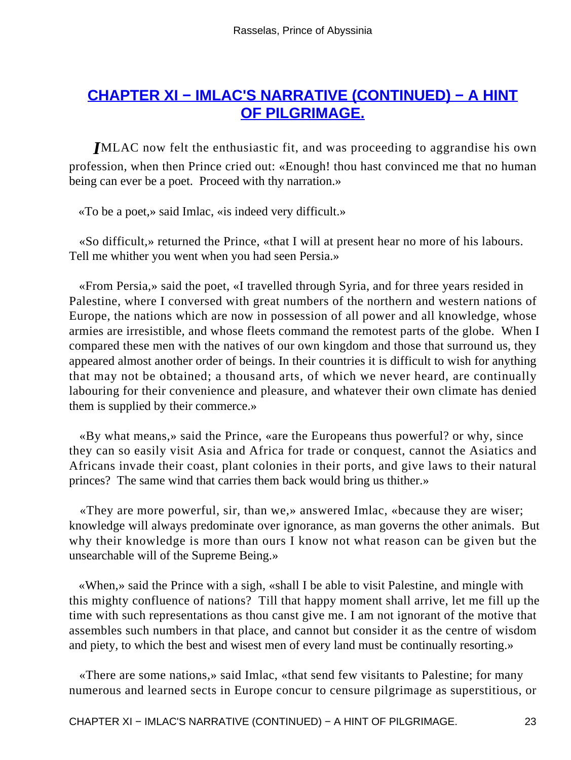## CHAPTER XI − IMLAC'S NARRATIVE (CONTINUED) − A HINT OF PILGRIMAGE.

*I*MLAC now felt the enthusiastic fit, and was proceeding to aggrandise his own profession, when then Prince cried out: «Enough! thou hast convinced me that no human being can ever be a poet. Proceed with thy narration.»

«To be a poet,» said Imlac, «is indeed very difficult.»

«So difficult,» returned the Prince, «that I will at present hear no more of his labours. Tell me whither you went when you had seen Persia.»

«From Persia,» said the poet, «I travelled through Syria, and for three years resided in Palestine, where I conversed with great numbers of the northern and western nations of Europe, the nations which are now in possession of all power and all knowledge, whose armies are irresistible, and whose fleets command the remotest parts of the globe. When I compared these men with the natives of our own kingdom and those that surround us, they appeared almost another order of beings. In their countries it is difficult to wish for anything that may not be obtained; a thousand arts, of which we never heard, are continually labouring for their convenience and pleasure, and whatever their own climate has denied them is supplied by their commerce.»

«By what means,» said the Prince, «are the Europeans thus powerful? or why, since they can so easily visit Asia and Africa for trade or conquest, cannot the Asiatics and Africans invade their coast, plant colonies in their ports, and give laws to their natural princes? The same wind that carries them back would bring us thither.»

«They are more powerful, sir, than we,» answered Imlac, «because they are wiser; knowledge will always predominate over ignorance, as man governs the other animals. But why their knowledge is more than ours I know not what reason can be given but the unsearchable will of the Supreme Being.»

«When,» said the Prince with a sigh, «shall I be able to visit Palestine, and mingle with this mighty confluence of nations? Till that happy moment shall arrive, let me fill up the time with such representations as thou canst give me. I am not ignorant of the motive that assembles such numbers in that place, and cannot but consider it as the centre of wisdom and piety, to which the best and wisest men of every land must be continually resorting.»

«There are some nations,» said Imlac, «that send few visitants to Palestine; for many numerous and learned sects in Europe concur to censure pilgrimage as superstitious, or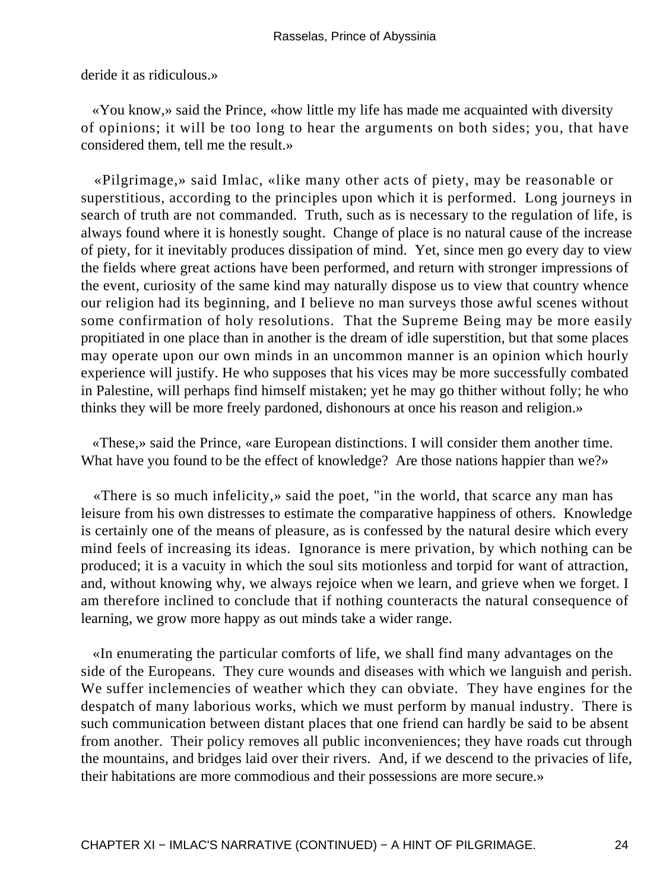deride it as ridiculous.»

«You know,» said the Prince, «how little my life has made me acquainted with diversity of opinions; it will be too long to hear the arguments on both sides; you, that have considered them, tell me the result.»

«Pilgrimage,» said Imlac, «like many other acts of piety, may be reasonable or superstitious, according to the principles upon which it is performed. Long journeys in search of truth are not commanded. Truth, such as is necessary to the regulation of life, is always found where it is honestly sought. Change of place is no natural cause of the increase of piety, for it inevitably produces dissipation of mind. Yet, since men go every day to view the fields where great actions have been performed, and return with stronger impressions of the event, curiosity of the same kind may naturally dispose us to view that country whence our religion had its beginning, and I believe no man surveys those awful scenes without some confirmation of holy resolutions. That the Supreme Being may be more easily propitiated in one place than in another is the dream of idle superstition, but that some places may operate upon our own minds in an uncommon manner is an opinion which hourly experience will justify. He who supposes that his vices may be more successfully combated in Palestine, will perhaps find himself mistaken; yet he may go thither without folly; he who thinks they will be more freely pardoned, dishonours at once his reason and religion.»

«These,» said the Prince, «are European distinctions. I will consider them another time. What have you found to be the effect of knowledge? Are those nations happier than we?»

«There is so much infelicity,» said the poet, "in the world, that scarce any man has leisure from his own distresses to estimate the comparative happiness of others. Knowledge is certainly one of the means of pleasure, as is confessed by the natural desire which every mind feels of increasing its ideas. Ignorance is mere privation, by which nothing can be produced; it is a vacuity in which the soul sits motionless and torpid for want of attraction, and, without knowing why, we always rejoice when we learn, and grieve when we forget. I am therefore inclined to conclude that if nothing counteracts the natural consequence of learning, we grow more happy as out minds take a wider range.

«In enumerating the particular comforts of life, we shall find many advantages on the side of the Europeans. They cure wounds and diseases with which we languish and perish. We suffer inclemencies of weather which they can obviate. They have engines for the despatch of many laborious works, which we must perform by manual industry. There is such communication between distant places that one friend can hardly be said to be absent from another. Their policy removes all public inconveniences; they have roads cut through the mountains, and bridges laid over their rivers. And, if we descend to the privacies of life, their habitations are more commodious and their possessions are more secure.»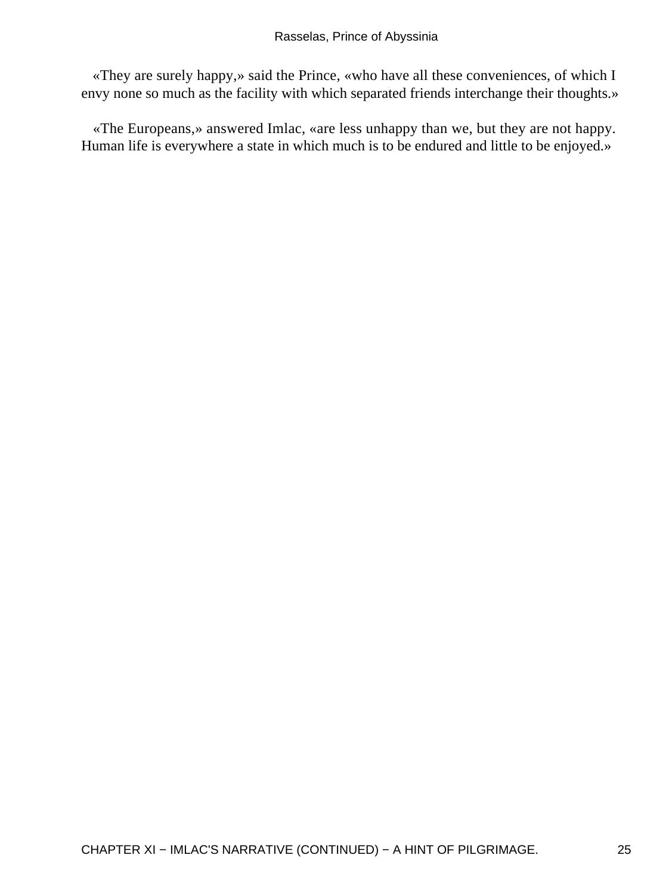«They are surely happy,» said the Prince, «who have all these conveniences, of which I envy none so much as the facility with which separated friends interchange their thoughts.»

«The Europeans,» answered Imlac, «are less unhappy than we, but they are not happy. Human life is everywhere a state in which much is to be endured and little to be enjoyed.»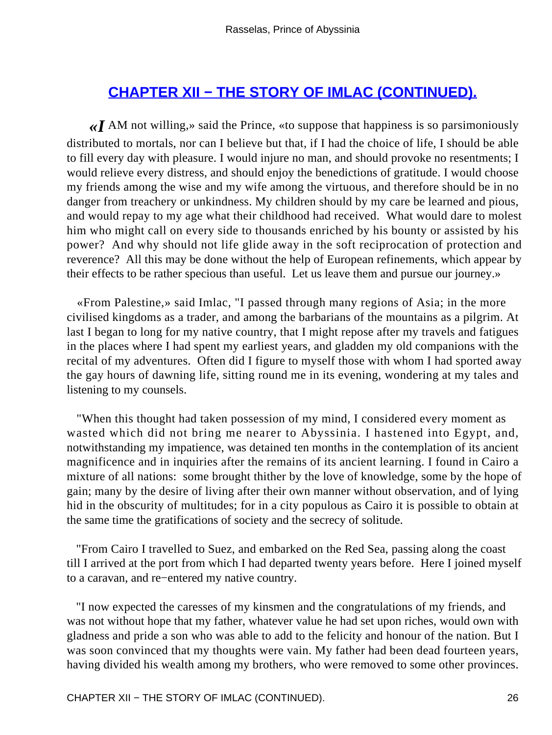## CHAPTER XII − THE STORY OF IMLAC (CONTINUED).

«*I* AM not willing,» said the Prince, «to suppose that happiness is so parsimoniously distributed to mortals, nor can I believe but that, if I had the choice of life, I should be able to fill every day with pleasure. I would injure no man, and should provoke no resentments; I would relieve every distress, and should enjoy the benedictions of gratitude. I would choose my friends among the wise and my wife among the virtuous, and therefore should be in no danger from treachery or unkindness. My children should by my care be learned and pious, and would repay to my age what their childhood had received. What would dare to molest him who might call on every side to thousands enriched by his bounty or assisted by his power? And why should not life glide away in the soft reciprocation of protection and reverence? All this may be done without the help of European refinements, which appear by their effects to be rather specious than useful. Let us leave them and pursue our journey.»

«From Palestine,» said Imlac, "I passed through many regions of Asia; in the more civilised kingdoms as a trader, and among the barbarians of the mountains as a pilgrim. At last I began to long for my native country, that I might repose after my travels and fatigues in the places where I had spent my earliest years, and gladden my old companions with the recital of my adventures. Often did I figure to myself those with whom I had sported away the gay hours of dawning life, sitting round me in its evening, wondering at my tales and listening to my counsels.

"When this thought had taken possession of my mind, I considered every moment as wasted which did not bring me nearer to Abyssinia. I hastened into Egypt, and, notwithstanding my impatience, was detained ten months in the contemplation of its ancient magnificence and in inquiries after the remains of its ancient learning. I found in Cairo a mixture of all nations: some brought thither by the love of knowledge, some by the hope of gain; many by the desire of living after their own manner without observation, and of lying hid in the obscurity of multitudes; for in a city populous as Cairo it is possible to obtain at the same time the gratifications of society and the secrecy of solitude.

"From Cairo I travelled to Suez, and embarked on the Red Sea, passing along the coast till I arrived at the port from which I had departed twenty years before. Here I joined myself to a caravan, and re−entered my native country.

"I now expected the caresses of my kinsmen and the congratulations of my friends, and was not without hope that my father, whatever value he had set upon riches, would own with gladness and pride a son who was able to add to the felicity and honour of the nation. But I was soon convinced that my thoughts were vain. My father had been dead fourteen years, having divided his wealth among my brothers, who were removed to some other provinces.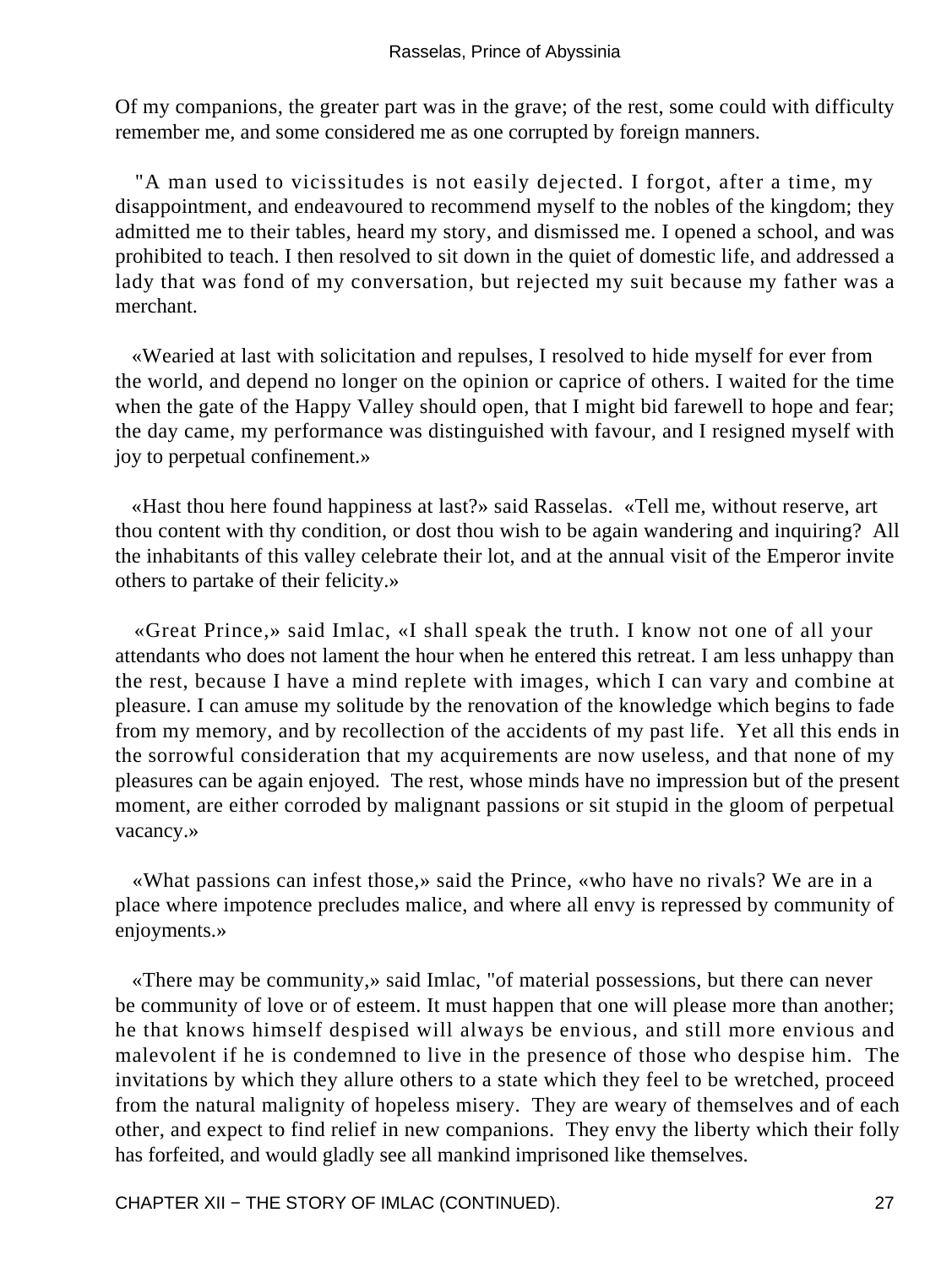Of my companions, the greater part was in the grave; of the rest, some could with difficulty remember me, and some considered me as one corrupted by foreign manners.

"A man used to vicissitudes is not easily dejected. I forgot, after a time, my disappointment, and endeavoured to recommend myself to the nobles of the kingdom; they admitted me to their tables, heard my story, and dismissed me. I opened a school, and was prohibited to teach. I then resolved to sit down in the quiet of domestic life, and addressed a lady that was fond of my conversation, but rejected my suit because my father was a merchant.

«Wearied at last with solicitation and repulses, I resolved to hide myself for ever from the world, and depend no longer on the opinion or caprice of others. I waited for the time when the gate of the Happy Valley should open, that I might bid farewell to hope and fear; the day came, my performance was distinguished with favour, and I resigned myself with joy to perpetual confinement.»

«Hast thou here found happiness at last?» said Rasselas. «Tell me, without reserve, art thou content with thy condition, or dost thou wish to be again wandering and inquiring? All the inhabitants of this valley celebrate their lot, and at the annual visit of the Emperor invite others to partake of their felicity.»

«Great Prince,» said Imlac, «I shall speak the truth. I know not one of all your attendants who does not lament the hour when he entered this retreat. I am less unhappy than the rest, because I have a mind replete with images, which I can vary and combine at pleasure. I can amuse my solitude by the renovation of the knowledge which begins to fade from my memory, and by recollection of the accidents of my past life. Yet all this ends in the sorrowful consideration that my acquirements are now useless, and that none of my pleasures can be again enjoyed. The rest, whose minds have no impression but of the present moment, are either corroded by malignant passions or sit stupid in the gloom of perpetual vacancy.»

«What passions can infest those,» said the Prince, «who have no rivals? We are in a place where impotence precludes malice, and where all envy is repressed by community of enjoyments.»

«There may be community,» said Imlac, "of material possessions, but there can never be community of love or of esteem. It must happen that one will please more than another; he that knows himself despised will always be envious, and still more envious and malevolent if he is condemned to live in the presence of those who despise him. The invitations by which they allure others to a state which they feel to be wretched, proceed from the natural malignity of hopeless misery. They are weary of themselves and of each other, and expect to find relief in new companions. They envy the liberty which their folly has forfeited, and would gladly see all mankind imprisoned like themselves.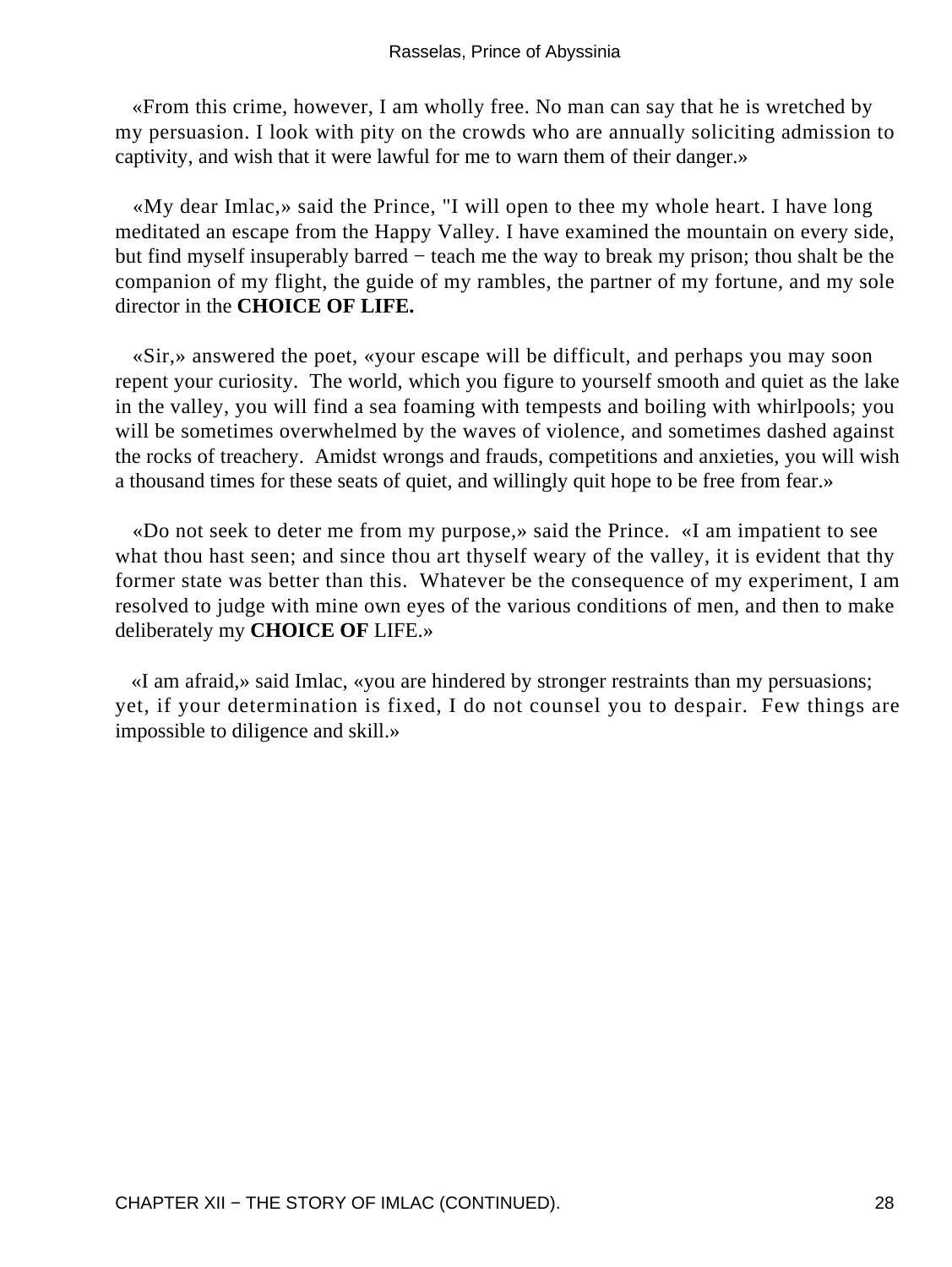«From this crime, however, I am wholly free. No man can say that he is wretched by my persuasion. I look with pity on the crowds who are annually soliciting admission to captivity, and wish that it were lawful for me to warn them of their danger.»

«My dear Imlac,» said the Prince, "I will open to thee my whole heart. I have long meditated an escape from the Happy Valley. I have examined the mountain on every side, but find myself insuperably barred − teach me the way to break my prison; thou shalt be the companion of my flight, the guide of my rambles, the partner of my fortune, and my sole director in the **CHOICE OF LIFE.**

«Sir,» answered the poet, «your escape will be difficult, and perhaps you may soon repent your curiosity. The world, which you figure to yourself smooth and quiet as the lake in the valley, you will find a sea foaming with tempests and boiling with whirlpools; you will be sometimes overwhelmed by the waves of violence, and sometimes dashed against the rocks of treachery. Amidst wrongs and frauds, competitions and anxieties, you will wish a thousand times for these seats of quiet, and willingly quit hope to be free from fear.»

«Do not seek to deter me from my purpose,» said the Prince. «I am impatient to see what thou hast seen; and since thou art thyself weary of the valley, it is evident that thy former state was better than this. Whatever be the consequence of my experiment, I am resolved to judge with mine own eyes of the various conditions of men, and then to make deliberately my **CHOICE OF** LIFE.»

«I am afraid,» said Imlac, «you are hindered by stronger restraints than my persuasions; yet, if your determination is fixed, I do not counsel you to despair. Few things are impossible to diligence and skill.»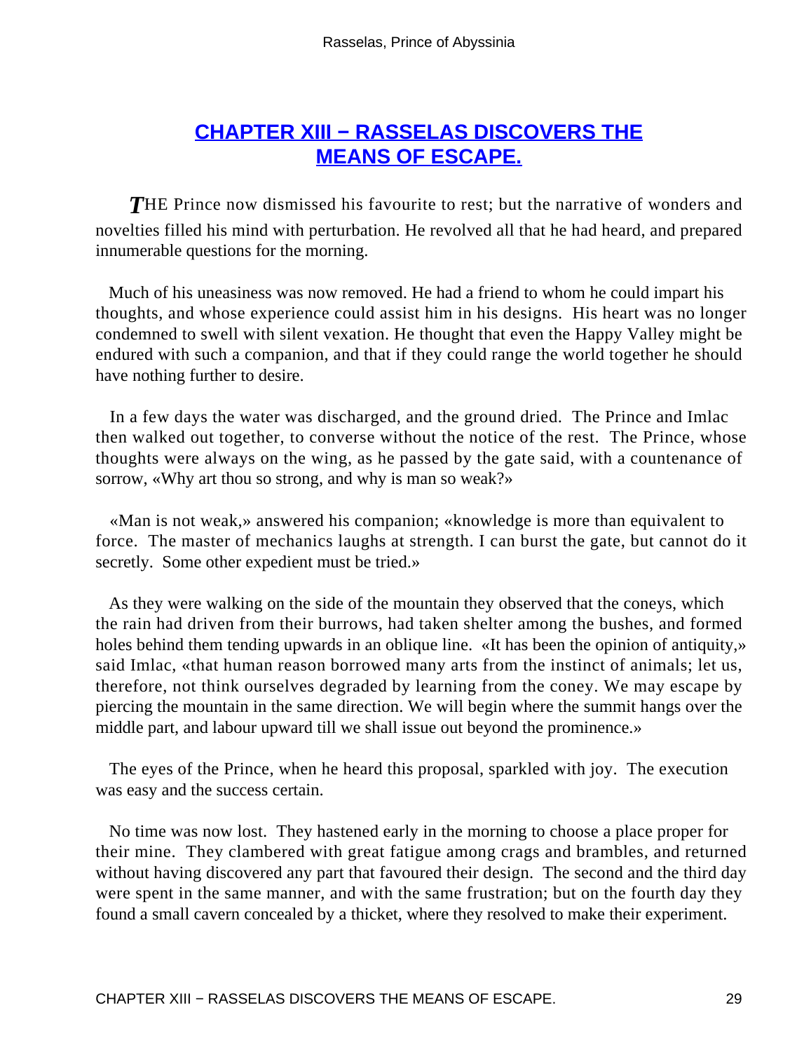## CHAPTER XIII − RASSELAS DISCOVERS THE MEANS OF ESCAPE.

THE Prince now dismissed his favourite to rest; but the narrative of wonders and novelties filled his mind with perturbation. He revolved all that he had heard, and prepared innumerable questions for the morning.

Much of his uneasiness was now removed. He had a friend to whom he could impart his thoughts, and whose experience could assist him in his designs. His heart was no longer condemned to swell with silent vexation. He thought that even the Happy Valley might be endured with such a companion, and that if they could range the world together he should have nothing further to desire.

In a few days the water was discharged, and the ground dried. The Prince and Imlac then walked out together, to converse without the notice of the rest. The Prince, whose thoughts were always on the wing, as he passed by the gate said, with a countenance of sorrow, «Why art thou so strong, and why is man so weak?»

«Man is not weak,» answered his companion; «knowledge is more than equivalent to force. The master of mechanics laughs at strength. I can burst the gate, but cannot do it secretly. Some other expedient must be tried.»

As they were walking on the side of the mountain they observed that the coneys, which the rain had driven from their burrows, had taken shelter among the bushes, and formed holes behind them tending upwards in an oblique line. «It has been the opinion of antiquity,» said Imlac, «that human reason borrowed many arts from the instinct of animals; let us, therefore, not think ourselves degraded by learning from the coney. We may escape by piercing the mountain in the same direction. We will begin where the summit hangs over the middle part, and labour upward till we shall issue out beyond the prominence.»

The eyes of the Prince, when he heard this proposal, sparkled with joy. The execution was easy and the success certain.

No time was now lost. They hastened early in the morning to choose a place proper for their mine. They clambered with great fatigue among crags and brambles, and returned without having discovered any part that favoured their design. The second and the third day were spent in the same manner, and with the same frustration; but on the fourth day they found a small cavern concealed by a thicket, where they resolved to make their experiment.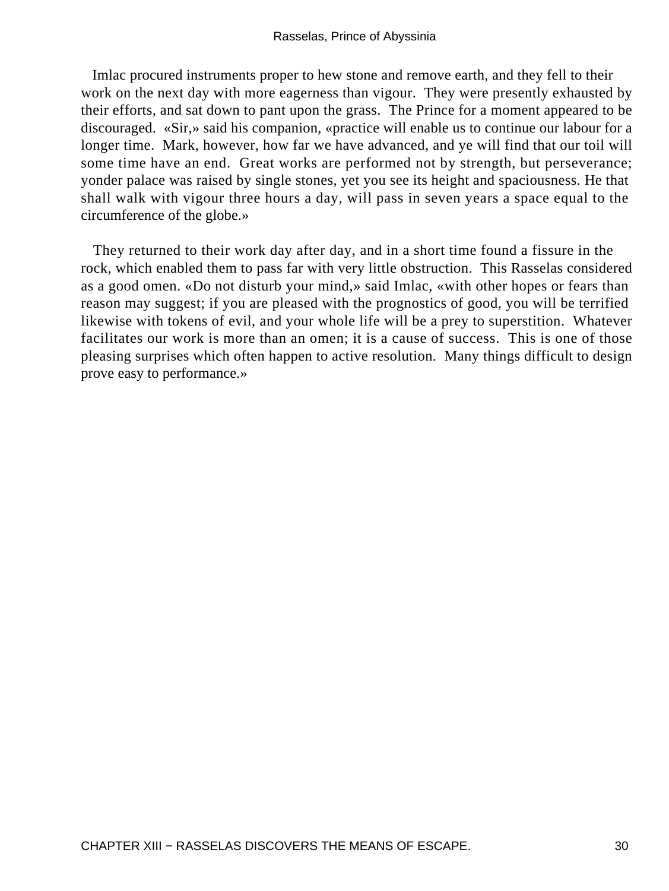Imlac procured instruments proper to hew stone and remove earth, and they fell to their work on the next day with more eagerness than vigour. They were presently exhausted by their efforts, and sat down to pant upon the grass. The Prince for a moment appeared to be discouraged. «Sir,» said his companion, «practice will enable us to continue our labour for a longer time. Mark, however, how far we have advanced, and ye will find that our toil will some time have an end. Great works are performed not by strength, but perseverance; yonder palace was raised by single stones, yet you see its height and spaciousness. He that shall walk with vigour three hours a day, will pass in seven years a space equal to the circumference of the globe.»

They returned to their work day after day, and in a short time found a fissure in the rock, which enabled them to pass far with very little obstruction. This Rasselas considered as a good omen. «Do not disturb your mind,» said Imlac, «with other hopes or fears than reason may suggest; if you are pleased with the prognostics of good, you will be terrified likewise with tokens of evil, and your whole life will be a prey to superstition. Whatever facilitates our work is more than an omen; it is a cause of success. This is one of those pleasing surprises which often happen to active resolution. Many things difficult to design prove easy to performance.»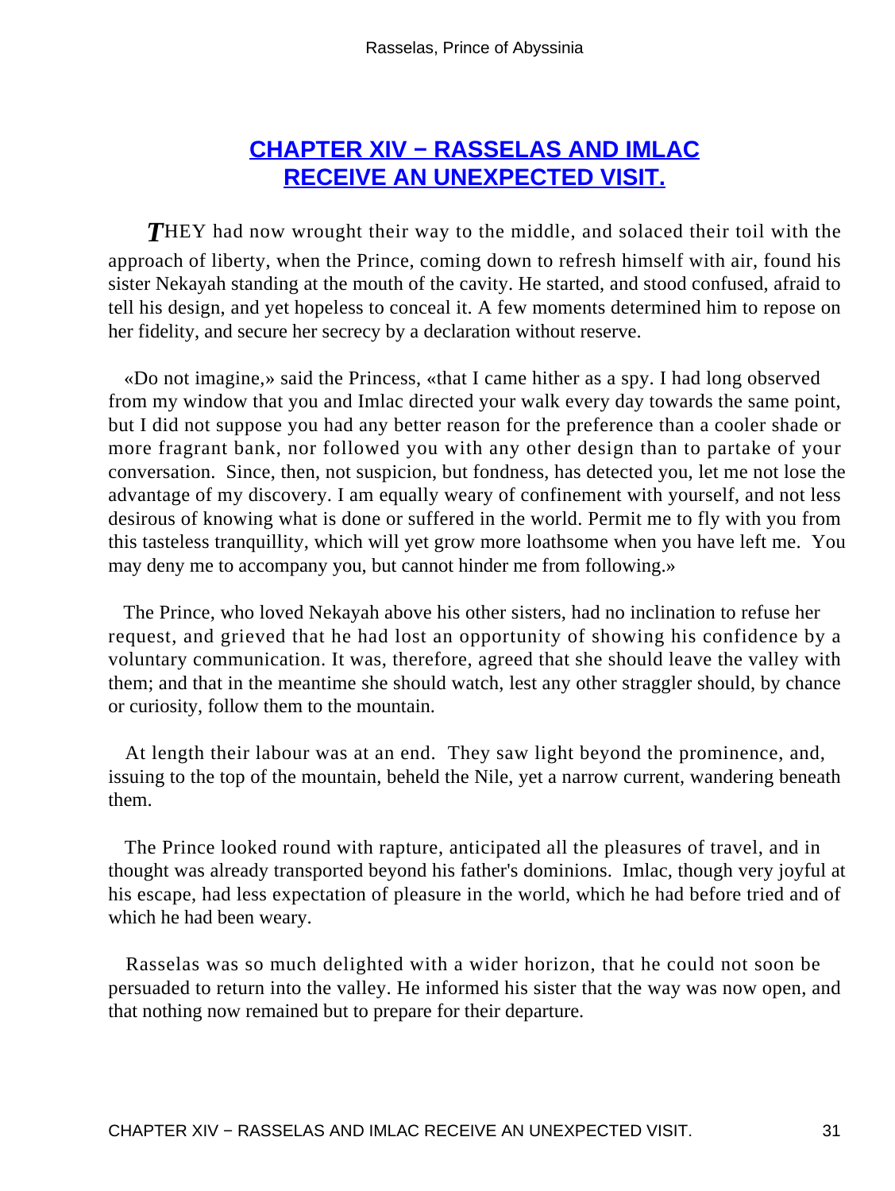## CHAPTER XIV − RASSELAS AND IMLAC RECEIVE AN UNEXPECTED VISIT.

*T*HEY had now wrought their way to the middle, and solaced their toil with the approach of liberty, when the Prince, coming down to refresh himself with air, found his sister Nekayah standing at the mouth of the cavity. He started, and stood confused, afraid to tell his design, and yet hopeless to conceal it. A few moments determined him to repose on her fidelity, and secure her secrecy by a declaration without reserve.

«Do not imagine,» said the Princess, «that I came hither as a spy. I had long observed from my window that you and Imlac directed your walk every day towards the same point, but I did not suppose you had any better reason for the preference than a cooler shade or more fragrant bank, nor followed you with any other design than to partake of your conversation. Since, then, not suspicion, but fondness, has detected you, let me not lose the advantage of my discovery. I am equally weary of confinement with yourself, and not less desirous of knowing what is done or suffered in the world. Permit me to fly with you from this tasteless tranquillity, which will yet grow more loathsome when you have left me. You may deny me to accompany you, but cannot hinder me from following.»

The Prince, who loved Nekayah above his other sisters, had no inclination to refuse her request, and grieved that he had lost an opportunity of showing his confidence by a voluntary communication. It was, therefore, agreed that she should leave the valley with them; and that in the meantime she should watch, lest any other straggler should, by chance or curiosity, follow them to the mountain.

At length their labour was at an end. They saw light beyond the prominence, and, issuing to the top of the mountain, beheld the Nile, yet a narrow current, wandering beneath them.

The Prince looked round with rapture, anticipated all the pleasures of travel, and in thought was already transported beyond his father's dominions. Imlac, though very joyful at his escape, had less expectation of pleasure in the world, which he had before tried and of which he had been weary.

Rasselas was so much delighted with a wider horizon, that he could not soon be persuaded to return into the valley. He informed his sister that the way was now open, and that nothing now remained but to prepare for their departure.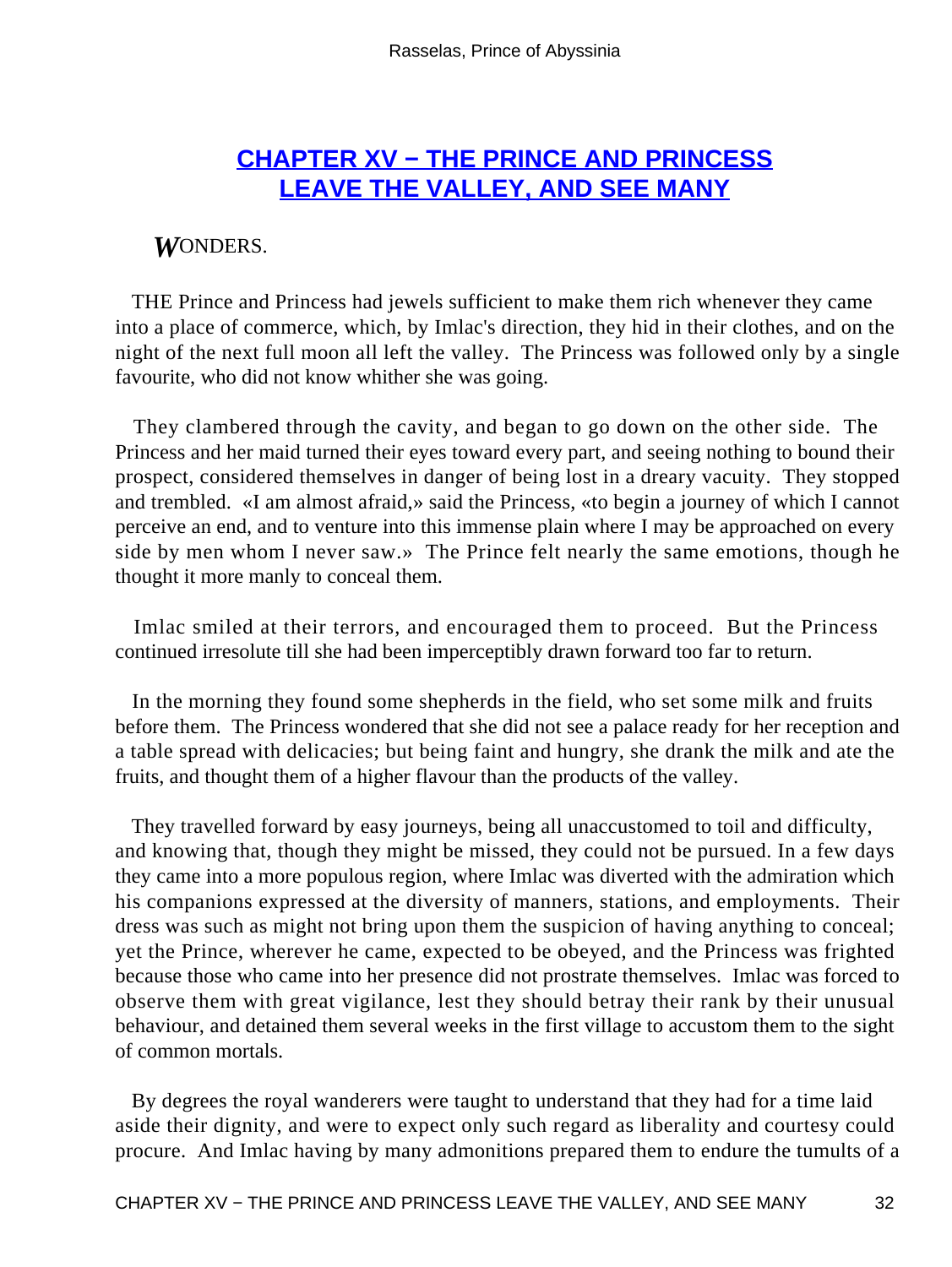## CHAPTER XV − THE PRINCE AND PRINCESS LEAVE THE VALLEY, AND SEE MANY

*W*ONDERS.

THE Prince and Princess had jewels sufficient to make them rich whenever they came into a place of commerce, which, by Imlac's direction, they hid in their clothes, and on the night of the next full moon all left the valley. The Princess was followed only by a single favourite, who did not know whither she was going.

They clambered through the cavity, and began to go down on the other side. The Princess and her maid turned their eyes toward every part, and seeing nothing to bound their prospect, considered themselves in danger of being lost in a dreary vacuity. They stopped and trembled. «I am almost afraid,» said the Princess, «to begin a journey of which I cannot perceive an end, and to venture into this immense plain where I may be approached on every side by men whom I never saw.» The Prince felt nearly the same emotions, though he thought it more manly to conceal them.

Imlac smiled at their terrors, and encouraged them to proceed. But the Princess continued irresolute till she had been imperceptibly drawn forward too far to return.

In the morning they found some shepherds in the field, who set some milk and fruits before them. The Princess wondered that she did not see a palace ready for her reception and a table spread with delicacies; but being faint and hungry, she drank the milk and ate the fruits, and thought them of a higher flavour than the products of the valley.

They travelled forward by easy journeys, being all unaccustomed to toil and difficulty, and knowing that, though they might be missed, they could not be pursued. In a few days they came into a more populous region, where Imlac was diverted with the admiration which his companions expressed at the diversity of manners, stations, and employments. Their dress was such as might not bring upon them the suspicion of having anything to conceal; yet the Prince, wherever he came, expected to be obeyed, and the Princess was frighted because those who came into her presence did not prostrate themselves. Imlac was forced to observe them with great vigilance, lest they should betray their rank by their unusual behaviour, and detained them several weeks in the first village to accustom them to the sight of common mortals.

By degrees the royal wanderers were taught to understand that they had for a time laid aside their dignity, and were to expect only such regard as liberality and courtesy could procure. And Imlac having by many admonitions prepared them to endure the tumults of a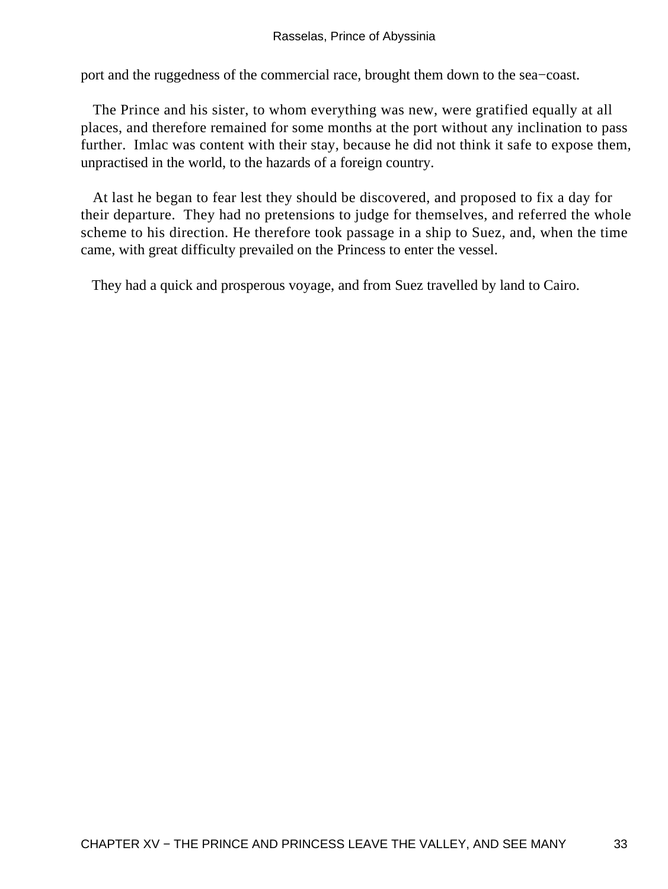port and the ruggedness of the commercial race, brought them down to the sea−coast.

The Prince and his sister, to whom everything was new, were gratified equally at all places, and therefore remained for some months at the port without any inclination to pass further. Imlac was content with their stay, because he did not think it safe to expose them, unpractised in the world, to the hazards of a foreign country.

At last he began to fear lest they should be discovered, and proposed to fix a day for their departure. They had no pretensions to judge for themselves, and referred the whole scheme to his direction. He therefore took passage in a ship to Suez, and, when the time came, with great difficulty prevailed on the Princess to enter the vessel.

They had a quick and prosperous voyage, and from Suez travelled by land to Cairo.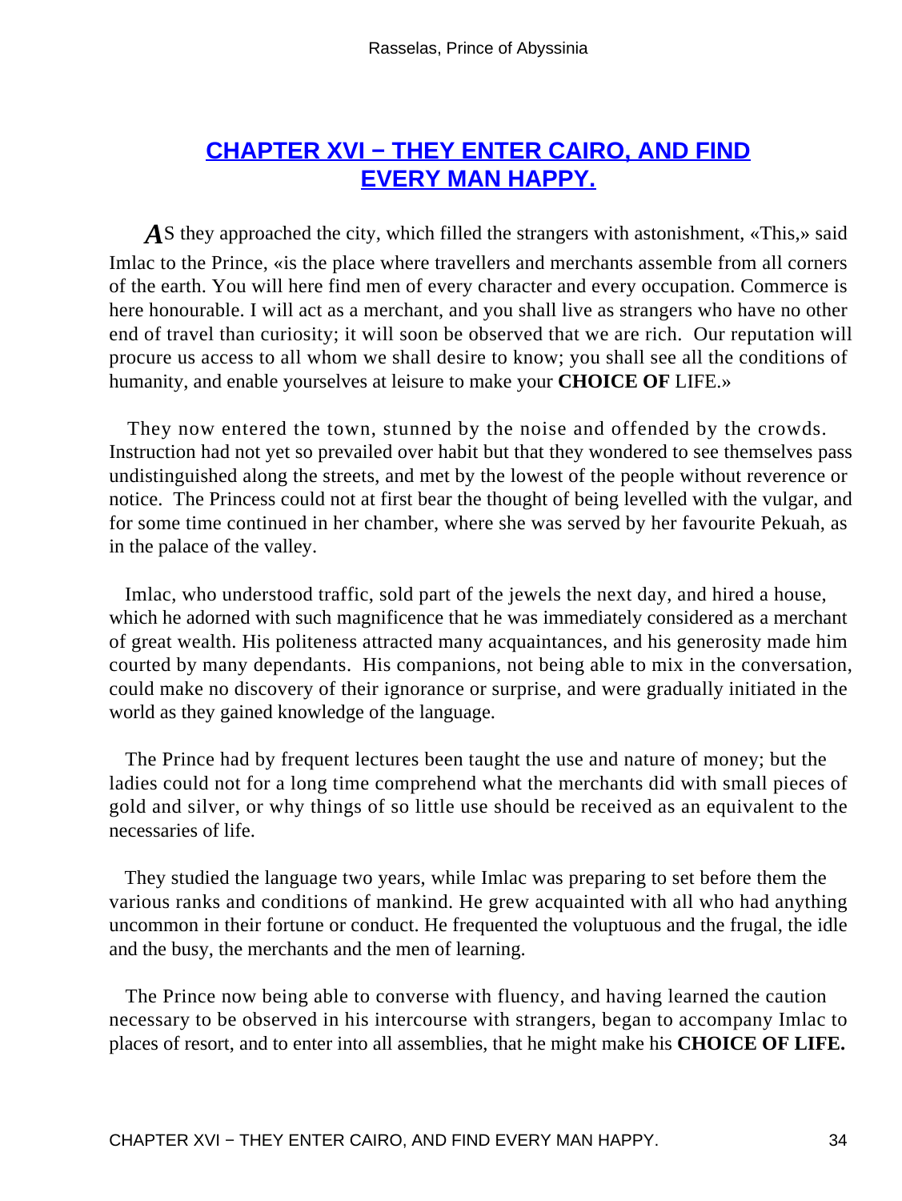## CHAPTER XVI − THEY ENTER CAIRO, AND FIND EVERY MAN HAPPY.

*A*S they approached the city, which filled the strangers with astonishment, «This,» said Imlac to the Prince, «is the place where travellers and merchants assemble from all corners of the earth. You will here find men of every character and every occupation. Commerce is here honourable. I will act as a merchant, and you shall live as strangers who have no other end of travel than curiosity; it will soon be observed that we are rich. Our reputation will procure us access to all whom we shall desire to know; you shall see all the conditions of humanity, and enable yourselves at leisure to make your **CHOICE OF** LIFE.»

They now entered the town, stunned by the noise and offended by the crowds. Instruction had not yet so prevailed over habit but that they wondered to see themselves pass undistinguished along the streets, and met by the lowest of the people without reverence or notice. The Princess could not at first bear the thought of being levelled with the vulgar, and for some time continued in her chamber, where she was served by her favourite Pekuah, as in the palace of the valley.

Imlac, who understood traffic, sold part of the jewels the next day, and hired a house, which he adorned with such magnificence that he was immediately considered as a merchant of great wealth. His politeness attracted many acquaintances, and his generosity made him courted by many dependants. His companions, not being able to mix in the conversation, could make no discovery of their ignorance or surprise, and were gradually initiated in the world as they gained knowledge of the language.

The Prince had by frequent lectures been taught the use and nature of money; but the ladies could not for a long time comprehend what the merchants did with small pieces of gold and silver, or why things of so little use should be received as an equivalent to the necessaries of life.

They studied the language two years, while Imlac was preparing to set before them the various ranks and conditions of mankind. He grew acquainted with all who had anything uncommon in their fortune or conduct. He frequented the voluptuous and the frugal, the idle and the busy, the merchants and the men of learning.

The Prince now being able to converse with fluency, and having learned the caution necessary to be observed in his intercourse with strangers, began to accompany Imlac to places of resort, and to enter into all assemblies, that he might make his **CHOICE OF LIFE.**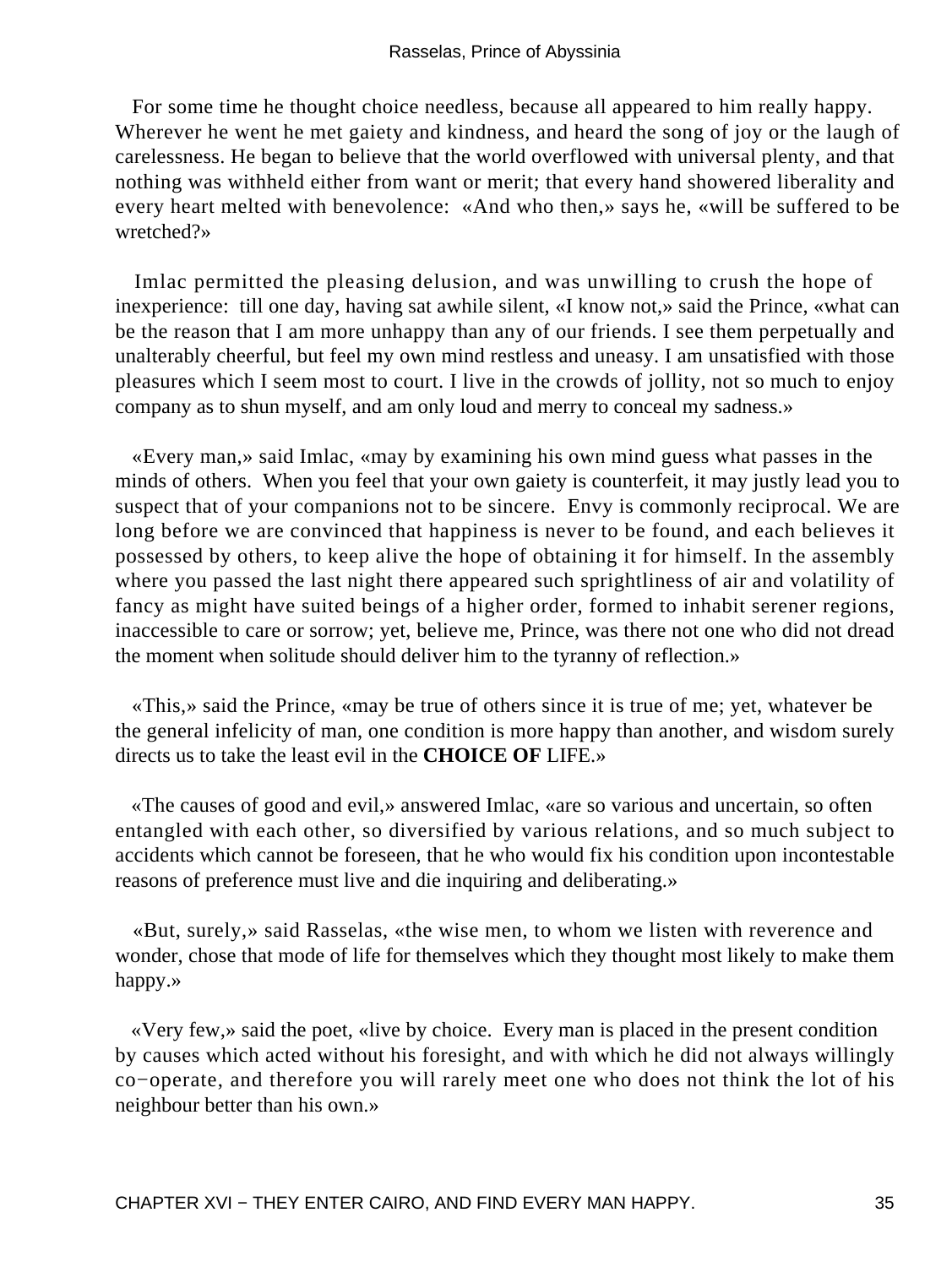For some time he thought choice needless, because all appeared to him really happy. Wherever he went he met gaiety and kindness, and heard the song of joy or the laugh of carelessness. He began to believe that the world overflowed with universal plenty, and that nothing was withheld either from want or merit; that every hand showered liberality and every heart melted with benevolence: «And who then,» says he, «will be suffered to be wretched?»

Imlac permitted the pleasing delusion, and was unwilling to crush the hope of inexperience: till one day, having sat awhile silent, «I know not,» said the Prince, «what can be the reason that I am more unhappy than any of our friends. I see them perpetually and unalterably cheerful, but feel my own mind restless and uneasy. I am unsatisfied with those pleasures which I seem most to court. I live in the crowds of jollity, not so much to enjoy company as to shun myself, and am only loud and merry to conceal my sadness.»

«Every man,» said Imlac, «may by examining his own mind guess what passes in the minds of others. When you feel that your own gaiety is counterfeit, it may justly lead you to suspect that of your companions not to be sincere. Envy is commonly reciprocal. We are long before we are convinced that happiness is never to be found, and each believes it possessed by others, to keep alive the hope of obtaining it for himself. In the assembly where you passed the last night there appeared such sprightliness of air and volatility of fancy as might have suited beings of a higher order, formed to inhabit serener regions, inaccessible to care or sorrow; yet, believe me, Prince, was there not one who did not dread the moment when solitude should deliver him to the tyranny of reflection.»

«This,» said the Prince, «may be true of others since it is true of me; yet, whatever be the general infelicity of man, one condition is more happy than another, and wisdom surely directs us to take the least evil in the **CHOICE OF** LIFE.»

«The causes of good and evil,» answered Imlac, «are so various and uncertain, so often entangled with each other, so diversified by various relations, and so much subject to accidents which cannot be foreseen, that he who would fix his condition upon incontestable reasons of preference must live and die inquiring and deliberating.»

«But, surely,» said Rasselas, «the wise men, to whom we listen with reverence and wonder, chose that mode of life for themselves which they thought most likely to make them happy.»

«Very few,» said the poet, «live by choice. Every man is placed in the present condition by causes which acted without his foresight, and with which he did not always willingly co−operate, and therefore you will rarely meet one who does not think the lot of his neighbour better than his own.»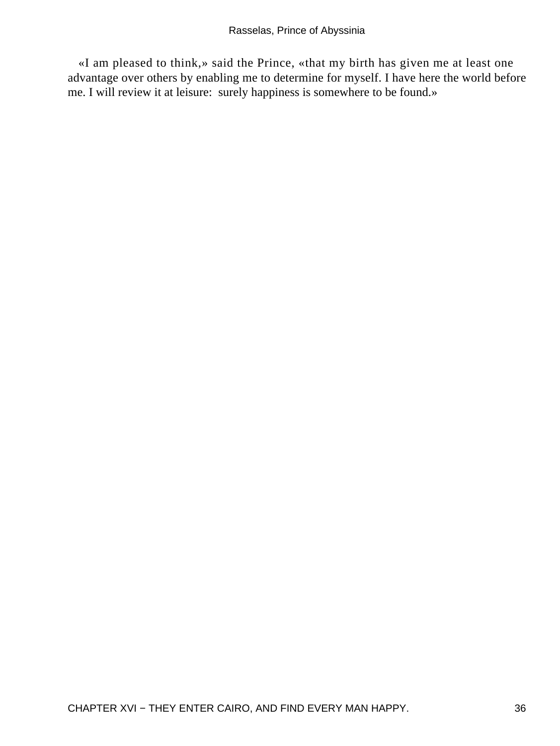«I am pleased to think,» said the Prince, «that my birth has given me at least one advantage over others by enabling me to determine for myself. I have here the world before me. I will review it at leisure: surely happiness is somewhere to be found.»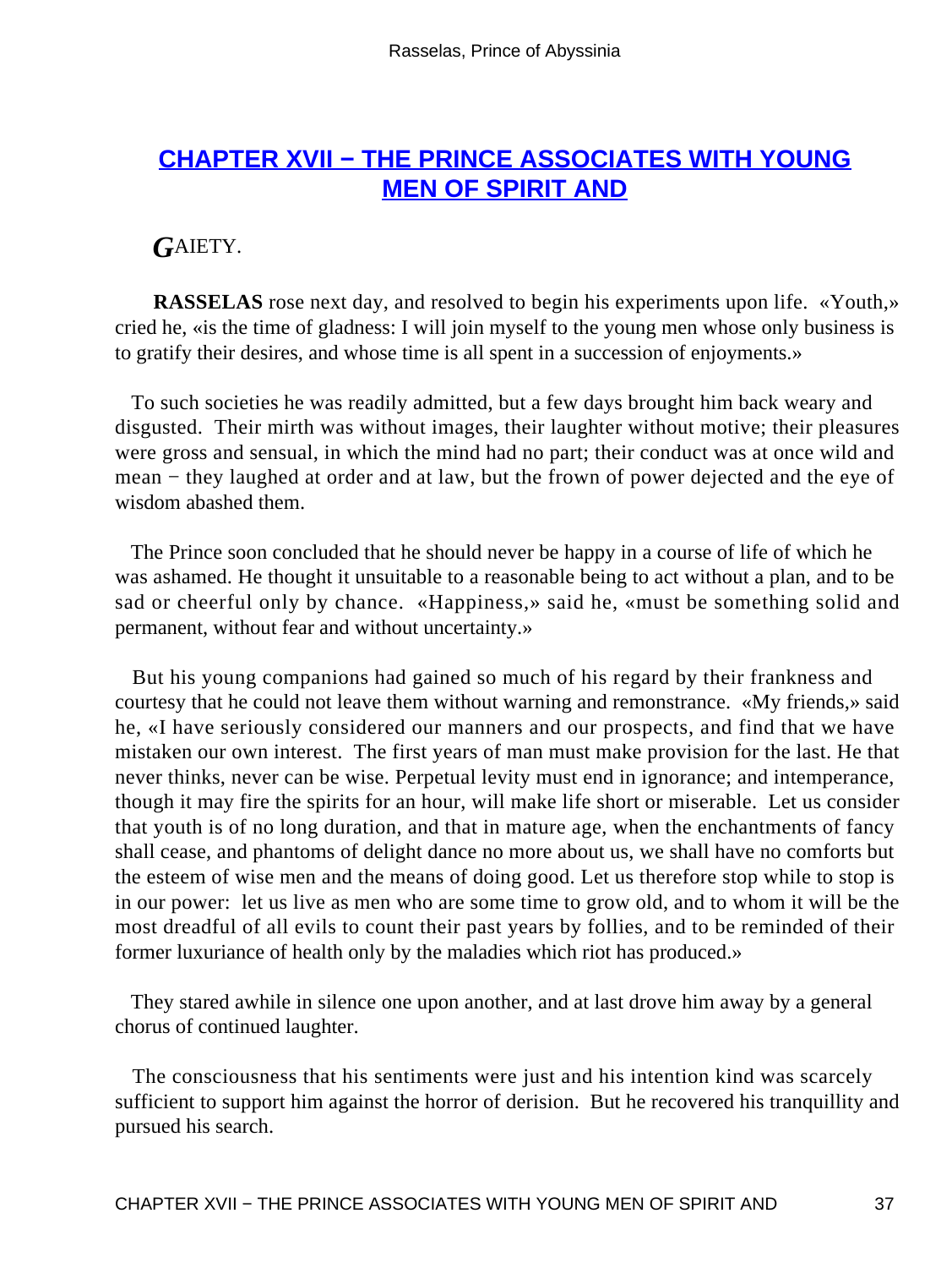## CHAPTER XVII − THE PRINCE ASSOCIATES WITH YOUNG MEN OF SPIRIT AND

*G*AIETY.

**RASSELAS** rose next day, and resolved to begin his experiments upon life. «Youth,» cried he, «is the time of gladness: I will join myself to the young men whose only business is to gratify their desires, and whose time is all spent in a succession of enjoyments.»

To such societies he was readily admitted, but a few days brought him back weary and disgusted. Their mirth was without images, their laughter without motive; their pleasures were gross and sensual, in which the mind had no part; their conduct was at once wild and mean − they laughed at order and at law, but the frown of power dejected and the eye of wisdom abashed them.

The Prince soon concluded that he should never be happy in a course of life of which he was ashamed. He thought it unsuitable to a reasonable being to act without a plan, and to be sad or cheerful only by chance. «Happiness,» said he, «must be something solid and permanent, without fear and without uncertainty.»

But his young companions had gained so much of his regard by their frankness and courtesy that he could not leave them without warning and remonstrance. «My friends,» said he, «I have seriously considered our manners and our prospects, and find that we have mistaken our own interest. The first years of man must make provision for the last. He that never thinks, never can be wise. Perpetual levity must end in ignorance; and intemperance, though it may fire the spirits for an hour, will make life short or miserable. Let us consider that youth is of no long duration, and that in mature age, when the enchantments of fancy shall cease, and phantoms of delight dance no more about us, we shall have no comforts but the esteem of wise men and the means of doing good. Let us therefore stop while to stop is in our power: let us live as men who are some time to grow old, and to whom it will be the most dreadful of all evils to count their past years by follies, and to be reminded of their former luxuriance of health only by the maladies which riot has produced.»

They stared awhile in silence one upon another, and at last drove him away by a general chorus of continued laughter.

The consciousness that his sentiments were just and his intention kind was scarcely sufficient to support him against the horror of derision. But he recovered his tranquillity and pursued his search.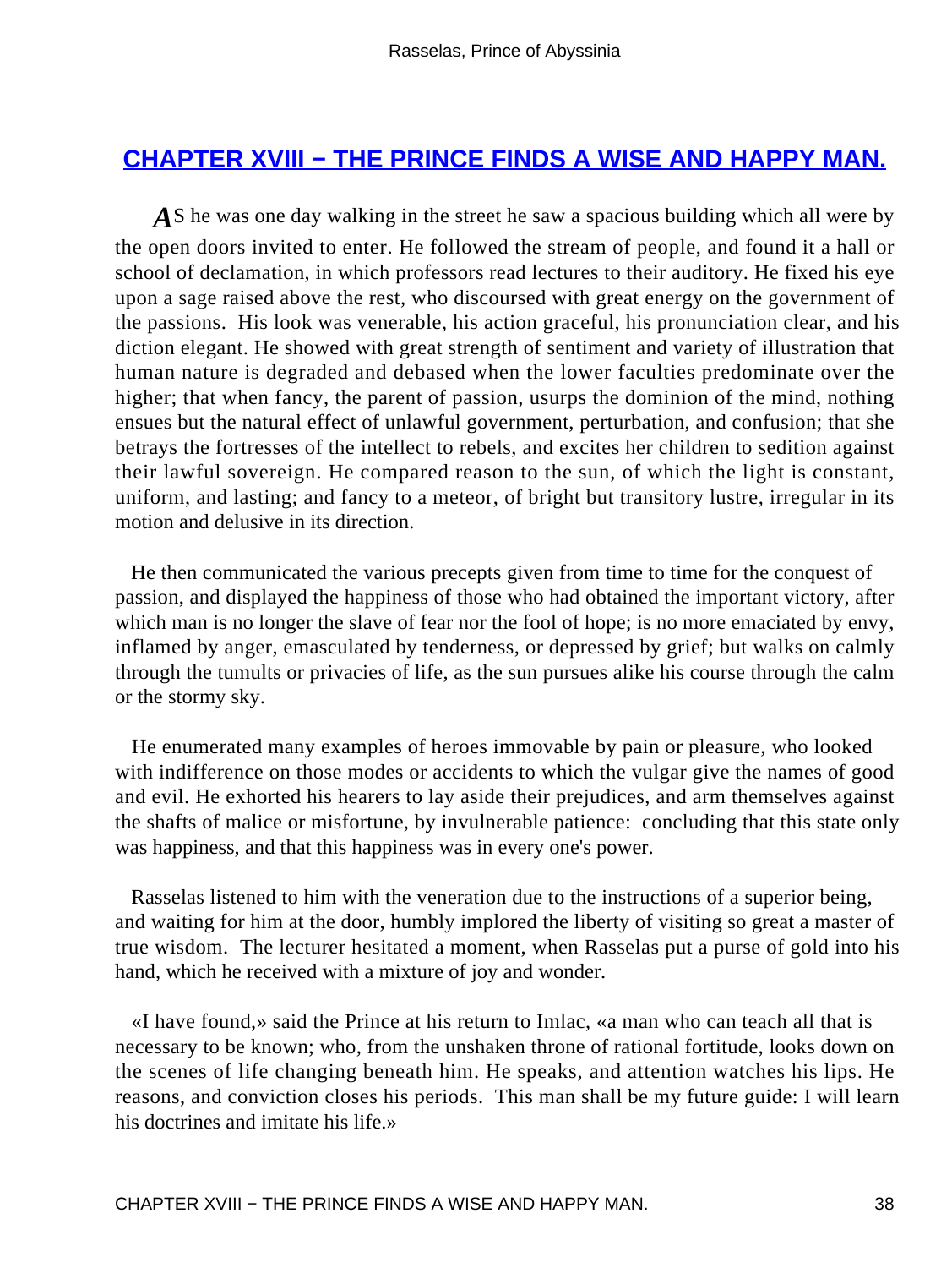## CHAPTER XVIII − THE PRINCE FINDS A WISE AND HAPPY MAN.

AS he was one day walking in the street he saw a spacious building which all were by the open doors invited to enter. He followed the stream of people, and found it a hall or school of declamation, in which professors read lectures to their auditory. He fixed his eye upon a sage raised above the rest, who discoursed with great energy on the government of the passions. His look was venerable, his action graceful, his pronunciation clear, and his diction elegant. He showed with great strength of sentiment and variety of illustration that human nature is degraded and debased when the lower faculties predominate over the higher; that when fancy, the parent of passion, usurps the dominion of the mind, nothing ensues but the natural effect of unlawful government, perturbation, and confusion; that she betrays the fortresses of the intellect to rebels, and excites her children to sedition against their lawful sovereign. He compared reason to the sun, of which the light is constant, uniform, and lasting; and fancy to a meteor, of bright but transitory lustre, irregular in its motion and delusive in its direction.

He then communicated the various precepts given from time to time for the conquest of passion, and displayed the happiness of those who had obtained the important victory, after which man is no longer the slave of fear nor the fool of hope; is no more emaciated by envy, inflamed by anger, emasculated by tenderness, or depressed by grief; but walks on calmly through the tumults or privacies of life, as the sun pursues alike his course through the calm or the stormy sky.

He enumerated many examples of heroes immovable by pain or pleasure, who looked with indifference on those modes or accidents to which the vulgar give the names of good and evil. He exhorted his hearers to lay aside their prejudices, and arm themselves against the shafts of malice or misfortune, by invulnerable patience: concluding that this state only was happiness, and that this happiness was in every one's power.

Rasselas listened to him with the veneration due to the instructions of a superior being, and waiting for him at the door, humbly implored the liberty of visiting so great a master of true wisdom. The lecturer hesitated a moment, when Rasselas put a purse of gold into his hand, which he received with a mixture of joy and wonder.

«I have found,» said the Prince at his return to Imlac, «a man who can teach all that is necessary to be known; who, from the unshaken throne of rational fortitude, looks down on the scenes of life changing beneath him. He speaks, and attention watches his lips. He reasons, and conviction closes his periods. This man shall be my future guide: I will learn his doctrines and imitate his life.»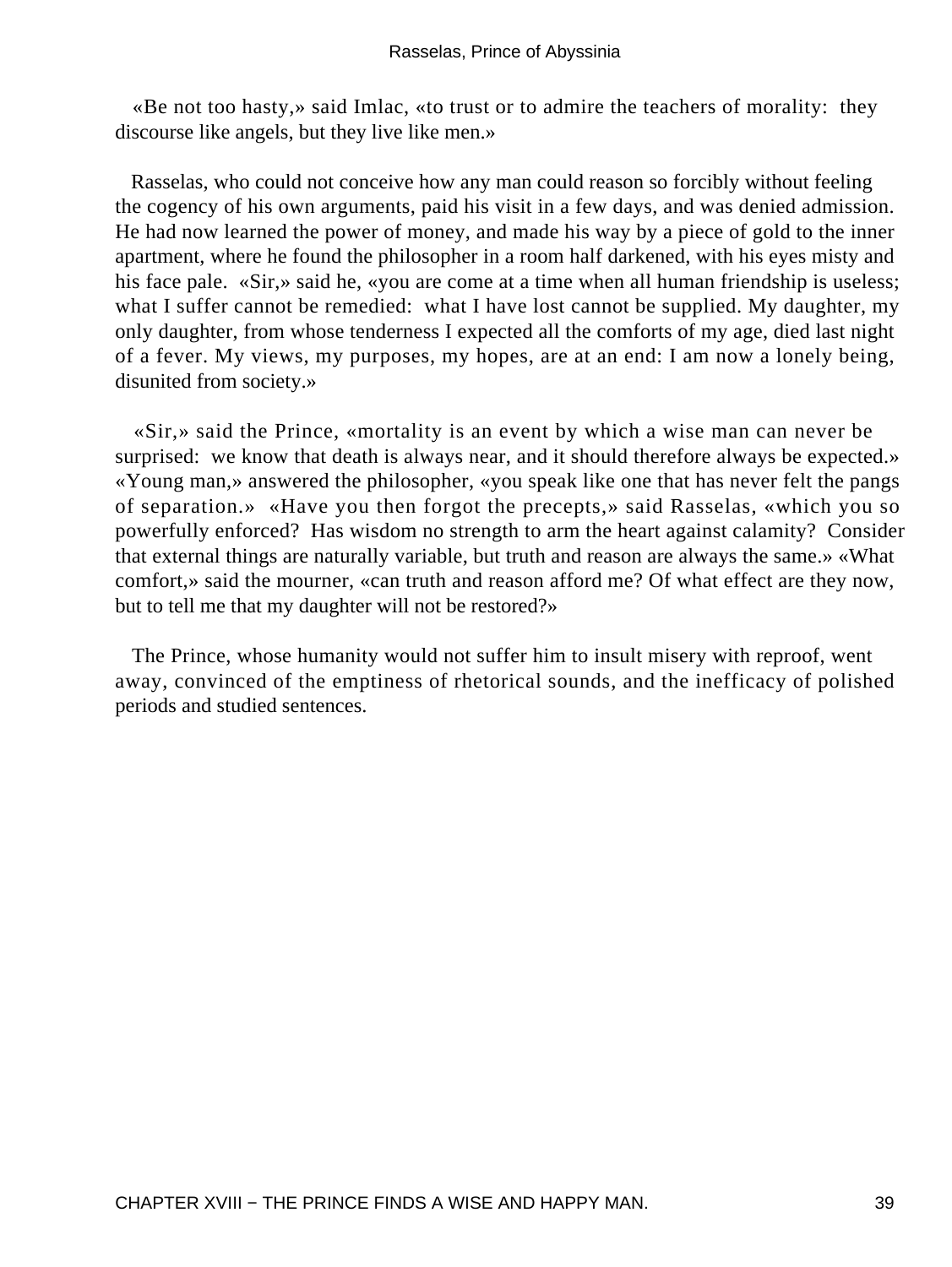«Be not too hasty,» said Imlac, «to trust or to admire the teachers of morality: they discourse like angels, but they live like men.»

Rasselas, who could not conceive how any man could reason so forcibly without feeling the cogency of his own arguments, paid his visit in a few days, and was denied admission. He had now learned the power of money, and made his way by a piece of gold to the inner apartment, where he found the philosopher in a room half darkened, with his eyes misty and his face pale. «Sir,» said he, «you are come at a time when all human friendship is useless; what I suffer cannot be remedied: what I have lost cannot be supplied. My daughter, my only daughter, from whose tenderness I expected all the comforts of my age, died last night of a fever. My views, my purposes, my hopes, are at an end: I am now a lonely being, disunited from society.»

«Sir,» said the Prince, «mortality is an event by which a wise man can never be surprised: we know that death is always near, and it should therefore always be expected.» «Young man,» answered the philosopher, «you speak like one that has never felt the pangs of separation.» «Have you then forgot the precepts,» said Rasselas, «which you so powerfully enforced? Has wisdom no strength to arm the heart against calamity? Consider that external things are naturally variable, but truth and reason are always the same.» «What comfort,» said the mourner, «can truth and reason afford me? Of what effect are they now, but to tell me that my daughter will not be restored?»

The Prince, whose humanity would not suffer him to insult misery with reproof, went away, convinced of the emptiness of rhetorical sounds, and the inefficacy of polished periods and studied sentences.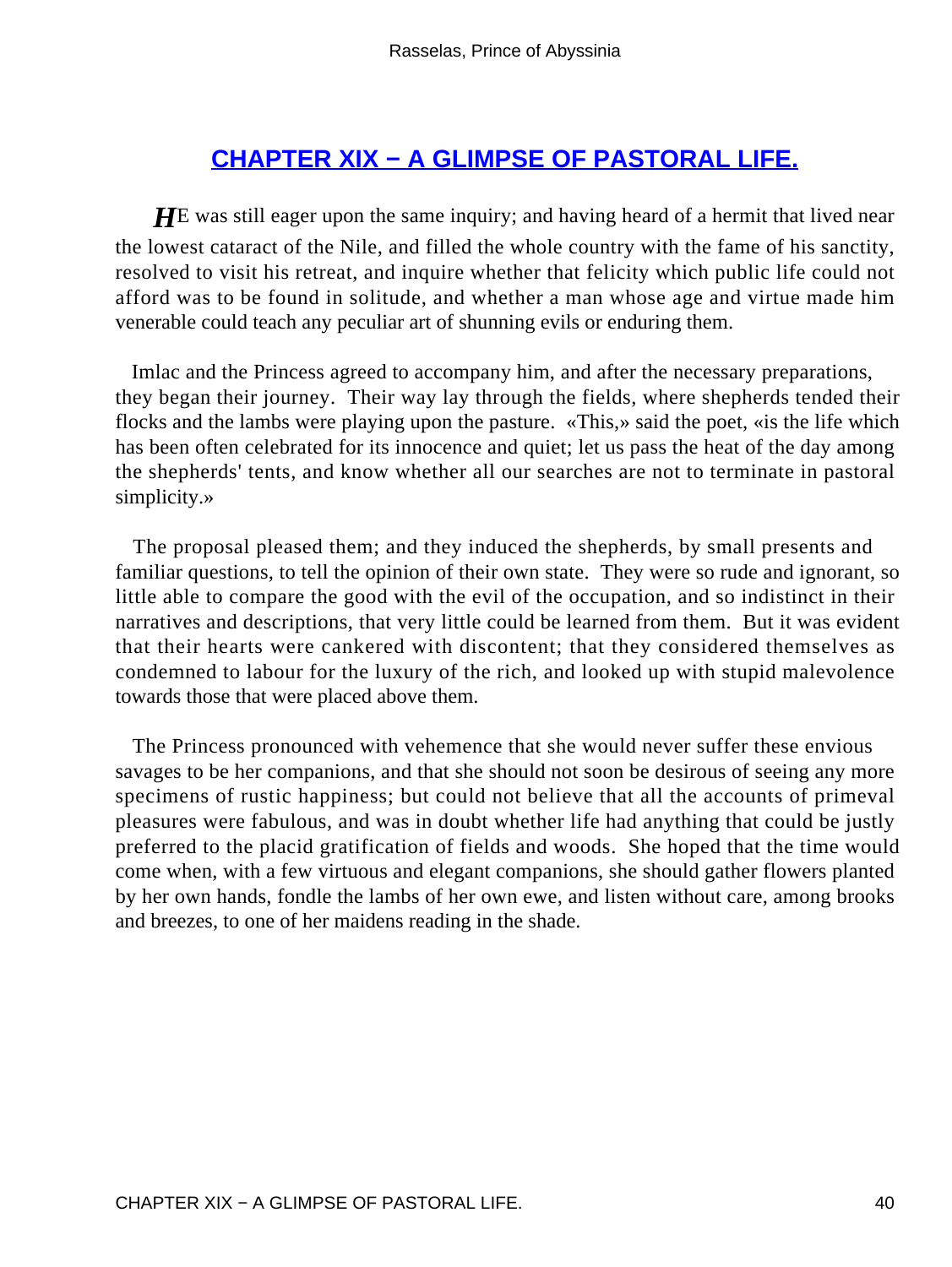## CHAPTER XIX − A GLIMPSE OF PASTORAL LIFE.

HE was still eager upon the same inquiry; and having heard of a hermit that lived near the lowest cataract of the Nile, and filled the whole country with the fame of his sanctity, resolved to visit his retreat, and inquire whether that felicity which public life could not afford was to be found in solitude, and whether a man whose age and virtue made him venerable could teach any peculiar art of shunning evils or enduring them.

Imlac and the Princess agreed to accompany him, and after the necessary preparations, they began their journey. Their way lay through the fields, where shepherds tended their flocks and the lambs were playing upon the pasture. «This,» said the poet, «is the life which has been often celebrated for its innocence and quiet; let us pass the heat of the day among the shepherds' tents, and know whether all our searches are not to terminate in pastoral simplicity.»

The proposal pleased them; and they induced the shepherds, by small presents and familiar questions, to tell the opinion of their own state. They were so rude and ignorant, so little able to compare the good with the evil of the occupation, and so indistinct in their narratives and descriptions, that very little could be learned from them. But it was evident that their hearts were cankered with discontent; that they considered themselves as condemned to labour for the luxury of the rich, and looked up with stupid malevolence towards those that were placed above them.

The Princess pronounced with vehemence that she would never suffer these envious savages to be her companions, and that she should not soon be desirous of seeing any more specimens of rustic happiness; but could not believe that all the accounts of primeval pleasures were fabulous, and was in doubt whether life had anything that could be justly preferred to the placid gratification of fields and woods. She hoped that the time would come when, with a few virtuous and elegant companions, she should gather flowers planted by her own hands, fondle the lambs of her own ewe, and listen without care, among brooks and breezes, to one of her maidens reading in the shade.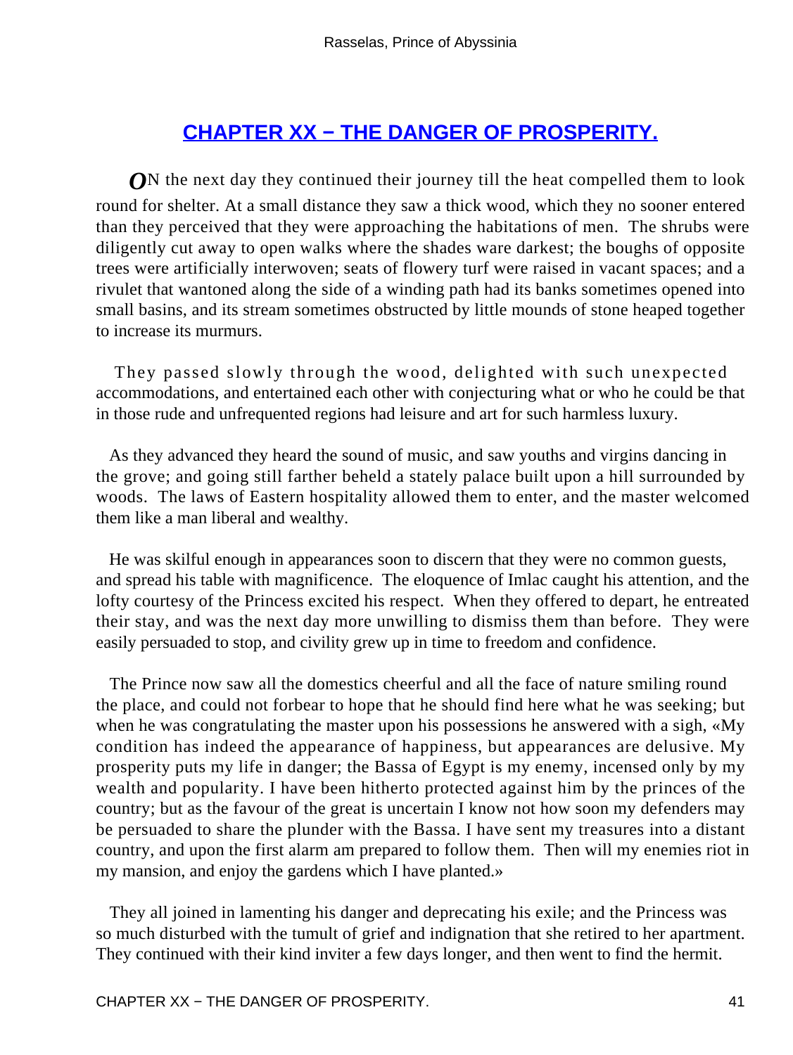## CHAPTER XX − THE DANGER OF PROSPERITY.

ON the next day they continued their journey till the heat compelled them to look round for shelter. At a small distance they saw a thick wood, which they no sooner entered than they perceived that they were approaching the habitations of men. The shrubs were diligently cut away to open walks where the shades ware darkest; the boughs of opposite trees were artificially interwoven; seats of flowery turf were raised in vacant spaces; and a rivulet that wantoned along the side of a winding path had its banks sometimes opened into small basins, and its stream sometimes obstructed by little mounds of stone heaped together to increase its murmurs.

They passed slowly through the wood, delighted with such unexpected accommodations, and entertained each other with conjecturing what or who he could be that in those rude and unfrequented regions had leisure and art for such harmless luxury.

As they advanced they heard the sound of music, and saw youths and virgins dancing in the grove; and going still farther beheld a stately palace built upon a hill surrounded by woods. The laws of Eastern hospitality allowed them to enter, and the master welcomed them like a man liberal and wealthy.

He was skilful enough in appearances soon to discern that they were no common guests, and spread his table with magnificence. The eloquence of Imlac caught his attention, and the lofty courtesy of the Princess excited his respect. When they offered to depart, he entreated their stay, and was the next day more unwilling to dismiss them than before. They were easily persuaded to stop, and civility grew up in time to freedom and confidence.

The Prince now saw all the domestics cheerful and all the face of nature smiling round the place, and could not forbear to hope that he should find here what he was seeking; but when he was congratulating the master upon his possessions he answered with a sigh, «My condition has indeed the appearance of happiness, but appearances are delusive. My prosperity puts my life in danger; the Bassa of Egypt is my enemy, incensed only by my wealth and popularity. I have been hitherto protected against him by the princes of the country; but as the favour of the great is uncertain I know not how soon my defenders may be persuaded to share the plunder with the Bassa. I have sent my treasures into a distant country, and upon the first alarm am prepared to follow them. Then will my enemies riot in my mansion, and enjoy the gardens which I have planted.»

They all joined in lamenting his danger and deprecating his exile; and the Princess was so much disturbed with the tumult of grief and indignation that she retired to her apartment. They continued with their kind inviter a few days longer, and then went to find the hermit.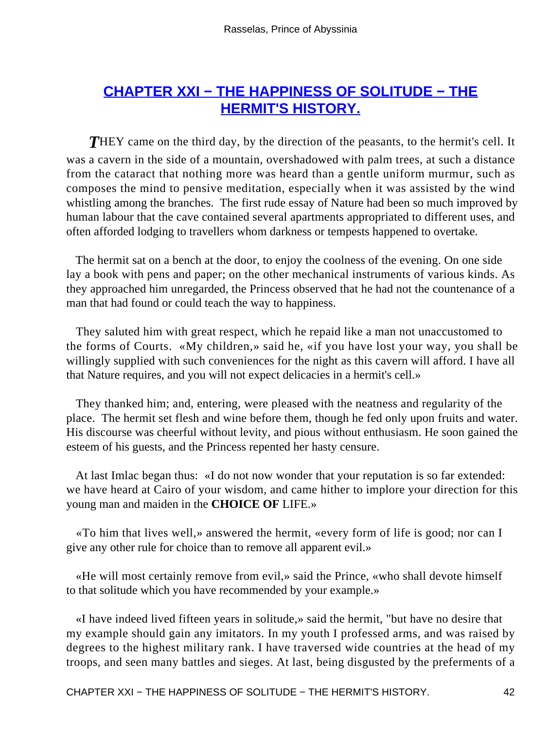## [CHAPTER XXI − THE HAPPINESS OF SOLITUDE − THE HERMIT'S HISTORY.]()

*T*HEY came on the third day, by the direction of the peasants, to the hermit's cell. It was a cavern in the side of a mountain, overshadowed with palm trees, at such a distance from the cataract that nothing more was heard than a gentle uniform murmur, such as composes the mind to pensive meditation, especially when it was assisted by the wind whistling among the branches. The first rude essay of Nature had been so much improved by human labour that the cave contained several apartments appropriated to different uses, and often afforded lodging to travellers whom darkness or tempests happened to overtake.

The hermit sat on a bench at the door, to enjoy the coolness of the evening. On one side lay a book with pens and paper; on the other mechanical instruments of various kinds. As they approached him unregarded, the Princess observed that he had not the countenance of a man that had found or could teach the way to happiness.

They saluted him with great respect, which he repaid like a man not unaccustomed to the forms of Courts. «My children,» said he, «if you have lost your way, you shall be willingly supplied with such conveniences for the night as this cavern will afford. I have all that Nature requires, and you will not expect delicacies in a hermit's cell.»

They thanked him; and, entering, were pleased with the neatness and regularity of the place. The hermit set flesh and wine before them, though he fed only upon fruits and water. His discourse was cheerful without levity, and pious without enthusiasm. He soon gained the esteem of his guests, and the Princess repented her hasty censure.

At last Imlac began thus: «I do not now wonder that your reputation is so far extended: we have heard at Cairo of your wisdom, and came hither to implore your direction for this young man and maiden in the **CHOICE OF** LIFE.»

«To him that lives well,» answered the hermit, «every form of life is good; nor can I give any other rule for choice than to remove all apparent evil.»

«He will most certainly remove from evil,» said the Prince, «who shall devote himself to that solitude which you have recommended by your example.»

«I have indeed lived fifteen years in solitude,» said the hermit, "but have no desire that my example should gain any imitators. In my youth I professed arms, and was raised by degrees to the highest military rank. I have traversed wide countries at the head of my troops, and seen many battles and sieges. At last, being disgusted by the preferments of a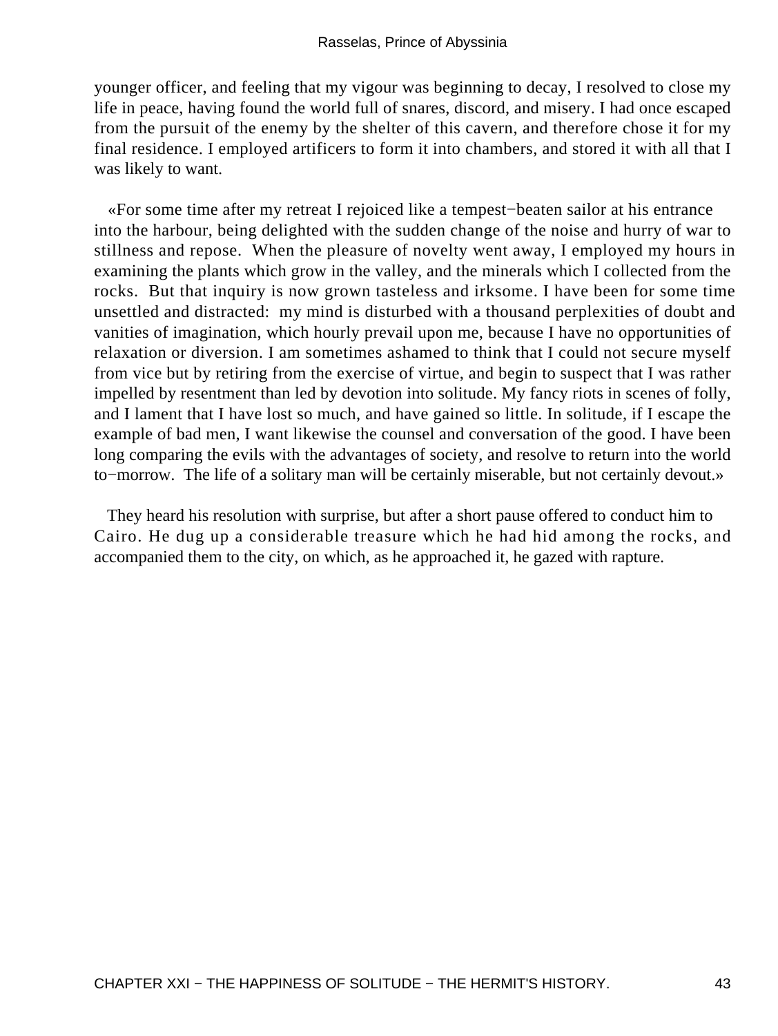younger officer, and feeling that my vigour was beginning to decay, I resolved to close my life in peace, having found the world full of snares, discord, and misery. I had once escaped from the pursuit of the enemy by the shelter of this cavern, and therefore chose it for my final residence. I employed artificers to form it into chambers, and stored it with all that I was likely to want.

«For some time after my retreat I rejoiced like a tempest−beaten sailor at his entrance into the harbour, being delighted with the sudden change of the noise and hurry of war to stillness and repose. When the pleasure of novelty went away, I employed my hours in examining the plants which grow in the valley, and the minerals which I collected from the rocks. But that inquiry is now grown tasteless and irksome. I have been for some time unsettled and distracted: my mind is disturbed with a thousand perplexities of doubt and vanities of imagination, which hourly prevail upon me, because I have no opportunities of relaxation or diversion. I am sometimes ashamed to think that I could not secure myself from vice but by retiring from the exercise of virtue, and begin to suspect that I was rather impelled by resentment than led by devotion into solitude. My fancy riots in scenes of folly, and I lament that I have lost so much, and have gained so little. In solitude, if I escape the example of bad men, I want likewise the counsel and conversation of the good. I have been long comparing the evils with the advantages of society, and resolve to return into the world to−morrow. The life of a solitary man will be certainly miserable, but not certainly devout.»

They heard his resolution with surprise, but after a short pause offered to conduct him to Cairo. He dug up a considerable treasure which he had hid among the rocks, and accompanied them to the city, on which, as he approached it, he gazed with rapture.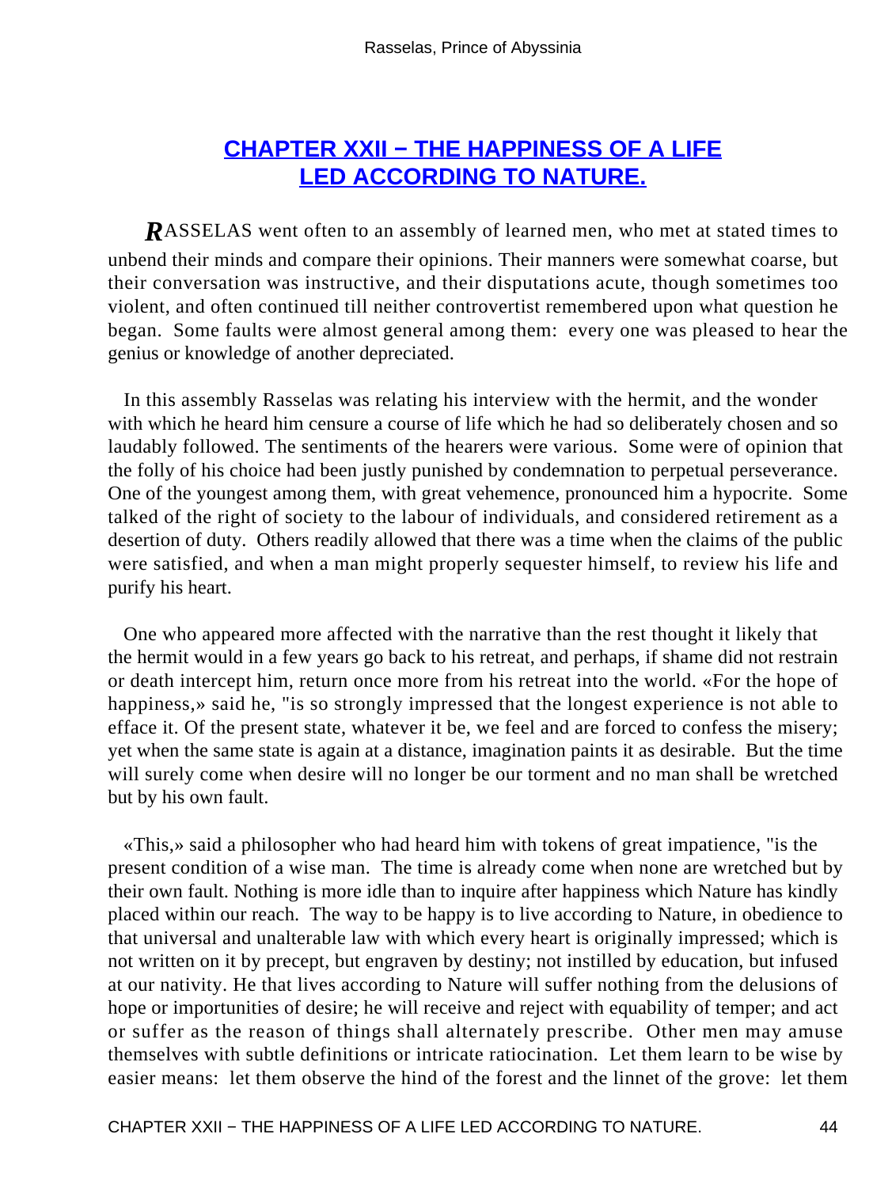## CHAPTER XXII − THE HAPPINESS OF A LIFE LED ACCORDING TO NATURE.

*R*ASSELAS went often to an assembly of learned men, who met at stated times to unbend their minds and compare their opinions. Their manners were somewhat coarse, but their conversation was instructive, and their disputations acute, though sometimes too violent, and often continued till neither controvertist remembered upon what question he began. Some faults were almost general among them: every one was pleased to hear the genius or knowledge of another depreciated.

In this assembly Rasselas was relating his interview with the hermit, and the wonder with which he heard him censure a course of life which he had so deliberately chosen and so laudably followed. The sentiments of the hearers were various. Some were of opinion that the folly of his choice had been justly punished by condemnation to perpetual perseverance. One of the youngest among them, with great vehemence, pronounced him a hypocrite. Some talked of the right of society to the labour of individuals, and considered retirement as a desertion of duty. Others readily allowed that there was a time when the claims of the public were satisfied, and when a man might properly sequester himself, to review his life and purify his heart.

One who appeared more affected with the narrative than the rest thought it likely that the hermit would in a few years go back to his retreat, and perhaps, if shame did not restrain or death intercept him, return once more from his retreat into the world. «For the hope of happiness,» said he, "is so strongly impressed that the longest experience is not able to efface it. Of the present state, whatever it be, we feel and are forced to confess the misery; yet when the same state is again at a distance, imagination paints it as desirable. But the time will surely come when desire will no longer be our torment and no man shall be wretched but by his own fault.

«This,» said a philosopher who had heard him with tokens of great impatience, "is the present condition of a wise man. The time is already come when none are wretched but by their own fault. Nothing is more idle than to inquire after happiness which Nature has kindly placed within our reach. The way to be happy is to live according to Nature, in obedience to that universal and unalterable law with which every heart is originally impressed; which is not written on it by precept, but engraven by destiny; not instilled by education, but infused at our nativity. He that lives according to Nature will suffer nothing from the delusions of hope or importunities of desire; he will receive and reject with equability of temper; and act or suffer as the reason of things shall alternately prescribe. Other men may amuse themselves with subtle definitions or intricate ratiocination. Let them learn to be wise by easier means: let them observe the hind of the forest and the linnet of the grove: let them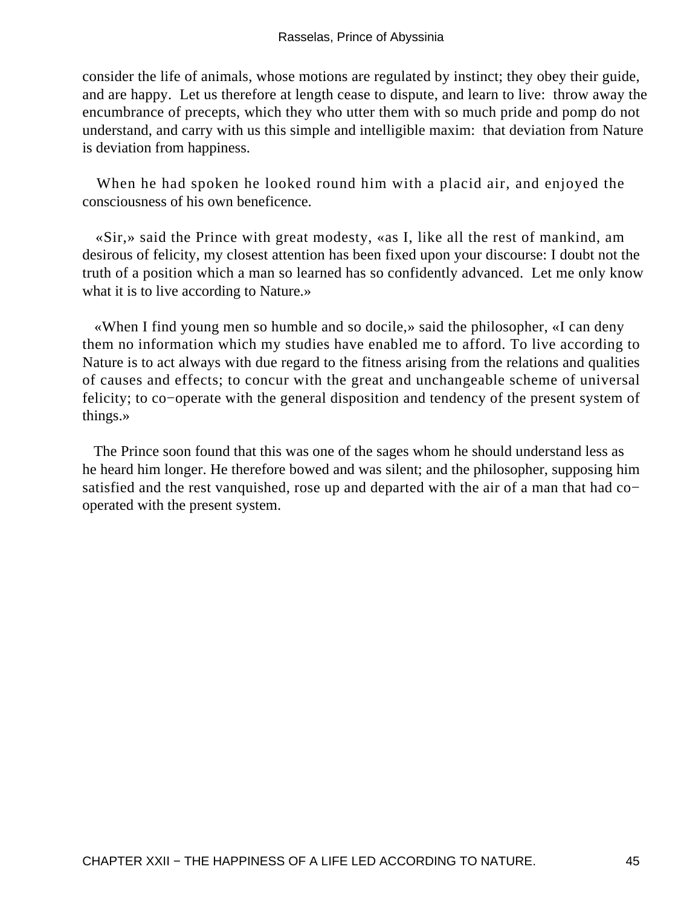consider the life of animals, whose motions are regulated by instinct; they obey their guide, and are happy. Let us therefore at length cease to dispute, and learn to live: throw away the encumbrance of precepts, which they who utter them with so much pride and pomp do not understand, and carry with us this simple and intelligible maxim: that deviation from Nature is deviation from happiness.

When he had spoken he looked round him with a placid air, and enjoyed the consciousness of his own beneficence.

«Sir,» said the Prince with great modesty, «as I, like all the rest of mankind, am desirous of felicity, my closest attention has been fixed upon your discourse: I doubt not the truth of a position which a man so learned has so confidently advanced. Let me only know what it is to live according to Nature.»

«When I find young men so humble and so docile,» said the philosopher, «I can deny them no information which my studies have enabled me to afford. To live according to Nature is to act always with due regard to the fitness arising from the relations and qualities of causes and effects; to concur with the great and unchangeable scheme of universal felicity; to co−operate with the general disposition and tendency of the present system of things.»

The Prince soon found that this was one of the sages whom he should understand less as he heard him longer. He therefore bowed and was silent; and the philosopher, supposing him satisfied and the rest vanquished, rose up and departed with the air of a man that had co−operated with the present system.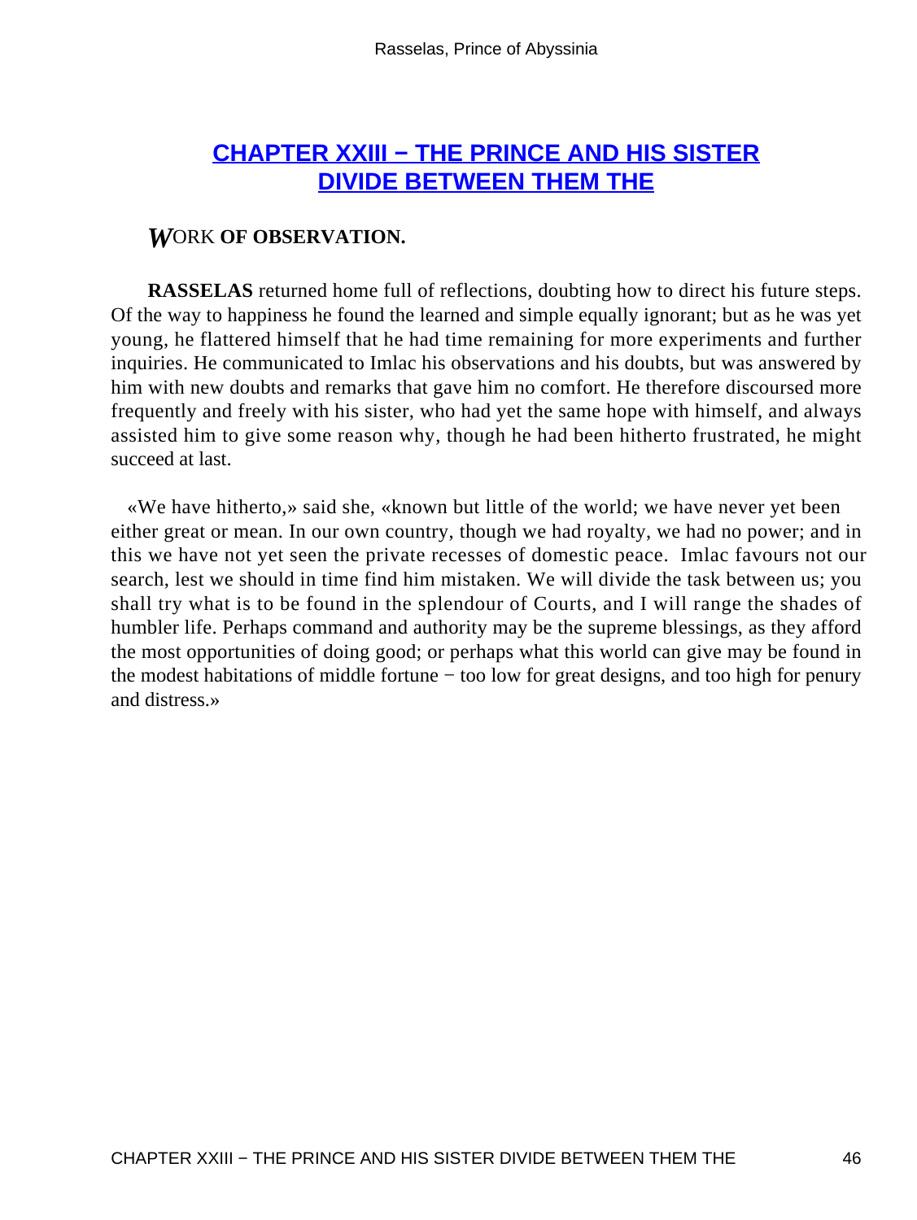## CHAPTER XXIII − THE PRINCE AND HIS SISTER DIVIDE BETWEEN THEM THE

### *W*ORK **OF OBSERVATION.**

**RASSELAS** returned home full of reflections, doubting how to direct his future steps. Of the way to happiness he found the learned and simple equally ignorant; but as he was yet young, he flattered himself that he had time remaining for more experiments and further inquiries. He communicated to Imlac his observations and his doubts, but was answered by him with new doubts and remarks that gave him no comfort. He therefore discoursed more frequently and freely with his sister, who had yet the same hope with himself, and always assisted him to give some reason why, though he had been hitherto frustrated, he might succeed at last.

«We have hitherto,» said she, «known but little of the world; we have never yet been either great or mean. In our own country, though we had royalty, we had no power; and in this we have not yet seen the private recesses of domestic peace. Imlac favours not our search, lest we should in time find him mistaken. We will divide the task between us; you shall try what is to be found in the splendour of Courts, and I will range the shades of humbler life. Perhaps command and authority may be the supreme blessings, as they afford the most opportunities of doing good; or perhaps what this world can give may be found in the modest habitations of middle fortune − too low for great designs, and too high for penury and distress.»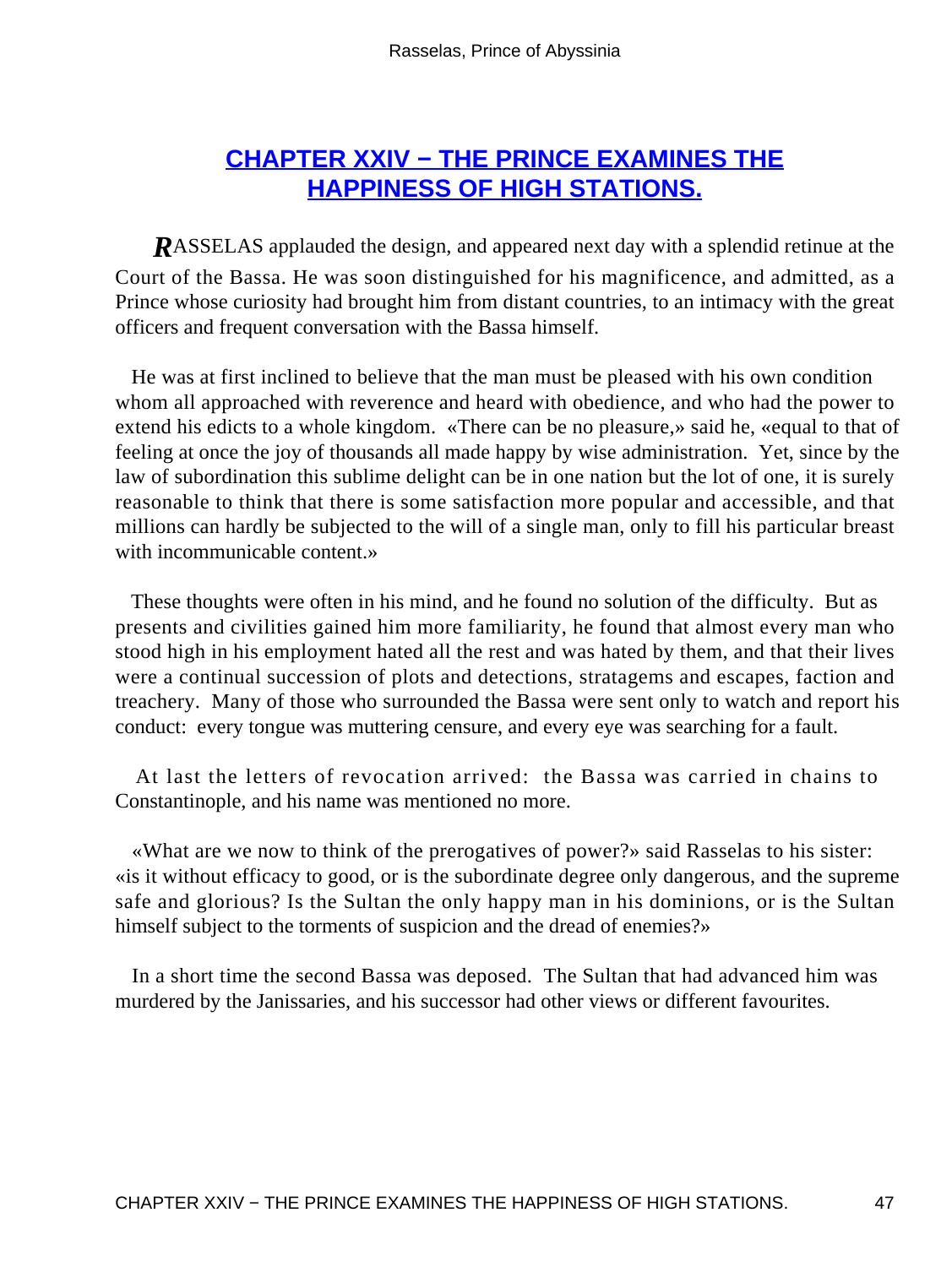## CHAPTER XXIV − THE PRINCE EXAMINES THE HAPPINESS OF HIGH STATIONS.

RASSELAS applauded the design, and appeared next day with a splendid retinue at the Court of the Bassa. He was soon distinguished for his magnificence, and admitted, as a Prince whose curiosity had brought him from distant countries, to an intimacy with the great officers and frequent conversation with the Bassa himself.

He was at first inclined to believe that the man must be pleased with his own condition whom all approached with reverence and heard with obedience, and who had the power to extend his edicts to a whole kingdom. «There can be no pleasure,» said he, «equal to that of feeling at once the joy of thousands all made happy by wise administration. Yet, since by the law of subordination this sublime delight can be in one nation but the lot of one, it is surely reasonable to think that there is some satisfaction more popular and accessible, and that millions can hardly be subjected to the will of a single man, only to fill his particular breast with incommunicable content.»

These thoughts were often in his mind, and he found no solution of the difficulty. But as presents and civilities gained him more familiarity, he found that almost every man who stood high in his employment hated all the rest and was hated by them, and that their lives were a continual succession of plots and detections, stratagems and escapes, faction and treachery. Many of those who surrounded the Bassa were sent only to watch and report his conduct: every tongue was muttering censure, and every eye was searching for a fault.

At last the letters of revocation arrived: the Bassa was carried in chains to Constantinople, and his name was mentioned no more.

«What are we now to think of the prerogatives of power?» said Rasselas to his sister: «is it without efficacy to good, or is the subordinate degree only dangerous, and the supreme safe and glorious? Is the Sultan the only happy man in his dominions, or is the Sultan himself subject to the torments of suspicion and the dread of enemies?»

In a short time the second Bassa was deposed. The Sultan that had advanced him was murdered by the Janissaries, and his successor had other views or different favourites.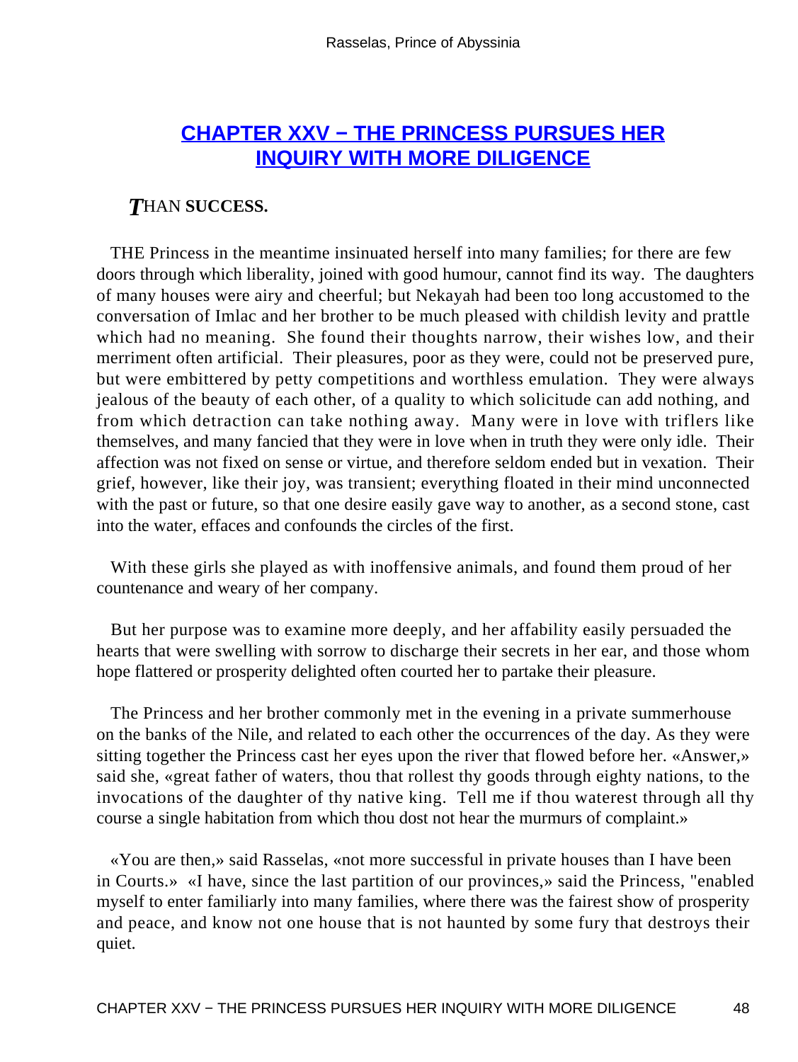## CHAPTER XXV − THE PRINCESS PURSUES HER INQUIRY WITH MORE DILIGENCE

***T*HAN SUCCESS.**

THE Princess in the meantime insinuated herself into many families; for there are few doors through which liberality, joined with good humour, cannot find its way. The daughters of many houses were airy and cheerful; but Nekayah had been too long accustomed to the conversation of Imlac and her brother to be much pleased with childish levity and prattle which had no meaning. She found their thoughts narrow, their wishes low, and their merriment often artificial. Their pleasures, poor as they were, could not be preserved pure, but were embittered by petty competitions and worthless emulation. They were always jealous of the beauty of each other, of a quality to which solicitude can add nothing, and from which detraction can take nothing away. Many were in love with triflers like themselves, and many fancied that they were in love when in truth they were only idle. Their affection was not fixed on sense or virtue, and therefore seldom ended but in vexation. Their grief, however, like their joy, was transient; everything floated in their mind unconnected with the past or future, so that one desire easily gave way to another, as a second stone, cast into the water, effaces and confounds the circles of the first.

With these girls she played as with inoffensive animals, and found them proud of her countenance and weary of her company.

But her purpose was to examine more deeply, and her affability easily persuaded the hearts that were swelling with sorrow to discharge their secrets in her ear, and those whom hope flattered or prosperity delighted often courted her to partake their pleasure.

The Princess and her brother commonly met in the evening in a private summerhouse on the banks of the Nile, and related to each other the occurrences of the day. As they were sitting together the Princess cast her eyes upon the river that flowed before her. «Answer,» said she, «great father of waters, thou that rollest thy goods through eighty nations, to the invocations of the daughter of thy native king. Tell me if thou waterest through all thy course a single habitation from which thou dost not hear the murmurs of complaint.»

«You are then,» said Rasselas, «not more successful in private houses than I have been in Courts.» «I have, since the last partition of our provinces,» said the Princess, "enabled myself to enter familiarly into many families, where there was the fairest show of prosperity and peace, and know not one house that is not haunted by some fury that destroys their quiet.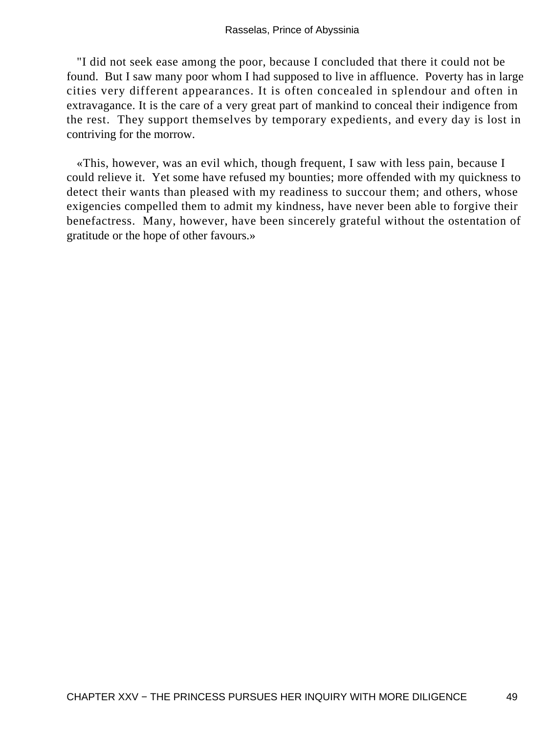"I did not seek ease among the poor, because I concluded that there it could not be found. But I saw many poor whom I had supposed to live in affluence. Poverty has in large cities very different appearances. It is often concealed in splendour and often in extravagance. It is the care of a very great part of mankind to conceal their indigence from the rest. They support themselves by temporary expedients, and every day is lost in contriving for the morrow.

«This, however, was an evil which, though frequent, I saw with less pain, because I could relieve it. Yet some have refused my bounties; more offended with my quickness to detect their wants than pleased with my readiness to succour them; and others, whose exigencies compelled them to admit my kindness, have never been able to forgive their benefactress. Many, however, have been sincerely grateful without the ostentation of gratitude or the hope of other favours.»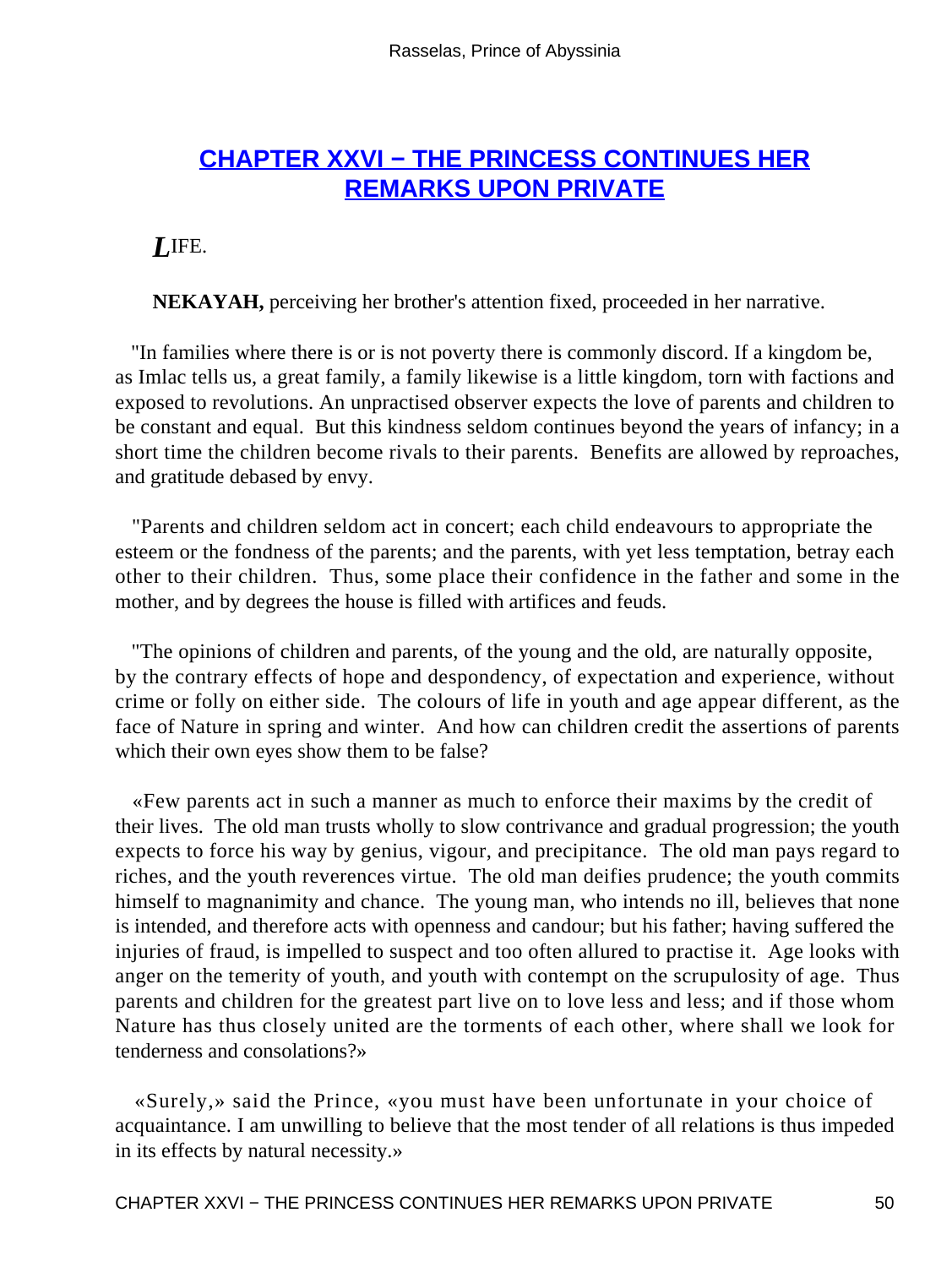## CHAPTER XXVI − THE PRINCESS CONTINUES HER REMARKS UPON PRIVATE

*L*IFE.

**NEKAYAH,** perceiving her brother's attention fixed, proceeded in her narrative.

"In families where there is or is not poverty there is commonly discord. If a kingdom be, as Imlac tells us, a great family, a family likewise is a little kingdom, torn with factions and exposed to revolutions. An unpractised observer expects the love of parents and children to be constant and equal. But this kindness seldom continues beyond the years of infancy; in a short time the children become rivals to their parents. Benefits are allowed by reproaches, and gratitude debased by envy.

"Parents and children seldom act in concert; each child endeavours to appropriate the esteem or the fondness of the parents; and the parents, with yet less temptation, betray each other to their children. Thus, some place their confidence in the father and some in the mother, and by degrees the house is filled with artifices and feuds.

"The opinions of children and parents, of the young and the old, are naturally opposite, by the contrary effects of hope and despondency, of expectation and experience, without crime or folly on either side. The colours of life in youth and age appear different, as the face of Nature in spring and winter. And how can children credit the assertions of parents which their own eyes show them to be false?

«Few parents act in such a manner as much to enforce their maxims by the credit of their lives. The old man trusts wholly to slow contrivance and gradual progression; the youth expects to force his way by genius, vigour, and precipitance. The old man pays regard to riches, and the youth reverences virtue. The old man deifies prudence; the youth commits himself to magnanimity and chance. The young man, who intends no ill, believes that none is intended, and therefore acts with openness and candour; but his father; having suffered the injuries of fraud, is impelled to suspect and too often allured to practise it. Age looks with anger on the temerity of youth, and youth with contempt on the scrupulosity of age. Thus parents and children for the greatest part live on to love less and less; and if those whom Nature has thus closely united are the torments of each other, where shall we look for tenderness and consolations?»

«Surely,» said the Prince, «you must have been unfortunate in your choice of acquaintance. I am unwilling to believe that the most tender of all relations is thus impeded in its effects by natural necessity.»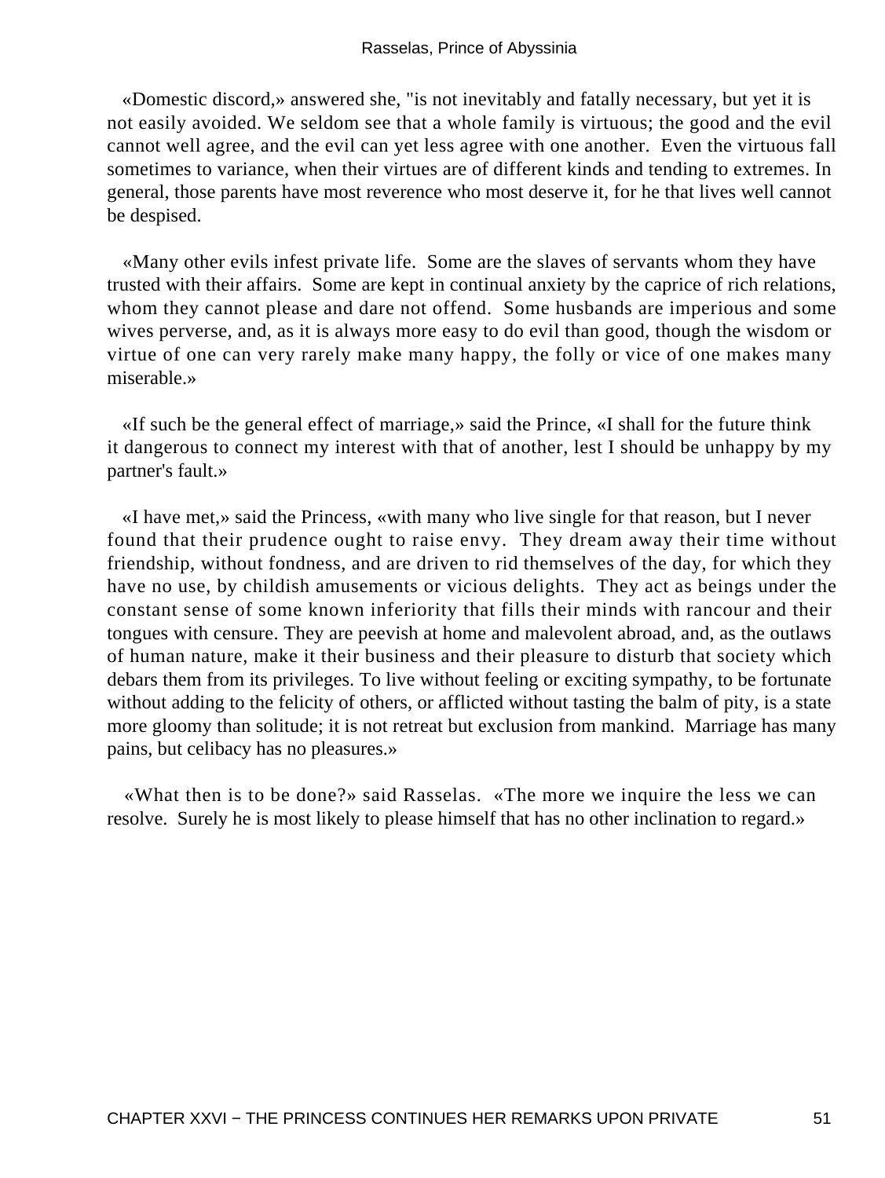«Domestic discord,» answered she, "is not inevitably and fatally necessary, but yet it is not easily avoided. We seldom see that a whole family is virtuous; the good and the evil cannot well agree, and the evil can yet less agree with one another. Even the virtuous fall sometimes to variance, when their virtues are of different kinds and tending to extremes. In general, those parents have most reverence who most deserve it, for he that lives well cannot be despised.

«Many other evils infest private life. Some are the slaves of servants whom they have trusted with their affairs. Some are kept in continual anxiety by the caprice of rich relations, whom they cannot please and dare not offend. Some husbands are imperious and some wives perverse, and, as it is always more easy to do evil than good, though the wisdom or virtue of one can very rarely make many happy, the folly or vice of one makes many miserable.»

«If such be the general effect of marriage,» said the Prince, «I shall for the future think it dangerous to connect my interest with that of another, lest I should be unhappy by my partner's fault.»

«I have met,» said the Princess, «with many who live single for that reason, but I never found that their prudence ought to raise envy. They dream away their time without friendship, without fondness, and are driven to rid themselves of the day, for which they have no use, by childish amusements or vicious delights. They act as beings under the constant sense of some known inferiority that fills their minds with rancour and their tongues with censure. They are peevish at home and malevolent abroad, and, as the outlaws of human nature, make it their business and their pleasure to disturb that society which debars them from its privileges. To live without feeling or exciting sympathy, to be fortunate without adding to the felicity of others, or afflicted without tasting the balm of pity, is a state more gloomy than solitude; it is not retreat but exclusion from mankind. Marriage has many pains, but celibacy has no pleasures.»

«What then is to be done?» said Rasselas. «The more we inquire the less we can resolve. Surely he is most likely to please himself that has no other inclination to regard.»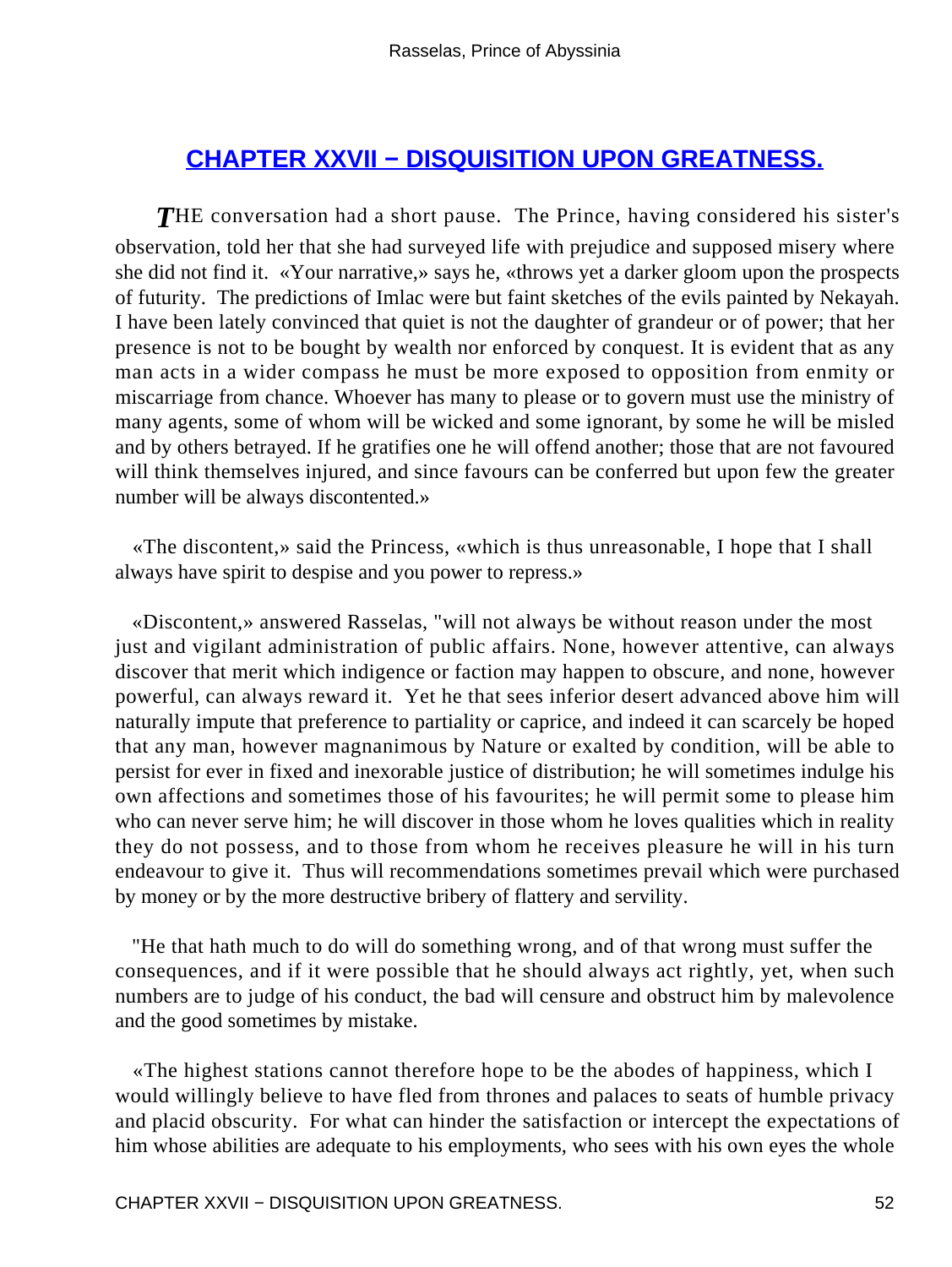## CHAPTER XXVII − DISQUISITION UPON GREATNESS.

*T*HE conversation had a short pause. The Prince, having considered his sister's observation, told her that she had surveyed life with prejudice and supposed misery where she did not find it. «Your narrative,» says he, «throws yet a darker gloom upon the prospects of futurity. The predictions of Imlac were but faint sketches of the evils painted by Nekayah. I have been lately convinced that quiet is not the daughter of grandeur or of power; that her presence is not to be bought by wealth nor enforced by conquest. It is evident that as any man acts in a wider compass he must be more exposed to opposition from enmity or miscarriage from chance. Whoever has many to please or to govern must use the ministry of many agents, some of whom will be wicked and some ignorant, by some he will be misled and by others betrayed. If he gratifies one he will offend another; those that are not favoured will think themselves injured, and since favours can be conferred but upon few the greater number will be always discontented.»

«The discontent,» said the Princess, «which is thus unreasonable, I hope that I shall always have spirit to despise and you power to repress.»

«Discontent,» answered Rasselas, "will not always be without reason under the most just and vigilant administration of public affairs. None, however attentive, can always discover that merit which indigence or faction may happen to obscure, and none, however powerful, can always reward it. Yet he that sees inferior desert advanced above him will naturally impute that preference to partiality or caprice, and indeed it can scarcely be hoped that any man, however magnanimous by Nature or exalted by condition, will be able to persist for ever in fixed and inexorable justice of distribution; he will sometimes indulge his own affections and sometimes those of his favourites; he will permit some to please him who can never serve him; he will discover in those whom he loves qualities which in reality they do not possess, and to those from whom he receives pleasure he will in his turn endeavour to give it. Thus will recommendations sometimes prevail which were purchased by money or by the more destructive bribery of flattery and servility.

"He that hath much to do will do something wrong, and of that wrong must suffer the consequences, and if it were possible that he should always act rightly, yet, when such numbers are to judge of his conduct, the bad will censure and obstruct him by malevolence and the good sometimes by mistake.

«The highest stations cannot therefore hope to be the abodes of happiness, which I would willingly believe to have fled from thrones and palaces to seats of humble privacy and placid obscurity. For what can hinder the satisfaction or intercept the expectations of him whose abilities are adequate to his employments, who sees with his own eyes the whole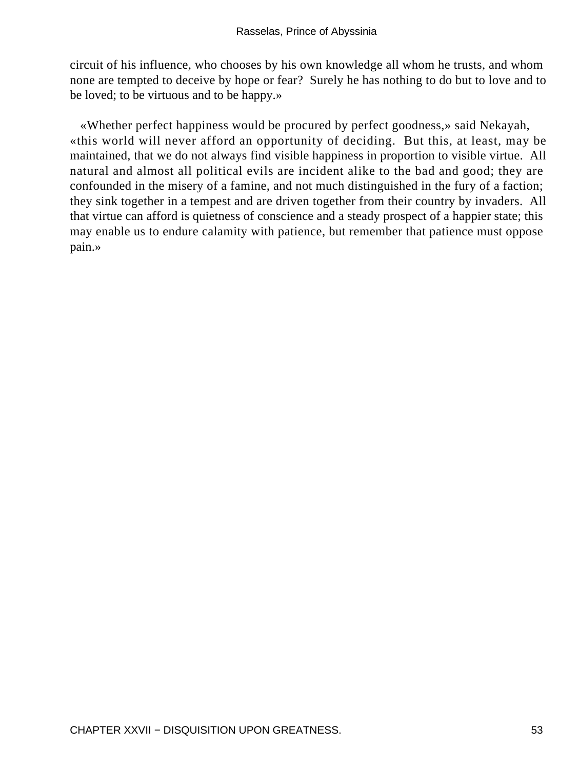circuit of his influence, who chooses by his own knowledge all whom he trusts, and whom none are tempted to deceive by hope or fear? Surely he has nothing to do but to love and to be loved; to be virtuous and to be happy.»

«Whether perfect happiness would be procured by perfect goodness,» said Nekayah, «this world will never afford an opportunity of deciding. But this, at least, may be maintained, that we do not always find visible happiness in proportion to visible virtue. All natural and almost all political evils are incident alike to the bad and good; they are confounded in the misery of a famine, and not much distinguished in the fury of a faction; they sink together in a tempest and are driven together from their country by invaders. All that virtue can afford is quietness of conscience and a steady prospect of a happier state; this may enable us to endure calamity with patience, but remember that patience must oppose pain.»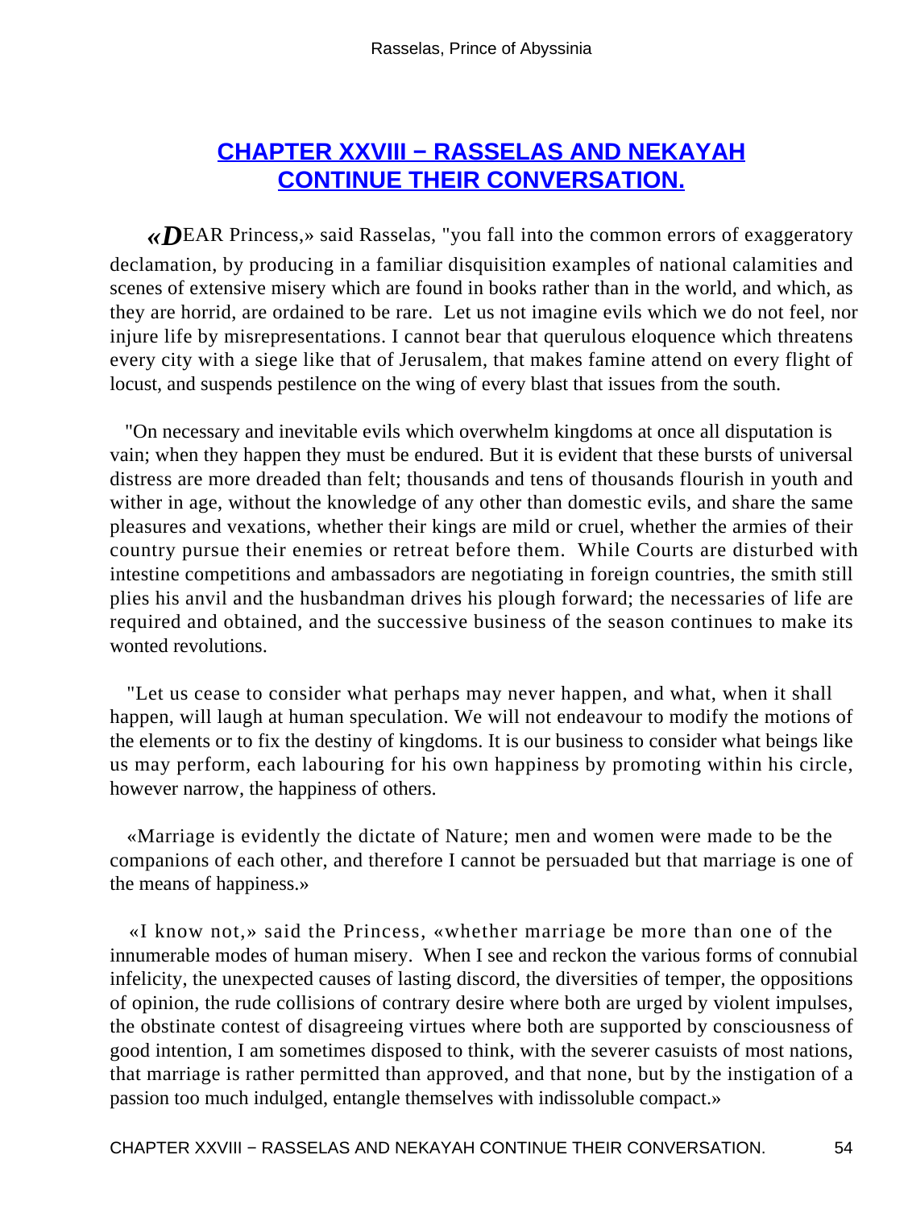## CHAPTER XXVIII − RASSELAS AND NEKAYAH CONTINUE THEIR CONVERSATION.

«DEAR Princess,» said Rasselas, "you fall into the common errors of exaggeratory declamation, by producing in a familiar disquisition examples of national calamities and scenes of extensive misery which are found in books rather than in the world, and which, as they are horrid, are ordained to be rare. Let us not imagine evils which we do not feel, nor injure life by misrepresentations. I cannot bear that querulous eloquence which threatens every city with a siege like that of Jerusalem, that makes famine attend on every flight of locust, and suspends pestilence on the wing of every blast that issues from the south.

"On necessary and inevitable evils which overwhelm kingdoms at once all disputation is vain; when they happen they must be endured. But it is evident that these bursts of universal distress are more dreaded than felt; thousands and tens of thousands flourish in youth and wither in age, without the knowledge of any other than domestic evils, and share the same pleasures and vexations, whether their kings are mild or cruel, whether the armies of their country pursue their enemies or retreat before them. While Courts are disturbed with intestine competitions and ambassadors are negotiating in foreign countries, the smith still plies his anvil and the husbandman drives his plough forward; the necessaries of life are required and obtained, and the successive business of the season continues to make its wonted revolutions.

"Let us cease to consider what perhaps may never happen, and what, when it shall happen, will laugh at human speculation. We will not endeavour to modify the motions of the elements or to fix the destiny of kingdoms. It is our business to consider what beings like us may perform, each labouring for his own happiness by promoting within his circle, however narrow, the happiness of others.

«Marriage is evidently the dictate of Nature; men and women were made to be the companions of each other, and therefore I cannot be persuaded but that marriage is one of the means of happiness.»

«I know not,» said the Princess, «whether marriage be more than one of the innumerable modes of human misery. When I see and reckon the various forms of connubial infelicity, the unexpected causes of lasting discord, the diversities of temper, the oppositions of opinion, the rude collisions of contrary desire where both are urged by violent impulses, the obstinate contest of disagreeing virtues where both are supported by consciousness of good intention, I am sometimes disposed to think, with the severer casuists of most nations, that marriage is rather permitted than approved, and that none, but by the instigation of a passion too much indulged, entangle themselves with indissoluble compact.»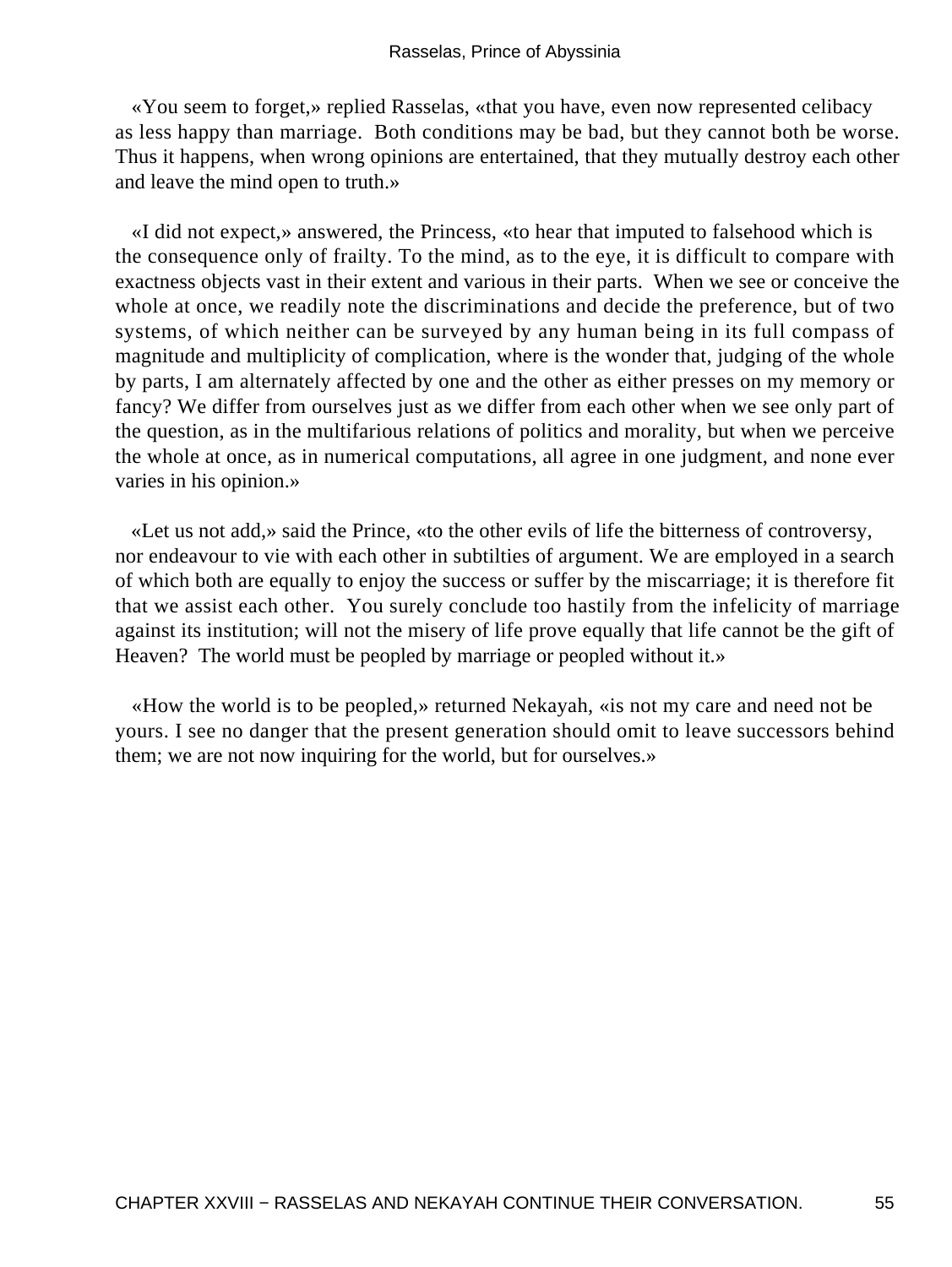«You seem to forget,» replied Rasselas, «that you have, even now represented celibacy as less happy than marriage. Both conditions may be bad, but they cannot both be worse. Thus it happens, when wrong opinions are entertained, that they mutually destroy each other and leave the mind open to truth.»

«I did not expect,» answered, the Princess, «to hear that imputed to falsehood which is the consequence only of frailty. To the mind, as to the eye, it is difficult to compare with exactness objects vast in their extent and various in their parts. When we see or conceive the whole at once, we readily note the discriminations and decide the preference, but of two systems, of which neither can be surveyed by any human being in its full compass of magnitude and multiplicity of complication, where is the wonder that, judging of the whole by parts, I am alternately affected by one and the other as either presses on my memory or fancy? We differ from ourselves just as we differ from each other when we see only part of the question, as in the multifarious relations of politics and morality, but when we perceive the whole at once, as in numerical computations, all agree in one judgment, and none ever varies in his opinion.»

«Let us not add,» said the Prince, «to the other evils of life the bitterness of controversy, nor endeavour to vie with each other in subtilties of argument. We are employed in a search of which both are equally to enjoy the success or suffer by the miscarriage; it is therefore fit that we assist each other. You surely conclude too hastily from the infelicity of marriage against its institution; will not the misery of life prove equally that life cannot be the gift of Heaven? The world must be peopled by marriage or peopled without it.»

«How the world is to be peopled,» returned Nekayah, «is not my care and need not be yours. I see no danger that the present generation should omit to leave successors behind them; we are not now inquiring for the world, but for ourselves.»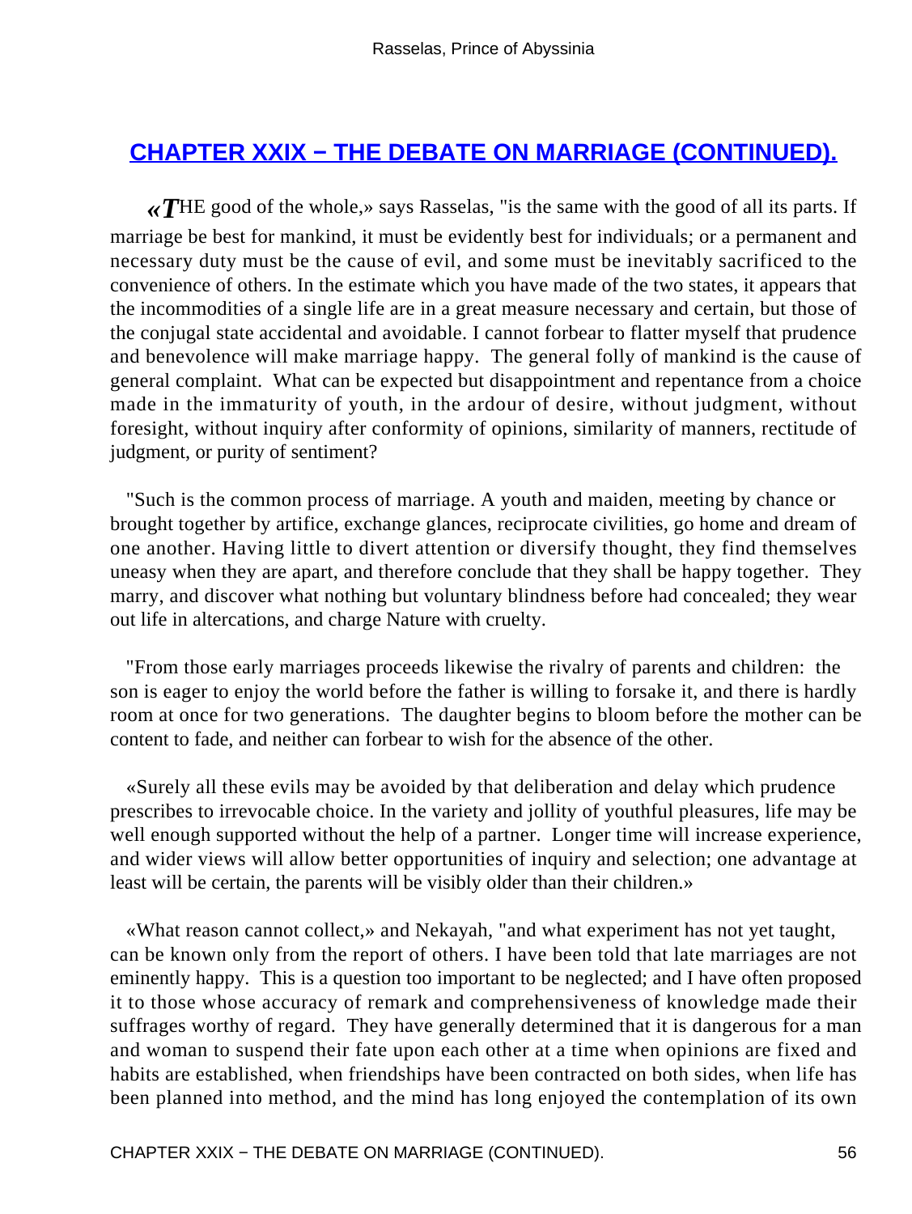## CHAPTER XXIX − THE DEBATE ON MARRIAGE (CONTINUED).

«THE good of the whole,» says Rasselas, "is the same with the good of all its parts. If marriage be best for mankind, it must be evidently best for individuals; or a permanent and necessary duty must be the cause of evil, and some must be inevitably sacrificed to the convenience of others. In the estimate which you have made of the two states, it appears that the incommodities of a single life are in a great measure necessary and certain, but those of the conjugal state accidental and avoidable. I cannot forbear to flatter myself that prudence and benevolence will make marriage happy. The general folly of mankind is the cause of general complaint. What can be expected but disappointment and repentance from a choice made in the immaturity of youth, in the ardour of desire, without judgment, without foresight, without inquiry after conformity of opinions, similarity of manners, rectitude of judgment, or purity of sentiment?

"Such is the common process of marriage. A youth and maiden, meeting by chance or brought together by artifice, exchange glances, reciprocate civilities, go home and dream of one another. Having little to divert attention or diversify thought, they find themselves uneasy when they are apart, and therefore conclude that they shall be happy together. They marry, and discover what nothing but voluntary blindness before had concealed; they wear out life in altercations, and charge Nature with cruelty.

"From those early marriages proceeds likewise the rivalry of parents and children: the son is eager to enjoy the world before the father is willing to forsake it, and there is hardly room at once for two generations. The daughter begins to bloom before the mother can be content to fade, and neither can forbear to wish for the absence of the other.

«Surely all these evils may be avoided by that deliberation and delay which prudence prescribes to irrevocable choice. In the variety and jollity of youthful pleasures, life may be well enough supported without the help of a partner. Longer time will increase experience, and wider views will allow better opportunities of inquiry and selection; one advantage at least will be certain, the parents will be visibly older than their children.»

«What reason cannot collect,» and Nekayah, "and what experiment has not yet taught, can be known only from the report of others. I have been told that late marriages are not eminently happy. This is a question too important to be neglected; and I have often proposed it to those whose accuracy of remark and comprehensiveness of knowledge made their suffrages worthy of regard. They have generally determined that it is dangerous for a man and woman to suspend their fate upon each other at a time when opinions are fixed and habits are established, when friendships have been contracted on both sides, when life has been planned into method, and the mind has long enjoyed the contemplation of its own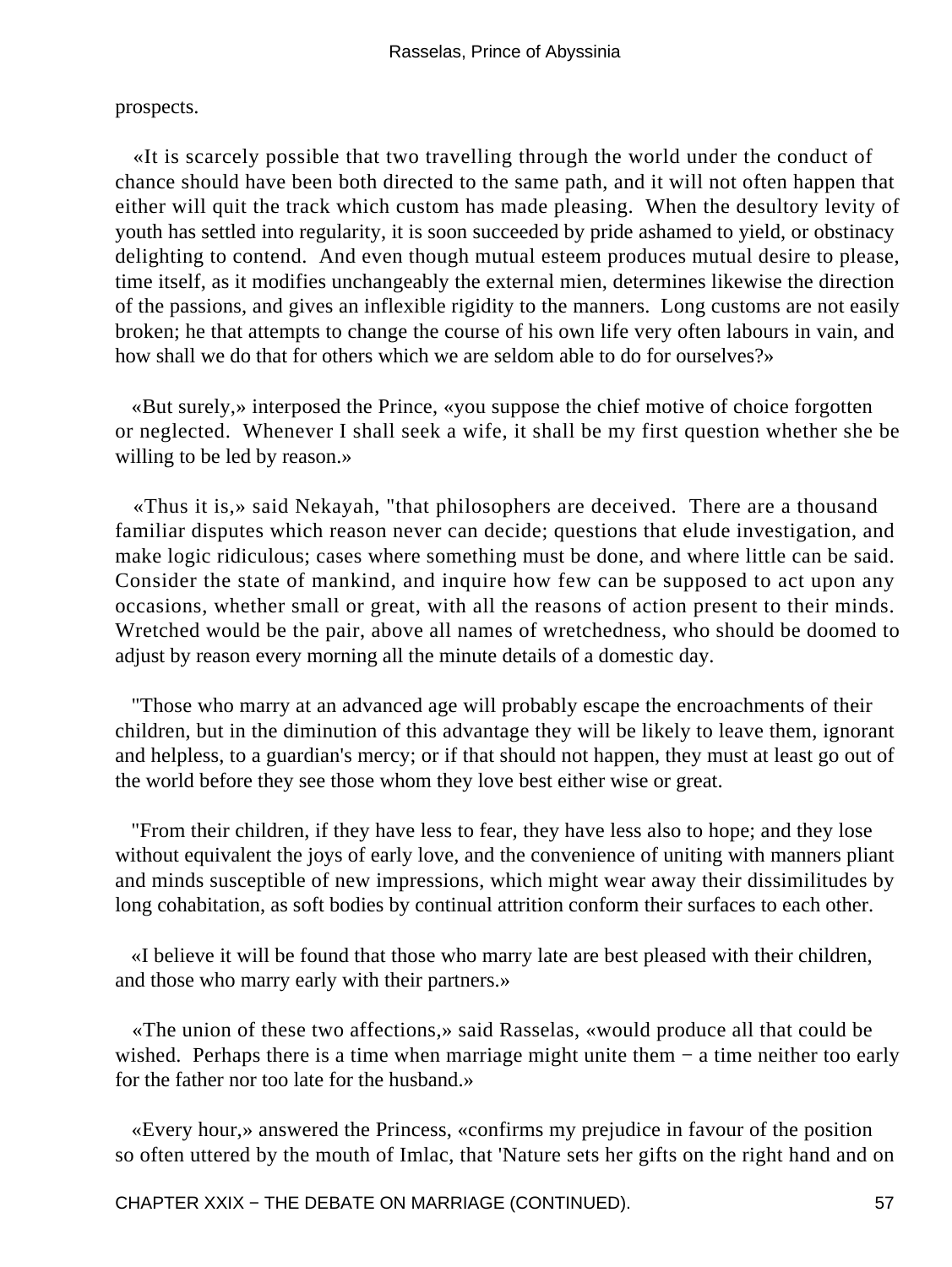prospects.

«It is scarcely possible that two travelling through the world under the conduct of chance should have been both directed to the same path, and it will not often happen that either will quit the track which custom has made pleasing. When the desultory levity of youth has settled into regularity, it is soon succeeded by pride ashamed to yield, or obstinacy delighting to contend. And even though mutual esteem produces mutual desire to please, time itself, as it modifies unchangeably the external mien, determines likewise the direction of the passions, and gives an inflexible rigidity to the manners. Long customs are not easily broken; he that attempts to change the course of his own life very often labours in vain, and how shall we do that for others which we are seldom able to do for ourselves?»

«But surely,» interposed the Prince, «you suppose the chief motive of choice forgotten or neglected. Whenever I shall seek a wife, it shall be my first question whether she be willing to be led by reason.»

«Thus it is,» said Nekayah, "that philosophers are deceived. There are a thousand familiar disputes which reason never can decide; questions that elude investigation, and make logic ridiculous; cases where something must be done, and where little can be said. Consider the state of mankind, and inquire how few can be supposed to act upon any occasions, whether small or great, with all the reasons of action present to their minds. Wretched would be the pair, above all names of wretchedness, who should be doomed to adjust by reason every morning all the minute details of a domestic day.

"Those who marry at an advanced age will probably escape the encroachments of their children, but in the diminution of this advantage they will be likely to leave them, ignorant and helpless, to a guardian's mercy; or if that should not happen, they must at least go out of the world before they see those whom they love best either wise or great.

"From their children, if they have less to fear, they have less also to hope; and they lose without equivalent the joys of early love, and the convenience of uniting with manners pliant and minds susceptible of new impressions, which might wear away their dissimilitudes by long cohabitation, as soft bodies by continual attrition conform their surfaces to each other.

«I believe it will be found that those who marry late are best pleased with their children, and those who marry early with their partners.»

«The union of these two affections,» said Rasselas, «would produce all that could be wished. Perhaps there is a time when marriage might unite them − a time neither too early for the father nor too late for the husband.»

«Every hour,» answered the Princess, «confirms my prejudice in favour of the position so often uttered by the mouth of Imlac, that 'Nature sets her gifts on the right hand and on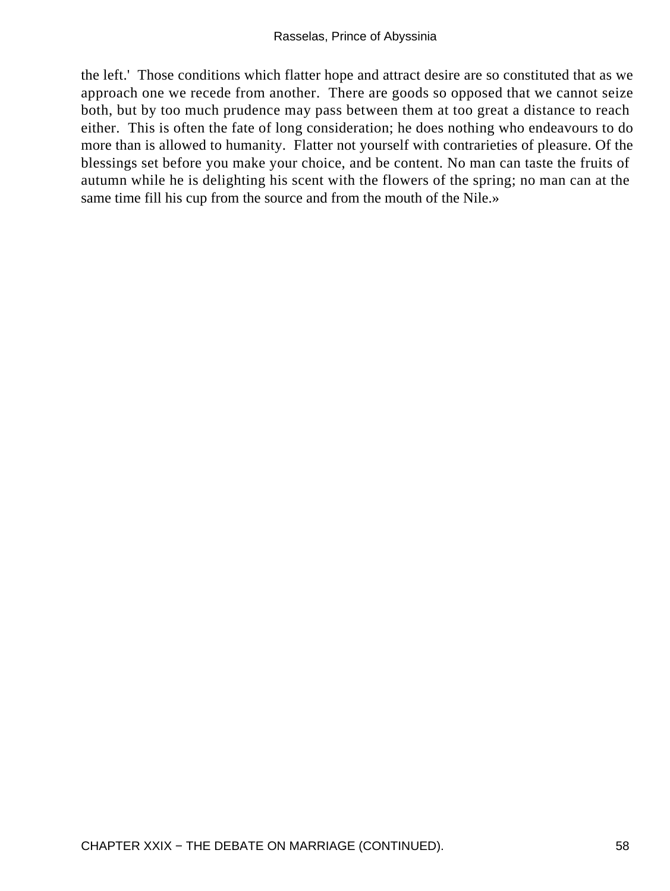the left.' Those conditions which flatter hope and attract desire are so constituted that as we approach one we recede from another. There are goods so opposed that we cannot seize both, but by too much prudence may pass between them at too great a distance to reach either. This is often the fate of long consideration; he does nothing who endeavours to do more than is allowed to humanity. Flatter not yourself with contrarieties of pleasure. Of the blessings set before you make your choice, and be content. No man can taste the fruits of autumn while he is delighting his scent with the flowers of the spring; no man can at the same time fill his cup from the source and from the mouth of the Nile.»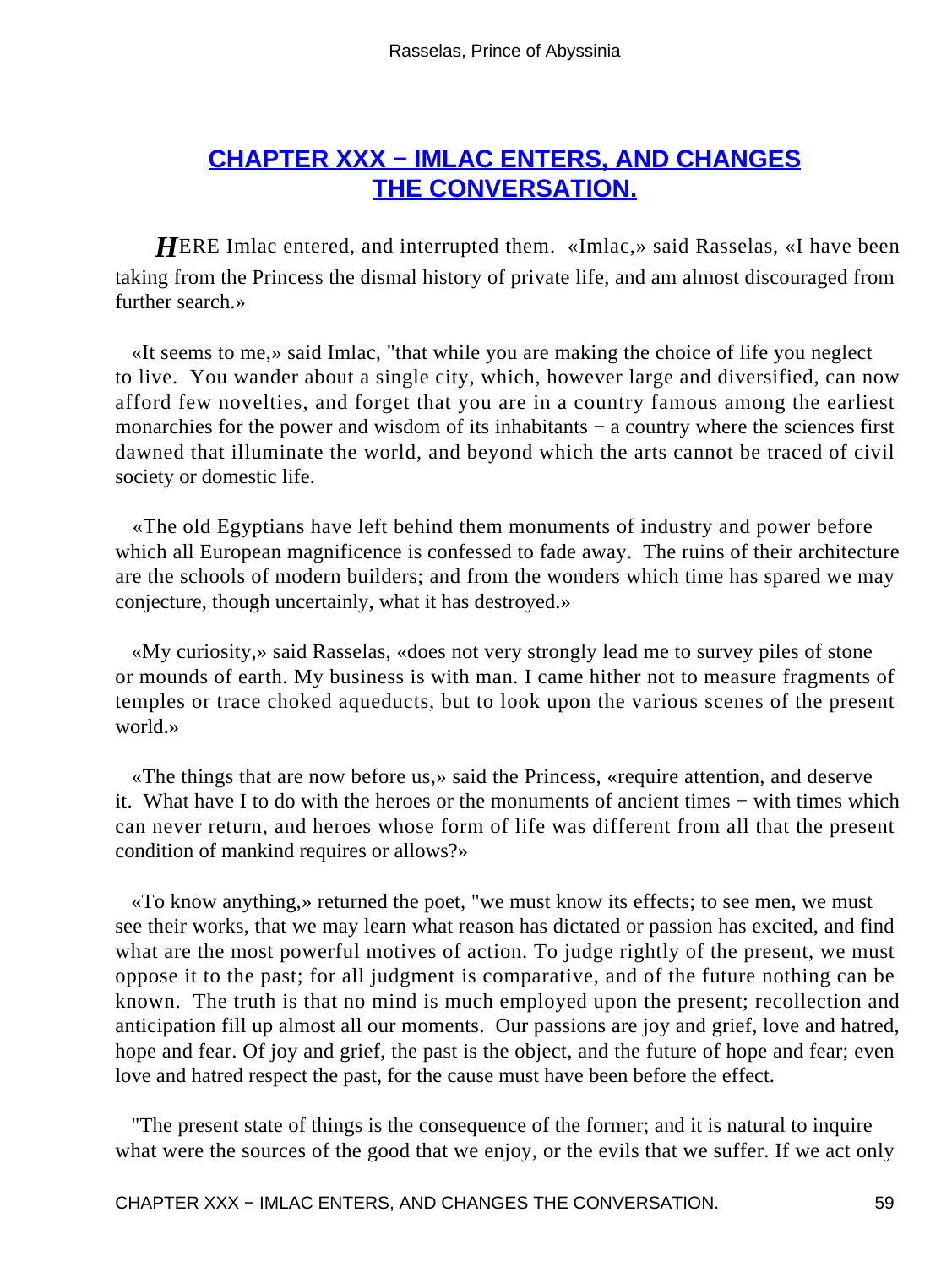## [CHAPTER XXX − IMLAC ENTERS, AND CHANGES THE CONVERSATION.]()

*H*ERE Imlac entered, and interrupted them. «Imlac,» said Rasselas, «I have been taking from the Princess the dismal history of private life, and am almost discouraged from further search.»

«It seems to me,» said Imlac, "that while you are making the choice of life you neglect to live. You wander about a single city, which, however large and diversified, can now afford few novelties, and forget that you are in a country famous among the earliest monarchies for the power and wisdom of its inhabitants − a country where the sciences first dawned that illuminate the world, and beyond which the arts cannot be traced of civil society or domestic life.

«The old Egyptians have left behind them monuments of industry and power before which all European magnificence is confessed to fade away. The ruins of their architecture are the schools of modern builders; and from the wonders which time has spared we may conjecture, though uncertainly, what it has destroyed.»

«My curiosity,» said Rasselas, «does not very strongly lead me to survey piles of stone or mounds of earth. My business is with man. I came hither not to measure fragments of temples or trace choked aqueducts, but to look upon the various scenes of the present world.»

«The things that are now before us,» said the Princess, «require attention, and deserve it. What have I to do with the heroes or the monuments of ancient times − with times which can never return, and heroes whose form of life was different from all that the present condition of mankind requires or allows?»

«To know anything,» returned the poet, "we must know its effects; to see men, we must see their works, that we may learn what reason has dictated or passion has excited, and find what are the most powerful motives of action. To judge rightly of the present, we must oppose it to the past; for all judgment is comparative, and of the future nothing can be known. The truth is that no mind is much employed upon the present; recollection and anticipation fill up almost all our moments. Our passions are joy and grief, love and hatred, hope and fear. Of joy and grief, the past is the object, and the future of hope and fear; even love and hatred respect the past, for the cause must have been before the effect.

"The present state of things is the consequence of the former; and it is natural to inquire what were the sources of the good that we enjoy, or the evils that we suffer. If we act only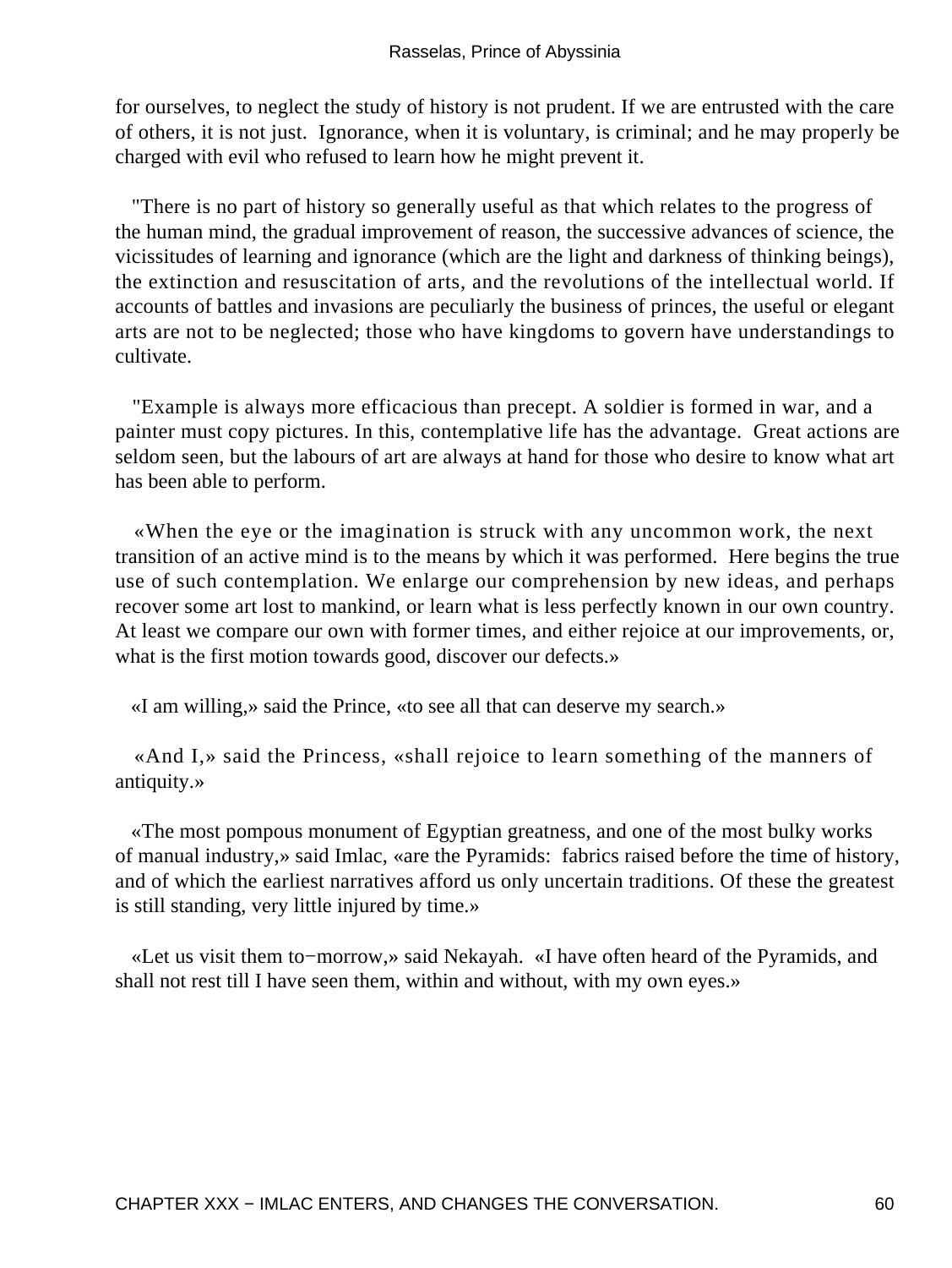for ourselves, to neglect the study of history is not prudent. If we are entrusted with the care of others, it is not just. Ignorance, when it is voluntary, is criminal; and he may properly be charged with evil who refused to learn how he might prevent it.

"There is no part of history so generally useful as that which relates to the progress of the human mind, the gradual improvement of reason, the successive advances of science, the vicissitudes of learning and ignorance (which are the light and darkness of thinking beings), the extinction and resuscitation of arts, and the revolutions of the intellectual world. If accounts of battles and invasions are peculiarly the business of princes, the useful or elegant arts are not to be neglected; those who have kingdoms to govern have understandings to cultivate.

"Example is always more efficacious than precept. A soldier is formed in war, and a painter must copy pictures. In this, contemplative life has the advantage. Great actions are seldom seen, but the labours of art are always at hand for those who desire to know what art has been able to perform.

«When the eye or the imagination is struck with any uncommon work, the next transition of an active mind is to the means by which it was performed. Here begins the true use of such contemplation. We enlarge our comprehension by new ideas, and perhaps recover some art lost to mankind, or learn what is less perfectly known in our own country. At least we compare our own with former times, and either rejoice at our improvements, or, what is the first motion towards good, discover our defects.»

«I am willing,» said the Prince, «to see all that can deserve my search.»

«And I,» said the Princess, «shall rejoice to learn something of the manners of antiquity.»

«The most pompous monument of Egyptian greatness, and one of the most bulky works of manual industry,» said Imlac, «are the Pyramids: fabrics raised before the time of history, and of which the earliest narratives afford us only uncertain traditions. Of these the greatest is still standing, very little injured by time.»

«Let us visit them to−morrow,» said Nekayah. «I have often heard of the Pyramids, and shall not rest till I have seen them, within and without, with my own eyes.»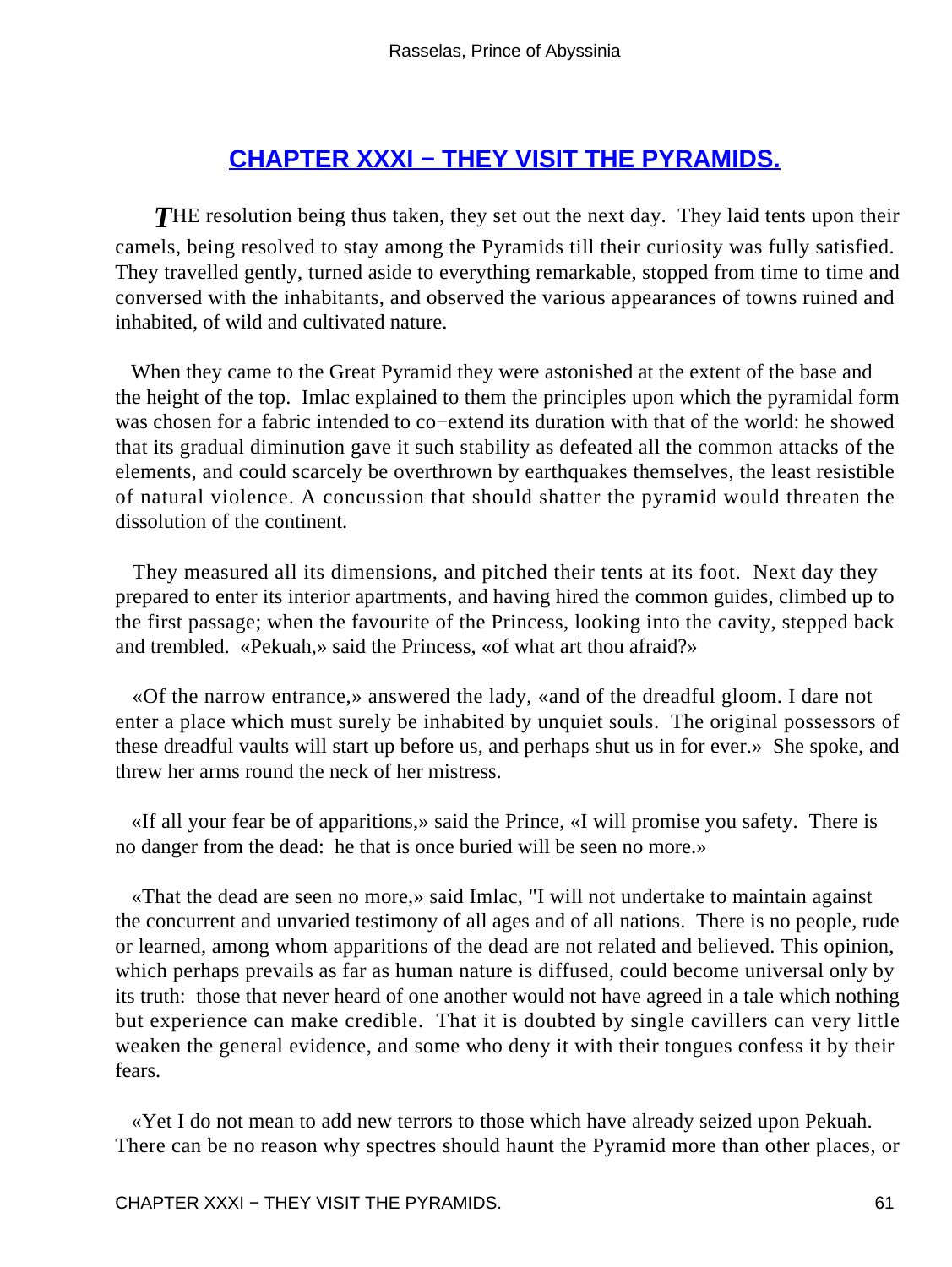## [CHAPTER XXXI − THEY VISIT THE PYRAMIDS.]()

*T*HE resolution being thus taken, they set out the next day. They laid tents upon their camels, being resolved to stay among the Pyramids till their curiosity was fully satisfied. They travelled gently, turned aside to everything remarkable, stopped from time to time and conversed with the inhabitants, and observed the various appearances of towns ruined and inhabited, of wild and cultivated nature.

When they came to the Great Pyramid they were astonished at the extent of the base and the height of the top. Imlac explained to them the principles upon which the pyramidal form was chosen for a fabric intended to co−extend its duration with that of the world: he showed that its gradual diminution gave it such stability as defeated all the common attacks of the elements, and could scarcely be overthrown by earthquakes themselves, the least resistible of natural violence. A concussion that should shatter the pyramid would threaten the dissolution of the continent.

They measured all its dimensions, and pitched their tents at its foot. Next day they prepared to enter its interior apartments, and having hired the common guides, climbed up to the first passage; when the favourite of the Princess, looking into the cavity, stepped back and trembled. «Pekuah,» said the Princess, «of what art thou afraid?»

«Of the narrow entrance,» answered the lady, «and of the dreadful gloom. I dare not enter a place which must surely be inhabited by unquiet souls. The original possessors of these dreadful vaults will start up before us, and perhaps shut us in for ever.» She spoke, and threw her arms round the neck of her mistress.

«If all your fear be of apparitions,» said the Prince, «I will promise you safety. There is no danger from the dead: he that is once buried will be seen no more.»

«That the dead are seen no more,» said Imlac, "I will not undertake to maintain against the concurrent and unvaried testimony of all ages and of all nations. There is no people, rude or learned, among whom apparitions of the dead are not related and believed. This opinion, which perhaps prevails as far as human nature is diffused, could become universal only by its truth: those that never heard of one another would not have agreed in a tale which nothing but experience can make credible. That it is doubted by single cavillers can very little weaken the general evidence, and some who deny it with their tongues confess it by their fears.

«Yet I do not mean to add new terrors to those which have already seized upon Pekuah. There can be no reason why spectres should haunt the Pyramid more than other places, or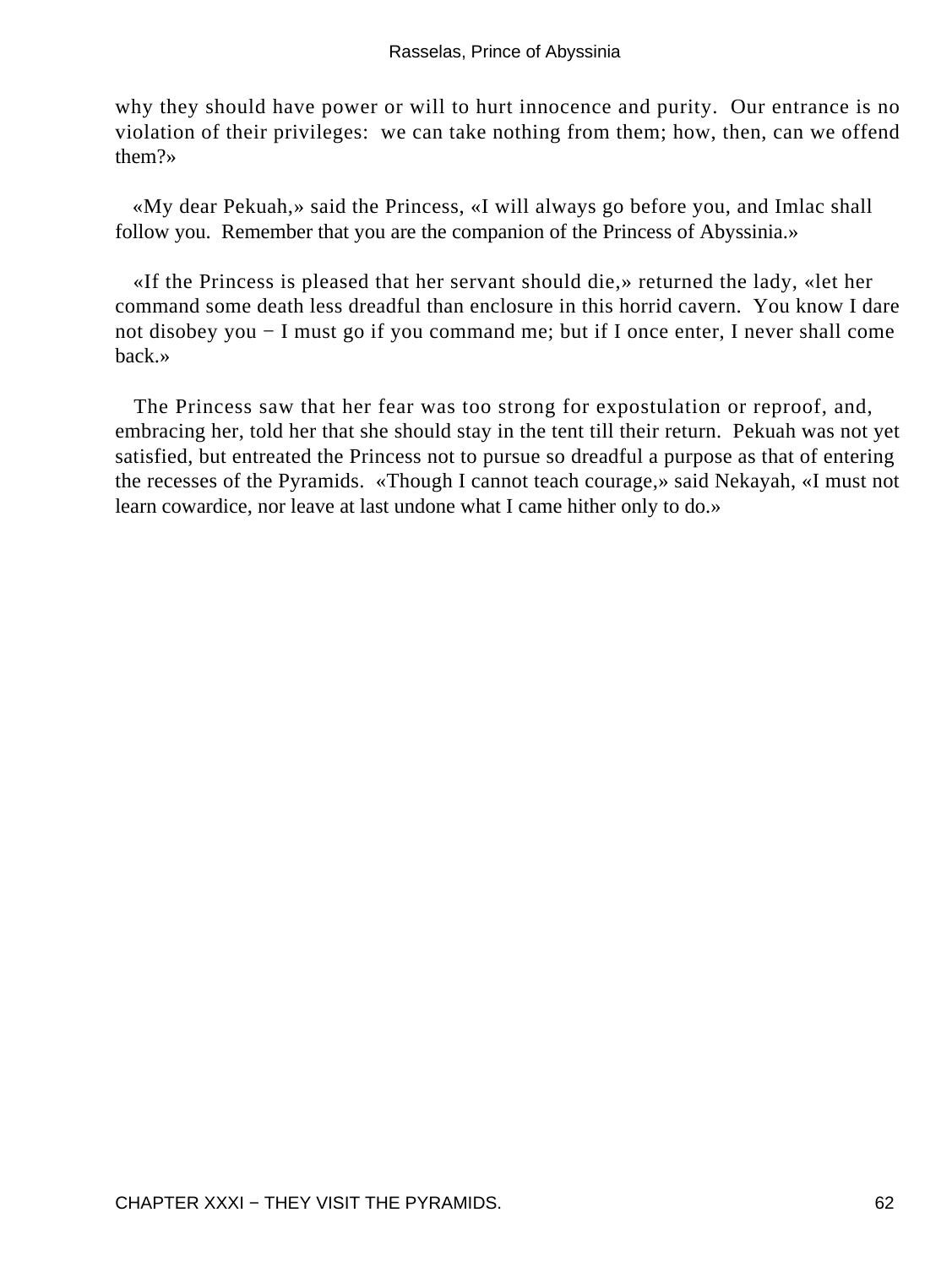why they should have power or will to hurt innocence and purity. Our entrance is no violation of their privileges: we can take nothing from them; how, then, can we offend them?»

«My dear Pekuah,» said the Princess, «I will always go before you, and Imlac shall follow you. Remember that you are the companion of the Princess of Abyssinia.»

«If the Princess is pleased that her servant should die,» returned the lady, «let her command some death less dreadful than enclosure in this horrid cavern. You know I dare not disobey you − I must go if you command me; but if I once enter, I never shall come back.»

The Princess saw that her fear was too strong for expostulation or reproof, and, embracing her, told her that she should stay in the tent till their return. Pekuah was not yet satisfied, but entreated the Princess not to pursue so dreadful a purpose as that of entering the recesses of the Pyramids. «Though I cannot teach courage,» said Nekayah, «I must not learn cowardice, nor leave at last undone what I came hither only to do.»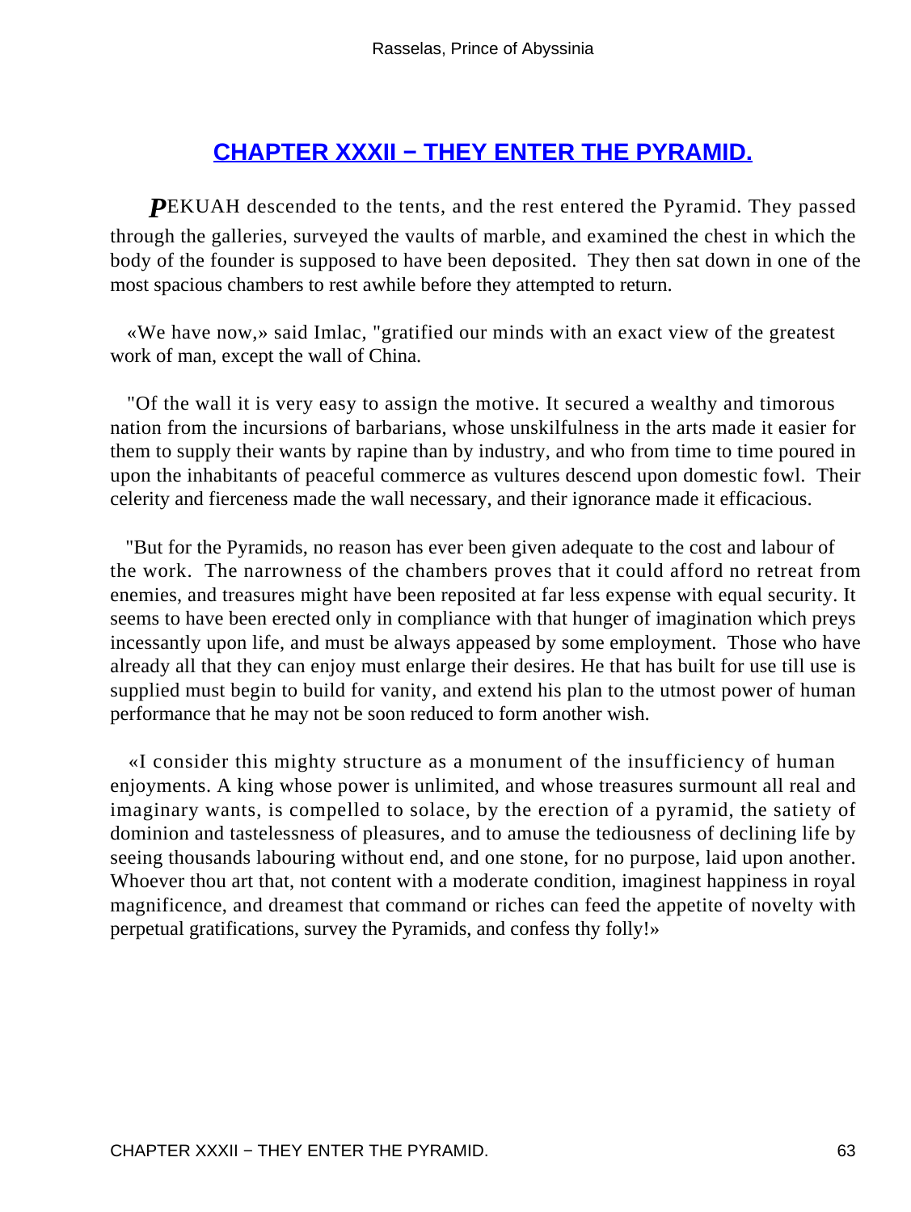## CHAPTER XXXII − THEY ENTER THE PYRAMID.

**P**EKUAH descended to the tents, and the rest entered the Pyramid. They passed through the galleries, surveyed the vaults of marble, and examined the chest in which the body of the founder is supposed to have been deposited. They then sat down in one of the most spacious chambers to rest awhile before they attempted to return.

«We have now,» said Imlac, "gratified our minds with an exact view of the greatest work of man, except the wall of China.

"Of the wall it is very easy to assign the motive. It secured a wealthy and timorous nation from the incursions of barbarians, whose unskilfulness in the arts made it easier for them to supply their wants by rapine than by industry, and who from time to time poured in upon the inhabitants of peaceful commerce as vultures descend upon domestic fowl. Their celerity and fierceness made the wall necessary, and their ignorance made it efficacious.

"But for the Pyramids, no reason has ever been given adequate to the cost and labour of the work. The narrowness of the chambers proves that it could afford no retreat from enemies, and treasures might have been reposited at far less expense with equal security. It seems to have been erected only in compliance with that hunger of imagination which preys incessantly upon life, and must be always appeased by some employment. Those who have already all that they can enjoy must enlarge their desires. He that has built for use till use is supplied must begin to build for vanity, and extend his plan to the utmost power of human performance that he may not be soon reduced to form another wish.

«I consider this mighty structure as a monument of the insufficiency of human enjoyments. A king whose power is unlimited, and whose treasures surmount all real and imaginary wants, is compelled to solace, by the erection of a pyramid, the satiety of dominion and tastelessness of pleasures, and to amuse the tediousness of declining life by seeing thousands labouring without end, and one stone, for no purpose, laid upon another. Whoever thou art that, not content with a moderate condition, imaginest happiness in royal magnificence, and dreamest that command or riches can feed the appetite of novelty with perpetual gratifications, survey the Pyramids, and confess thy folly!»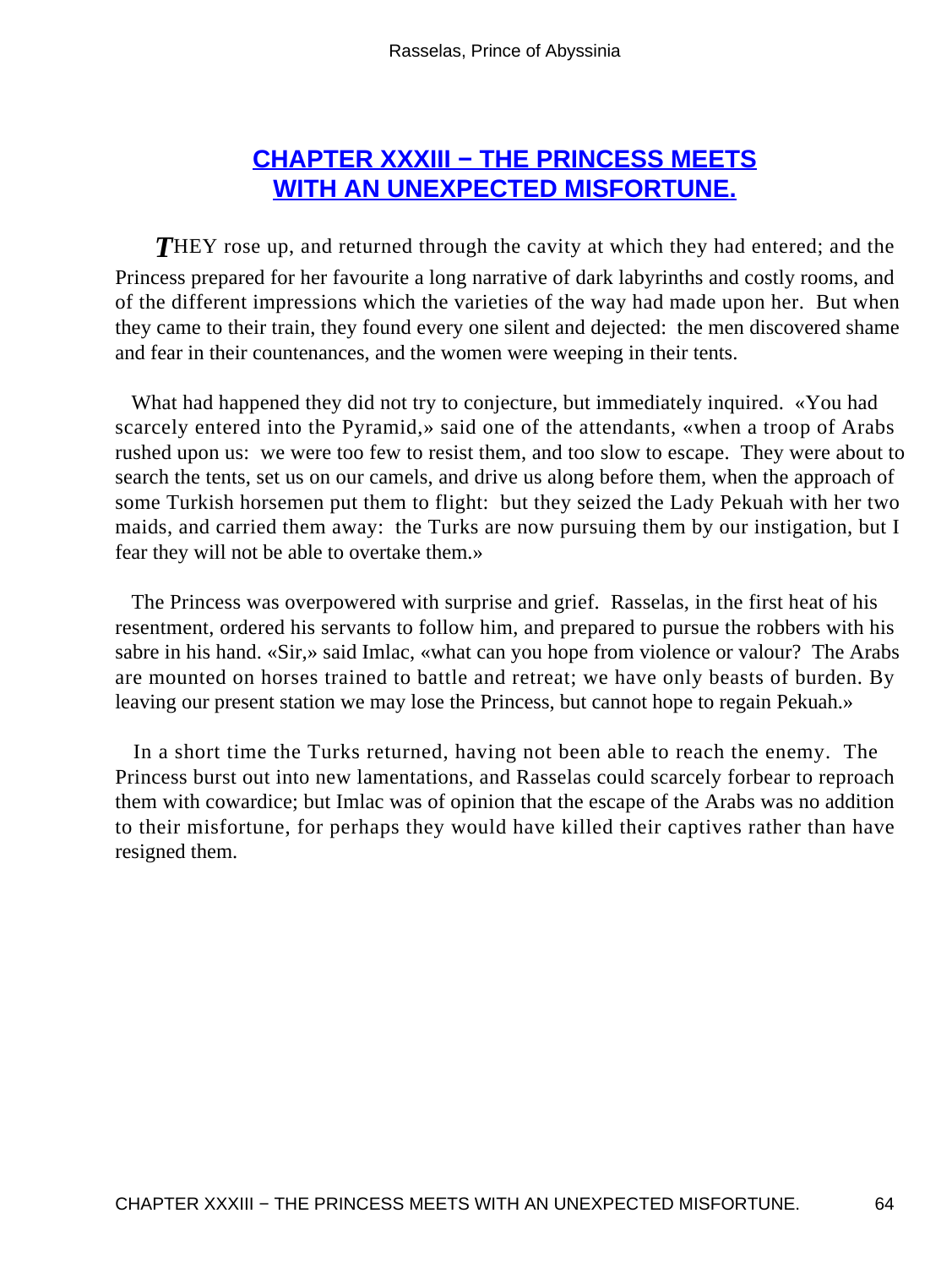## CHAPTER XXXIII − THE PRINCESS MEETS WITH AN UNEXPECTED MISFORTUNE.

*T*HEY rose up, and returned through the cavity at which they had entered; and the Princess prepared for her favourite a long narrative of dark labyrinths and costly rooms, and of the different impressions which the varieties of the way had made upon her. But when they came to their train, they found every one silent and dejected: the men discovered shame and fear in their countenances, and the women were weeping in their tents.

What had happened they did not try to conjecture, but immediately inquired. «You had scarcely entered into the Pyramid,» said one of the attendants, «when a troop of Arabs rushed upon us: we were too few to resist them, and too slow to escape. They were about to search the tents, set us on our camels, and drive us along before them, when the approach of some Turkish horsemen put them to flight: but they seized the Lady Pekuah with her two maids, and carried them away: the Turks are now pursuing them by our instigation, but I fear they will not be able to overtake them.»

The Princess was overpowered with surprise and grief. Rasselas, in the first heat of his resentment, ordered his servants to follow him, and prepared to pursue the robbers with his sabre in his hand. «Sir,» said Imlac, «what can you hope from violence or valour? The Arabs are mounted on horses trained to battle and retreat; we have only beasts of burden. By leaving our present station we may lose the Princess, but cannot hope to regain Pekuah.»

In a short time the Turks returned, having not been able to reach the enemy. The Princess burst out into new lamentations, and Rasselas could scarcely forbear to reproach them with cowardice; but Imlac was of opinion that the escape of the Arabs was no addition to their misfortune, for perhaps they would have killed their captives rather than have resigned them.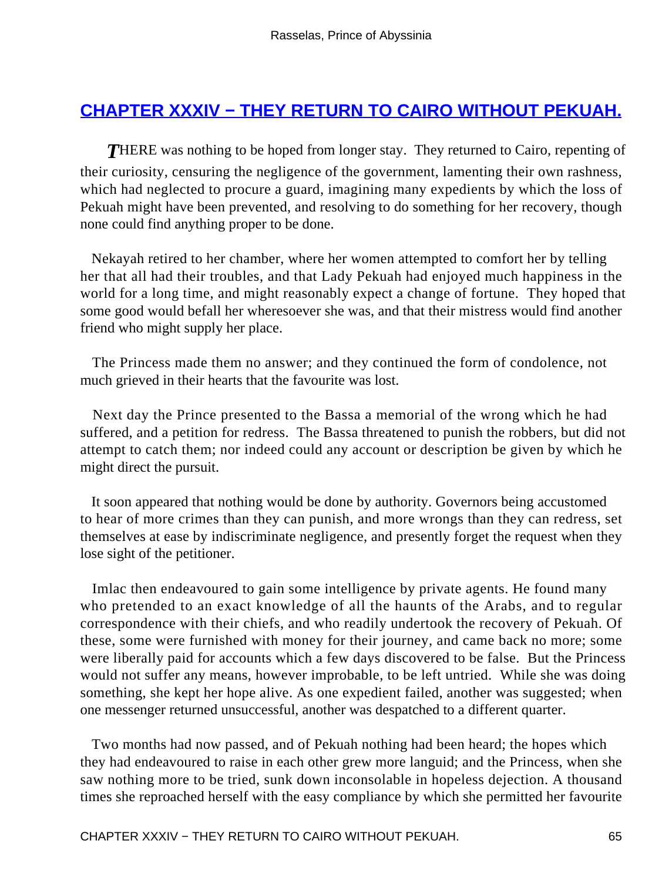## CHAPTER XXXIV − THEY RETURN TO CAIRO WITHOUT PEKUAH.

*T*HERE was nothing to be hoped from longer stay. They returned to Cairo, repenting of their curiosity, censuring the negligence of the government, lamenting their own rashness, which had neglected to procure a guard, imagining many expedients by which the loss of Pekuah might have been prevented, and resolving to do something for her recovery, though none could find anything proper to be done.

Nekayah retired to her chamber, where her women attempted to comfort her by telling her that all had their troubles, and that Lady Pekuah had enjoyed much happiness in the world for a long time, and might reasonably expect a change of fortune. They hoped that some good would befall her wheresoever she was, and that their mistress would find another friend who might supply her place.

The Princess made them no answer; and they continued the form of condolence, not much grieved in their hearts that the favourite was lost.

Next day the Prince presented to the Bassa a memorial of the wrong which he had suffered, and a petition for redress. The Bassa threatened to punish the robbers, but did not attempt to catch them; nor indeed could any account or description be given by which he might direct the pursuit.

It soon appeared that nothing would be done by authority. Governors being accustomed to hear of more crimes than they can punish, and more wrongs than they can redress, set themselves at ease by indiscriminate negligence, and presently forget the request when they lose sight of the petitioner.

Imlac then endeavoured to gain some intelligence by private agents. He found many who pretended to an exact knowledge of all the haunts of the Arabs, and to regular correspondence with their chiefs, and who readily undertook the recovery of Pekuah. Of these, some were furnished with money for their journey, and came back no more; some were liberally paid for accounts which a few days discovered to be false. But the Princess would not suffer any means, however improbable, to be left untried. While she was doing something, she kept her hope alive. As one expedient failed, another was suggested; when one messenger returned unsuccessful, another was despatched to a different quarter.

Two months had now passed, and of Pekuah nothing had been heard; the hopes which they had endeavoured to raise in each other grew more languid; and the Princess, when she saw nothing more to be tried, sunk down inconsolable in hopeless dejection. A thousand times she reproached herself with the easy compliance by which she permitted her favourite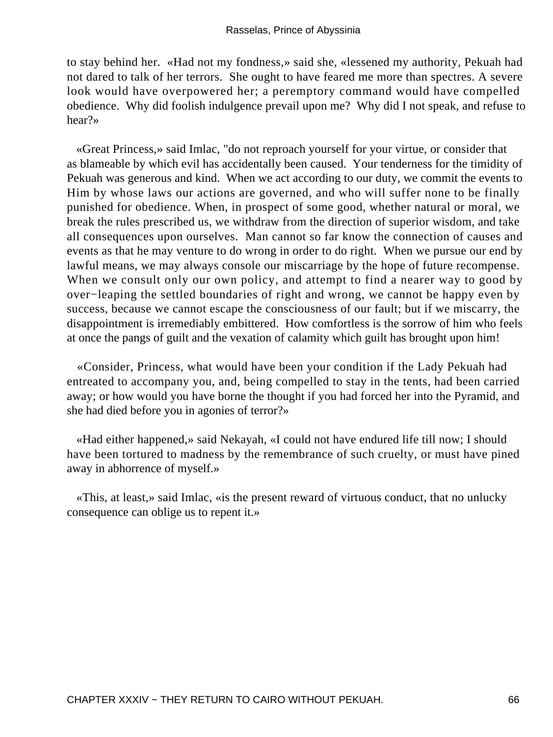to stay behind her. «Had not my fondness,» said she, «lessened my authority, Pekuah had not dared to talk of her terrors. She ought to have feared me more than spectres. A severe look would have overpowered her; a peremptory command would have compelled obedience. Why did foolish indulgence prevail upon me? Why did I not speak, and refuse to hear?»

«Great Princess,» said Imlac, "do not reproach yourself for your virtue, or consider that as blameable by which evil has accidentally been caused. Your tenderness for the timidity of Pekuah was generous and kind. When we act according to our duty, we commit the events to Him by whose laws our actions are governed, and who will suffer none to be finally punished for obedience. When, in prospect of some good, whether natural or moral, we break the rules prescribed us, we withdraw from the direction of superior wisdom, and take all consequences upon ourselves. Man cannot so far know the connection of causes and events as that he may venture to do wrong in order to do right. When we pursue our end by lawful means, we may always console our miscarriage by the hope of future recompense. When we consult only our own policy, and attempt to find a nearer way to good by over−leaping the settled boundaries of right and wrong, we cannot be happy even by success, because we cannot escape the consciousness of our fault; but if we miscarry, the disappointment is irremediably embittered. How comfortless is the sorrow of him who feels at once the pangs of guilt and the vexation of calamity which guilt has brought upon him!

«Consider, Princess, what would have been your condition if the Lady Pekuah had entreated to accompany you, and, being compelled to stay in the tents, had been carried away; or how would you have borne the thought if you had forced her into the Pyramid, and she had died before you in agonies of terror?»

«Had either happened,» said Nekayah, «I could not have endured life till now; I should have been tortured to madness by the remembrance of such cruelty, or must have pined away in abhorrence of myself.»

«This, at least,» said Imlac, «is the present reward of virtuous conduct, that no unlucky consequence can oblige us to repent it.»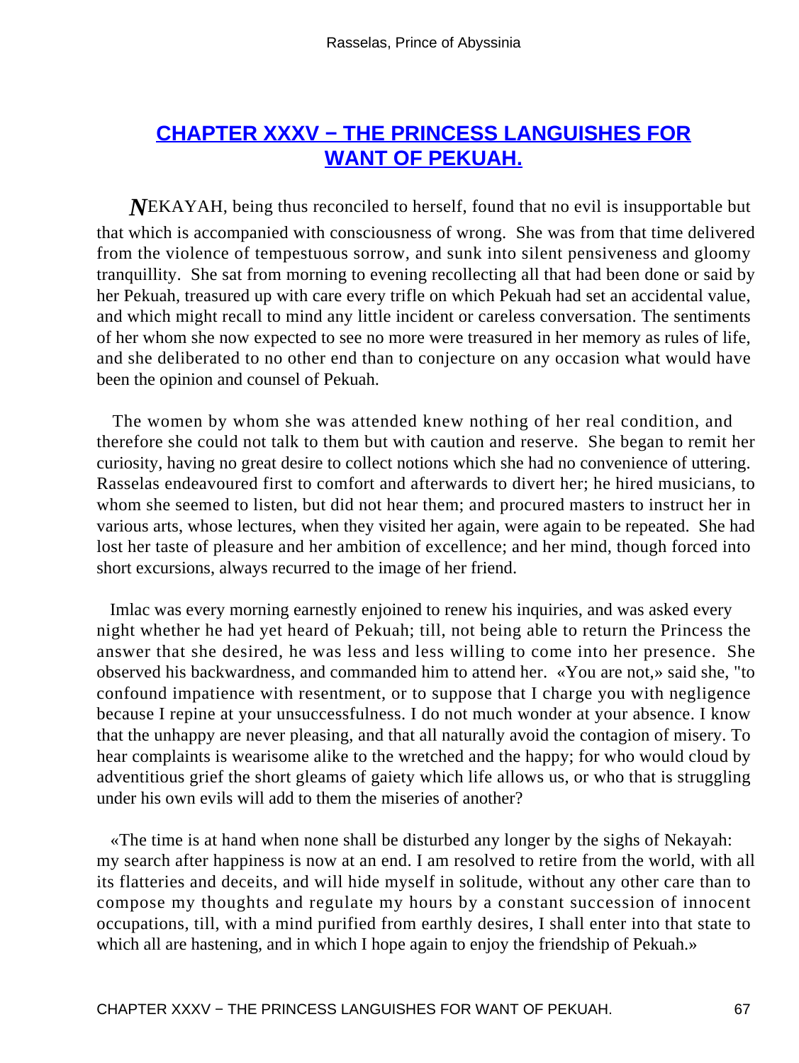## CHAPTER XXXV − THE PRINCESS LANGUISHES FOR WANT OF PEKUAH.

*N*EKAYAH, being thus reconciled to herself, found that no evil is insupportable but that which is accompanied with consciousness of wrong. She was from that time delivered from the violence of tempestuous sorrow, and sunk into silent pensiveness and gloomy tranquillity. She sat from morning to evening recollecting all that had been done or said by her Pekuah, treasured up with care every trifle on which Pekuah had set an accidental value, and which might recall to mind any little incident or careless conversation. The sentiments of her whom she now expected to see no more were treasured in her memory as rules of life, and she deliberated to no other end than to conjecture on any occasion what would have been the opinion and counsel of Pekuah.

The women by whom she was attended knew nothing of her real condition, and therefore she could not talk to them but with caution and reserve. She began to remit her curiosity, having no great desire to collect notions which she had no convenience of uttering. Rasselas endeavoured first to comfort and afterwards to divert her; he hired musicians, to whom she seemed to listen, but did not hear them; and procured masters to instruct her in various arts, whose lectures, when they visited her again, were again to be repeated. She had lost her taste of pleasure and her ambition of excellence; and her mind, though forced into short excursions, always recurred to the image of her friend.

Imlac was every morning earnestly enjoined to renew his inquiries, and was asked every night whether he had yet heard of Pekuah; till, not being able to return the Princess the answer that she desired, he was less and less willing to come into her presence. She observed his backwardness, and commanded him to attend her. «You are not,» said she, "to confound impatience with resentment, or to suppose that I charge you with negligence because I repine at your unsuccessfulness. I do not much wonder at your absence. I know that the unhappy are never pleasing, and that all naturally avoid the contagion of misery. To hear complaints is wearisome alike to the wretched and the happy; for who would cloud by adventitious grief the short gleams of gaiety which life allows us, or who that is struggling under his own evils will add to them the miseries of another?

«The time is at hand when none shall be disturbed any longer by the sighs of Nekayah: my search after happiness is now at an end. I am resolved to retire from the world, with all its flatteries and deceits, and will hide myself in solitude, without any other care than to compose my thoughts and regulate my hours by a constant succession of innocent occupations, till, with a mind purified from earthly desires, I shall enter into that state to which all are hastening, and in which I hope again to enjoy the friendship of Pekuah.»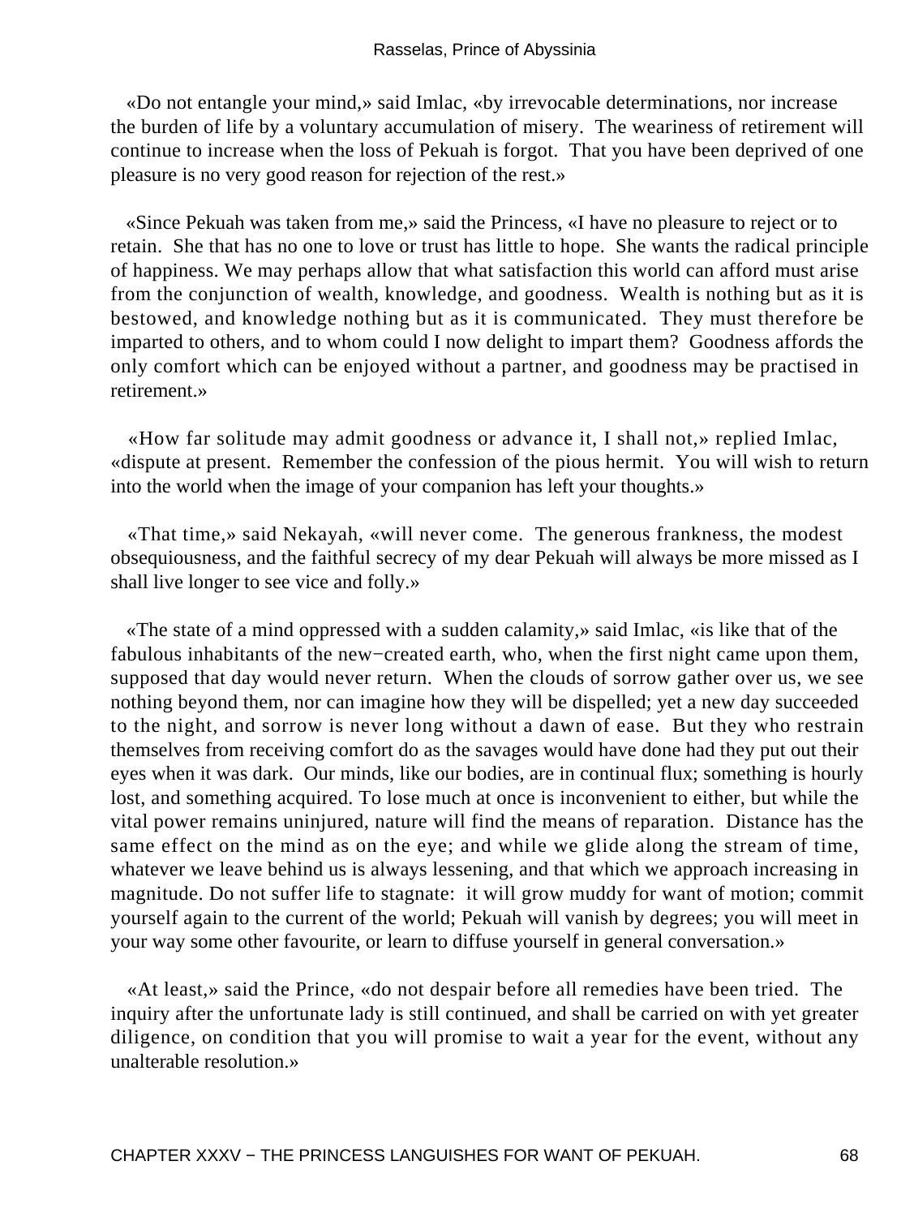«Do not entangle your mind,» said Imlac, «by irrevocable determinations, nor increase the burden of life by a voluntary accumulation of misery. The weariness of retirement will continue to increase when the loss of Pekuah is forgot. That you have been deprived of one pleasure is no very good reason for rejection of the rest.»

«Since Pekuah was taken from me,» said the Princess, «I have no pleasure to reject or to retain. She that has no one to love or trust has little to hope. She wants the radical principle of happiness. We may perhaps allow that what satisfaction this world can afford must arise from the conjunction of wealth, knowledge, and goodness. Wealth is nothing but as it is bestowed, and knowledge nothing but as it is communicated. They must therefore be imparted to others, and to whom could I now delight to impart them? Goodness affords the only comfort which can be enjoyed without a partner, and goodness may be practised in retirement.»

«How far solitude may admit goodness or advance it, I shall not,» replied Imlac, «dispute at present. Remember the confession of the pious hermit. You will wish to return into the world when the image of your companion has left your thoughts.»

«That time,» said Nekayah, «will never come. The generous frankness, the modest obsequiousness, and the faithful secrecy of my dear Pekuah will always be more missed as I shall live longer to see vice and folly.»

«The state of a mind oppressed with a sudden calamity,» said Imlac, «is like that of the fabulous inhabitants of the new−created earth, who, when the first night came upon them, supposed that day would never return. When the clouds of sorrow gather over us, we see nothing beyond them, nor can imagine how they will be dispelled; yet a new day succeeded to the night, and sorrow is never long without a dawn of ease. But they who restrain themselves from receiving comfort do as the savages would have done had they put out their eyes when it was dark. Our minds, like our bodies, are in continual flux; something is hourly lost, and something acquired. To lose much at once is inconvenient to either, but while the vital power remains uninjured, nature will find the means of reparation. Distance has the same effect on the mind as on the eye; and while we glide along the stream of time, whatever we leave behind us is always lessening, and that which we approach increasing in magnitude. Do not suffer life to stagnate: it will grow muddy for want of motion; commit yourself again to the current of the world; Pekuah will vanish by degrees; you will meet in your way some other favourite, or learn to diffuse yourself in general conversation.»

«At least,» said the Prince, «do not despair before all remedies have been tried. The inquiry after the unfortunate lady is still continued, and shall be carried on with yet greater diligence, on condition that you will promise to wait a year for the event, without any unalterable resolution.»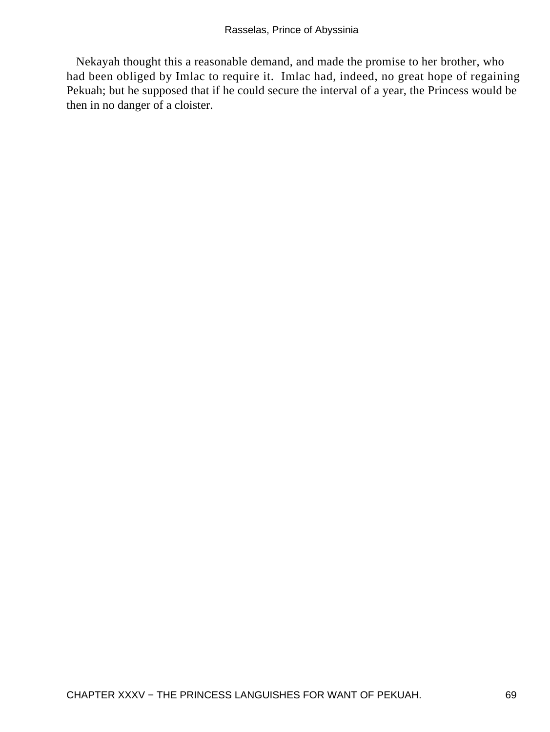Nekayah thought this a reasonable demand, and made the promise to her brother, who had been obliged by Imlac to require it. Imlac had, indeed, no great hope of regaining Pekuah; but he supposed that if he could secure the interval of a year, the Princess would be then in no danger of a cloister.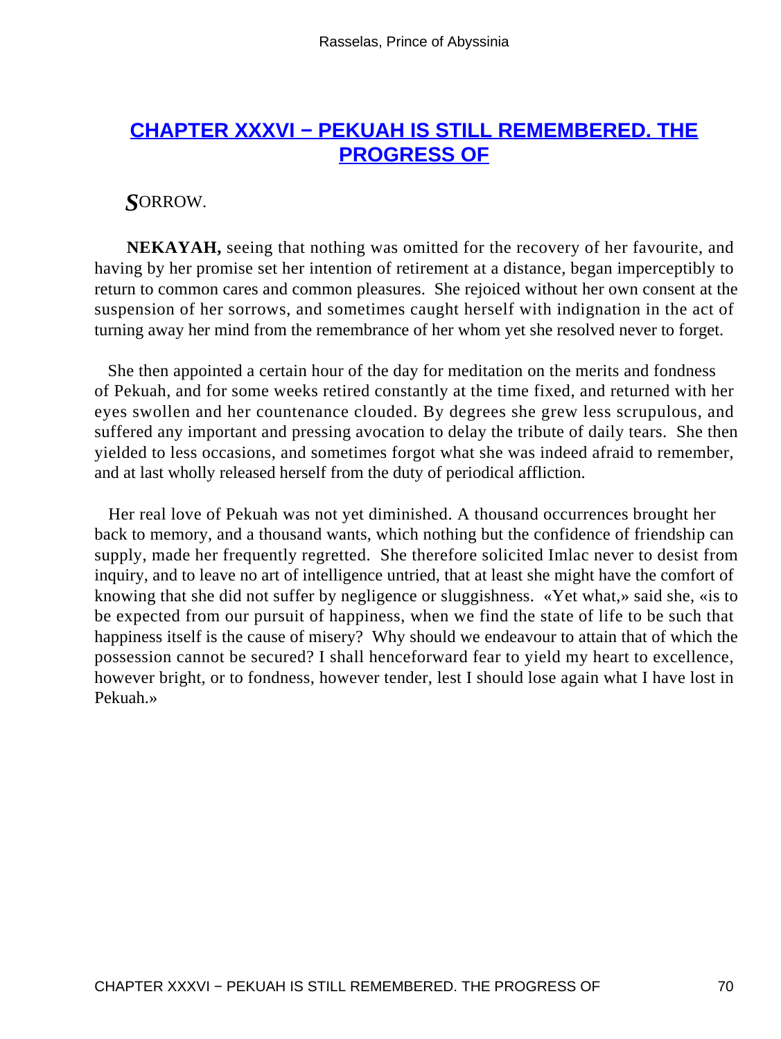## CHAPTER XXXVI − PEKUAH IS STILL REMEMBERED. THE PROGRESS OF

*S*ORROW.

**NEKAYAH,** seeing that nothing was omitted for the recovery of her favourite, and having by her promise set her intention of retirement at a distance, began imperceptibly to return to common cares and common pleasures. She rejoiced without her own consent at the suspension of her sorrows, and sometimes caught herself with indignation in the act of turning away her mind from the remembrance of her whom yet she resolved never to forget.

She then appointed a certain hour of the day for meditation on the merits and fondness of Pekuah, and for some weeks retired constantly at the time fixed, and returned with her eyes swollen and her countenance clouded. By degrees she grew less scrupulous, and suffered any important and pressing avocation to delay the tribute of daily tears. She then yielded to less occasions, and sometimes forgot what she was indeed afraid to remember, and at last wholly released herself from the duty of periodical affliction.

Her real love of Pekuah was not yet diminished. A thousand occurrences brought her back to memory, and a thousand wants, which nothing but the confidence of friendship can supply, made her frequently regretted. She therefore solicited Imlac never to desist from inquiry, and to leave no art of intelligence untried, that at least she might have the comfort of knowing that she did not suffer by negligence or sluggishness. «Yet what,» said she, «is to be expected from our pursuit of happiness, when we find the state of life to be such that happiness itself is the cause of misery? Why should we endeavour to attain that of which the possession cannot be secured? I shall henceforward fear to yield my heart to excellence, however bright, or to fondness, however tender, lest I should lose again what I have lost in Pekuah.»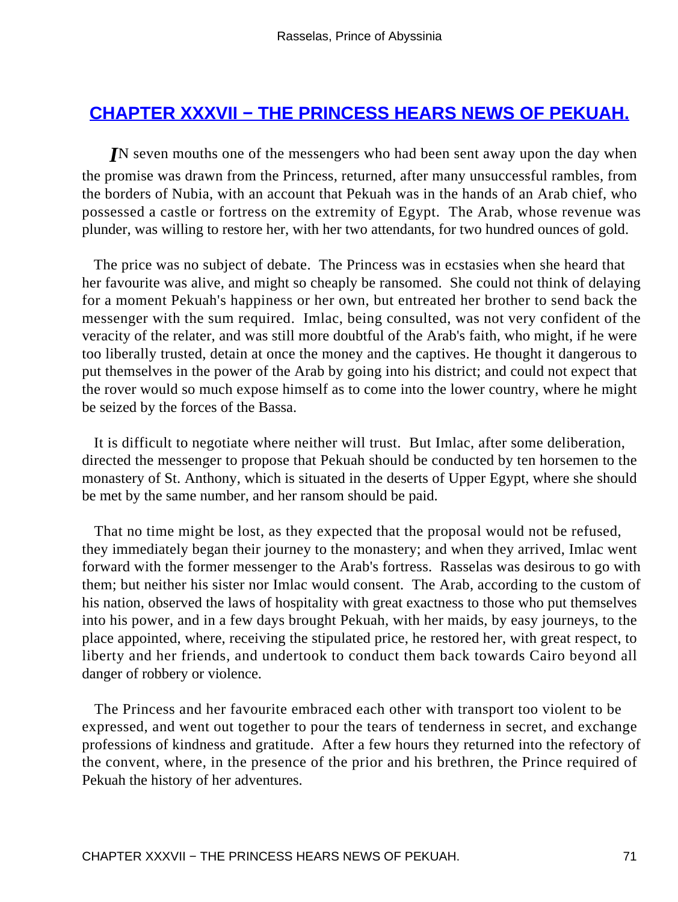## CHAPTER XXXVII − THE PRINCESS HEARS NEWS OF PEKUAH.

*I*N seven mouths one of the messengers who had been sent away upon the day when the promise was drawn from the Princess, returned, after many unsuccessful rambles, from the borders of Nubia, with an account that Pekuah was in the hands of an Arab chief, who possessed a castle or fortress on the extremity of Egypt. The Arab, whose revenue was plunder, was willing to restore her, with her two attendants, for two hundred ounces of gold.

The price was no subject of debate. The Princess was in ecstasies when she heard that her favourite was alive, and might so cheaply be ransomed. She could not think of delaying for a moment Pekuah's happiness or her own, but entreated her brother to send back the messenger with the sum required. Imlac, being consulted, was not very confident of the veracity of the relater, and was still more doubtful of the Arab's faith, who might, if he were too liberally trusted, detain at once the money and the captives. He thought it dangerous to put themselves in the power of the Arab by going into his district; and could not expect that the rover would so much expose himself as to come into the lower country, where he might be seized by the forces of the Bassa.

It is difficult to negotiate where neither will trust. But Imlac, after some deliberation, directed the messenger to propose that Pekuah should be conducted by ten horsemen to the monastery of St. Anthony, which is situated in the deserts of Upper Egypt, where she should be met by the same number, and her ransom should be paid.

That no time might be lost, as they expected that the proposal would not be refused, they immediately began their journey to the monastery; and when they arrived, Imlac went forward with the former messenger to the Arab's fortress. Rasselas was desirous to go with them; but neither his sister nor Imlac would consent. The Arab, according to the custom of his nation, observed the laws of hospitality with great exactness to those who put themselves into his power, and in a few days brought Pekuah, with her maids, by easy journeys, to the place appointed, where, receiving the stipulated price, he restored her, with great respect, to liberty and her friends, and undertook to conduct them back towards Cairo beyond all danger of robbery or violence.

The Princess and her favourite embraced each other with transport too violent to be expressed, and went out together to pour the tears of tenderness in secret, and exchange professions of kindness and gratitude. After a few hours they returned into the refectory of the convent, where, in the presence of the prior and his brethren, the Prince required of Pekuah the history of her adventures.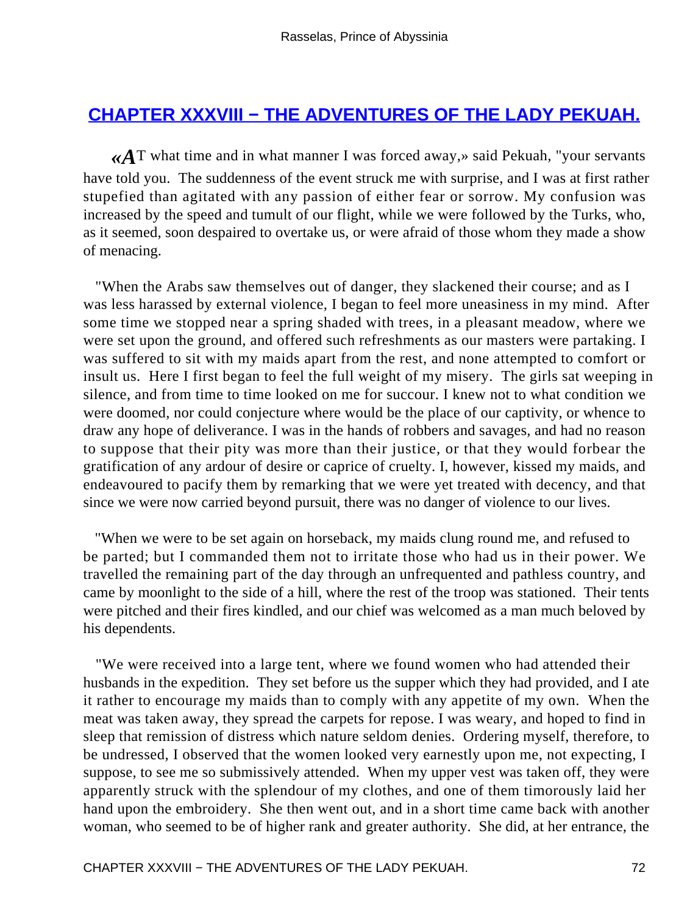## CHAPTER XXXVIII − THE ADVENTURES OF THE LADY PEKUAH.

«AT what time and in what manner I was forced away,» said Pekuah, "your servants have told you. The suddenness of the event struck me with surprise, and I was at first rather stupefied than agitated with any passion of either fear or sorrow. My confusion was increased by the speed and tumult of our flight, while we were followed by the Turks, who, as it seemed, soon despaired to overtake us, or were afraid of those whom they made a show of menacing.

"When the Arabs saw themselves out of danger, they slackened their course; and as I was less harassed by external violence, I began to feel more uneasiness in my mind. After some time we stopped near a spring shaded with trees, in a pleasant meadow, where we were set upon the ground, and offered such refreshments as our masters were partaking. I was suffered to sit with my maids apart from the rest, and none attempted to comfort or insult us. Here I first began to feel the full weight of my misery. The girls sat weeping in silence, and from time to time looked on me for succour. I knew not to what condition we were doomed, nor could conjecture where would be the place of our captivity, or whence to draw any hope of deliverance. I was in the hands of robbers and savages, and had no reason to suppose that their pity was more than their justice, or that they would forbear the gratification of any ardour of desire or caprice of cruelty. I, however, kissed my maids, and endeavoured to pacify them by remarking that we were yet treated with decency, and that since we were now carried beyond pursuit, there was no danger of violence to our lives.

"When we were to be set again on horseback, my maids clung round me, and refused to be parted; but I commanded them not to irritate those who had us in their power. We travelled the remaining part of the day through an unfrequented and pathless country, and came by moonlight to the side of a hill, where the rest of the troop was stationed. Their tents were pitched and their fires kindled, and our chief was welcomed as a man much beloved by his dependents.

"We were received into a large tent, where we found women who had attended their husbands in the expedition. They set before us the supper which they had provided, and I ate it rather to encourage my maids than to comply with any appetite of my own. When the meat was taken away, they spread the carpets for repose. I was weary, and hoped to find in sleep that remission of distress which nature seldom denies. Ordering myself, therefore, to be undressed, I observed that the women looked very earnestly upon me, not expecting, I suppose, to see me so submissively attended. When my upper vest was taken off, they were apparently struck with the splendour of my clothes, and one of them timorously laid her hand upon the embroidery. She then went out, and in a short time came back with another woman, who seemed to be of higher rank and greater authority. She did, at her entrance, the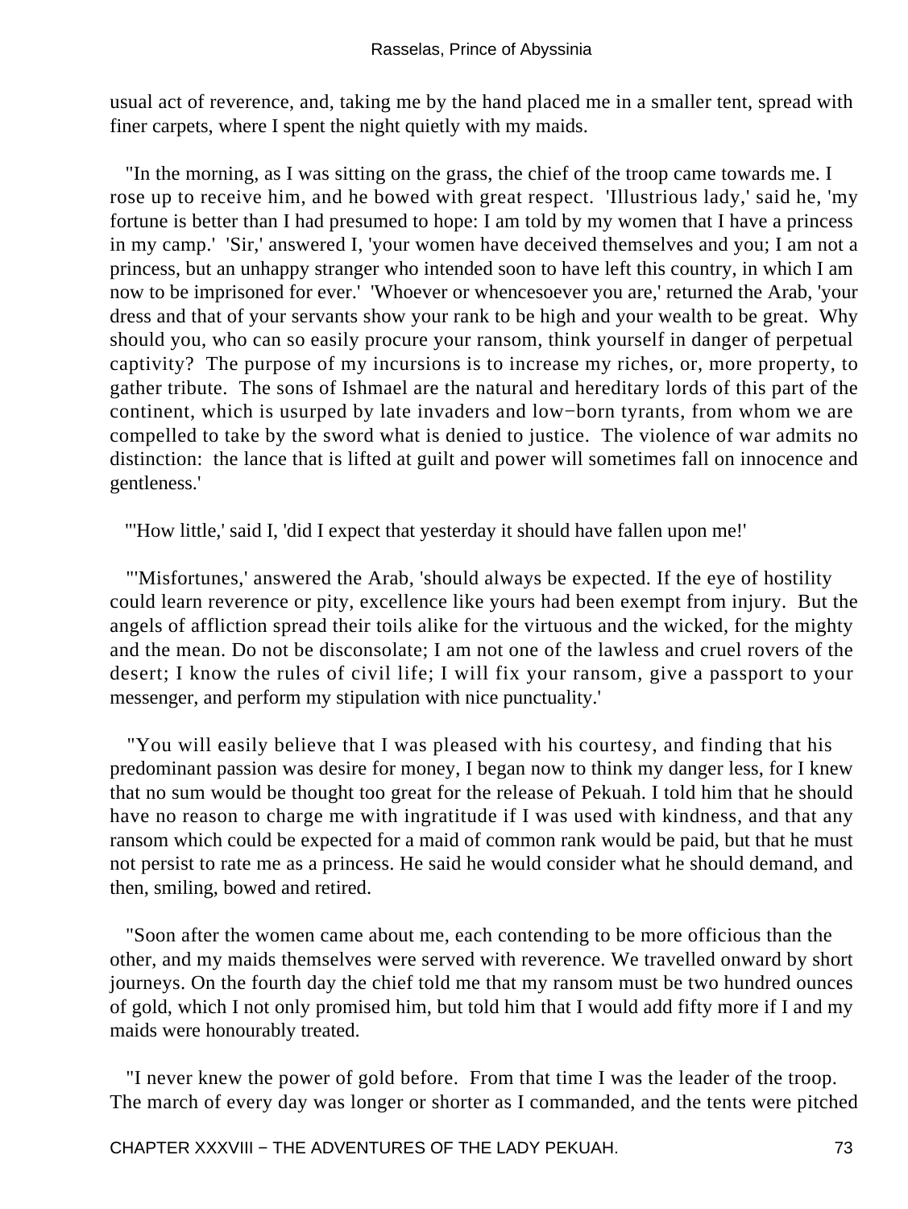usual act of reverence, and, taking me by the hand placed me in a smaller tent, spread with finer carpets, where I spent the night quietly with my maids.

"In the morning, as I was sitting on the grass, the chief of the troop came towards me. I rose up to receive him, and he bowed with great respect. 'Illustrious lady,' said he, 'my fortune is better than I had presumed to hope: I am told by my women that I have a princess in my camp.' 'Sir,' answered I, 'your women have deceived themselves and you; I am not a princess, but an unhappy stranger who intended soon to have left this country, in which I am now to be imprisoned for ever.' 'Whoever or whencesoever you are,' returned the Arab, 'your dress and that of your servants show your rank to be high and your wealth to be great. Why should you, who can so easily procure your ransom, think yourself in danger of perpetual captivity? The purpose of my incursions is to increase my riches, or, more property, to gather tribute. The sons of Ishmael are the natural and hereditary lords of this part of the continent, which is usurped by late invaders and low−born tyrants, from whom we are compelled to take by the sword what is denied to justice. The violence of war admits no distinction: the lance that is lifted at guilt and power will sometimes fall on innocence and gentleness.'

"'How little,' said I, 'did I expect that yesterday it should have fallen upon me!'

"'Misfortunes,' answered the Arab, 'should always be expected. If the eye of hostility could learn reverence or pity, excellence like yours had been exempt from injury. But the angels of affliction spread their toils alike for the virtuous and the wicked, for the mighty and the mean. Do not be disconsolate; I am not one of the lawless and cruel rovers of the desert; I know the rules of civil life; I will fix your ransom, give a passport to your messenger, and perform my stipulation with nice punctuality.'

"You will easily believe that I was pleased with his courtesy, and finding that his predominant passion was desire for money, I began now to think my danger less, for I knew that no sum would be thought too great for the release of Pekuah. I told him that he should have no reason to charge me with ingratitude if I was used with kindness, and that any ransom which could be expected for a maid of common rank would be paid, but that he must not persist to rate me as a princess. He said he would consider what he should demand, and then, smiling, bowed and retired.

"Soon after the women came about me, each contending to be more officious than the other, and my maids themselves were served with reverence. We travelled onward by short journeys. On the fourth day the chief told me that my ransom must be two hundred ounces of gold, which I not only promised him, but told him that I would add fifty more if I and my maids were honourably treated.

"I never knew the power of gold before. From that time I was the leader of the troop. The march of every day was longer or shorter as I commanded, and the tents were pitched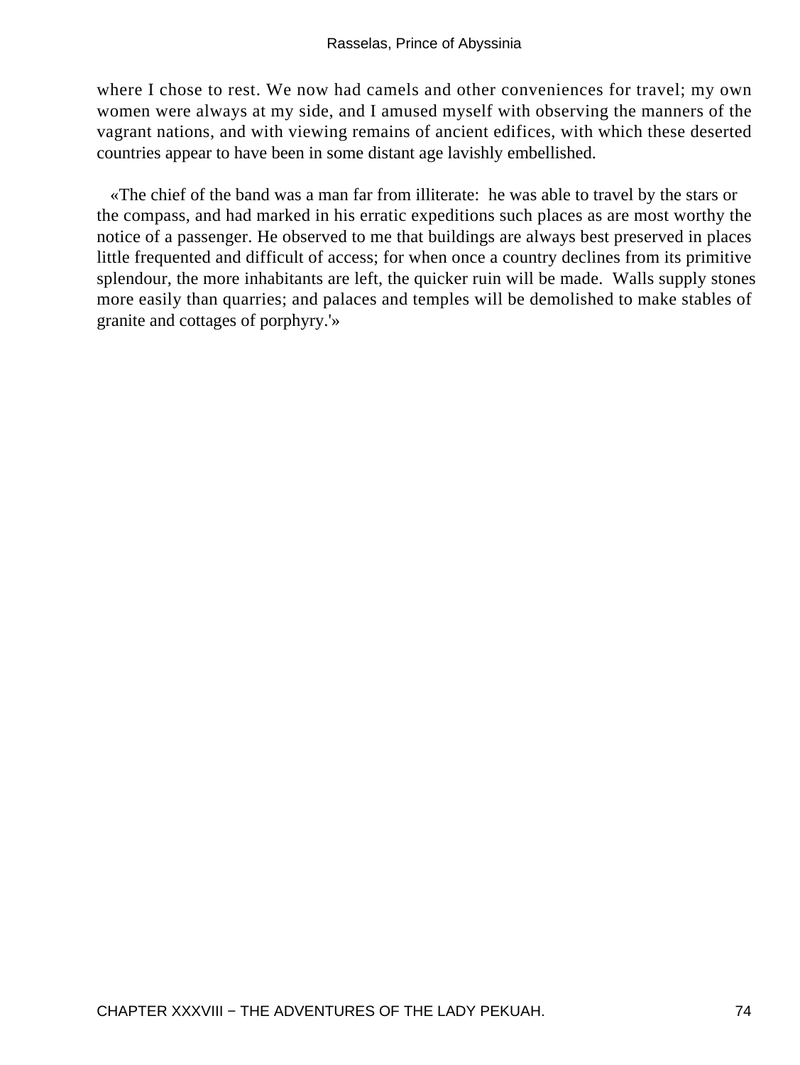where I chose to rest. We now had camels and other conveniences for travel; my own women were always at my side, and I amused myself with observing the manners of the vagrant nations, and with viewing remains of ancient edifices, with which these deserted countries appear to have been in some distant age lavishly embellished.

«The chief of the band was a man far from illiterate: he was able to travel by the stars or the compass, and had marked in his erratic expeditions such places as are most worthy the notice of a passenger. He observed to me that buildings are always best preserved in places little frequented and difficult of access; for when once a country declines from its primitive splendour, the more inhabitants are left, the quicker ruin will be made. Walls supply stones more easily than quarries; and palaces and temples will be demolished to make stables of granite and cottages of porphyry.'»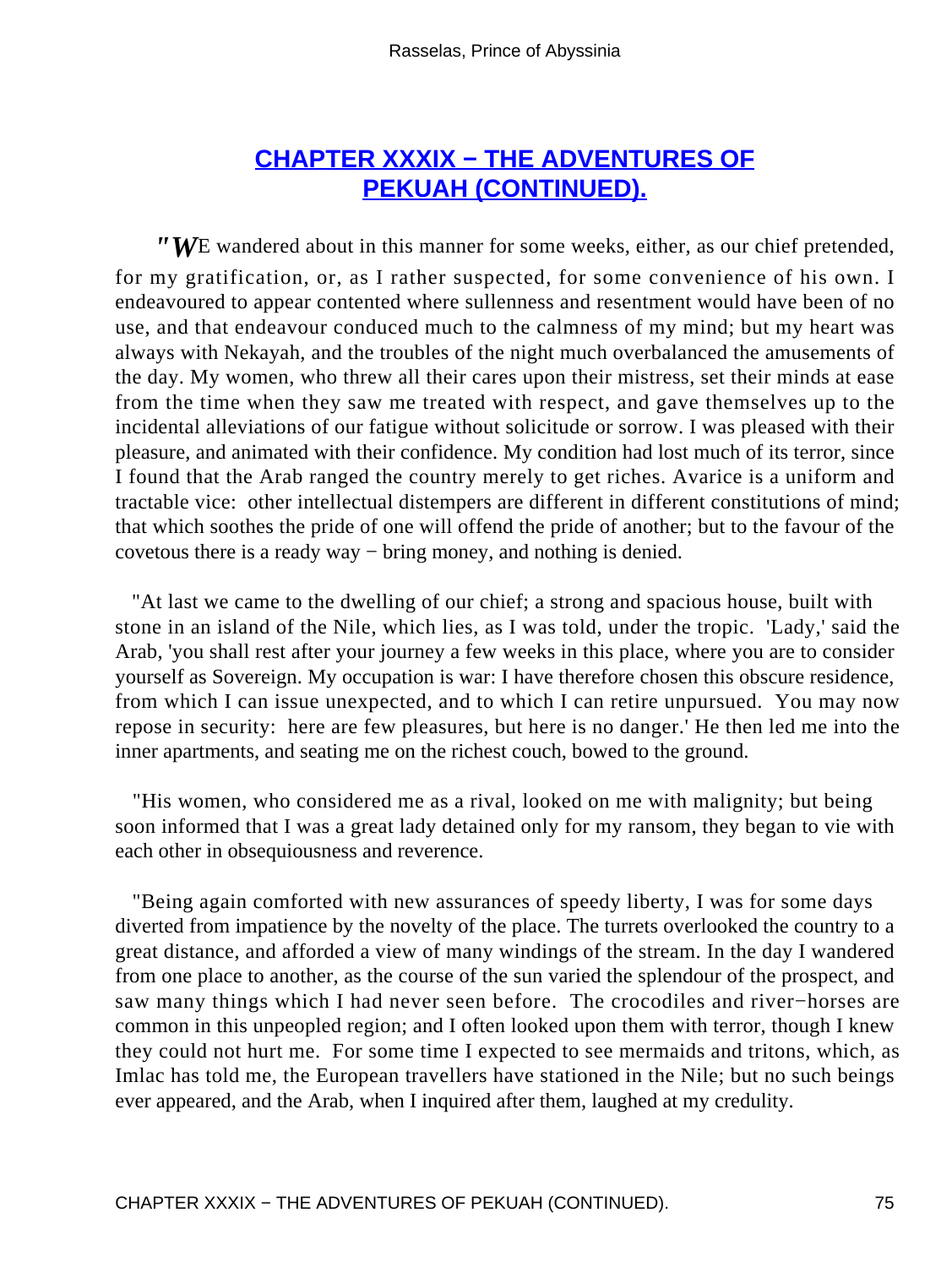## CHAPTER XXXIX − THE ADVENTURES OF PEKUAH (CONTINUED).

"WE wandered about in this manner for some weeks, either, as our chief pretended, for my gratification, or, as I rather suspected, for some convenience of his own. I endeavoured to appear contented where sullenness and resentment would have been of no use, and that endeavour conduced much to the calmness of my mind; but my heart was always with Nekayah, and the troubles of the night much overbalanced the amusements of the day. My women, who threw all their cares upon their mistress, set their minds at ease from the time when they saw me treated with respect, and gave themselves up to the incidental alleviations of our fatigue without solicitude or sorrow. I was pleased with their pleasure, and animated with their confidence. My condition had lost much of its terror, since I found that the Arab ranged the country merely to get riches. Avarice is a uniform and tractable vice: other intellectual distempers are different in different constitutions of mind; that which soothes the pride of one will offend the pride of another; but to the favour of the covetous there is a ready way − bring money, and nothing is denied.

"At last we came to the dwelling of our chief; a strong and spacious house, built with stone in an island of the Nile, which lies, as I was told, under the tropic. 'Lady,' said the Arab, 'you shall rest after your journey a few weeks in this place, where you are to consider yourself as Sovereign. My occupation is war: I have therefore chosen this obscure residence, from which I can issue unexpected, and to which I can retire unpursued. You may now repose in security: here are few pleasures, but here is no danger.' He then led me into the inner apartments, and seating me on the richest couch, bowed to the ground.

"His women, who considered me as a rival, looked on me with malignity; but being soon informed that I was a great lady detained only for my ransom, they began to vie with each other in obsequiousness and reverence.

"Being again comforted with new assurances of speedy liberty, I was for some days diverted from impatience by the novelty of the place. The turrets overlooked the country to a great distance, and afforded a view of many windings of the stream. In the day I wandered from one place to another, as the course of the sun varied the splendour of the prospect, and saw many things which I had never seen before. The crocodiles and river−horses are common in this unpeopled region; and I often looked upon them with terror, though I knew they could not hurt me. For some time I expected to see mermaids and tritons, which, as Imlac has told me, the European travellers have stationed in the Nile; but no such beings ever appeared, and the Arab, when I inquired after them, laughed at my credulity.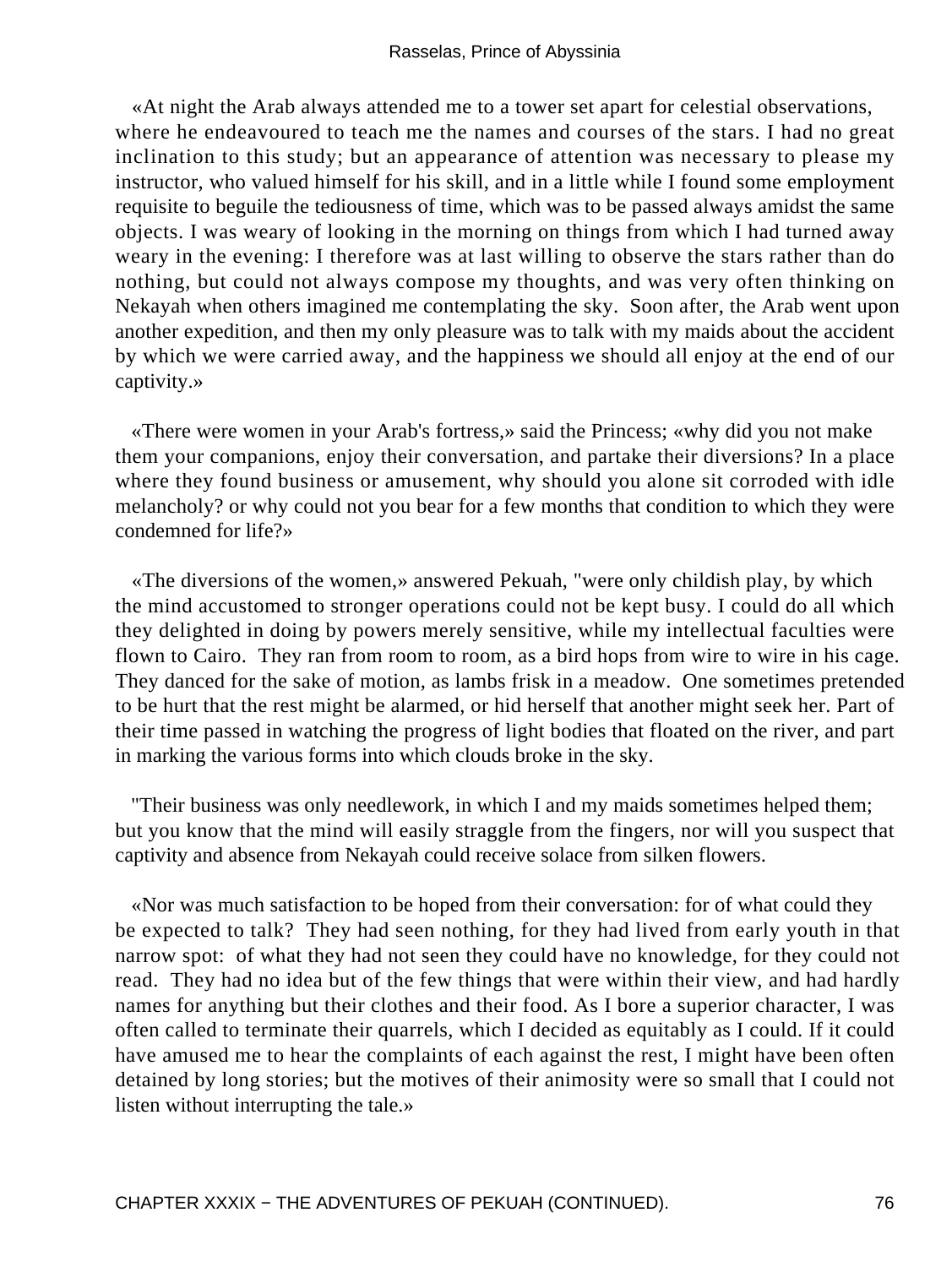«At night the Arab always attended me to a tower set apart for celestial observations, where he endeavoured to teach me the names and courses of the stars. I had no great inclination to this study; but an appearance of attention was necessary to please my instructor, who valued himself for his skill, and in a little while I found some employment requisite to beguile the tediousness of time, which was to be passed always amidst the same objects. I was weary of looking in the morning on things from which I had turned away weary in the evening: I therefore was at last willing to observe the stars rather than do nothing, but could not always compose my thoughts, and was very often thinking on Nekayah when others imagined me contemplating the sky. Soon after, the Arab went upon another expedition, and then my only pleasure was to talk with my maids about the accident by which we were carried away, and the happiness we should all enjoy at the end of our captivity.»

«There were women in your Arab's fortress,» said the Princess; «why did you not make them your companions, enjoy their conversation, and partake their diversions? In a place where they found business or amusement, why should you alone sit corroded with idle melancholy? or why could not you bear for a few months that condition to which they were condemned for life?»

«The diversions of the women,» answered Pekuah, "were only childish play, by which the mind accustomed to stronger operations could not be kept busy. I could do all which they delighted in doing by powers merely sensitive, while my intellectual faculties were flown to Cairo. They ran from room to room, as a bird hops from wire to wire in his cage. They danced for the sake of motion, as lambs frisk in a meadow. One sometimes pretended to be hurt that the rest might be alarmed, or hid herself that another might seek her. Part of their time passed in watching the progress of light bodies that floated on the river, and part in marking the various forms into which clouds broke in the sky.

"Their business was only needlework, in which I and my maids sometimes helped them; but you know that the mind will easily straggle from the fingers, nor will you suspect that captivity and absence from Nekayah could receive solace from silken flowers.

«Nor was much satisfaction to be hoped from their conversation: for of what could they be expected to talk? They had seen nothing, for they had lived from early youth in that narrow spot: of what they had not seen they could have no knowledge, for they could not read. They had no idea but of the few things that were within their view, and had hardly names for anything but their clothes and their food. As I bore a superior character, I was often called to terminate their quarrels, which I decided as equitably as I could. If it could have amused me to hear the complaints of each against the rest, I might have been often detained by long stories; but the motives of their animosity were so small that I could not listen without interrupting the tale.»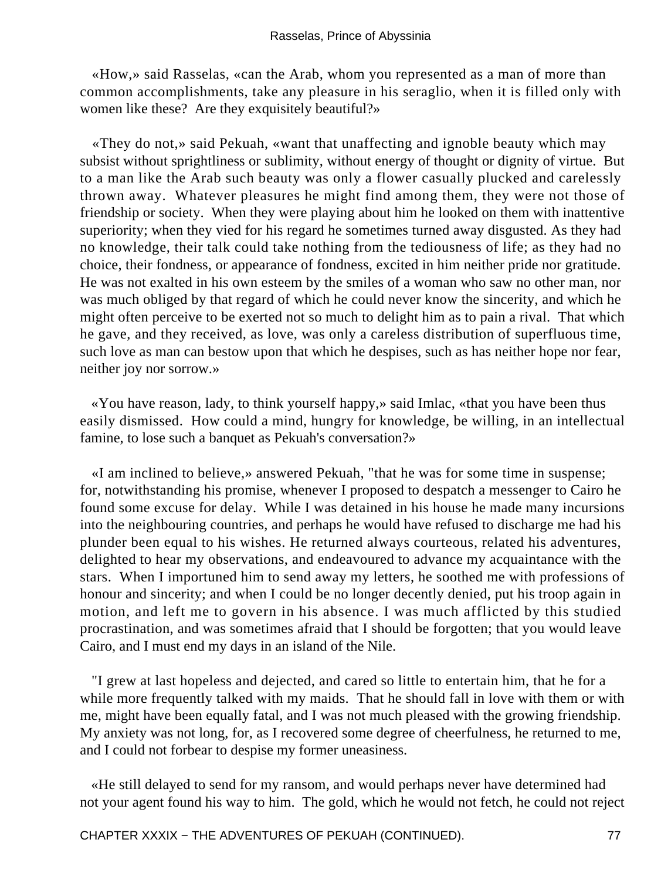«How,» said Rasselas, «can the Arab, whom you represented as a man of more than common accomplishments, take any pleasure in his seraglio, when it is filled only with women like these? Are they exquisitely beautiful?»

«They do not,» said Pekuah, «want that unaffecting and ignoble beauty which may subsist without sprightliness or sublimity, without energy of thought or dignity of virtue. But to a man like the Arab such beauty was only a flower casually plucked and carelessly thrown away. Whatever pleasures he might find among them, they were not those of friendship or society. When they were playing about him he looked on them with inattentive superiority; when they vied for his regard he sometimes turned away disgusted. As they had no knowledge, their talk could take nothing from the tediousness of life; as they had no choice, their fondness, or appearance of fondness, excited in him neither pride nor gratitude. He was not exalted in his own esteem by the smiles of a woman who saw no other man, nor was much obliged by that regard of which he could never know the sincerity, and which he might often perceive to be exerted not so much to delight him as to pain a rival. That which he gave, and they received, as love, was only a careless distribution of superfluous time, such love as man can bestow upon that which he despises, such as has neither hope nor fear, neither joy nor sorrow.»

«You have reason, lady, to think yourself happy,» said Imlac, «that you have been thus easily dismissed. How could a mind, hungry for knowledge, be willing, in an intellectual famine, to lose such a banquet as Pekuah's conversation?»

«I am inclined to believe,» answered Pekuah, "that he was for some time in suspense; for, notwithstanding his promise, whenever I proposed to despatch a messenger to Cairo he found some excuse for delay. While I was detained in his house he made many incursions into the neighbouring countries, and perhaps he would have refused to discharge me had his plunder been equal to his wishes. He returned always courteous, related his adventures, delighted to hear my observations, and endeavoured to advance my acquaintance with the stars. When I importuned him to send away my letters, he soothed me with professions of honour and sincerity; and when I could be no longer decently denied, put his troop again in motion, and left me to govern in his absence. I was much afflicted by this studied procrastination, and was sometimes afraid that I should be forgotten; that you would leave Cairo, and I must end my days in an island of the Nile.

"I grew at last hopeless and dejected, and cared so little to entertain him, that he for a while more frequently talked with my maids. That he should fall in love with them or with me, might have been equally fatal, and I was not much pleased with the growing friendship. My anxiety was not long, for, as I recovered some degree of cheerfulness, he returned to me, and I could not forbear to despise my former uneasiness.

«He still delayed to send for my ransom, and would perhaps never have determined had not your agent found his way to him. The gold, which he would not fetch, he could not reject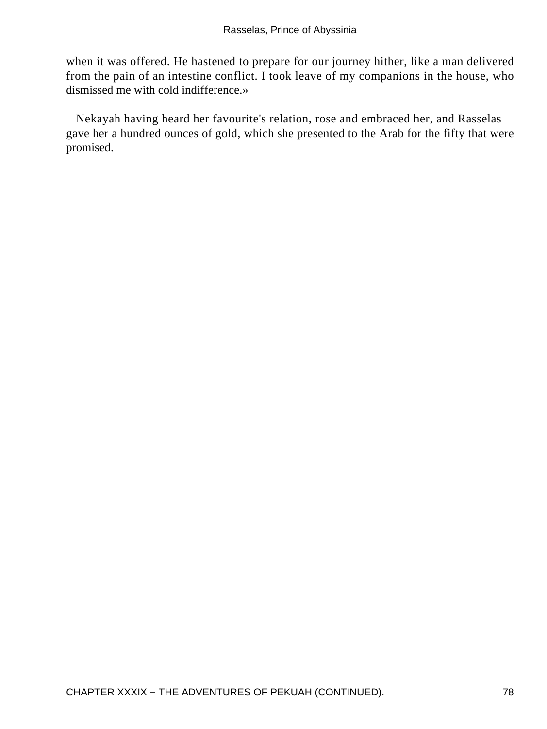when it was offered. He hastened to prepare for our journey hither, like a man delivered from the pain of an intestine conflict. I took leave of my companions in the house, who dismissed me with cold indifference.»

Nekayah having heard her favourite's relation, rose and embraced her, and Rasselas gave her a hundred ounces of gold, which she presented to the Arab for the fifty that were promised.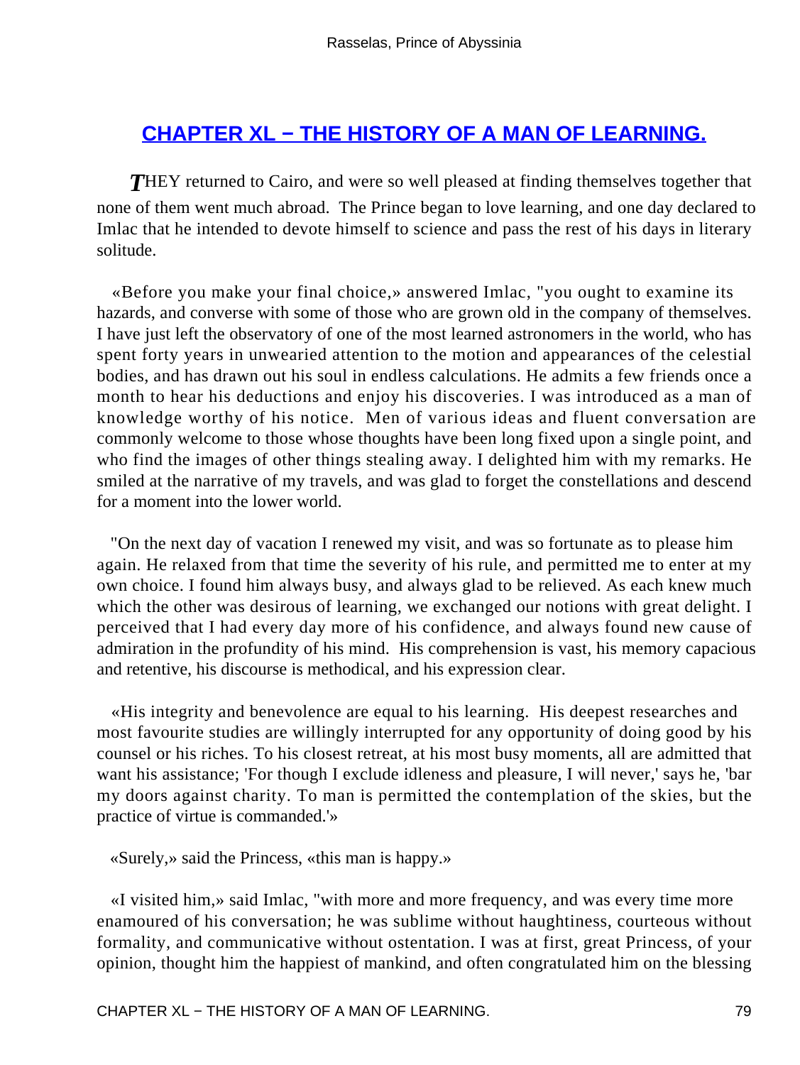## CHAPTER XL − THE HISTORY OF A MAN OF LEARNING.

*T*HEY returned to Cairo, and were so well pleased at finding themselves together that none of them went much abroad. The Prince began to love learning, and one day declared to Imlac that he intended to devote himself to science and pass the rest of his days in literary solitude.

«Before you make your final choice,» answered Imlac, "you ought to examine its hazards, and converse with some of those who are grown old in the company of themselves. I have just left the observatory of one of the most learned astronomers in the world, who has spent forty years in unwearied attention to the motion and appearances of the celestial bodies, and has drawn out his soul in endless calculations. He admits a few friends once a month to hear his deductions and enjoy his discoveries. I was introduced as a man of knowledge worthy of his notice. Men of various ideas and fluent conversation are commonly welcome to those whose thoughts have been long fixed upon a single point, and who find the images of other things stealing away. I delighted him with my remarks. He smiled at the narrative of my travels, and was glad to forget the constellations and descend for a moment into the lower world.

"On the next day of vacation I renewed my visit, and was so fortunate as to please him again. He relaxed from that time the severity of his rule, and permitted me to enter at my own choice. I found him always busy, and always glad to be relieved. As each knew much which the other was desirous of learning, we exchanged our notions with great delight. I perceived that I had every day more of his confidence, and always found new cause of admiration in the profundity of his mind. His comprehension is vast, his memory capacious and retentive, his discourse is methodical, and his expression clear.

«His integrity and benevolence are equal to his learning. His deepest researches and most favourite studies are willingly interrupted for any opportunity of doing good by his counsel or his riches. To his closest retreat, at his most busy moments, all are admitted that want his assistance; 'For though I exclude idleness and pleasure, I will never,' says he, 'bar my doors against charity. To man is permitted the contemplation of the skies, but the practice of virtue is commanded.'»

«Surely,» said the Princess, «this man is happy.»

«I visited him,» said Imlac, "with more and more frequency, and was every time more enamoured of his conversation; he was sublime without haughtiness, courteous without formality, and communicative without ostentation. I was at first, great Princess, of your opinion, thought him the happiest of mankind, and often congratulated him on the blessing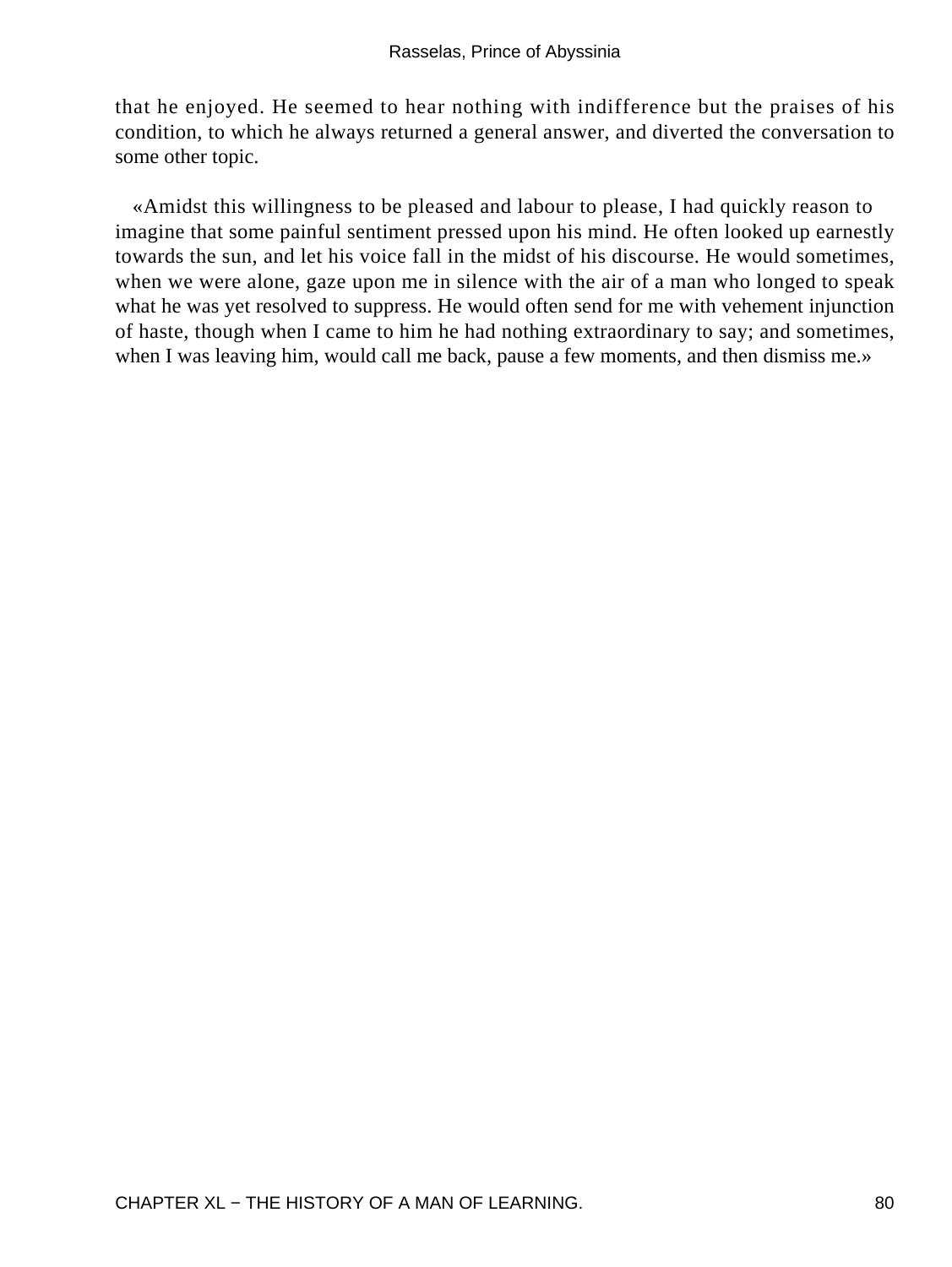that he enjoyed. He seemed to hear nothing with indifference but the praises of his condition, to which he always returned a general answer, and diverted the conversation to some other topic.

«Amidst this willingness to be pleased and labour to please, I had quickly reason to imagine that some painful sentiment pressed upon his mind. He often looked up earnestly towards the sun, and let his voice fall in the midst of his discourse. He would sometimes, when we were alone, gaze upon me in silence with the air of a man who longed to speak what he was yet resolved to suppress. He would often send for me with vehement injunction of haste, though when I came to him he had nothing extraordinary to say; and sometimes, when I was leaving him, would call me back, pause a few moments, and then dismiss me.»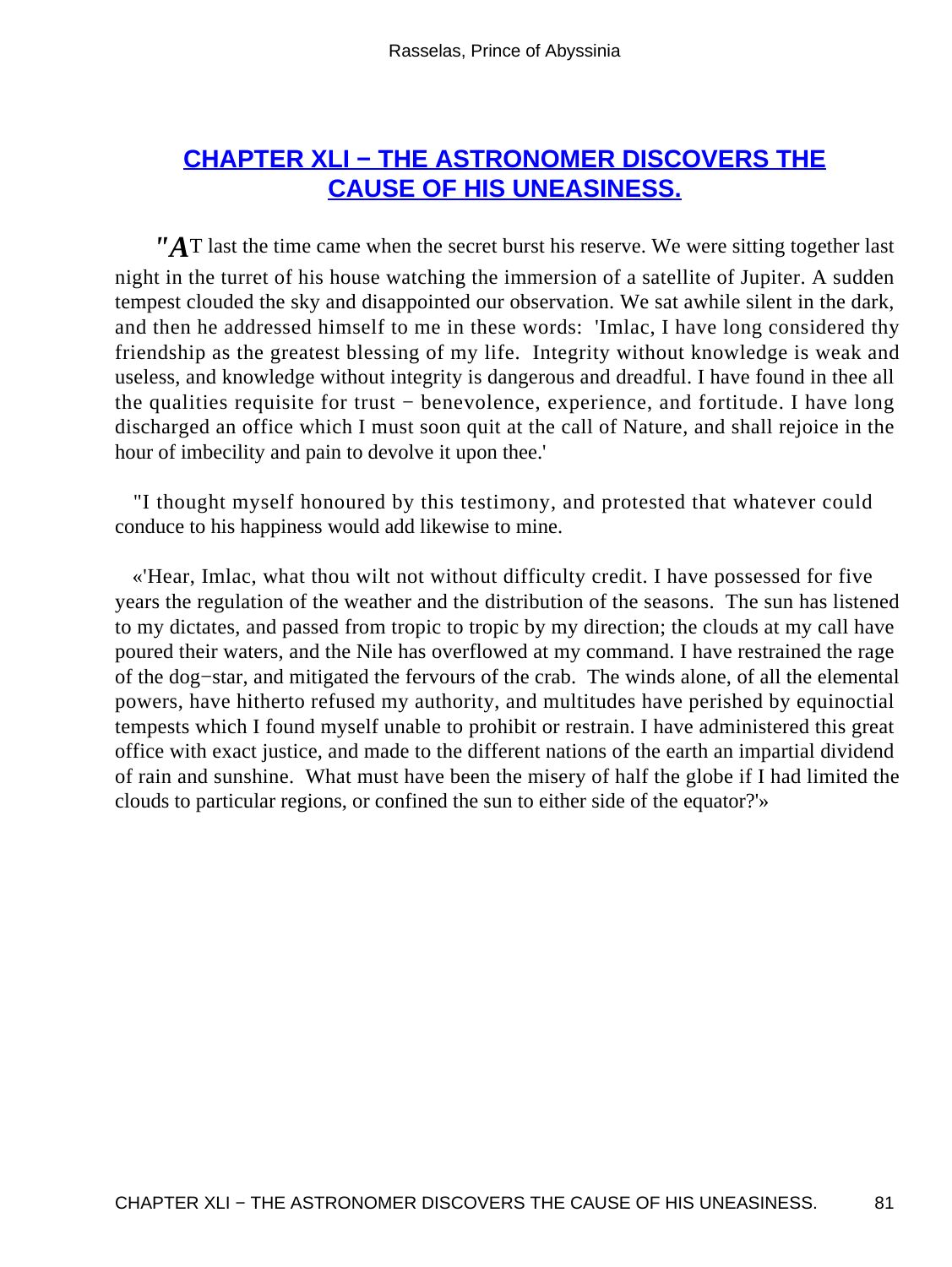## CHAPTER XLI − THE ASTRONOMER DISCOVERS THE CAUSE OF HIS UNEASINESS.

"AT last the time came when the secret burst his reserve. We were sitting together last night in the turret of his house watching the immersion of a satellite of Jupiter. A sudden tempest clouded the sky and disappointed our observation. We sat awhile silent in the dark, and then he addressed himself to me in these words: 'Imlac, I have long considered thy friendship as the greatest blessing of my life. Integrity without knowledge is weak and useless, and knowledge without integrity is dangerous and dreadful. I have found in thee all the qualities requisite for trust − benevolence, experience, and fortitude. I have long discharged an office which I must soon quit at the call of Nature, and shall rejoice in the hour of imbecility and pain to devolve it upon thee.'

"I thought myself honoured by this testimony, and protested that whatever could conduce to his happiness would add likewise to mine.

«'Hear, Imlac, what thou wilt not without difficulty credit. I have possessed for five years the regulation of the weather and the distribution of the seasons. The sun has listened to my dictates, and passed from tropic to tropic by my direction; the clouds at my call have poured their waters, and the Nile has overflowed at my command. I have restrained the rage of the dog−star, and mitigated the fervours of the crab. The winds alone, of all the elemental powers, have hitherto refused my authority, and multitudes have perished by equinoctial tempests which I found myself unable to prohibit or restrain. I have administered this great office with exact justice, and made to the different nations of the earth an impartial dividend of rain and sunshine. What must have been the misery of half the globe if I had limited the clouds to particular regions, or confined the sun to either side of the equator?'»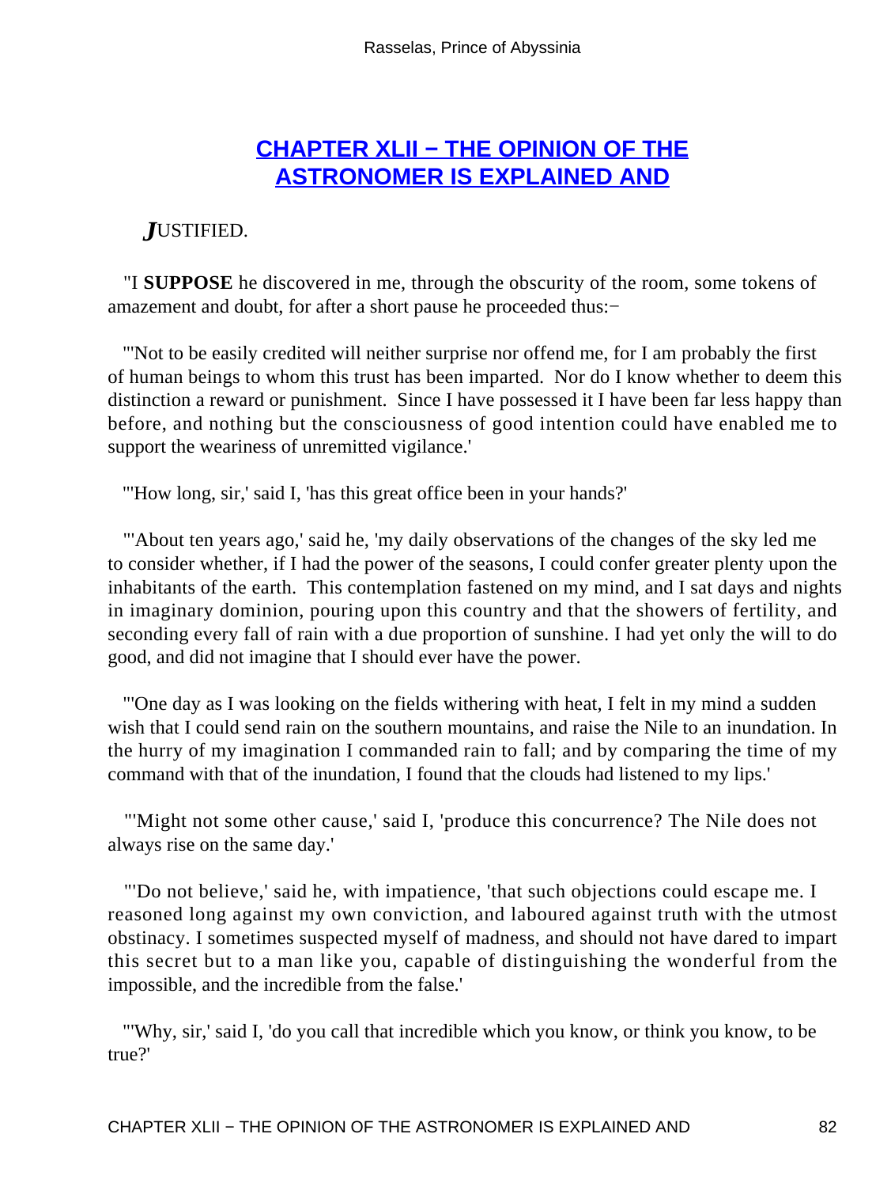## CHAPTER XLII − THE OPINION OF THE ASTRONOMER IS EXPLAINED AND

*J*USTIFIED.

"I **SUPPOSE** he discovered in me, through the obscurity of the room, some tokens of amazement and doubt, for after a short pause he proceeded thus:−

"'Not to be easily credited will neither surprise nor offend me, for I am probably the first of human beings to whom this trust has been imparted. Nor do I know whether to deem this distinction a reward or punishment. Since I have possessed it I have been far less happy than before, and nothing but the consciousness of good intention could have enabled me to support the weariness of unremitted vigilance.'

"'How long, sir,' said I, 'has this great office been in your hands?'

"'About ten years ago,' said he, 'my daily observations of the changes of the sky led me to consider whether, if I had the power of the seasons, I could confer greater plenty upon the inhabitants of the earth. This contemplation fastened on my mind, and I sat days and nights in imaginary dominion, pouring upon this country and that the showers of fertility, and seconding every fall of rain with a due proportion of sunshine. I had yet only the will to do good, and did not imagine that I should ever have the power.

"'One day as I was looking on the fields withering with heat, I felt in my mind a sudden wish that I could send rain on the southern mountains, and raise the Nile to an inundation. In the hurry of my imagination I commanded rain to fall; and by comparing the time of my command with that of the inundation, I found that the clouds had listened to my lips.'

"'Might not some other cause,' said I, 'produce this concurrence? The Nile does not always rise on the same day.'

"'Do not believe,' said he, with impatience, 'that such objections could escape me. I reasoned long against my own conviction, and laboured against truth with the utmost obstinacy. I sometimes suspected myself of madness, and should not have dared to impart this secret but to a man like you, capable of distinguishing the wonderful from the impossible, and the incredible from the false.'

"'Why, sir,' said I, 'do you call that incredible which you know, or think you know, to be true?'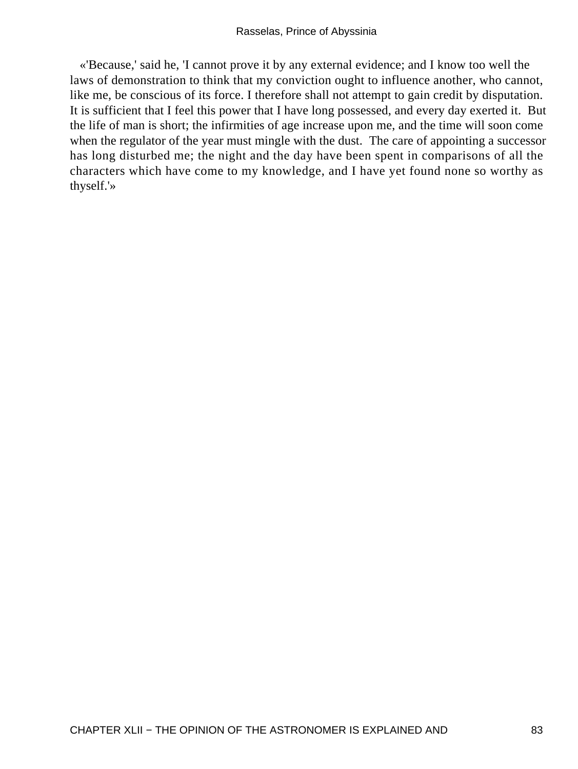«'Because,' said he, 'I cannot prove it by any external evidence; and I know too well the laws of demonstration to think that my conviction ought to influence another, who cannot, like me, be conscious of its force. I therefore shall not attempt to gain credit by disputation. It is sufficient that I feel this power that I have long possessed, and every day exerted it. But the life of man is short; the infirmities of age increase upon me, and the time will soon come when the regulator of the year must mingle with the dust. The care of appointing a successor has long disturbed me; the night and the day have been spent in comparisons of all the characters which have come to my knowledge, and I have yet found none so worthy as thyself.'»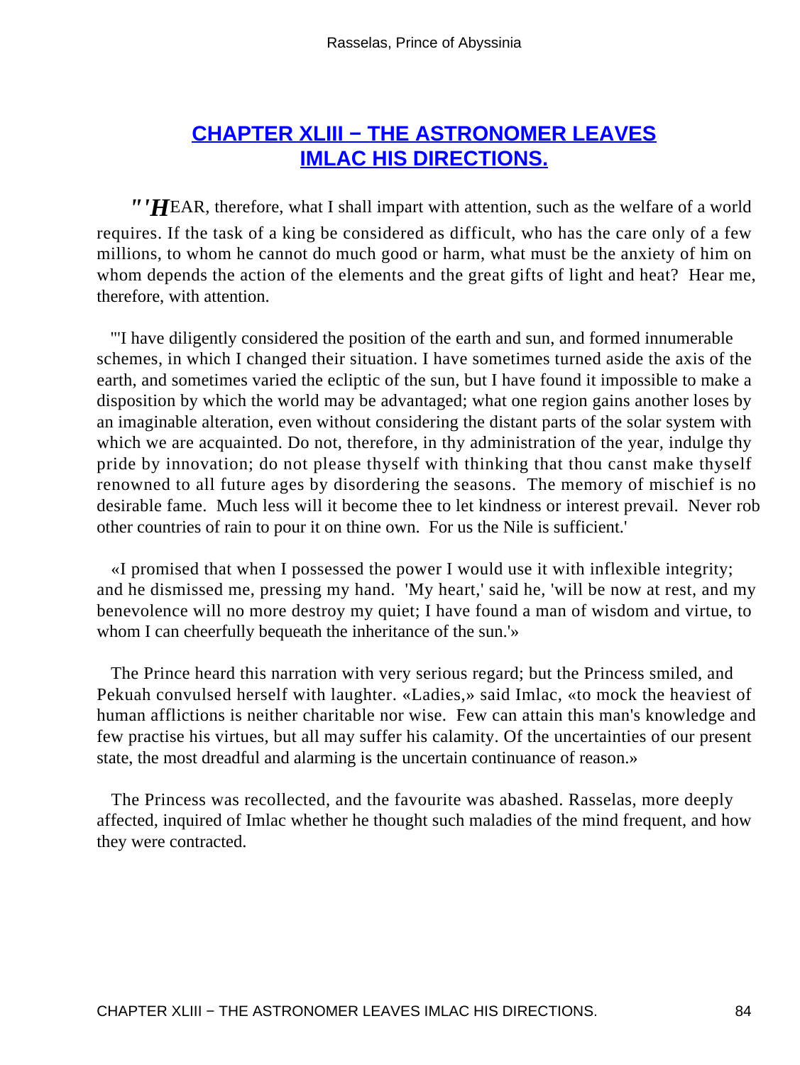## CHAPTER XLIII − THE ASTRONOMER LEAVES IMLAC HIS DIRECTIONS.

"'HEAR, therefore, what I shall impart with attention, such as the welfare of a world requires. If the task of a king be considered as difficult, who has the care only of a few millions, to whom he cannot do much good or harm, what must be the anxiety of him on whom depends the action of the elements and the great gifts of light and heat? Hear me, therefore, with attention.

"'I have diligently considered the position of the earth and sun, and formed innumerable schemes, in which I changed their situation. I have sometimes turned aside the axis of the earth, and sometimes varied the ecliptic of the sun, but I have found it impossible to make a disposition by which the world may be advantaged; what one region gains another loses by an imaginable alteration, even without considering the distant parts of the solar system with which we are acquainted. Do not, therefore, in thy administration of the year, indulge thy pride by innovation; do not please thyself with thinking that thou canst make thyself renowned to all future ages by disordering the seasons. The memory of mischief is no desirable fame. Much less will it become thee to let kindness or interest prevail. Never rob other countries of rain to pour it on thine own. For us the Nile is sufficient.'

«I promised that when I possessed the power I would use it with inflexible integrity; and he dismissed me, pressing my hand. 'My heart,' said he, 'will be now at rest, and my benevolence will no more destroy my quiet; I have found a man of wisdom and virtue, to whom I can cheerfully bequeath the inheritance of the sun.'»

The Prince heard this narration with very serious regard; but the Princess smiled, and Pekuah convulsed herself with laughter. «Ladies,» said Imlac, «to mock the heaviest of human afflictions is neither charitable nor wise. Few can attain this man's knowledge and few practise his virtues, but all may suffer his calamity. Of the uncertainties of our present state, the most dreadful and alarming is the uncertain continuance of reason.»

The Princess was recollected, and the favourite was abashed. Rasselas, more deeply affected, inquired of Imlac whether he thought such maladies of the mind frequent, and how they were contracted.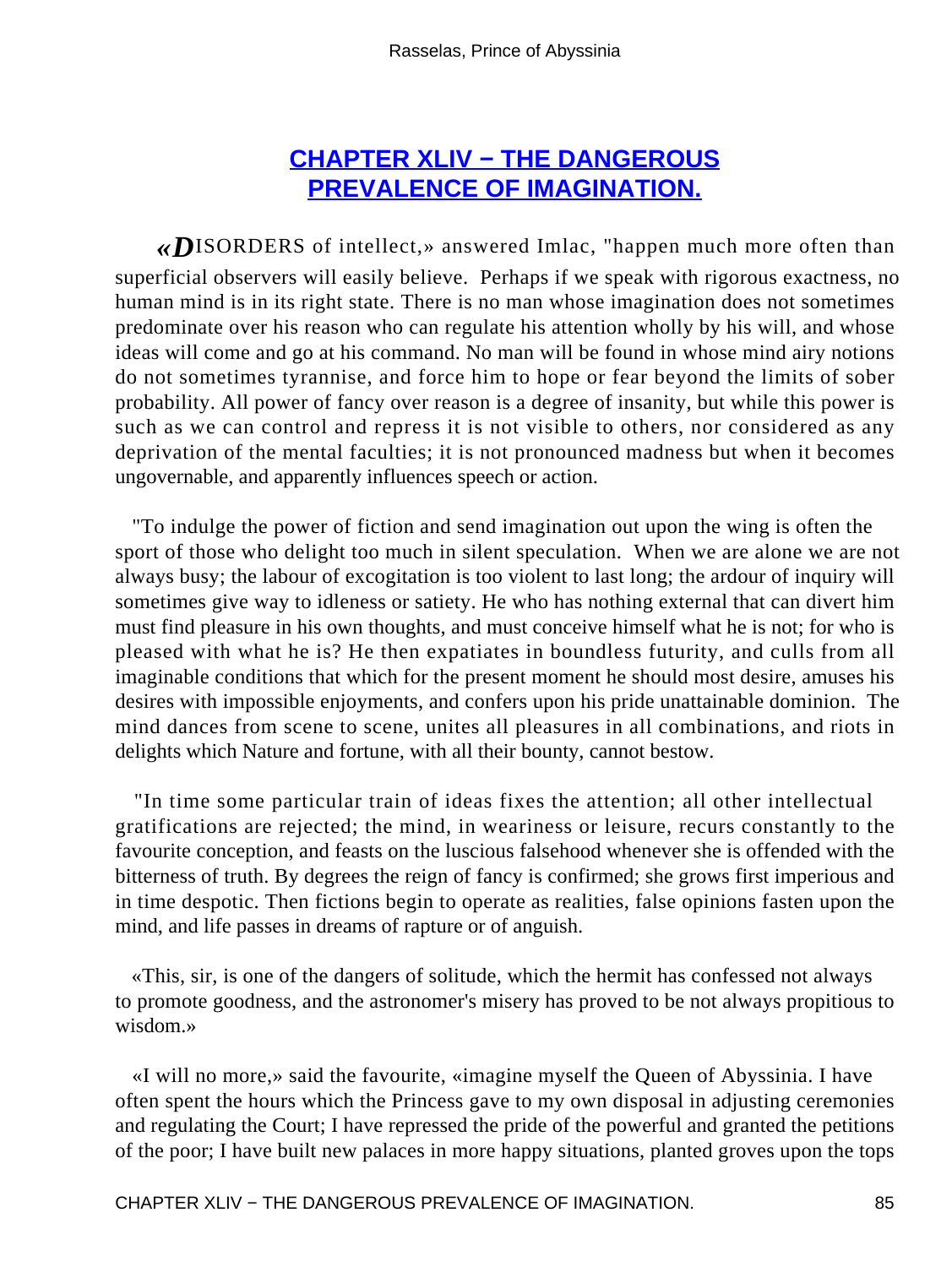## CHAPTER XLIV − THE DANGEROUS PREVALENCE OF IMAGINATION.

«DISORDERS of intellect,» answered Imlac, "happen much more often than superficial observers will easily believe. Perhaps if we speak with rigorous exactness, no human mind is in its right state. There is no man whose imagination does not sometimes predominate over his reason who can regulate his attention wholly by his will, and whose ideas will come and go at his command. No man will be found in whose mind airy notions do not sometimes tyrannise, and force him to hope or fear beyond the limits of sober probability. All power of fancy over reason is a degree of insanity, but while this power is such as we can control and repress it is not visible to others, nor considered as any deprivation of the mental faculties; it is not pronounced madness but when it becomes ungovernable, and apparently influences speech or action.

"To indulge the power of fiction and send imagination out upon the wing is often the sport of those who delight too much in silent speculation. When we are alone we are not always busy; the labour of excogitation is too violent to last long; the ardour of inquiry will sometimes give way to idleness or satiety. He who has nothing external that can divert him must find pleasure in his own thoughts, and must conceive himself what he is not; for who is pleased with what he is? He then expatiates in boundless futurity, and culls from all imaginable conditions that which for the present moment he should most desire, amuses his desires with impossible enjoyments, and confers upon his pride unattainable dominion. The mind dances from scene to scene, unites all pleasures in all combinations, and riots in delights which Nature and fortune, with all their bounty, cannot bestow.

"In time some particular train of ideas fixes the attention; all other intellectual gratifications are rejected; the mind, in weariness or leisure, recurs constantly to the favourite conception, and feasts on the luscious falsehood whenever she is offended with the bitterness of truth. By degrees the reign of fancy is confirmed; she grows first imperious and in time despotic. Then fictions begin to operate as realities, false opinions fasten upon the mind, and life passes in dreams of rapture or of anguish.

«This, sir, is one of the dangers of solitude, which the hermit has confessed not always to promote goodness, and the astronomer's misery has proved to be not always propitious to wisdom.»

«I will no more,» said the favourite, «imagine myself the Queen of Abyssinia. I have often spent the hours which the Princess gave to my own disposal in adjusting ceremonies and regulating the Court; I have repressed the pride of the powerful and granted the petitions of the poor; I have built new palaces in more happy situations, planted groves upon the tops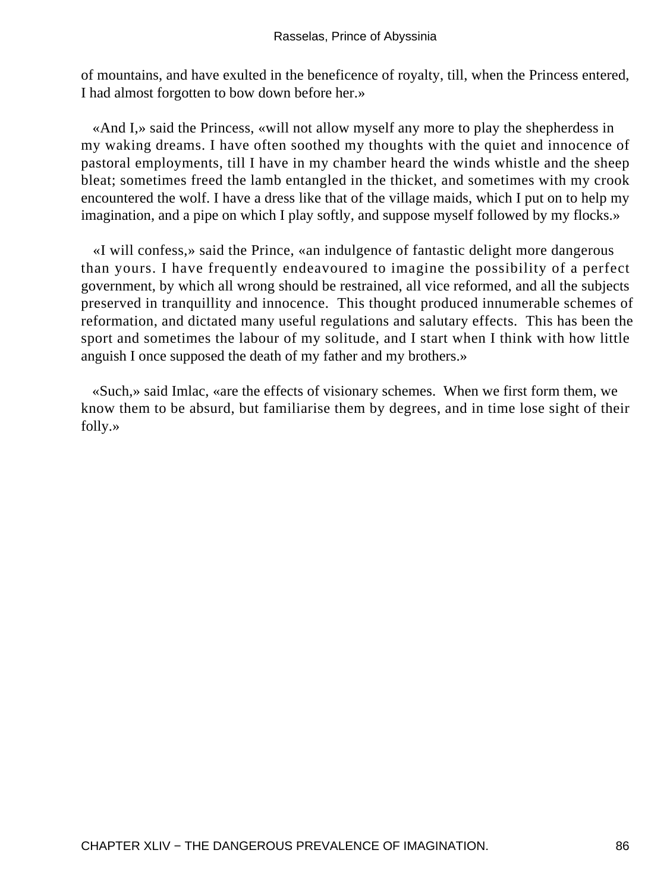of mountains, and have exulted in the beneficence of royalty, till, when the Princess entered, I had almost forgotten to bow down before her.»

«And I,» said the Princess, «will not allow myself any more to play the shepherdess in my waking dreams. I have often soothed my thoughts with the quiet and innocence of pastoral employments, till I have in my chamber heard the winds whistle and the sheep bleat; sometimes freed the lamb entangled in the thicket, and sometimes with my crook encountered the wolf. I have a dress like that of the village maids, which I put on to help my imagination, and a pipe on which I play softly, and suppose myself followed by my flocks.»

«I will confess,» said the Prince, «an indulgence of fantastic delight more dangerous than yours. I have frequently endeavoured to imagine the possibility of a perfect government, by which all wrong should be restrained, all vice reformed, and all the subjects preserved in tranquillity and innocence. This thought produced innumerable schemes of reformation, and dictated many useful regulations and salutary effects. This has been the sport and sometimes the labour of my solitude, and I start when I think with how little anguish I once supposed the death of my father and my brothers.»

«Such,» said Imlac, «are the effects of visionary schemes. When we first form them, we know them to be absurd, but familiarise them by degrees, and in time lose sight of their folly.»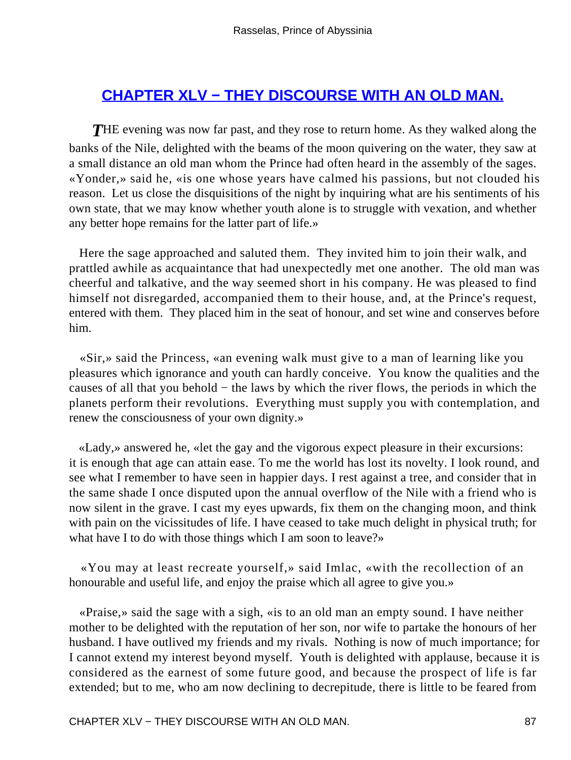## CHAPTER XLV − THEY DISCOURSE WITH AN OLD MAN.

THE evening was now far past, and they rose to return home. As they walked along the banks of the Nile, delighted with the beams of the moon quivering on the water, they saw at a small distance an old man whom the Prince had often heard in the assembly of the sages. «Yonder,» said he, «is one whose years have calmed his passions, but not clouded his reason. Let us close the disquisitions of the night by inquiring what are his sentiments of his own state, that we may know whether youth alone is to struggle with vexation, and whether any better hope remains for the latter part of life.»

Here the sage approached and saluted them. They invited him to join their walk, and prattled awhile as acquaintance that had unexpectedly met one another. The old man was cheerful and talkative, and the way seemed short in his company. He was pleased to find himself not disregarded, accompanied them to their house, and, at the Prince's request, entered with them. They placed him in the seat of honour, and set wine and conserves before him.

«Sir,» said the Princess, «an evening walk must give to a man of learning like you pleasures which ignorance and youth can hardly conceive. You know the qualities and the causes of all that you behold − the laws by which the river flows, the periods in which the planets perform their revolutions. Everything must supply you with contemplation, and renew the consciousness of your own dignity.»

«Lady,» answered he, «let the gay and the vigorous expect pleasure in their excursions: it is enough that age can attain ease. To me the world has lost its novelty. I look round, and see what I remember to have seen in happier days. I rest against a tree, and consider that in the same shade I once disputed upon the annual overflow of the Nile with a friend who is now silent in the grave. I cast my eyes upwards, fix them on the changing moon, and think with pain on the vicissitudes of life. I have ceased to take much delight in physical truth; for what have I to do with those things which I am soon to leave?»

«You may at least recreate yourself,» said Imlac, «with the recollection of an honourable and useful life, and enjoy the praise which all agree to give you.»

«Praise,» said the sage with a sigh, «is to an old man an empty sound. I have neither mother to be delighted with the reputation of her son, nor wife to partake the honours of her husband. I have outlived my friends and my rivals. Nothing is now of much importance; for I cannot extend my interest beyond myself. Youth is delighted with applause, because it is considered as the earnest of some future good, and because the prospect of life is far extended; but to me, who am now declining to decrepitude, there is little to be feared from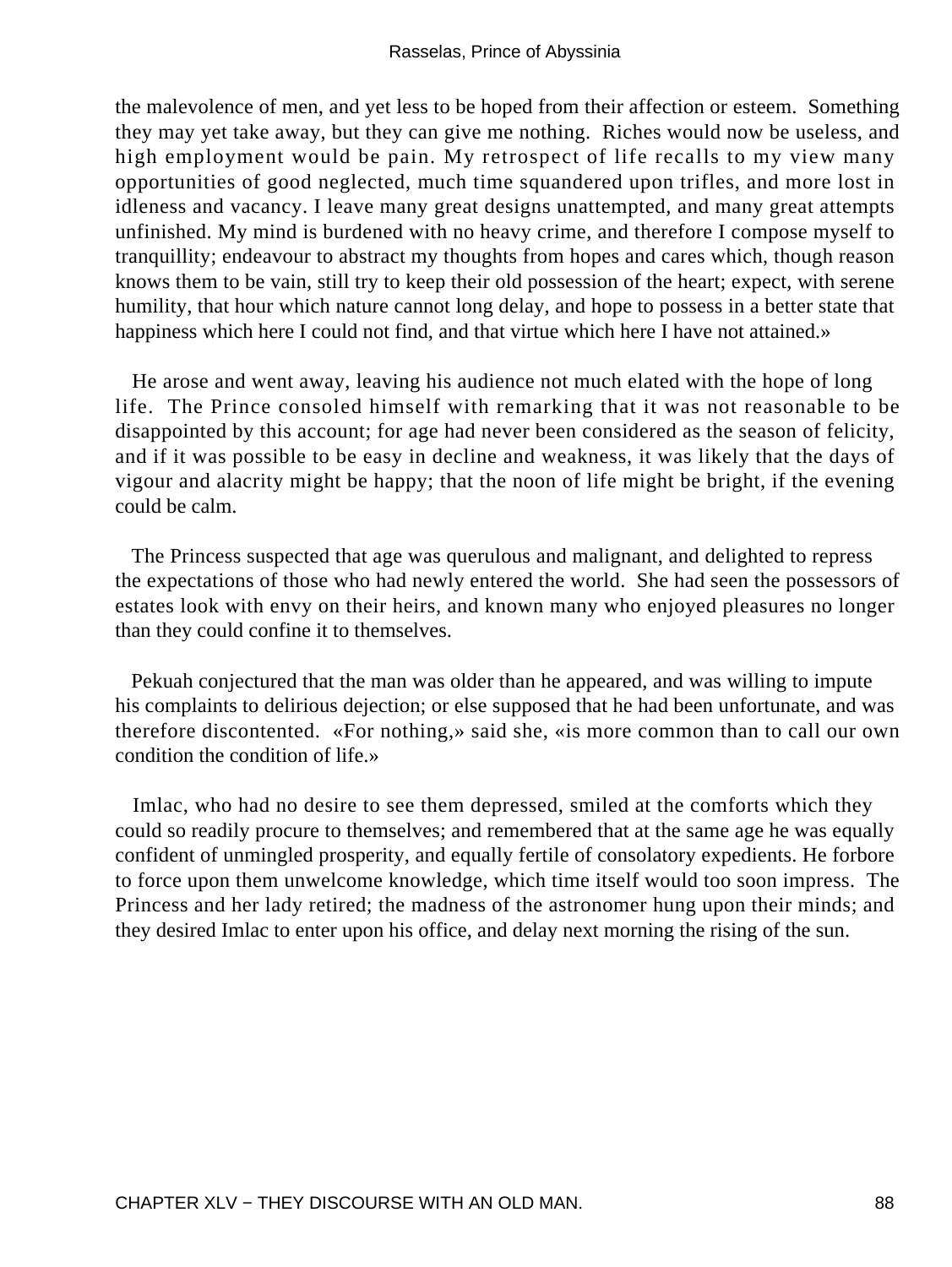the malevolence of men, and yet less to be hoped from their affection or esteem. Something they may yet take away, but they can give me nothing. Riches would now be useless, and high employment would be pain. My retrospect of life recalls to my view many opportunities of good neglected, much time squandered upon trifles, and more lost in idleness and vacancy. I leave many great designs unattempted, and many great attempts unfinished. My mind is burdened with no heavy crime, and therefore I compose myself to tranquillity; endeavour to abstract my thoughts from hopes and cares which, though reason knows them to be vain, still try to keep their old possession of the heart; expect, with serene humility, that hour which nature cannot long delay, and hope to possess in a better state that happiness which here I could not find, and that virtue which here I have not attained.»

He arose and went away, leaving his audience not much elated with the hope of long life. The Prince consoled himself with remarking that it was not reasonable to be disappointed by this account; for age had never been considered as the season of felicity, and if it was possible to be easy in decline and weakness, it was likely that the days of vigour and alacrity might be happy; that the noon of life might be bright, if the evening could be calm.

The Princess suspected that age was querulous and malignant, and delighted to repress the expectations of those who had newly entered the world. She had seen the possessors of estates look with envy on their heirs, and known many who enjoyed pleasures no longer than they could confine it to themselves.

Pekuah conjectured that the man was older than he appeared, and was willing to impute his complaints to delirious dejection; or else supposed that he had been unfortunate, and was therefore discontented. «For nothing,» said she, «is more common than to call our own condition the condition of life.»

Imlac, who had no desire to see them depressed, smiled at the comforts which they could so readily procure to themselves; and remembered that at the same age he was equally confident of unmingled prosperity, and equally fertile of consolatory expedients. He forbore to force upon them unwelcome knowledge, which time itself would too soon impress. The Princess and her lady retired; the madness of the astronomer hung upon their minds; and they desired Imlac to enter upon his office, and delay next morning the rising of the sun.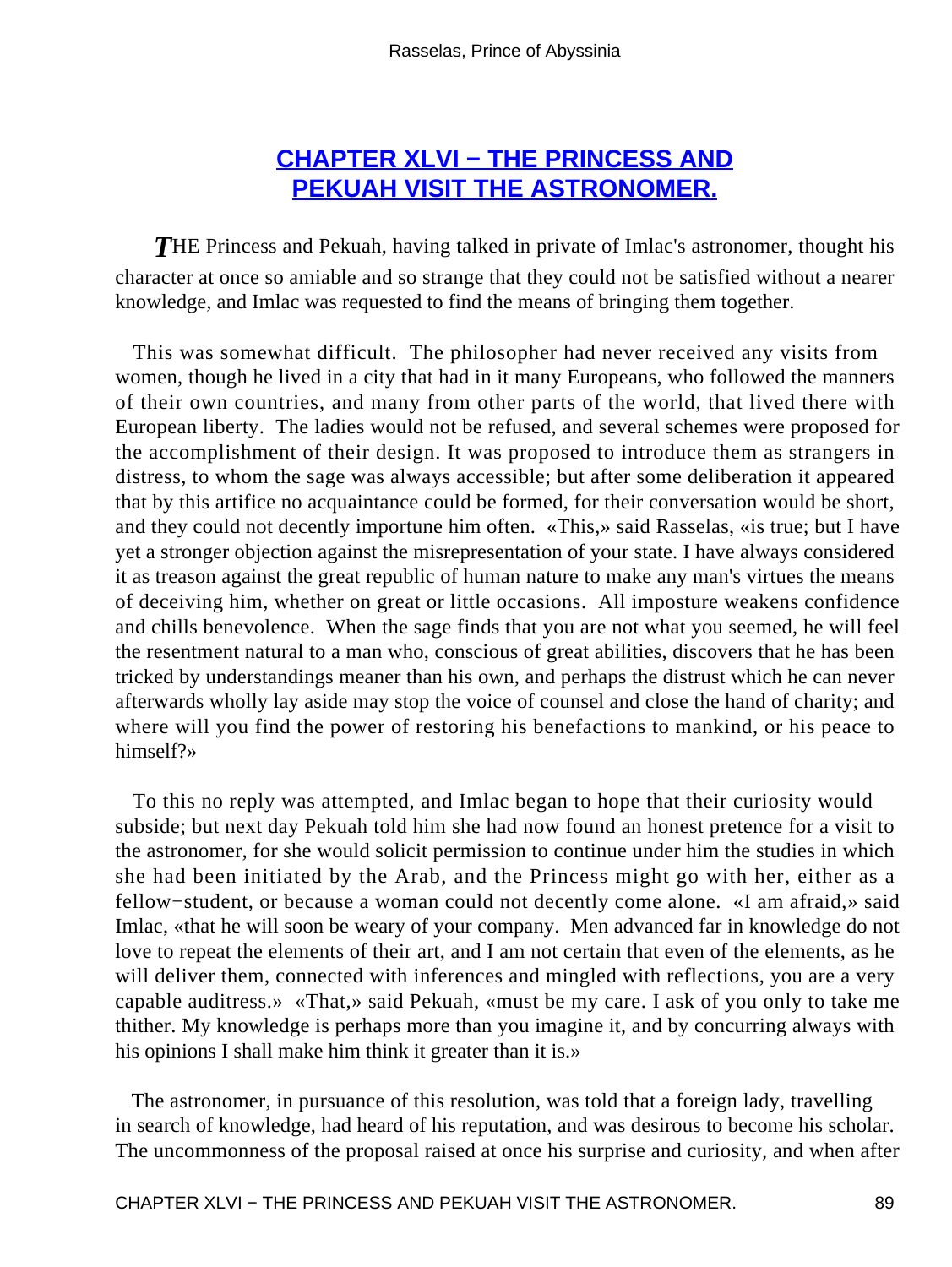## CHAPTER XLVI − THE PRINCESS AND PEKUAH VISIT THE ASTRONOMER.

*T*HE Princess and Pekuah, having talked in private of Imlac's astronomer, thought his character at once so amiable and so strange that they could not be satisfied without a nearer knowledge, and Imlac was requested to find the means of bringing them together.

This was somewhat difficult. The philosopher had never received any visits from women, though he lived in a city that had in it many Europeans, who followed the manners of their own countries, and many from other parts of the world, that lived there with European liberty. The ladies would not be refused, and several schemes were proposed for the accomplishment of their design. It was proposed to introduce them as strangers in distress, to whom the sage was always accessible; but after some deliberation it appeared that by this artifice no acquaintance could be formed, for their conversation would be short, and they could not decently importune him often. «This,» said Rasselas, «is true; but I have yet a stronger objection against the misrepresentation of your state. I have always considered it as treason against the great republic of human nature to make any man's virtues the means of deceiving him, whether on great or little occasions. All imposture weakens confidence and chills benevolence. When the sage finds that you are not what you seemed, he will feel the resentment natural to a man who, conscious of great abilities, discovers that he has been tricked by understandings meaner than his own, and perhaps the distrust which he can never afterwards wholly lay aside may stop the voice of counsel and close the hand of charity; and where will you find the power of restoring his benefactions to mankind, or his peace to himself?»

To this no reply was attempted, and Imlac began to hope that their curiosity would subside; but next day Pekuah told him she had now found an honest pretence for a visit to the astronomer, for she would solicit permission to continue under him the studies in which she had been initiated by the Arab, and the Princess might go with her, either as a fellow−student, or because a woman could not decently come alone. «I am afraid,» said Imlac, «that he will soon be weary of your company. Men advanced far in knowledge do not love to repeat the elements of their art, and I am not certain that even of the elements, as he will deliver them, connected with inferences and mingled with reflections, you are a very capable auditress.» «That,» said Pekuah, «must be my care. I ask of you only to take me thither. My knowledge is perhaps more than you imagine it, and by concurring always with his opinions I shall make him think it greater than it is.»

The astronomer, in pursuance of this resolution, was told that a foreign lady, travelling in search of knowledge, had heard of his reputation, and was desirous to become his scholar. The uncommonness of the proposal raised at once his surprise and curiosity, and when after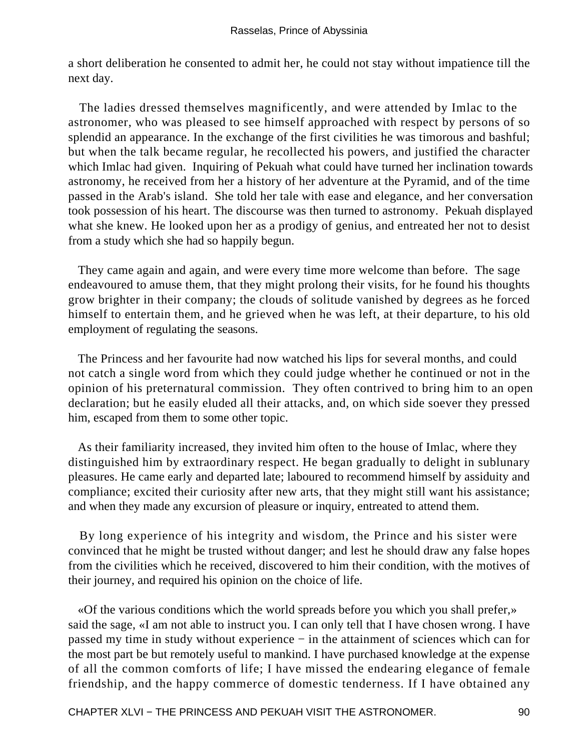a short deliberation he consented to admit her, he could not stay without impatience till the next day.

The ladies dressed themselves magnificently, and were attended by Imlac to the astronomer, who was pleased to see himself approached with respect by persons of so splendid an appearance. In the exchange of the first civilities he was timorous and bashful; but when the talk became regular, he recollected his powers, and justified the character which Imlac had given. Inquiring of Pekuah what could have turned her inclination towards astronomy, he received from her a history of her adventure at the Pyramid, and of the time passed in the Arab's island. She told her tale with ease and elegance, and her conversation took possession of his heart. The discourse was then turned to astronomy. Pekuah displayed what she knew. He looked upon her as a prodigy of genius, and entreated her not to desist from a study which she had so happily begun.

They came again and again, and were every time more welcome than before. The sage endeavoured to amuse them, that they might prolong their visits, for he found his thoughts grow brighter in their company; the clouds of solitude vanished by degrees as he forced himself to entertain them, and he grieved when he was left, at their departure, to his old employment of regulating the seasons.

The Princess and her favourite had now watched his lips for several months, and could not catch a single word from which they could judge whether he continued or not in the opinion of his preternatural commission. They often contrived to bring him to an open declaration; but he easily eluded all their attacks, and, on which side soever they pressed him, escaped from them to some other topic.

As their familiarity increased, they invited him often to the house of Imlac, where they distinguished him by extraordinary respect. He began gradually to delight in sublunary pleasures. He came early and departed late; laboured to recommend himself by assiduity and compliance; excited their curiosity after new arts, that they might still want his assistance; and when they made any excursion of pleasure or inquiry, entreated to attend them.

By long experience of his integrity and wisdom, the Prince and his sister were convinced that he might be trusted without danger; and lest he should draw any false hopes from the civilities which he received, discovered to him their condition, with the motives of their journey, and required his opinion on the choice of life.

«Of the various conditions which the world spreads before you which you shall prefer,» said the sage, «I am not able to instruct you. I can only tell that I have chosen wrong. I have passed my time in study without experience − in the attainment of sciences which can for the most part be but remotely useful to mankind. I have purchased knowledge at the expense of all the common comforts of life; I have missed the endearing elegance of female friendship, and the happy commerce of domestic tenderness. If I have obtained any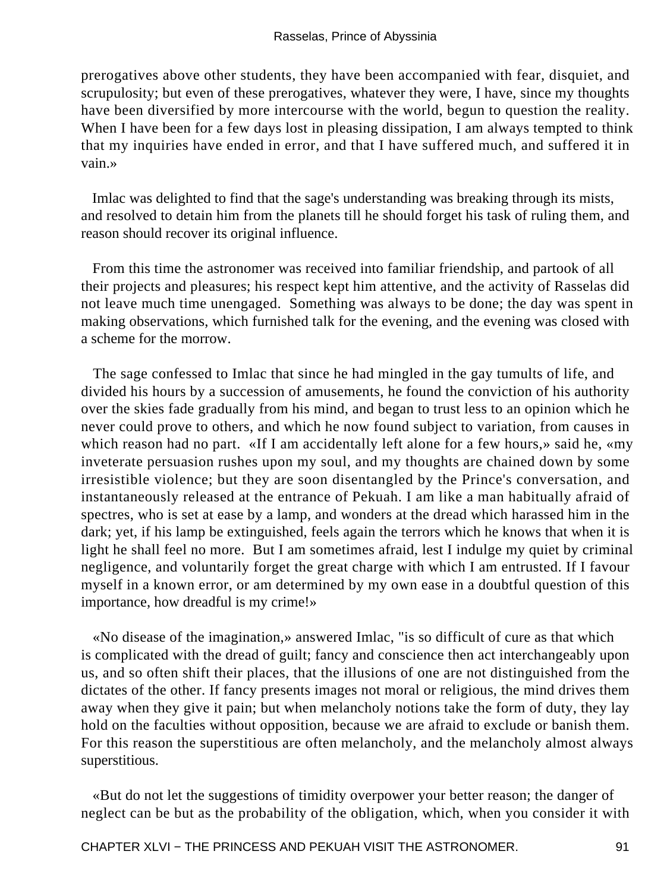prerogatives above other students, they have been accompanied with fear, disquiet, and scrupulosity; but even of these prerogatives, whatever they were, I have, since my thoughts have been diversified by more intercourse with the world, begun to question the reality. When I have been for a few days lost in pleasing dissipation, I am always tempted to think that my inquiries have ended in error, and that I have suffered much, and suffered it in vain.»

Imlac was delighted to find that the sage's understanding was breaking through its mists, and resolved to detain him from the planets till he should forget his task of ruling them, and reason should recover its original influence.

From this time the astronomer was received into familiar friendship, and partook of all their projects and pleasures; his respect kept him attentive, and the activity of Rasselas did not leave much time unengaged. Something was always to be done; the day was spent in making observations, which furnished talk for the evening, and the evening was closed with a scheme for the morrow.

The sage confessed to Imlac that since he had mingled in the gay tumults of life, and divided his hours by a succession of amusements, he found the conviction of his authority over the skies fade gradually from his mind, and began to trust less to an opinion which he never could prove to others, and which he now found subject to variation, from causes in which reason had no part. «If I am accidentally left alone for a few hours,» said he, «my inveterate persuasion rushes upon my soul, and my thoughts are chained down by some irresistible violence; but they are soon disentangled by the Prince's conversation, and instantaneously released at the entrance of Pekuah. I am like a man habitually afraid of spectres, who is set at ease by a lamp, and wonders at the dread which harassed him in the dark; yet, if his lamp be extinguished, feels again the terrors which he knows that when it is light he shall feel no more. But I am sometimes afraid, lest I indulge my quiet by criminal negligence, and voluntarily forget the great charge with which I am entrusted. If I favour myself in a known error, or am determined by my own ease in a doubtful question of this importance, how dreadful is my crime!»

«No disease of the imagination,» answered Imlac, "is so difficult of cure as that which is complicated with the dread of guilt; fancy and conscience then act interchangeably upon us, and so often shift their places, that the illusions of one are not distinguished from the dictates of the other. If fancy presents images not moral or religious, the mind drives them away when they give it pain; but when melancholy notions take the form of duty, they lay hold on the faculties without opposition, because we are afraid to exclude or banish them. For this reason the superstitious are often melancholy, and the melancholy almost always superstitious.

«But do not let the suggestions of timidity overpower your better reason; the danger of neglect can be but as the probability of the obligation, which, when you consider it with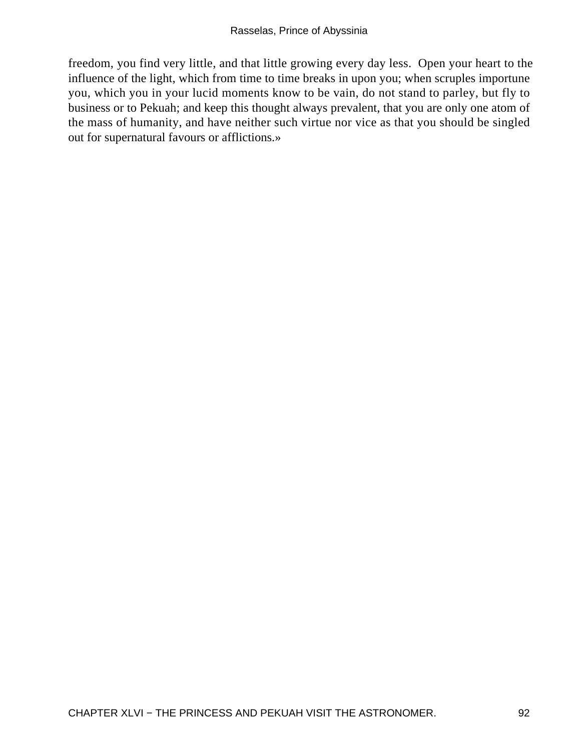freedom, you find very little, and that little growing every day less. Open your heart to the influence of the light, which from time to time breaks in upon you; when scruples importune you, which you in your lucid moments know to be vain, do not stand to parley, but fly to business or to Pekuah; and keep this thought always prevalent, that you are only one atom of the mass of humanity, and have neither such virtue nor vice as that you should be singled out for supernatural favours or afflictions.»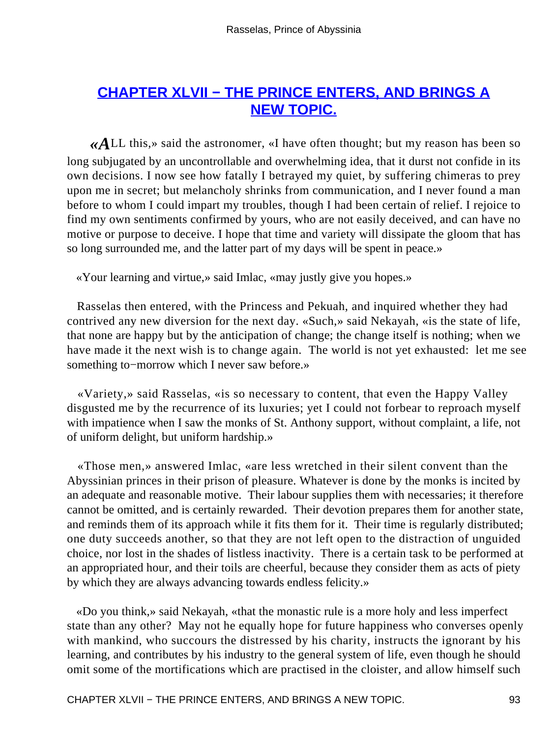## [CHAPTER XLVII − THE PRINCE ENTERS, AND BRINGS A NEW TOPIC.]()

«ALL this,» said the astronomer, «I have often thought; but my reason has been so long subjugated by an uncontrollable and overwhelming idea, that it durst not confide in its own decisions. I now see how fatally I betrayed my quiet, by suffering chimeras to prey upon me in secret; but melancholy shrinks from communication, and I never found a man before to whom I could impart my troubles, though I had been certain of relief. I rejoice to find my own sentiments confirmed by yours, who are not easily deceived, and can have no motive or purpose to deceive. I hope that time and variety will dissipate the gloom that has so long surrounded me, and the latter part of my days will be spent in peace.»

«Your learning and virtue,» said Imlac, «may justly give you hopes.»

Rasselas then entered, with the Princess and Pekuah, and inquired whether they had contrived any new diversion for the next day. «Such,» said Nekayah, «is the state of life, that none are happy but by the anticipation of change; the change itself is nothing; when we have made it the next wish is to change again. The world is not yet exhausted: let me see something to−morrow which I never saw before.»

«Variety,» said Rasselas, «is so necessary to content, that even the Happy Valley disgusted me by the recurrence of its luxuries; yet I could not forbear to reproach myself with impatience when I saw the monks of St. Anthony support, without complaint, a life, not of uniform delight, but uniform hardship.»

«Those men,» answered Imlac, «are less wretched in their silent convent than the Abyssinian princes in their prison of pleasure. Whatever is done by the monks is incited by an adequate and reasonable motive. Their labour supplies them with necessaries; it therefore cannot be omitted, and is certainly rewarded. Their devotion prepares them for another state, and reminds them of its approach while it fits them for it. Their time is regularly distributed; one duty succeeds another, so that they are not left open to the distraction of unguided choice, nor lost in the shades of listless inactivity. There is a certain task to be performed at an appropriated hour, and their toils are cheerful, because they consider them as acts of piety by which they are always advancing towards endless felicity.»

«Do you think,» said Nekayah, «that the monastic rule is a more holy and less imperfect state than any other? May not he equally hope for future happiness who converses openly with mankind, who succours the distressed by his charity, instructs the ignorant by his learning, and contributes by his industry to the general system of life, even though he should omit some of the mortifications which are practised in the cloister, and allow himself such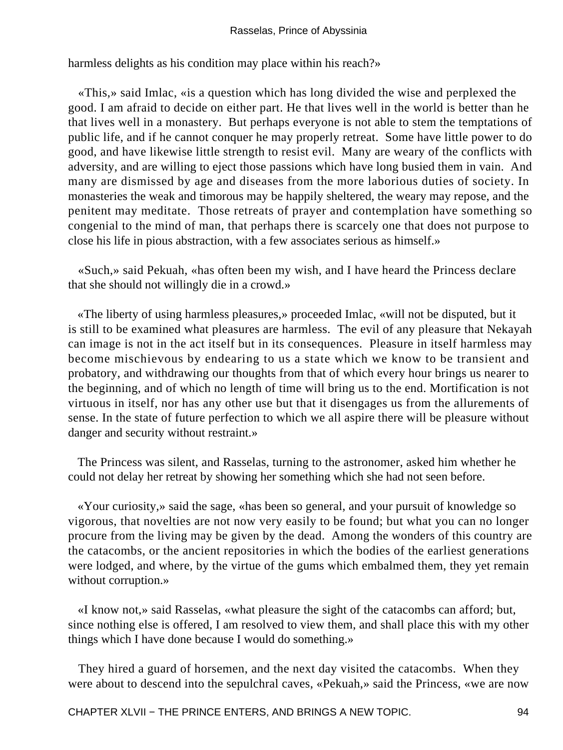harmless delights as his condition may place within his reach?»

«This,» said Imlac, «is a question which has long divided the wise and perplexed the good. I am afraid to decide on either part. He that lives well in the world is better than he that lives well in a monastery. But perhaps everyone is not able to stem the temptations of public life, and if he cannot conquer he may properly retreat. Some have little power to do good, and have likewise little strength to resist evil. Many are weary of the conflicts with adversity, and are willing to eject those passions which have long busied them in vain. And many are dismissed by age and diseases from the more laborious duties of society. In monasteries the weak and timorous may be happily sheltered, the weary may repose, and the penitent may meditate. Those retreats of prayer and contemplation have something so congenial to the mind of man, that perhaps there is scarcely one that does not purpose to close his life in pious abstraction, with a few associates serious as himself.»

«Such,» said Pekuah, «has often been my wish, and I have heard the Princess declare that she should not willingly die in a crowd.»

«The liberty of using harmless pleasures,» proceeded Imlac, «will not be disputed, but it is still to be examined what pleasures are harmless. The evil of any pleasure that Nekayah can image is not in the act itself but in its consequences. Pleasure in itself harmless may become mischievous by endearing to us a state which we know to be transient and probatory, and withdrawing our thoughts from that of which every hour brings us nearer to the beginning, and of which no length of time will bring us to the end. Mortification is not virtuous in itself, nor has any other use but that it disengages us from the allurements of sense. In the state of future perfection to which we all aspire there will be pleasure without danger and security without restraint.»

The Princess was silent, and Rasselas, turning to the astronomer, asked him whether he could not delay her retreat by showing her something which she had not seen before.

«Your curiosity,» said the sage, «has been so general, and your pursuit of knowledge so vigorous, that novelties are not now very easily to be found; but what you can no longer procure from the living may be given by the dead. Among the wonders of this country are the catacombs, or the ancient repositories in which the bodies of the earliest generations were lodged, and where, by the virtue of the gums which embalmed them, they yet remain without corruption.»

«I know not,» said Rasselas, «what pleasure the sight of the catacombs can afford; but, since nothing else is offered, I am resolved to view them, and shall place this with my other things which I have done because I would do something.»

They hired a guard of horsemen, and the next day visited the catacombs. When they were about to descend into the sepulchral caves, «Pekuah,» said the Princess, «we are now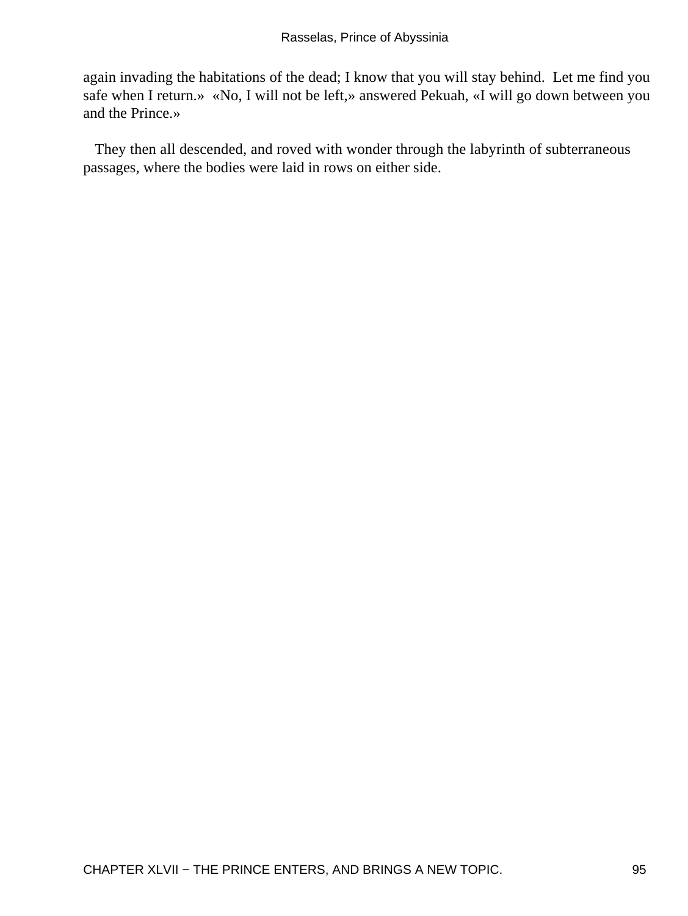again invading the habitations of the dead; I know that you will stay behind. Let me find you safe when I return.» «No, I will not be left,» answered Pekuah, «I will go down between you and the Prince.»

They then all descended, and roved with wonder through the labyrinth of subterraneous passages, where the bodies were laid in rows on either side.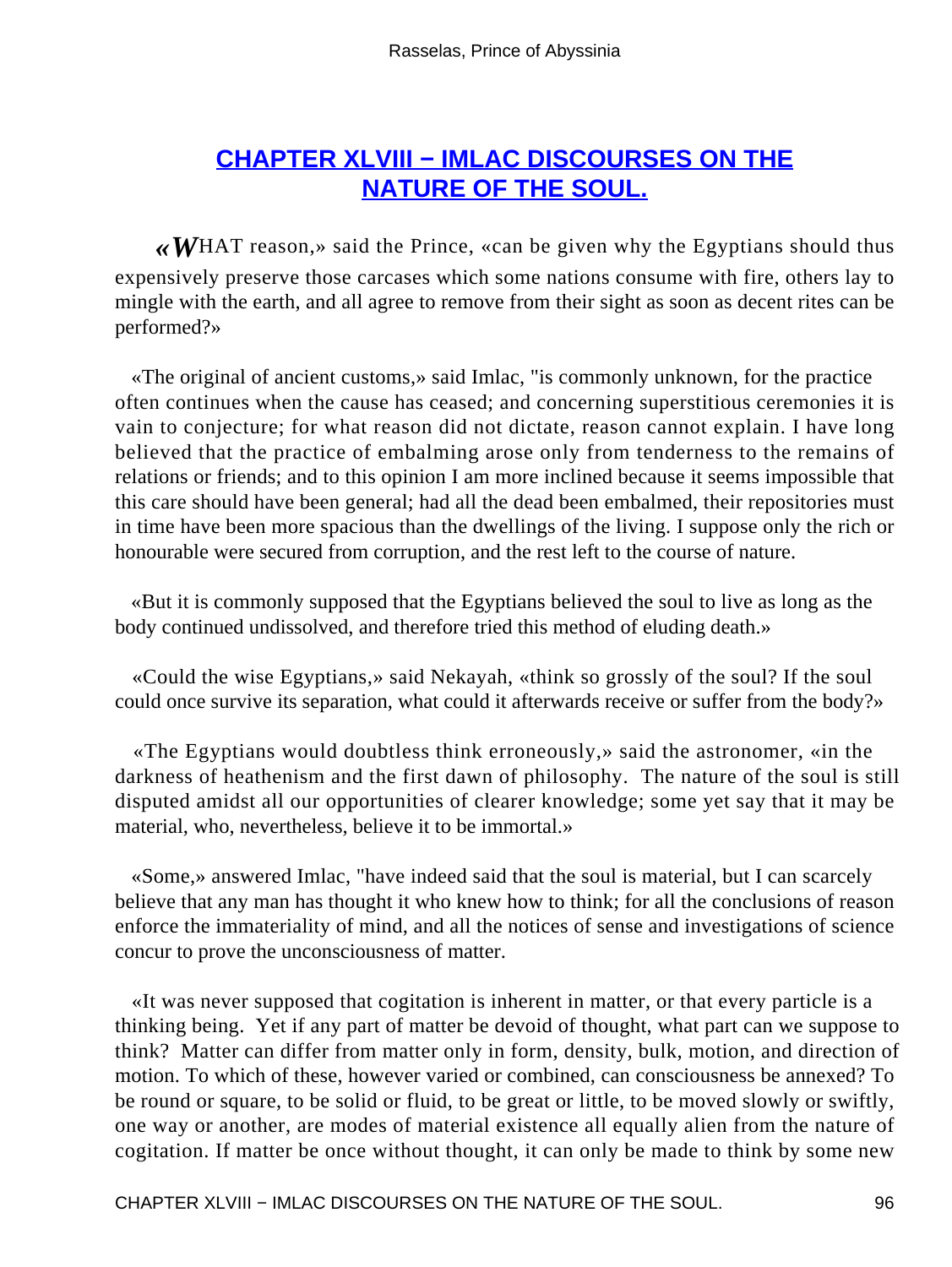## CHAPTER XLVIII − IMLAC DISCOURSES ON THE NATURE OF THE SOUL.

«WHAT reason,» said the Prince, «can be given why the Egyptians should thus expensively preserve those carcases which some nations consume with fire, others lay to mingle with the earth, and all agree to remove from their sight as soon as decent rites can be performed?»

«The original of ancient customs,» said Imlac, "is commonly unknown, for the practice often continues when the cause has ceased; and concerning superstitious ceremonies it is vain to conjecture; for what reason did not dictate, reason cannot explain. I have long believed that the practice of embalming arose only from tenderness to the remains of relations or friends; and to this opinion I am more inclined because it seems impossible that this care should have been general; had all the dead been embalmed, their repositories must in time have been more spacious than the dwellings of the living. I suppose only the rich or honourable were secured from corruption, and the rest left to the course of nature.

«But it is commonly supposed that the Egyptians believed the soul to live as long as the body continued undissolved, and therefore tried this method of eluding death.»

«Could the wise Egyptians,» said Nekayah, «think so grossly of the soul? If the soul could once survive its separation, what could it afterwards receive or suffer from the body?»

«The Egyptians would doubtless think erroneously,» said the astronomer, «in the darkness of heathenism and the first dawn of philosophy. The nature of the soul is still disputed amidst all our opportunities of clearer knowledge; some yet say that it may be material, who, nevertheless, believe it to be immortal.»

«Some,» answered Imlac, "have indeed said that the soul is material, but I can scarcely believe that any man has thought it who knew how to think; for all the conclusions of reason enforce the immateriality of mind, and all the notices of sense and investigations of science concur to prove the unconsciousness of matter.

«It was never supposed that cogitation is inherent in matter, or that every particle is a thinking being. Yet if any part of matter be devoid of thought, what part can we suppose to think? Matter can differ from matter only in form, density, bulk, motion, and direction of motion. To which of these, however varied or combined, can consciousness be annexed? To be round or square, to be solid or fluid, to be great or little, to be moved slowly or swiftly, one way or another, are modes of material existence all equally alien from the nature of cogitation. If matter be once without thought, it can only be made to think by some new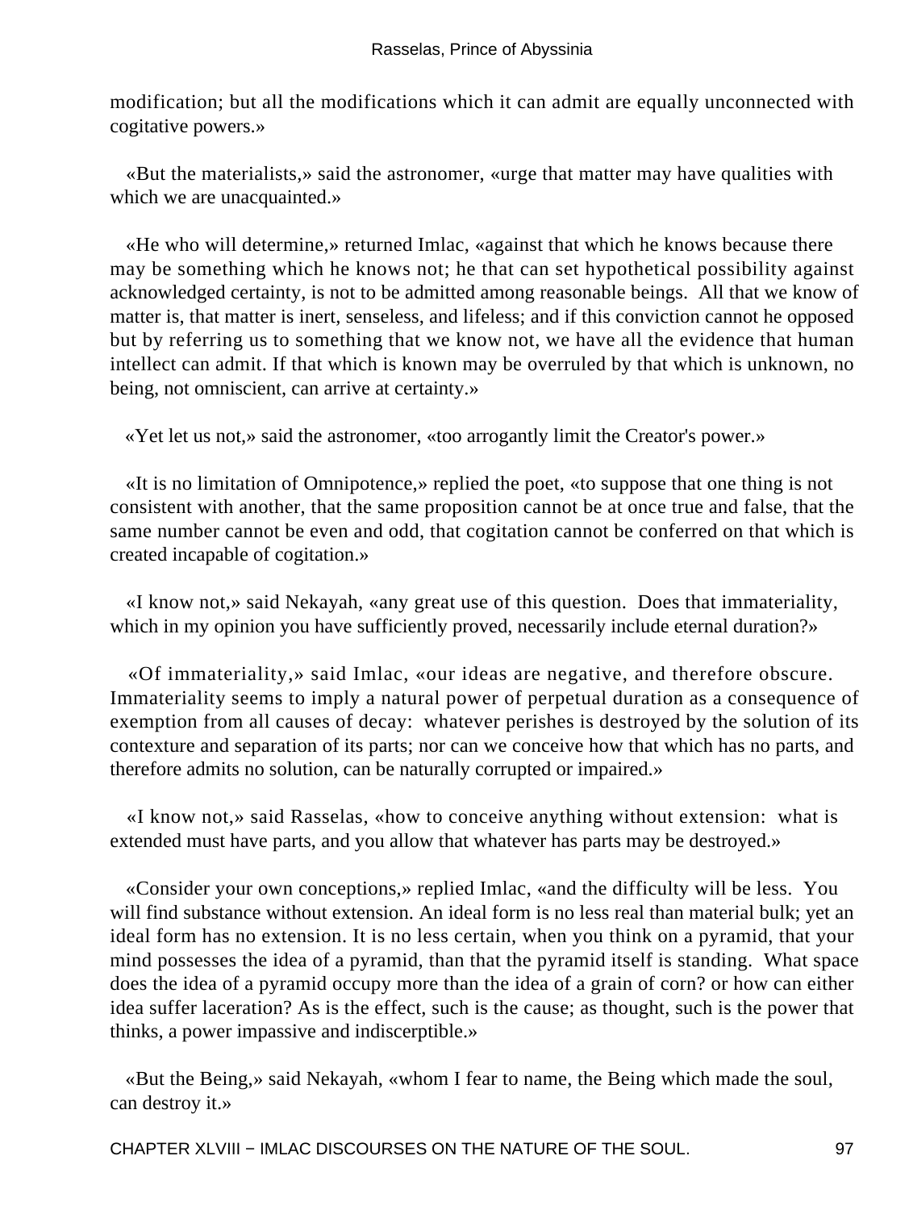modification; but all the modifications which it can admit are equally unconnected with cogitative powers.»

«But the materialists,» said the astronomer, «urge that matter may have qualities with which we are unacquainted.»

«He who will determine,» returned Imlac, «against that which he knows because there may be something which he knows not; he that can set hypothetical possibility against acknowledged certainty, is not to be admitted among reasonable beings. All that we know of matter is, that matter is inert, senseless, and lifeless; and if this conviction cannot he opposed but by referring us to something that we know not, we have all the evidence that human intellect can admit. If that which is known may be overruled by that which is unknown, no being, not omniscient, can arrive at certainty.»

«Yet let us not,» said the astronomer, «too arrogantly limit the Creator's power.»

«It is no limitation of Omnipotence,» replied the poet, «to suppose that one thing is not consistent with another, that the same proposition cannot be at once true and false, that the same number cannot be even and odd, that cogitation cannot be conferred on that which is created incapable of cogitation.»

«I know not,» said Nekayah, «any great use of this question. Does that immateriality, which in my opinion you have sufficiently proved, necessarily include eternal duration?»

«Of immateriality,» said Imlac, «our ideas are negative, and therefore obscure. Immateriality seems to imply a natural power of perpetual duration as a consequence of exemption from all causes of decay: whatever perishes is destroyed by the solution of its contexture and separation of its parts; nor can we conceive how that which has no parts, and therefore admits no solution, can be naturally corrupted or impaired.»

«I know not,» said Rasselas, «how to conceive anything without extension: what is extended must have parts, and you allow that whatever has parts may be destroyed.»

«Consider your own conceptions,» replied Imlac, «and the difficulty will be less. You will find substance without extension. An ideal form is no less real than material bulk; yet an ideal form has no extension. It is no less certain, when you think on a pyramid, that your mind possesses the idea of a pyramid, than that the pyramid itself is standing. What space does the idea of a pyramid occupy more than the idea of a grain of corn? or how can either idea suffer laceration? As is the effect, such is the cause; as thought, such is the power that thinks, a power impassive and indiscerptible.»

«But the Being,» said Nekayah, «whom I fear to name, the Being which made the soul, can destroy it.»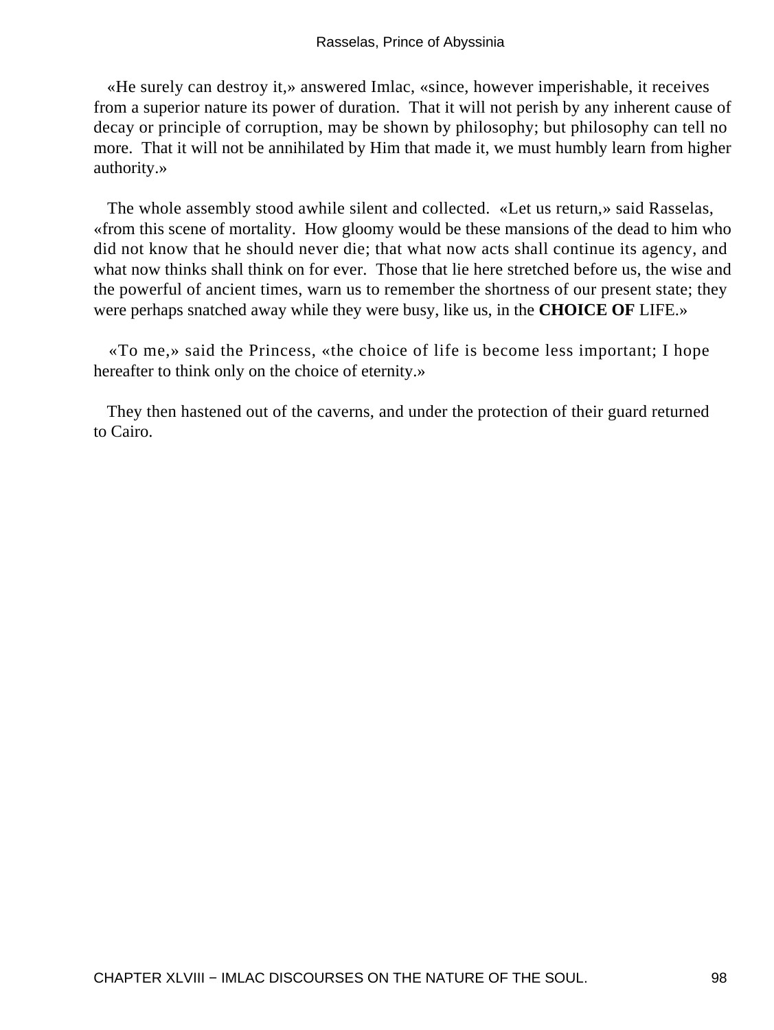«He surely can destroy it,» answered Imlac, «since, however imperishable, it receives from a superior nature its power of duration. That it will not perish by any inherent cause of decay or principle of corruption, may be shown by philosophy; but philosophy can tell no more. That it will not be annihilated by Him that made it, we must humbly learn from higher authority.»

The whole assembly stood awhile silent and collected. «Let us return,» said Rasselas, «from this scene of mortality. How gloomy would be these mansions of the dead to him who did not know that he should never die; that what now acts shall continue its agency, and what now thinks shall think on for ever. Those that lie here stretched before us, the wise and the powerful of ancient times, warn us to remember the shortness of our present state; they were perhaps snatched away while they were busy, like us, in the **CHOICE OF** LIFE.»

«To me,» said the Princess, «the choice of life is become less important; I hope hereafter to think only on the choice of eternity.»

They then hastened out of the caverns, and under the protection of their guard returned to Cairo.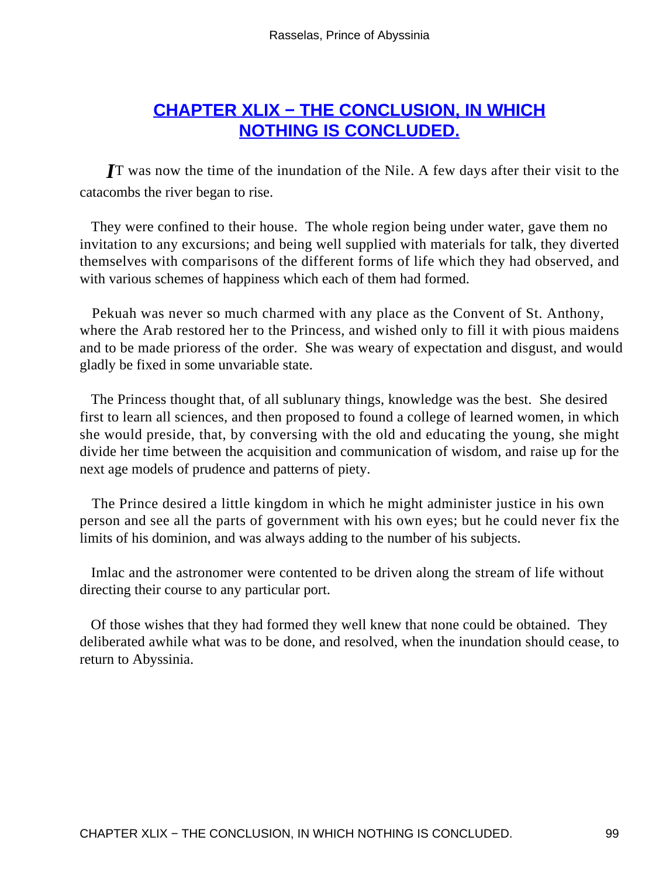## CHAPTER XLIX − THE CONCLUSION, IN WHICH NOTHING IS CONCLUDED.

IT was now the time of the inundation of the Nile. A few days after their visit to the catacombs the river began to rise.

They were confined to their house. The whole region being under water, gave them no invitation to any excursions; and being well supplied with materials for talk, they diverted themselves with comparisons of the different forms of life which they had observed, and with various schemes of happiness which each of them had formed.

Pekuah was never so much charmed with any place as the Convent of St. Anthony, where the Arab restored her to the Princess, and wished only to fill it with pious maidens and to be made prioress of the order. She was weary of expectation and disgust, and would gladly be fixed in some unvariable state.

The Princess thought that, of all sublunary things, knowledge was the best. She desired first to learn all sciences, and then proposed to found a college of learned women, in which she would preside, that, by conversing with the old and educating the young, she might divide her time between the acquisition and communication of wisdom, and raise up for the next age models of prudence and patterns of piety.

The Prince desired a little kingdom in which he might administer justice in his own person and see all the parts of government with his own eyes; but he could never fix the limits of his dominion, and was always adding to the number of his subjects.

Imlac and the astronomer were contented to be driven along the stream of life without directing their course to any particular port.

Of those wishes that they had formed they well knew that none could be obtained. They deliberated awhile what was to be done, and resolved, when the inundation should cease, to return to Abyssinia.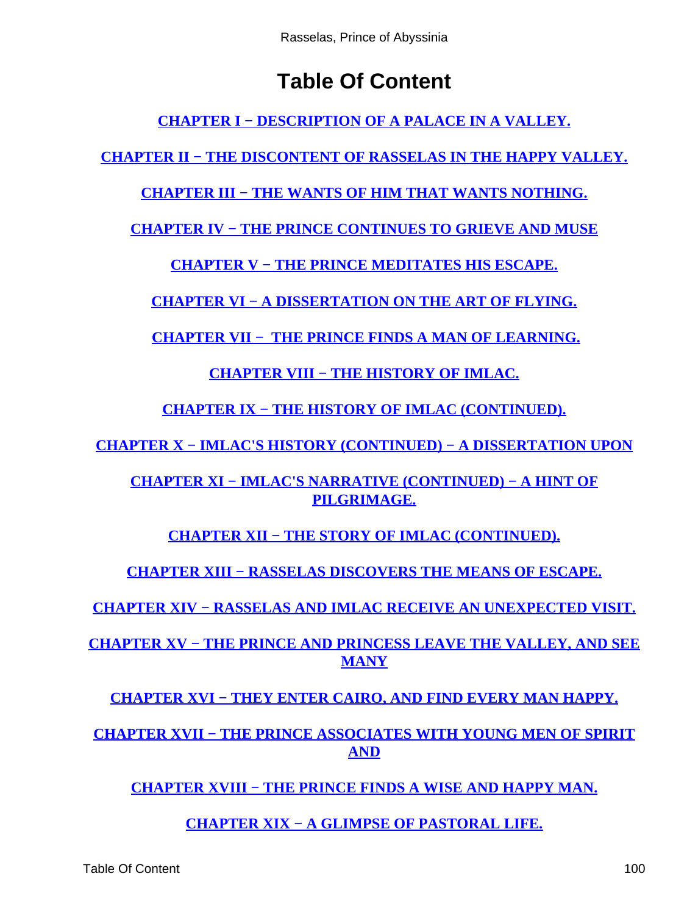# Table Of Content

CHAPTER I − DESCRIPTION OF A PALACE IN A VALLEY.

CHAPTER II − THE DISCONTENT OF RASSELAS IN THE HAPPY VALLEY.

CHAPTER III − THE WANTS OF HIM THAT WANTS NOTHING.

CHAPTER IV − THE PRINCE CONTINUES TO GRIEVE AND MUSE

CHAPTER V − THE PRINCE MEDITATES HIS ESCAPE.

CHAPTER VI − A DISSERTATION ON THE ART OF FLYING.

CHAPTER VII − THE PRINCE FINDS A MAN OF LEARNING.

CHAPTER VIII − THE HISTORY OF IMLAC.

CHAPTER IX − THE HISTORY OF IMLAC (CONTINUED).

CHAPTER X − IMLAC'S HISTORY (CONTINUED) − A DISSERTATION UPON

CHAPTER XI − IMLAC'S NARRATIVE (CONTINUED) − A HINT OF PILGRIMAGE.

CHAPTER XII − THE STORY OF IMLAC (CONTINUED).

CHAPTER XIII − RASSELAS DISCOVERS THE MEANS OF ESCAPE.

CHAPTER XIV − RASSELAS AND IMLAC RECEIVE AN UNEXPECTED VISIT.

CHAPTER XV − THE PRINCE AND PRINCESS LEAVE THE VALLEY, AND SEE MANY

CHAPTER XVI − THEY ENTER CAIRO, AND FIND EVERY MAN HAPPY.

CHAPTER XVII − THE PRINCE ASSOCIATES WITH YOUNG MEN OF SPIRIT AND

CHAPTER XVIII − THE PRINCE FINDS A WISE AND HAPPY MAN.

CHAPTER XIX − A GLIMPSE OF PASTORAL LIFE.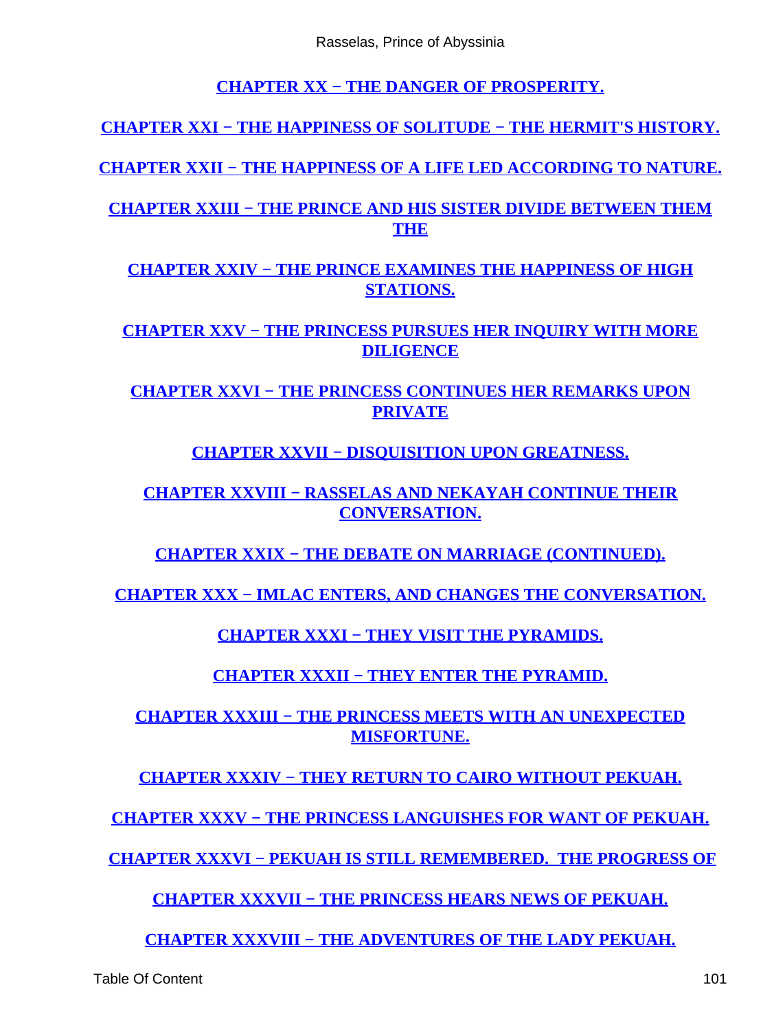**CHAPTER XX − THE DANGER OF PROSPERITY.**

**CHAPTER XXI − THE HAPPINESS OF SOLITUDE − THE HERMIT'S HISTORY.**

**CHAPTER XXII − THE HAPPINESS OF A LIFE LED ACCORDING TO NATURE.**

**CHAPTER XXIII − THE PRINCE AND HIS SISTER DIVIDE BETWEEN THEM THE**

**CHAPTER XXIV − THE PRINCE EXAMINES THE HAPPINESS OF HIGH STATIONS.**

**CHAPTER XXV − THE PRINCESS PURSUES HER INQUIRY WITH MORE DILIGENCE**

**CHAPTER XXVI − THE PRINCESS CONTINUES HER REMARKS UPON PRIVATE**

**CHAPTER XXVII − DISQUISITION UPON GREATNESS.**

**CHAPTER XXVIII − RASSELAS AND NEKAYAH CONTINUE THEIR CONVERSATION.**

**CHAPTER XXIX − THE DEBATE ON MARRIAGE (CONTINUED).**

**CHAPTER XXX − IMLAC ENTERS, AND CHANGES THE CONVERSATION.**

**CHAPTER XXXI − THEY VISIT THE PYRAMIDS.**

**CHAPTER XXXII − THEY ENTER THE PYRAMID.**

**CHAPTER XXXIII − THE PRINCESS MEETS WITH AN UNEXPECTED MISFORTUNE.**

**CHAPTER XXXIV − THEY RETURN TO CAIRO WITHOUT PEKUAH.**

**CHAPTER XXXV − THE PRINCESS LANGUISHES FOR WANT OF PEKUAH.**

**CHAPTER XXXVI − PEKUAH IS STILL REMEMBERED. THE PROGRESS OF**

**CHAPTER XXXVII − THE PRINCESS HEARS NEWS OF PEKUAH.**

**CHAPTER XXXVIII − THE ADVENTURES OF THE LADY PEKUAH.**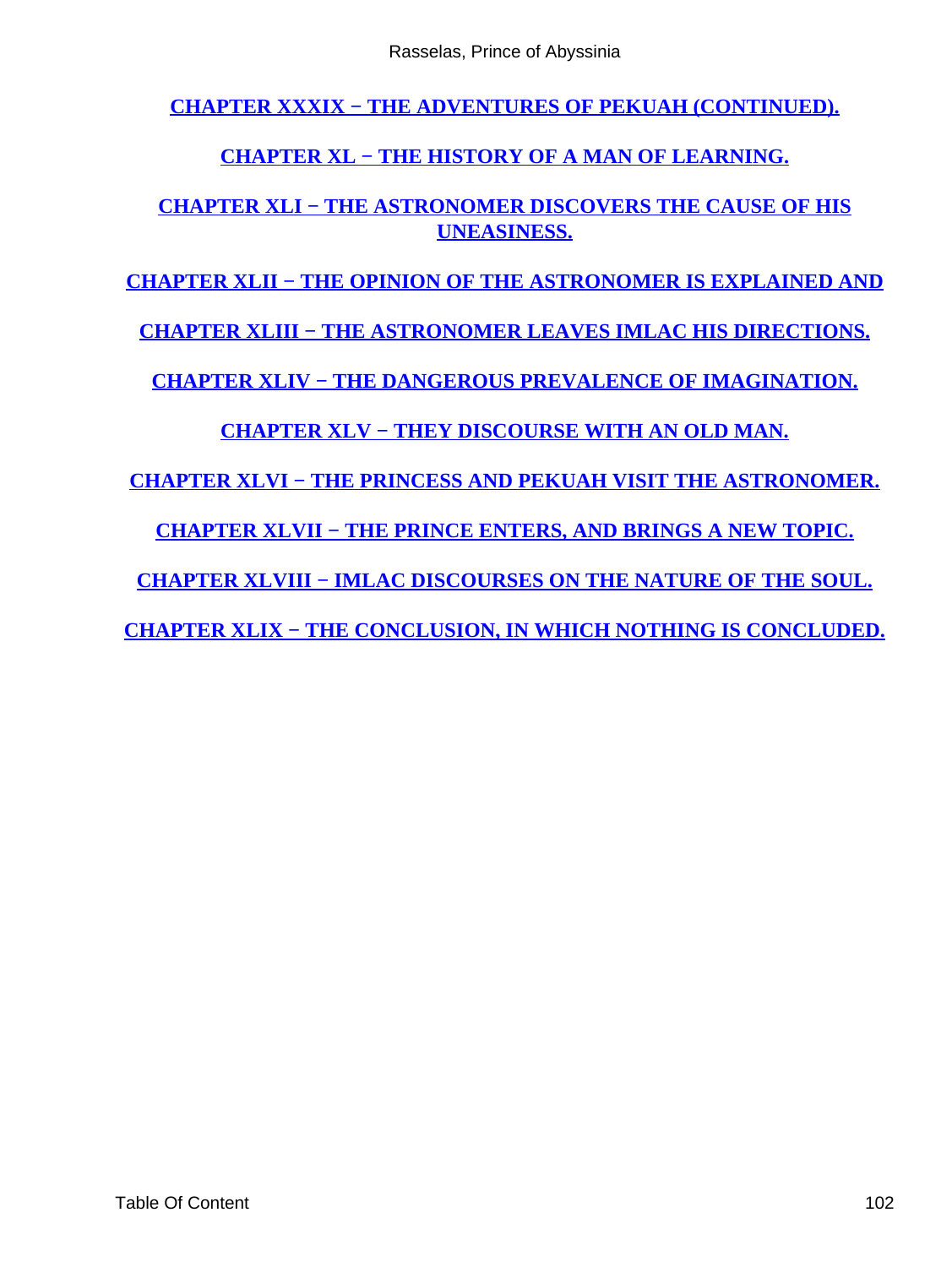CHAPTER XXXIX − THE ADVENTURES OF PEKUAH (CONTINUED).

CHAPTER XL − THE HISTORY OF A MAN OF LEARNING.

CHAPTER XLI − THE ASTRONOMER DISCOVERS THE CAUSE OF HIS UNEASINESS.

CHAPTER XLII − THE OPINION OF THE ASTRONOMER IS EXPLAINED AND

CHAPTER XLIII − THE ASTRONOMER LEAVES IMLAC HIS DIRECTIONS.

CHAPTER XLIV − THE DANGEROUS PREVALENCE OF IMAGINATION.

CHAPTER XLV − THEY DISCOURSE WITH AN OLD MAN.

CHAPTER XLVI − THE PRINCESS AND PEKUAH VISIT THE ASTRONOMER.

CHAPTER XLVII − THE PRINCE ENTERS, AND BRINGS A NEW TOPIC.

CHAPTER XLVIII − IMLAC DISCOURSES ON THE NATURE OF THE SOUL.

CHAPTER XLIX − THE CONCLUSION, IN WHICH NOTHING IS CONCLUDED.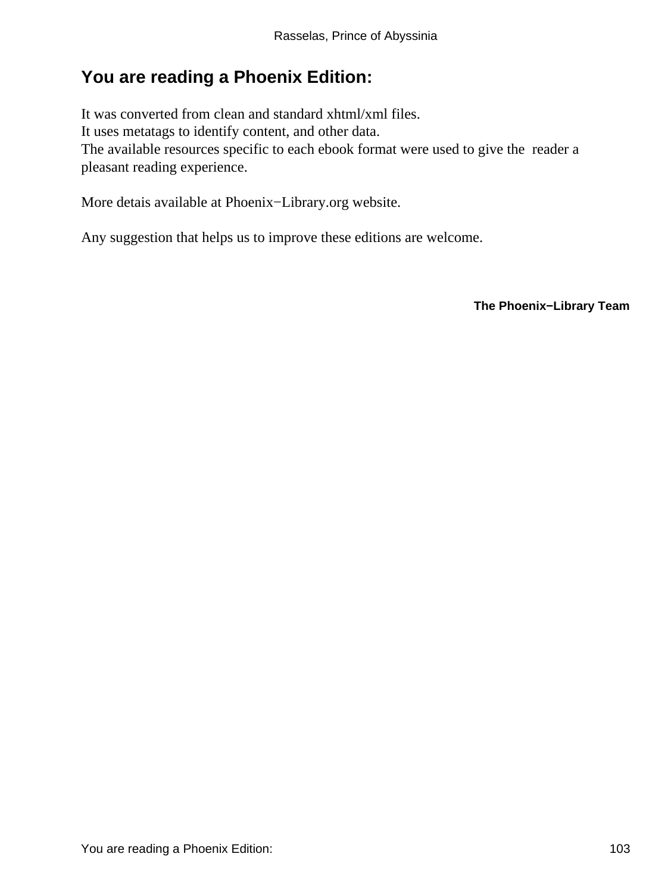## You are reading a Phoenix Edition:

It was converted from clean and standard xhtml/xml files.
It uses metatags to identify content, and other data.
The available resources specific to each ebook format were used to give the reader a pleasant reading experience.

More detais available at Phoenix−Library.org website.

Any suggestion that helps us to improve these editions are welcome.

**The Phoenix−Library Team**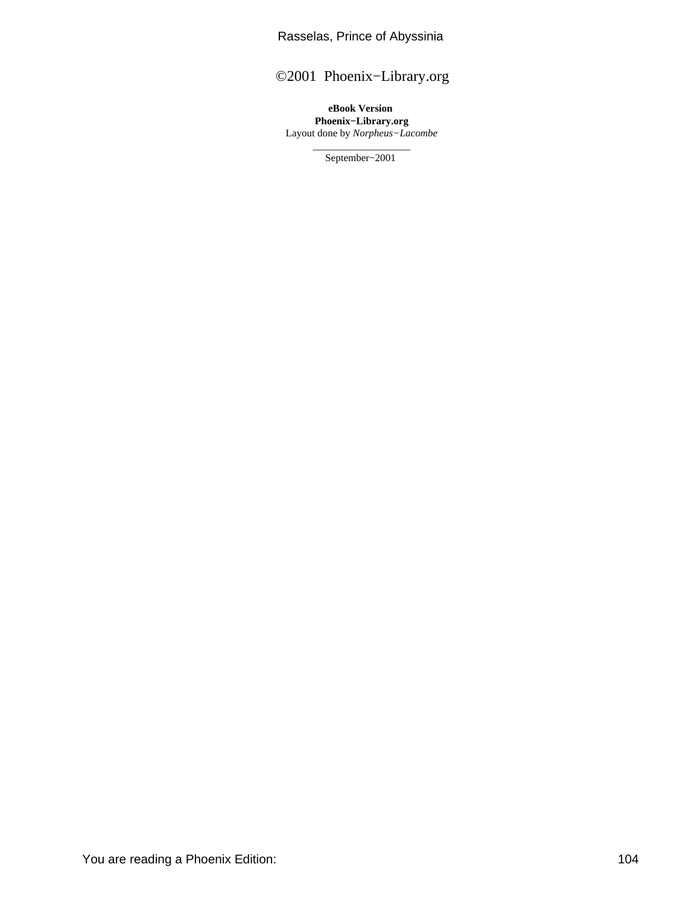©2001 Phoenix−Library.org

**eBook Version**
**Phoenix−Library.org**
Layout done by *Norpheus−Lacombe*

___________________

September−2001